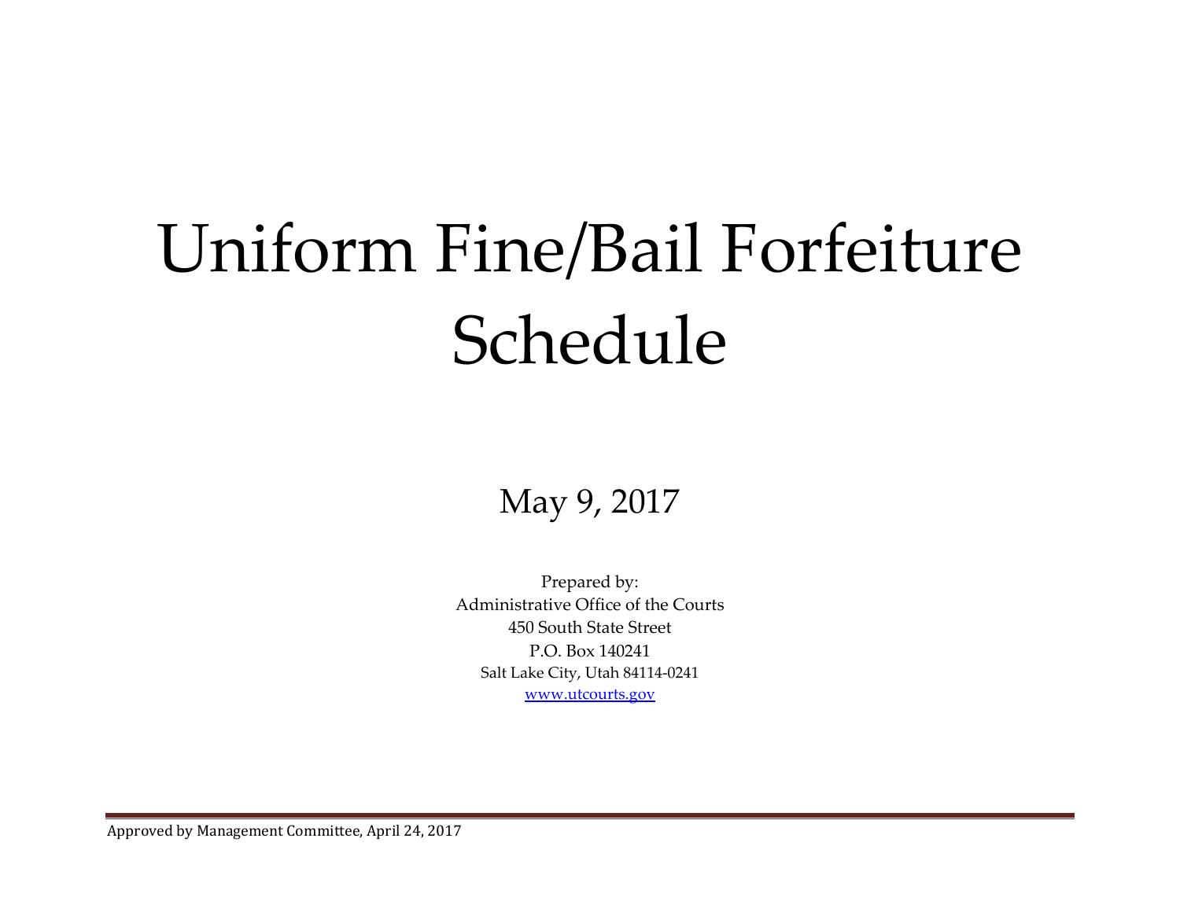# Uniform Fine/Bail Forfeiture Schedule

May 9, 2017

Prepared by:
Administrative Office of the Courts
450 South State Street
P.O. Box 140241
Salt Lake City, Utah 84114-0241
www.utcourts.gov

Approved by Management Committee, April 24, 2017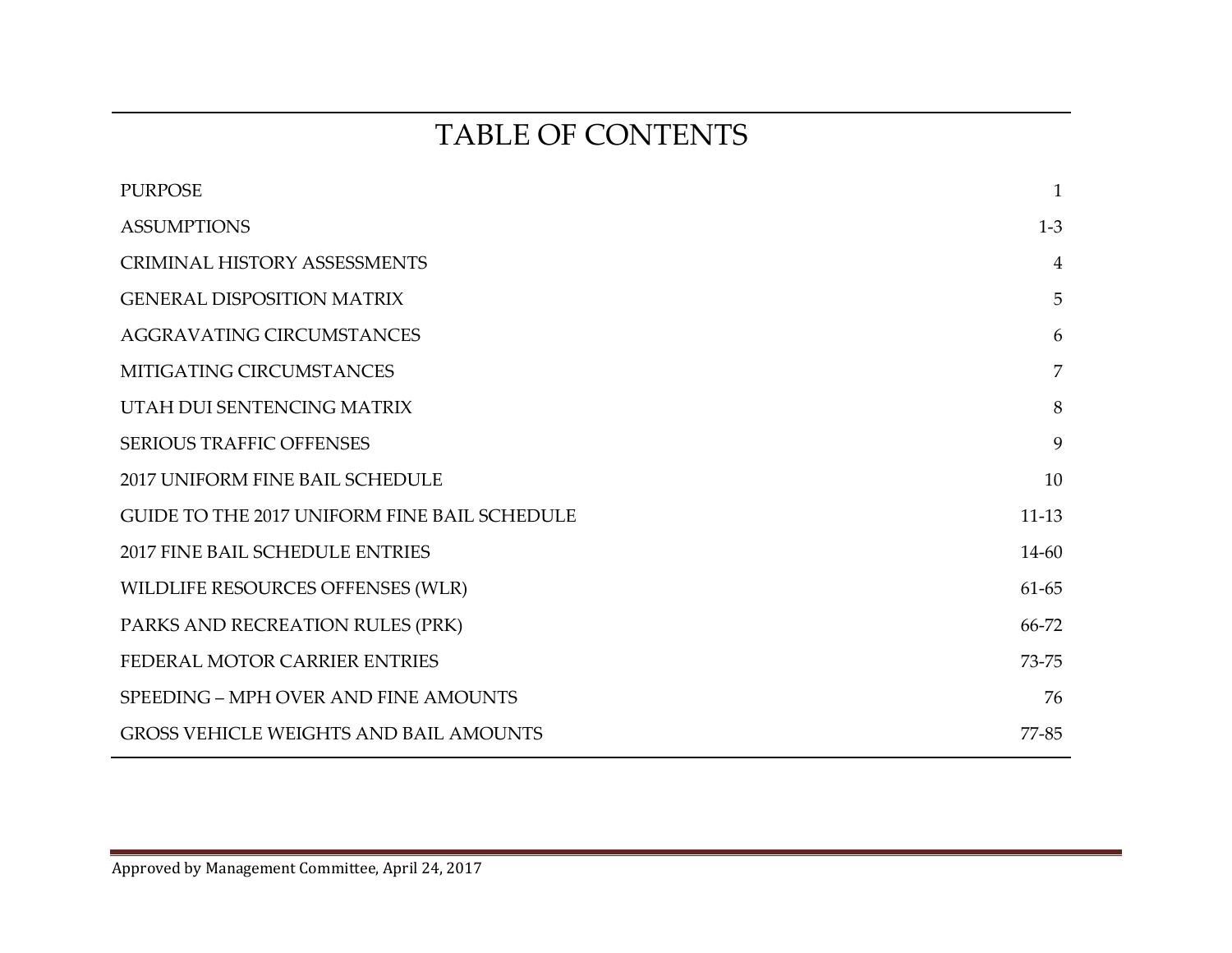# TABLE OF CONTENTS

| | |
|---|---|
| PURPOSE | 1 |
| ASSUMPTIONS | 1-3 |
| CRIMINAL HISTORY ASSESSMENTS | 4 |
| GENERAL DISPOSITION MATRIX | 5 |
| AGGRAVATING CIRCUMSTANCES | 6 |
| MITIGATING CIRCUMSTANCES | 7 |
| UTAH DUI SENTENCING MATRIX | 8 |
| SERIOUS TRAFFIC OFFENSES | 9 |
| 2017 UNIFORM FINE BAIL SCHEDULE | 10 |
| GUIDE TO THE 2017 UNIFORM FINE BAIL SCHEDULE | 11-13 |
| 2017 FINE BAIL SCHEDULE ENTRIES | 14-60 |
| WILDLIFE RESOURCES OFFENSES (WLR) | 61-65 |
| PARKS AND RECREATION RULES (PRK) | 66-72 |
| FEDERAL MOTOR CARRIER ENTRIES | 73-75 |
| SPEEDING – MPH OVER AND FINE AMOUNTS | 76 |
| GROSS VEHICLE WEIGHTS AND BAIL AMOUNTS | 77-85 |

Approved by Management Committee, April 24, 2017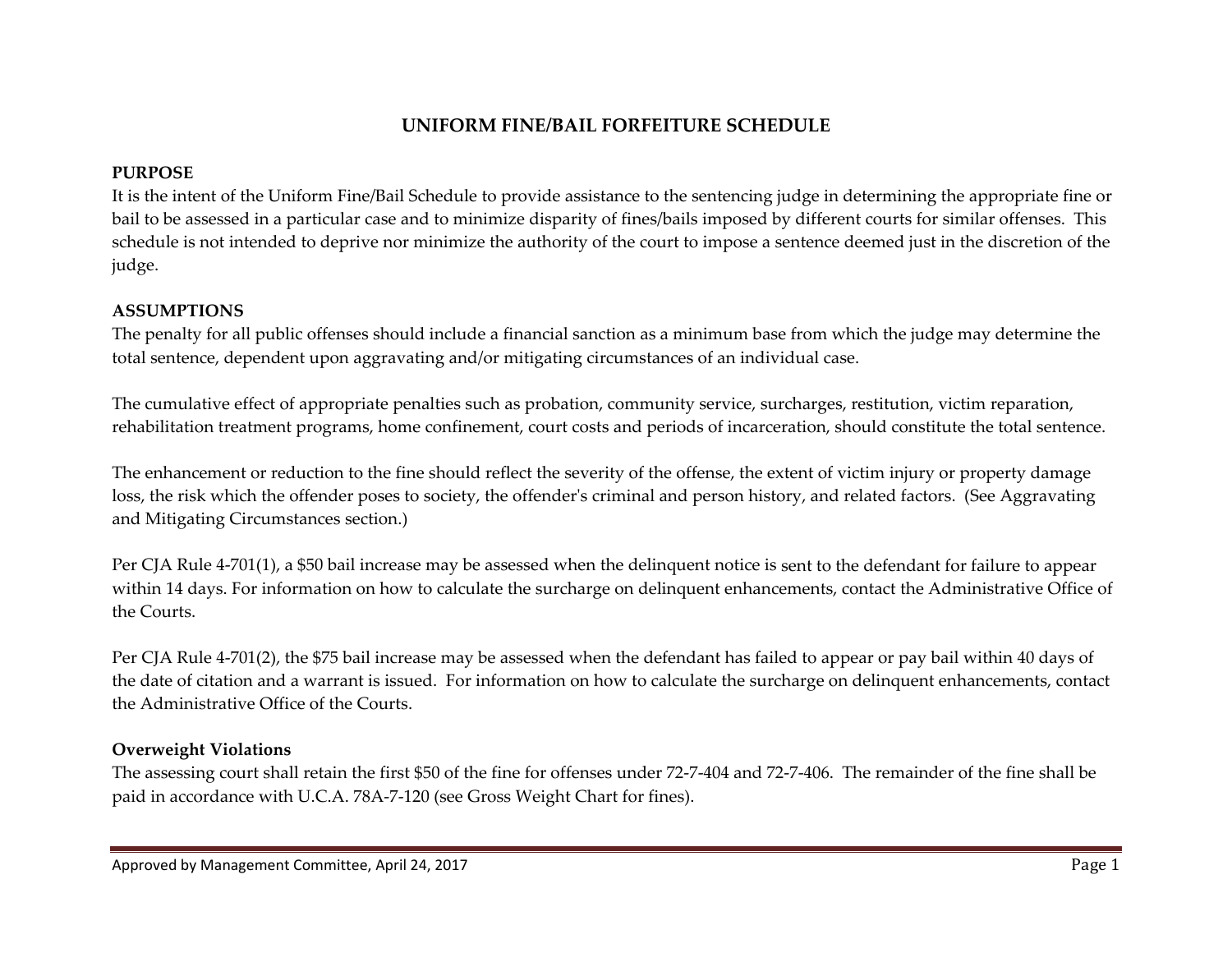# UNIFORM FINE/BAIL FORFEITURE SCHEDULE

## PURPOSE

It is the intent of the Uniform Fine/Bail Schedule to provide assistance to the sentencing judge in determining the appropriate fine or bail to be assessed in a particular case and to minimize disparity of fines/bails imposed by different courts for similar offenses. This schedule is not intended to deprive nor minimize the authority of the court to impose a sentence deemed just in the discretion of the judge.

## ASSUMPTIONS

The penalty for all public offenses should include a financial sanction as a minimum base from which the judge may determine the total sentence, dependent upon aggravating and/or mitigating circumstances of an individual case.

The cumulative effect of appropriate penalties such as probation, community service, surcharges, restitution, victim reparation, rehabilitation treatment programs, home confinement, court costs and periods of incarceration, should constitute the total sentence.

The enhancement or reduction to the fine should reflect the severity of the offense, the extent of victim injury or property damage loss, the risk which the offender poses to society, the offender's criminal and person history, and related factors. (See Aggravating and Mitigating Circumstances section.)

Per CJA Rule 4-701(1), a $50 bail increase may be assessed when the delinquent notice is sent to the defendant for failure to appear within 14 days. For information on how to calculate the surcharge on delinquent enhancements, contact the Administrative Office of the Courts.

Per CJA Rule 4-701(2), the $75 bail increase may be assessed when the defendant has failed to appear or pay bail within 40 days of the date of citation and a warrant is issued. For information on how to calculate the surcharge on delinquent enhancements, contact the Administrative Office of the Courts.

### Overweight Violations

The assessing court shall retain the first $50 of the fine for offenses under 72-7-404 and 72-7-406. The remainder of the fine shall be paid in accordance with U.C.A. 78A-7-120 (see Gross Weight Chart for fines).

Approved by Management Committee, April 24, 2017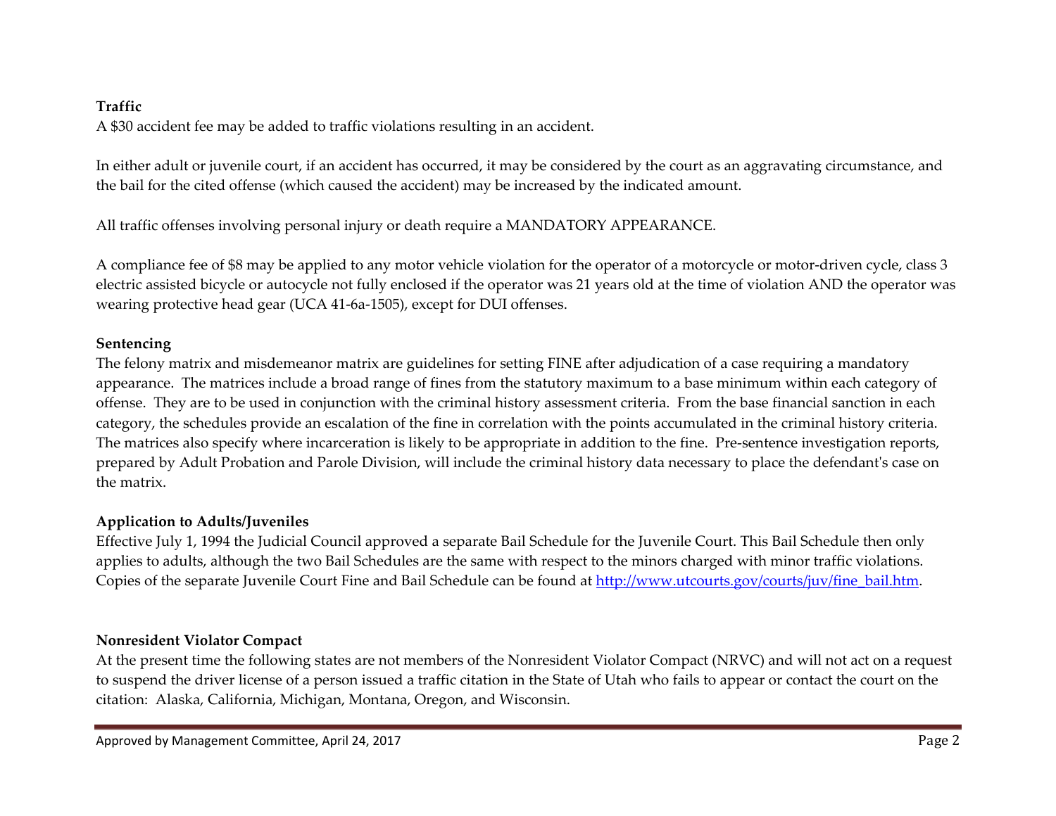**Traffic**

A $30 accident fee may be added to traffic violations resulting in an accident.

In either adult or juvenile court, if an accident has occurred, it may be considered by the court as an aggravating circumstance, and the bail for the cited offense (which caused the accident) may be increased by the indicated amount.

All traffic offenses involving personal injury or death require a MANDATORY APPEARANCE.

A compliance fee of $8 may be applied to any motor vehicle violation for the operator of a motorcycle or motor-driven cycle, class 3 electric assisted bicycle or autocycle not fully enclosed if the operator was 21 years old at the time of violation AND the operator was wearing protective head gear (UCA 41-6a-1505), except for DUI offenses.

**Sentencing**

The felony matrix and misdemeanor matrix are guidelines for setting FINE after adjudication of a case requiring a mandatory appearance. The matrices include a broad range of fines from the statutory maximum to a base minimum within each category of offense. They are to be used in conjunction with the criminal history assessment criteria. From the base financial sanction in each category, the schedules provide an escalation of the fine in correlation with the points accumulated in the criminal history criteria. The matrices also specify where incarceration is likely to be appropriate in addition to the fine. Pre-sentence investigation reports, prepared by Adult Probation and Parole Division, will include the criminal history data necessary to place the defendant's case on the matrix.

**Application to Adults/Juveniles**

Effective July 1, 1994 the Judicial Council approved a separate Bail Schedule for the Juvenile Court. This Bail Schedule then only applies to adults, although the two Bail Schedules are the same with respect to the minors charged with minor traffic violations. Copies of the separate Juvenile Court Fine and Bail Schedule can be found at [http://www.utcourts.gov/courts/juv/fine_bail.htm](http://www.utcourts.gov/courts/juv/fine_bail.htm).

**Nonresident Violator Compact**

At the present time the following states are not members of the Nonresident Violator Compact (NRVC) and will not act on a request to suspend the driver license of a person issued a traffic citation in the State of Utah who fails to appear or contact the court on the citation: Alaska, California, Michigan, Montana, Oregon, and Wisconsin.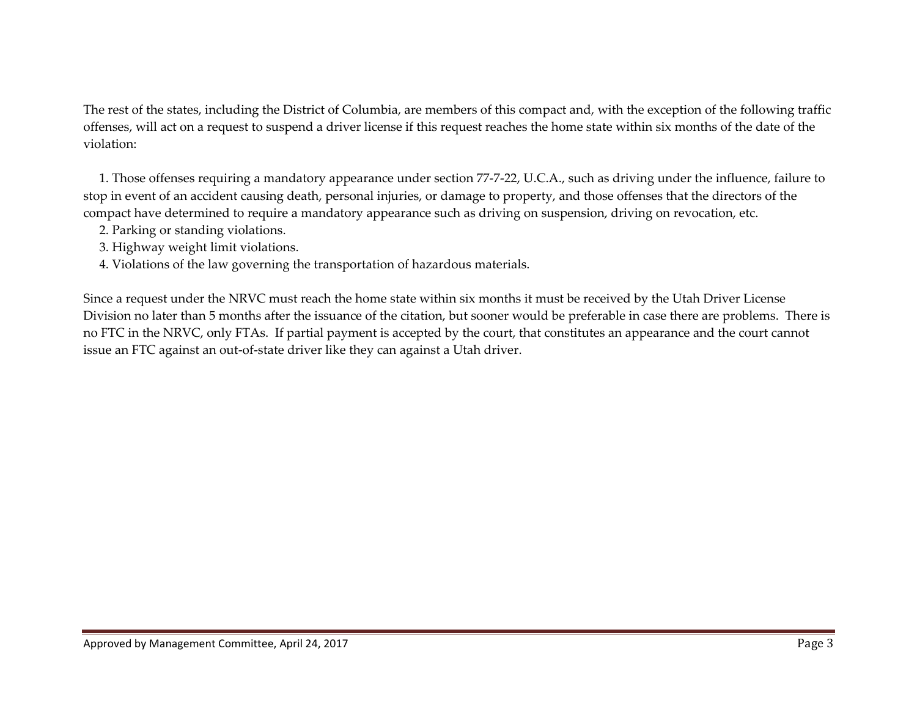The rest of the states, including the District of Columbia, are members of this compact and, with the exception of the following traffic offenses, will act on a request to suspend a driver license if this request reaches the home state within six months of the date of the violation:

1. Those offenses requiring a mandatory appearance under section 77-7-22, U.C.A., such as driving under the influence, failure to stop in event of an accident causing death, personal injuries, or damage to property, and those offenses that the directors of the compact have determined to require a mandatory appearance such as driving on suspension, driving on revocation, etc.
2. Parking or standing violations.
3. Highway weight limit violations.
4. Violations of the law governing the transportation of hazardous materials.

Since a request under the NRVC must reach the home state within six months it must be received by the Utah Driver License Division no later than 5 months after the issuance of the citation, but sooner would be preferable in case there are problems. There is no FTC in the NRVC, only FTAs. If partial payment is accepted by the court, that constitutes an appearance and the court cannot issue an FTC against an out-of-state driver like they can against a Utah driver.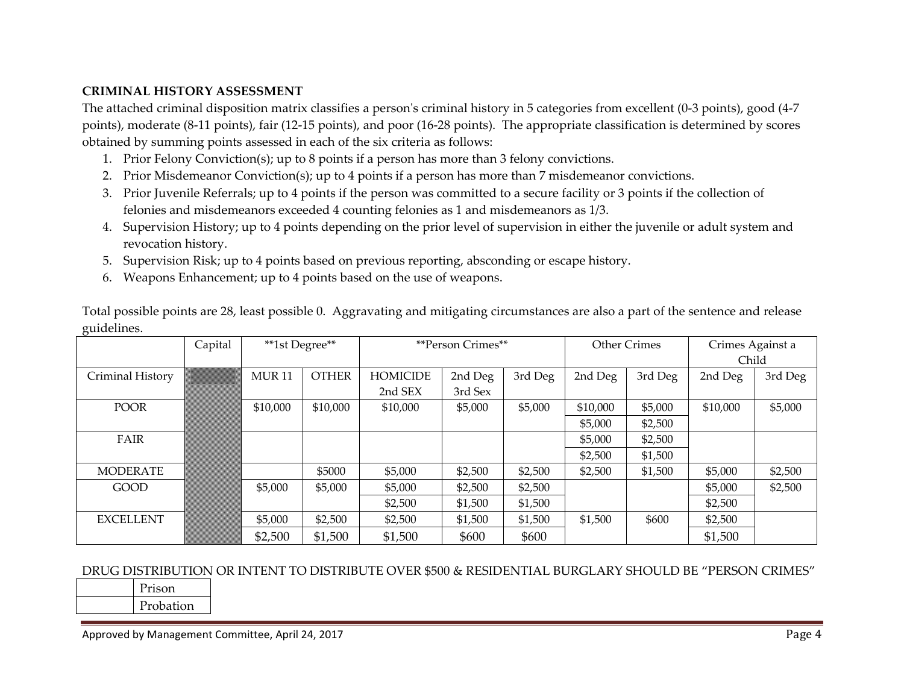**CRIMINAL HISTORY ASSESSMENT**

The attached criminal disposition matrix classifies a person's criminal history in 5 categories from excellent (0-3 points), good (4-7 points), moderate (8-11 points), fair (12-15 points), and poor (16-28 points). The appropriate classification is determined by scores obtained by summing points assessed in each of the six criteria as follows:

1. Prior Felony Conviction(s); up to 8 points if a person has more than 3 felony convictions.
2. Prior Misdemeanor Conviction(s); up to 4 points if a person has more than 7 misdemeanor convictions.
3. Prior Juvenile Referrals; up to 4 points if the person was committed to a secure facility or 3 points if the collection of felonies and misdemeanors exceeded 4 counting felonies as 1 and misdemeanors as 1/3.
4. Supervision History; up to 4 points depending on the prior level of supervision in either the juvenile or adult system and revocation history.
5. Supervision Risk; up to 4 points based on previous reporting, absconding or escape history.
6. Weapons Enhancement; up to 4 points based on the use of weapons.

Total possible points are 28, least possible 0. Aggravating and mitigating circumstances are also a part of the sentence and release guidelines.

| | Capital | **1st Degree** | | **Person Crimes** | | | Other Crimes | | Crimes Against a Child | |
|---|---|---|---|---|---|---|---|---|---|---|
| Criminal History | | MUR 11 | OTHER | HOMICIDE 2nd SEX | 2nd Deg 3rd Sex | 3rd Deg | 2nd Deg | 3rd Deg | 2nd Deg | 3rd Deg |
| POOR | | $10,000 | $10,000 | $10,000 | $5,000 | $5,000 | $10,000 | $5,000 | $10,000 | $5,000 |
| | | | | | | | $5,000 | $2,500 | | |
| FAIR | | | | | | | $5,000 | $2,500 | | |
| | | | | | | | $2,500 | $1,500 | | |
| MODERATE | | | $5000 | $5,000 | $2,500 | $2,500 | $2,500 | $1,500 | $5,000 | $2,500 |
| GOOD | | $5,000 | $5,000 | $5,000 | $2,500 | $2,500 | | | $5,000 | $2,500 |
| | | | | $2,500 | $1,500 | $1,500 | | | $2,500 | |
| EXCELLENT | | $5,000 | $2,500 | $2,500 | $1,500 | $1,500 | $1,500 | $600 | $2,500 | |
| | | $2,500 | $1,500 | $1,500 | $600 | $600 | | | $1,500 | |

DRUG DISTRIBUTION OR INTENT TO DISTRIBUTE OVER $500 & RESIDENTIAL BURGLARY SHOULD BE "PERSON CRIMES"

| | |
|---|---|
| | Prison |
| | Probation |

Approved by Management Committee, April 24, 2017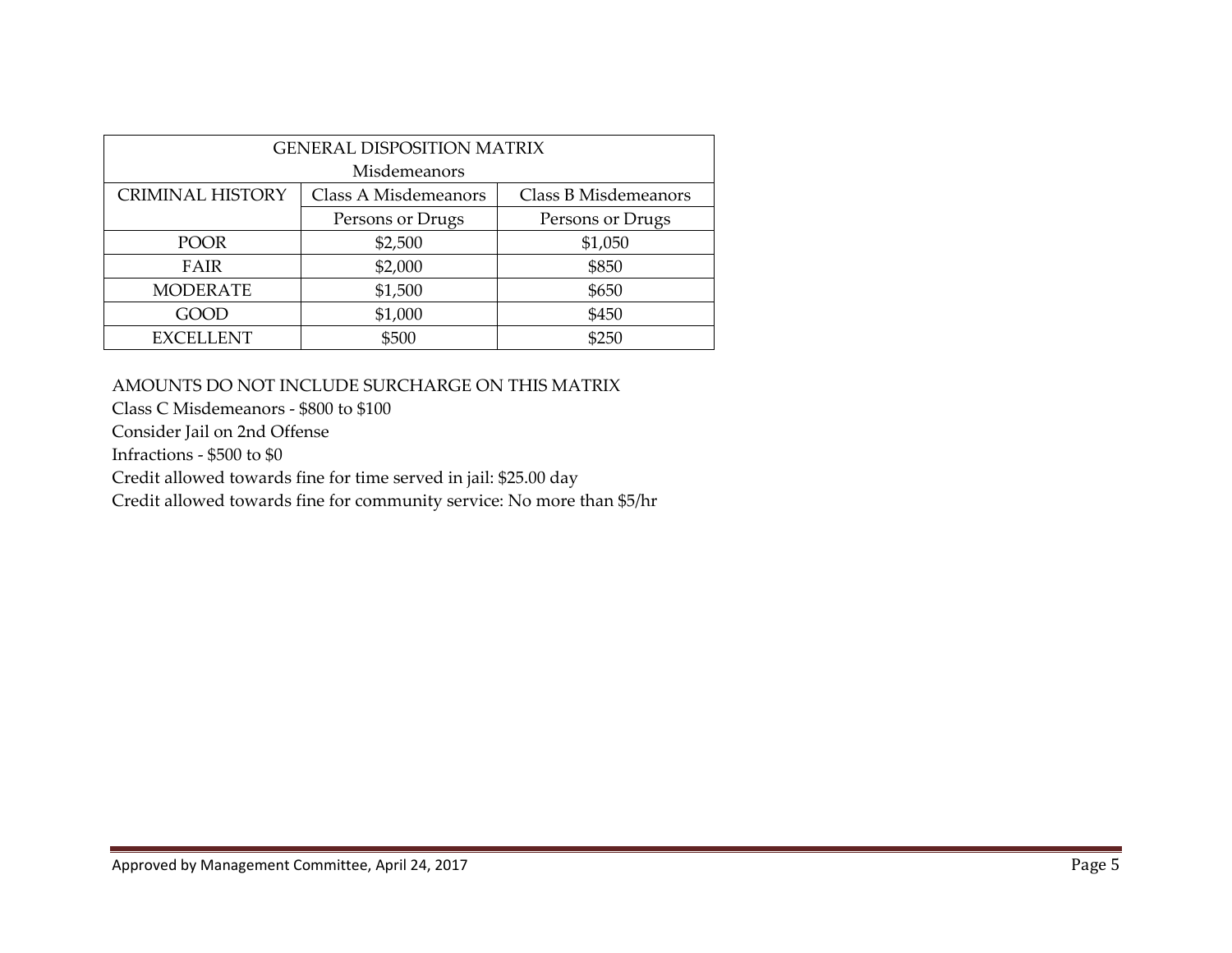| GENERAL DISPOSITION MATRIX<br>Misdemeanors | | |
|---|---|---|
| CRIMINAL HISTORY | Class A Misdemeanors | Class B Misdemeanors |
| | Persons or Drugs | Persons or Drugs |
| POOR | $2,500 | $1,050 |
| FAIR | $2,000 | $850 |
| MODERATE | $1,500 | $650 |
| GOOD | $1,000 | $450 |
| EXCELLENT | $500 | $250 |

AMOUNTS DO NOT INCLUDE SURCHARGE ON THIS MATRIX

Class C Misdemeanors - $800 to $100

Consider Jail on 2nd Offense

Infractions - $500 to $0

Credit allowed towards fine for time served in jail: $25.00 day

Credit allowed towards fine for community service: No more than $5/hr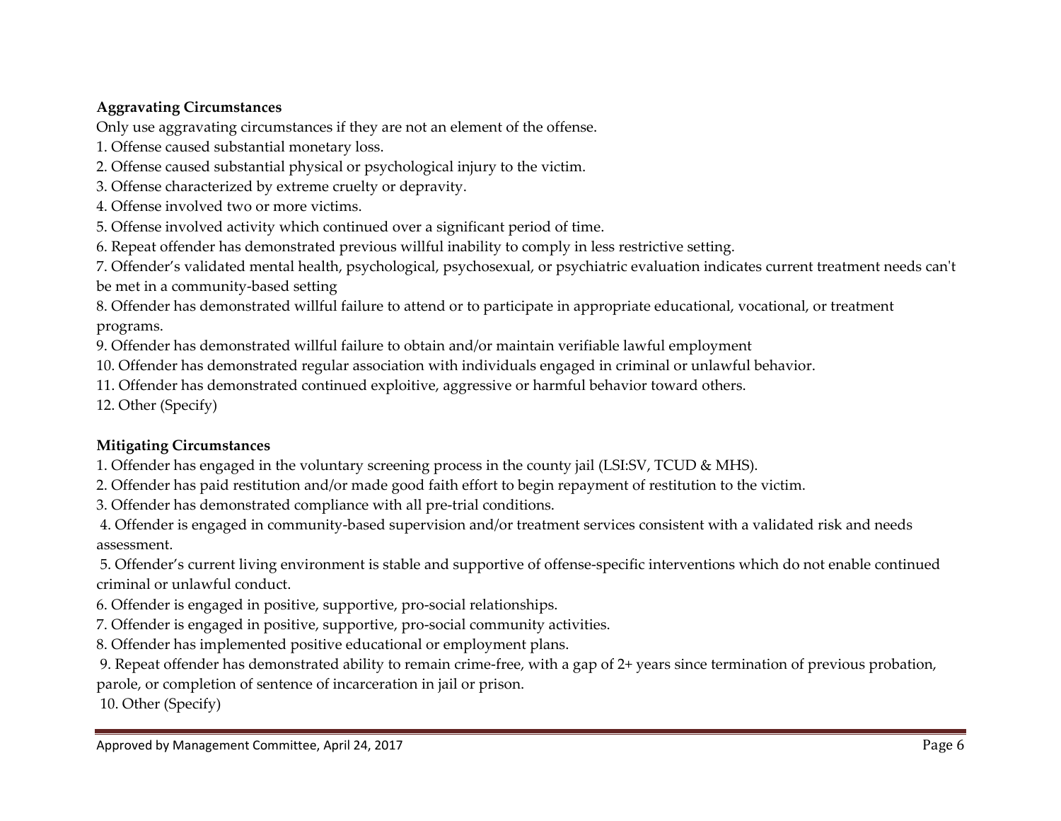**Aggravating Circumstances**

Only use aggravating circumstances if they are not an element of the offense.

1. Offense caused substantial monetary loss.
2. Offense caused substantial physical or psychological injury to the victim.
3. Offense characterized by extreme cruelty or depravity.
4. Offense involved two or more victims.
5. Offense involved activity which continued over a significant period of time.
6. Repeat offender has demonstrated previous willful inability to comply in less restrictive setting.
7. Offender's validated mental health, psychological, psychosexual, or psychiatric evaluation indicates current treatment needs can't be met in a community-based setting
8. Offender has demonstrated willful failure to attend or to participate in appropriate educational, vocational, or treatment programs.
9. Offender has demonstrated willful failure to obtain and/or maintain verifiable lawful employment
10. Offender has demonstrated regular association with individuals engaged in criminal or unlawful behavior.
11. Offender has demonstrated continued exploitive, aggressive or harmful behavior toward others.
12. Other (Specify)

**Mitigating Circumstances**

1. Offender has engaged in the voluntary screening process in the county jail (LSI:SV, TCUD & MHS).
2. Offender has paid restitution and/or made good faith effort to begin repayment of restitution to the victim.
3. Offender has demonstrated compliance with all pre-trial conditions.
4. Offender is engaged in community-based supervision and/or treatment services consistent with a validated risk and needs assessment.
5. Offender's current living environment is stable and supportive of offense-specific interventions which do not enable continued criminal or unlawful conduct.
6. Offender is engaged in positive, supportive, pro-social relationships.
7. Offender is engaged in positive, supportive, pro-social community activities.
8. Offender has implemented positive educational or employment plans.
9. Repeat offender has demonstrated ability to remain crime-free, with a gap of 2+ years since termination of previous probation, parole, or completion of sentence of incarceration in jail or prison.
10. Other (Specify)

Approved by Management Committee, April 24, 2017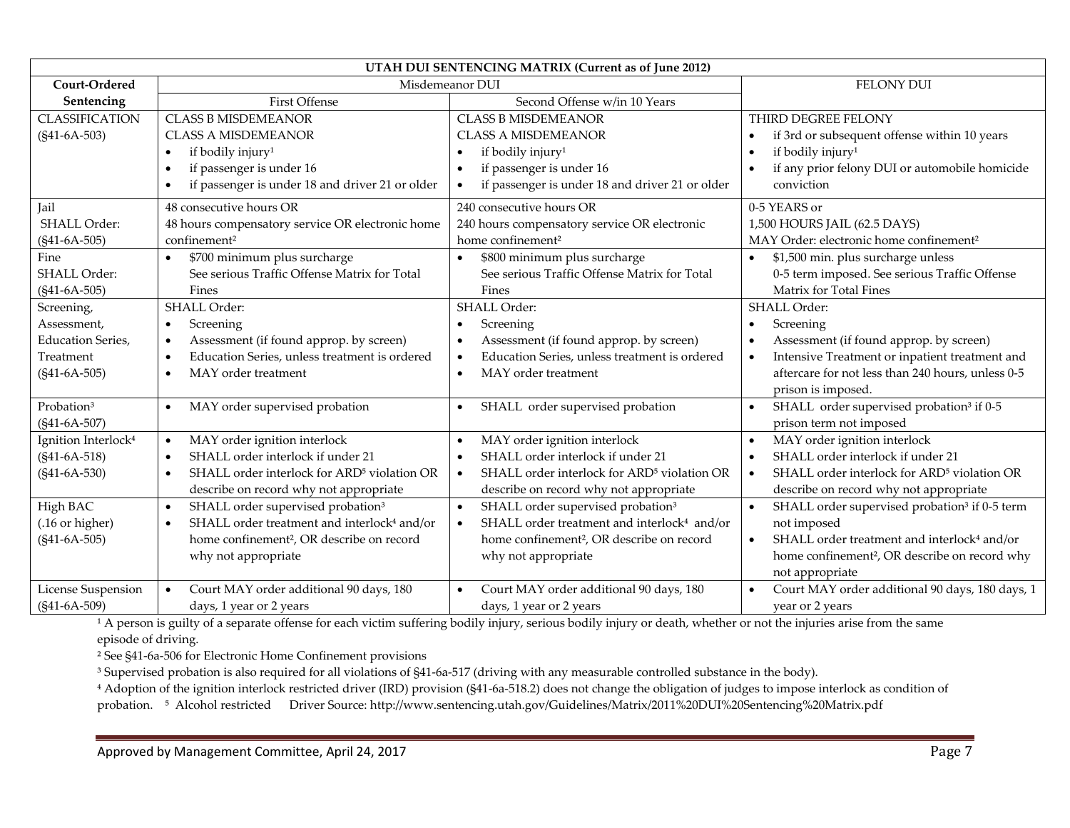| UTAH DUI SENTENCING MATRIX (Current as of June 2012) | | | |
|---|---|---|---|
| Court-Ordered Sentencing | Misdemeanor DUI | | FELONY DUI |
| | First Offense | Second Offense w/in 10 Years | |
| CLASSIFICATION (§41-6A-503) | CLASS B MISDEMEANOR<br>CLASS A MISDEMEANOR<br>• if bodily injury[1]<br>• if passenger is under 16<br>• if passenger is under 18 and driver 21 or older | CLASS B MISDEMEANOR<br>CLASS A MISDEMEANOR<br>• if bodily injury[1]<br>• if passenger is under 16<br>• if passenger is under 18 and driver 21 or older | THIRD DEGREE FELONY<br>• if 3rd or subsequent offense within 10 years<br>• if bodily injury[1]<br>• if any prior felony DUI or automobile homicide conviction |
| Jail<br>SHALL Order:<br>(§41-6A-505) | 48 consecutive hours OR<br>48 hours compensatory service OR electronic home confinement[2] | 240 consecutive hours OR<br>240 hours compensatory service OR electronic home confinement[2] | 0-5 YEARS or<br>1,500 HOURS JAIL (62.5 DAYS)<br>MAY Order: electronic home confinement[2] |
| Fine<br>SHALL Order:<br>(§41-6A-505) | • $700 minimum plus surcharge See serious Traffic Offense Matrix for Total Fines | • $800 minimum plus surcharge See serious Traffic Offense Matrix for Total Fines | • $1,500 min. plus surcharge unless 0-5 term imposed. See serious Traffic Offense Matrix for Total Fines |
| Screening, Assessment, Education Series, Treatment<br>(§41-6A-505) | SHALL Order:<br>• Screening<br>• Assessment (if found approp. by screen)<br>• Education Series, unless treatment is ordered<br>• MAY order treatment | SHALL Order:<br>• Screening<br>• Assessment (if found approp. by screen)<br>• Education Series, unless treatment is ordered<br>• MAY order treatment | SHALL Order:<br>• Screening<br>• Assessment (if found approp. by screen)<br>• Intensive Treatment or inpatient treatment and aftercare for not less than 240 hours, unless 0-5 prison is imposed. |
| Probation[3]<br>(§41-6A-507) | • MAY order supervised probation | • SHALL order supervised probation | • SHALL order supervised probation[3] if 0-5 prison term not imposed |
| Ignition Interlock[4]<br>(§41-6A-518)<br>(§41-6A-530) | • MAY order ignition interlock<br>• SHALL order interlock if under 21<br>• SHALL order interlock for ARD[5] violation OR describe on record why not appropriate | • MAY order ignition interlock<br>• SHALL order interlock if under 21<br>• SHALL order interlock for ARD[5] violation OR describe on record why not appropriate | • MAY order ignition interlock<br>• SHALL order interlock if under 21<br>• SHALL order interlock for ARD[5] violation OR describe on record why not appropriate |
| High BAC<br>(.16 or higher)<br>(§41-6A-505) | • SHALL order supervised probation[3]<br>• SHALL order treatment and interlock[4] and/or home confinement[2], OR describe on record why not appropriate | • SHALL order supervised probation[3]<br>• SHALL order treatment and interlock[4] and/or home confinement[2], OR describe on record why not appropriate | • SHALL order supervised probation[3] if 0-5 term not imposed<br>• SHALL order treatment and interlock[4] and/or home confinement[2], OR describe on record why not appropriate |
| License Suspension<br>(§41-6A-509) | • Court MAY order additional 90 days, 180 days, 1 year or 2 years | • Court MAY order additional 90 days, 180 days, 1 year or 2 years | • Court MAY order additional 90 days, 180 days, 1 year or 2 years |

[1] A person is guilty of a separate offense for each victim suffering bodily injury, serious bodily injury or death, whether or not the injuries arise from the same episode of driving.

[2] See §41-6a-506 for Electronic Home Confinement provisions

[3] Supervised probation is also required for all violations of §41-6a-517 (driving with any measurable controlled substance in the body).

[4] Adoption of the ignition interlock restricted driver (IRD) provision (§41-6a-518.2) does not change the obligation of judges to impose interlock as condition of probation. [5] Alcohol restricted Driver Source: http://www.sentencing.utah.gov/Guidelines/Matrix/2011%20DUI%20Sentencing%20Matrix.pdf

Approved by Management Committee, April 24, 2017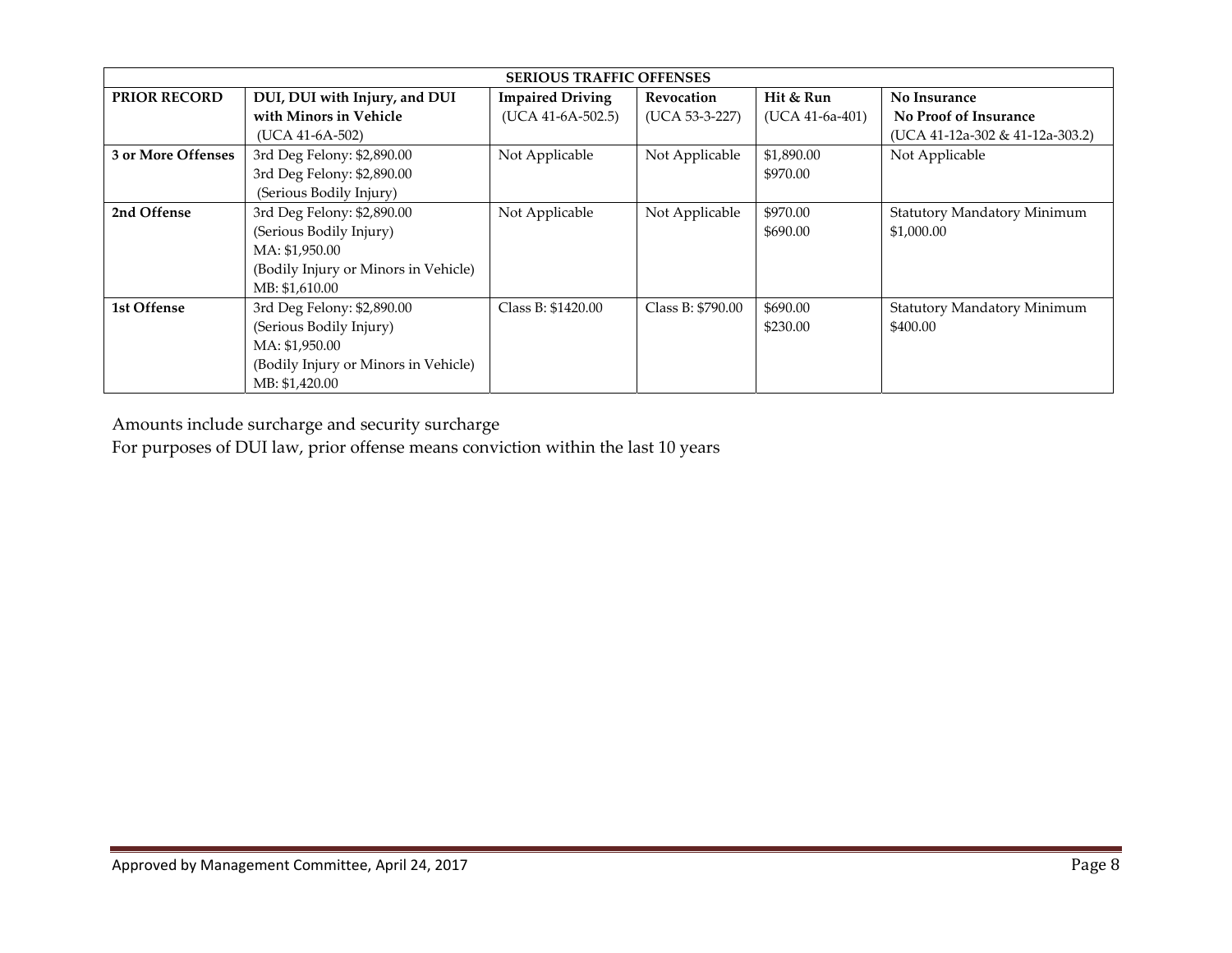| SERIOUS TRAFFIC OFFENSES | | | | | |
|---|---|---|---|---|---|
| **PRIOR RECORD** | **DUI, DUI with Injury, and DUI with Minors in Vehicle** (UCA 41-6A-502) | **Impaired Driving** (UCA 41-6A-502.5) | **Revocation** (UCA 53-3-227) | **Hit & Run** (UCA 41-6a-401) | **No Insurance** **No Proof of Insurance** (UCA 41-12a-302 & 41-12a-303.2) |
| **3 or More Offenses** | 3rd Deg Felony: $2,890.00<br>3rd Deg Felony: $2,890.00 (Serious Bodily Injury) | Not Applicable | Not Applicable | $1,890.00<br>$970.00 | Not Applicable |
| **2nd Offense** | 3rd Deg Felony: $2,890.00 (Serious Bodily Injury)<br>MA: $1,950.00 (Bodily Injury or Minors in Vehicle)<br>MB: $1,610.00 | Not Applicable | Not Applicable | $970.00<br>$690.00 | Statutory Mandatory Minimum $1,000.00 |
| **1st Offense** | 3rd Deg Felony: $2,890.00 (Serious Bodily Injury)<br>MA: $1,950.00 (Bodily Injury or Minors in Vehicle)<br>MB: $1,420.00 | Class B: $1420.00 | Class B: $790.00 | $690.00<br>$230.00 | Statutory Mandatory Minimum $400.00 |

Amounts include surcharge and security surcharge

For purposes of DUI law, prior offense means conviction within the last 10 years

Approved by Management Committee, April 24, 2017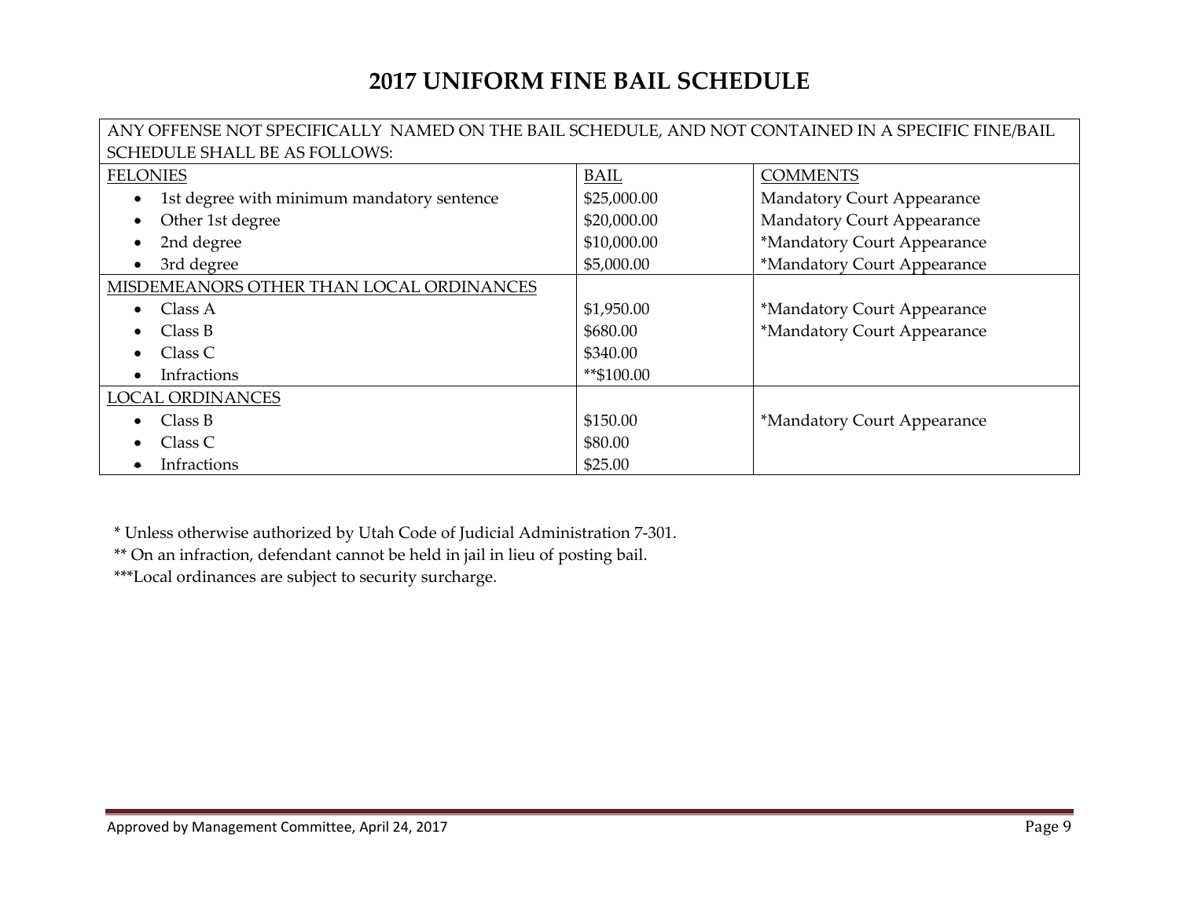# 2017 UNIFORM FINE BAIL SCHEDULE

| ANY OFFENSE NOT SPECIFICALLY NAMED ON THE BAIL SCHEDULE, AND NOT CONTAINED IN A SPECIFIC FINE/BAIL SCHEDULE SHALL BE AS FOLLOWS: | | |
|---|---|---|
| FELONIES | BAIL | COMMENTS |
| • 1st degree with minimum mandatory sentence | $25,000.00 | Mandatory Court Appearance |
| • Other 1st degree | $20,000.00 | Mandatory Court Appearance |
| • 2nd degree | $10,000.00 | *Mandatory Court Appearance |
| • 3rd degree | $5,000.00 | *Mandatory Court Appearance |
| MISDEMEANORS OTHER THAN LOCAL ORDINANCES | | |
| • Class A | $1,950.00 | *Mandatory Court Appearance |
| • Class B | $680.00 | *Mandatory Court Appearance |
| • Class C | $340.00 | |
| • Infractions | **$100.00 | |
| LOCAL ORDINANCES | | |
| • Class B | $150.00 | *Mandatory Court Appearance |
| • Class C | $80.00 | |
| • Infractions | $25.00 | |

* Unless otherwise authorized by Utah Code of Judicial Administration 7-301.

** On an infraction, defendant cannot be held in jail in lieu of posting bail.

***Local ordinances are subject to security surcharge.

Approved by Management Committee, April 24, 2017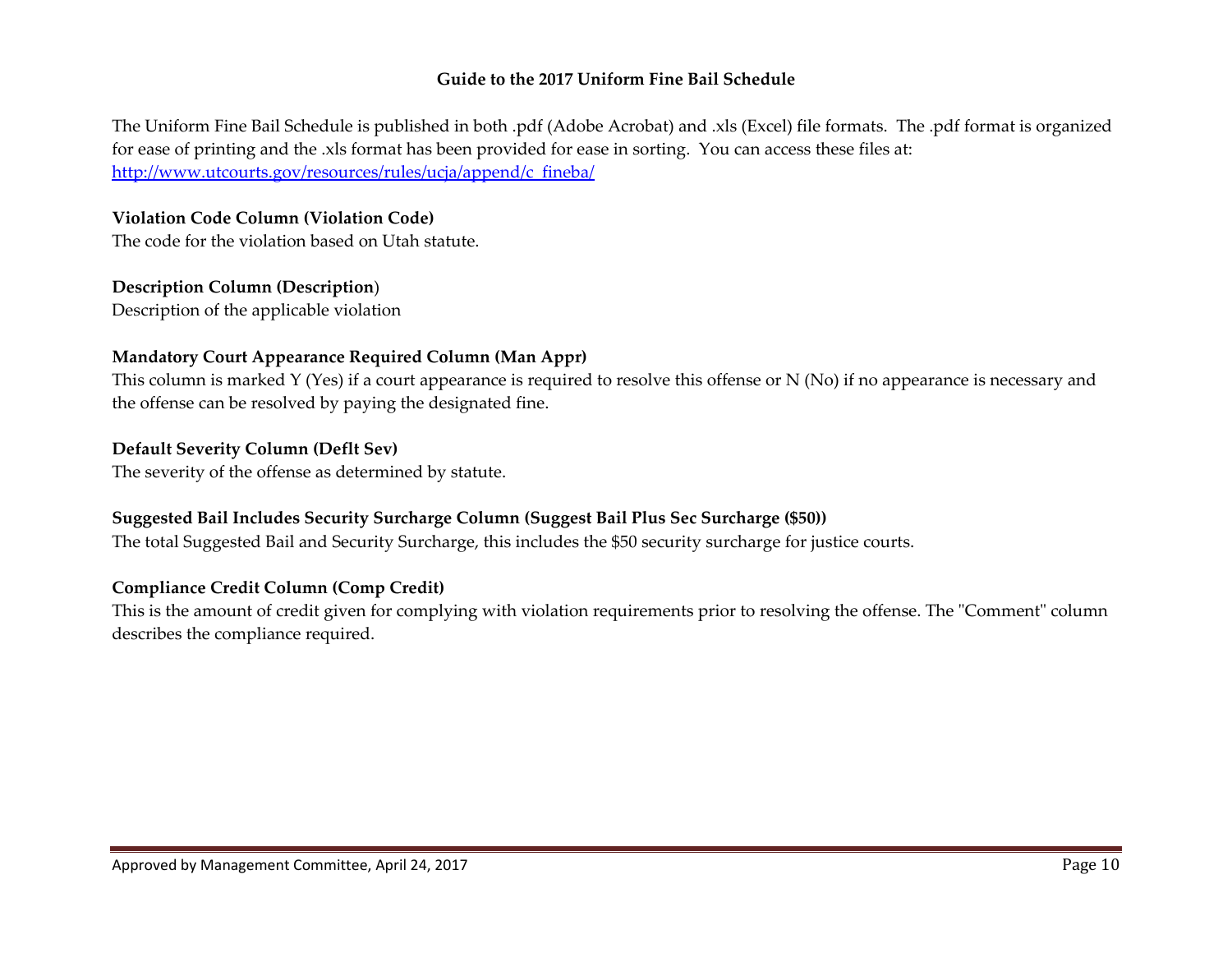## Guide to the 2017 Uniform Fine Bail Schedule

The Uniform Fine Bail Schedule is published in both .pdf (Adobe Acrobat) and .xls (Excel) file formats. The .pdf format is organized for ease of printing and the .xls format has been provided for ease in sorting. You can access these files at: [http://www.utcourts.gov/resources/rules/ucja/append/c_fineba/](http://www.utcourts.gov/resources/rules/ucja/append/c_fineba/)

**Violation Code Column (Violation Code)**
The code for the violation based on Utah statute.

**Description Column (Description)**
Description of the applicable violation

**Mandatory Court Appearance Required Column (Man Appr)**
This column is marked Y (Yes) if a court appearance is required to resolve this offense or N (No) if no appearance is necessary and the offense can be resolved by paying the designated fine.

**Default Severity Column (Deflt Sev)**
The severity of the offense as determined by statute.

**Suggested Bail Includes Security Surcharge Column (Suggest Bail Plus Sec Surcharge ($50))**
The total Suggested Bail and Security Surcharge, this includes the $50 security surcharge for justice courts.

**Compliance Credit Column (Comp Credit)**
This is the amount of credit given for complying with violation requirements prior to resolving the offense. The "Comment" column describes the compliance required.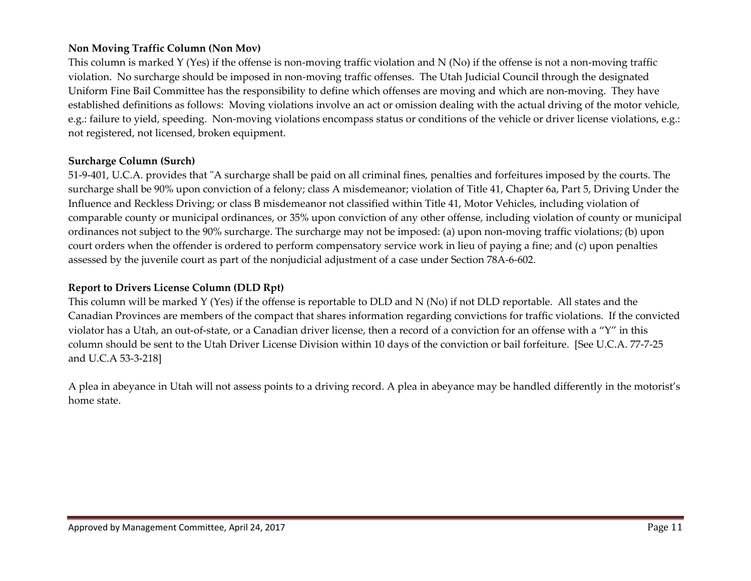**Non Moving Traffic Column (Non Mov)**

This column is marked Y (Yes) if the offense is non-moving traffic violation and N (No) if the offense is not a non-moving traffic violation. No surcharge should be imposed in non-moving traffic offenses. The Utah Judicial Council through the designated Uniform Fine Bail Committee has the responsibility to define which offenses are moving and which are non-moving. They have established definitions as follows: Moving violations involve an act or omission dealing with the actual driving of the motor vehicle, e.g.: failure to yield, speeding. Non-moving violations encompass status or conditions of the vehicle or driver license violations, e.g.: not registered, not licensed, broken equipment.

**Surcharge Column (Surch)**

51-9-401, U.C.A. provides that "A surcharge shall be paid on all criminal fines, penalties and forfeitures imposed by the courts. The surcharge shall be 90% upon conviction of a felony; class A misdemeanor; violation of Title 41, Chapter 6a, Part 5, Driving Under the Influence and Reckless Driving; or class B misdemeanor not classified within Title 41, Motor Vehicles, including violation of comparable county or municipal ordinances, or 35% upon conviction of any other offense, including violation of county or municipal ordinances not subject to the 90% surcharge. The surcharge may not be imposed: (a) upon non-moving traffic violations; (b) upon court orders when the offender is ordered to perform compensatory service work in lieu of paying a fine; and (c) upon penalties assessed by the juvenile court as part of the nonjudicial adjustment of a case under Section 78A-6-602.

**Report to Drivers License Column (DLD Rpt)**

This column will be marked Y (Yes) if the offense is reportable to DLD and N (No) if not DLD reportable. All states and the Canadian Provinces are members of the compact that shares information regarding convictions for traffic violations. If the convicted violator has a Utah, an out-of-state, or a Canadian driver license, then a record of a conviction for an offense with a "Y" in this column should be sent to the Utah Driver License Division within 10 days of the conviction or bail forfeiture. [See U.C.A. 77-7-25 and U.C.A 53-3-218]

A plea in abeyance in Utah will not assess points to a driving record. A plea in abeyance may be handled differently in the motorist's home state.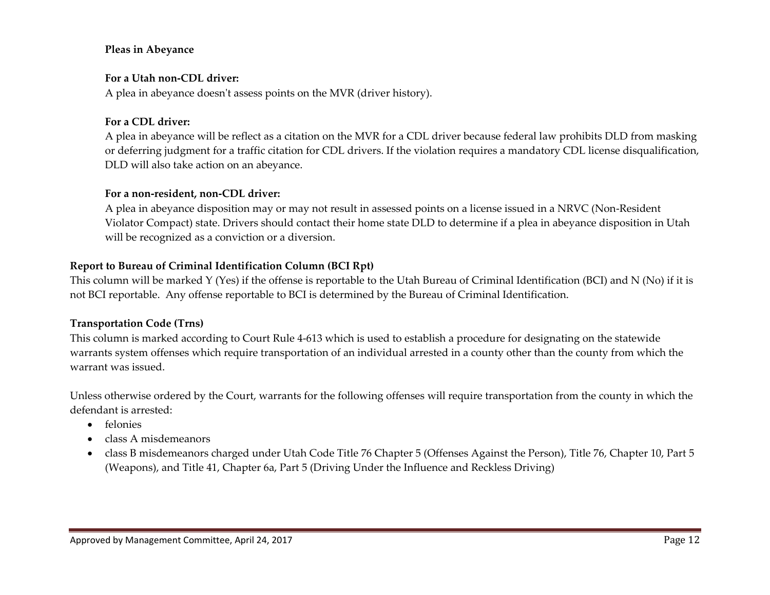**Pleas in Abeyance**

**For a Utah non-CDL driver:**
A plea in abeyance doesn't assess points on the MVR (driver history).

**For a CDL driver:**
A plea in abeyance will be reflect as a citation on the MVR for a CDL driver because federal law prohibits DLD from masking or deferring judgment for a traffic citation for CDL drivers. If the violation requires a mandatory CDL license disqualification, DLD will also take action on an abeyance.

**For a non-resident, non-CDL driver:**
A plea in abeyance disposition may or may not result in assessed points on a license issued in a NRVC (Non-Resident Violator Compact) state. Drivers should contact their home state DLD to determine if a plea in abeyance disposition in Utah will be recognized as a conviction or a diversion.

**Report to Bureau of Criminal Identification Column (BCI Rpt)**
This column will be marked Y (Yes) if the offense is reportable to the Utah Bureau of Criminal Identification (BCI) and N (No) if it is not BCI reportable. Any offense reportable to BCI is determined by the Bureau of Criminal Identification.

**Transportation Code (Trns)**
This column is marked according to Court Rule 4-613 which is used to establish a procedure for designating on the statewide warrants system offenses which require transportation of an individual arrested in a county other than the county from which the warrant was issued.

Unless otherwise ordered by the Court, warrants for the following offenses will require transportation from the county in which the defendant is arrested:

- felonies
- class A misdemeanors
- class B misdemeanors charged under Utah Code Title 76 Chapter 5 (Offenses Against the Person), Title 76, Chapter 10, Part 5 (Weapons), and Title 41, Chapter 6a, Part 5 (Driving Under the Influence and Reckless Driving)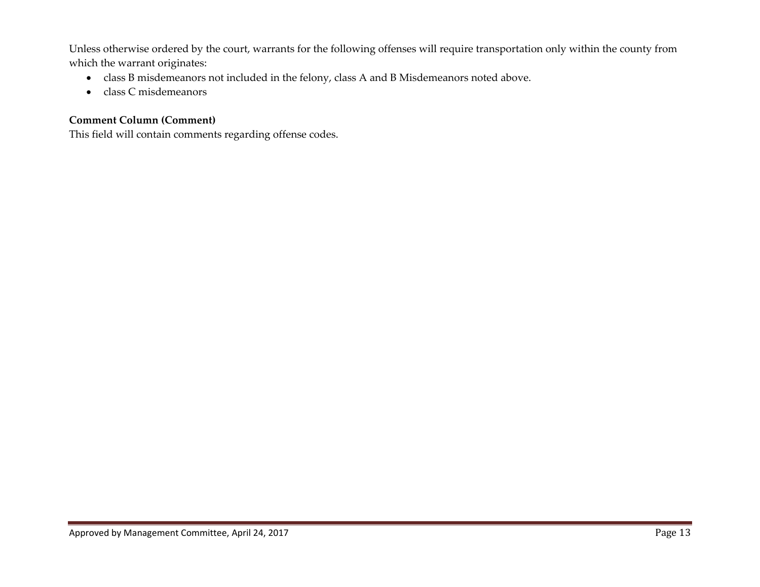Unless otherwise ordered by the court, warrants for the following offenses will require transportation only within the county from which the warrant originates:

- class B misdemeanors not included in the felony, class A and B Misdemeanors noted above.
- class C misdemeanors

**Comment Column (Comment)**

This field will contain comments regarding offense codes.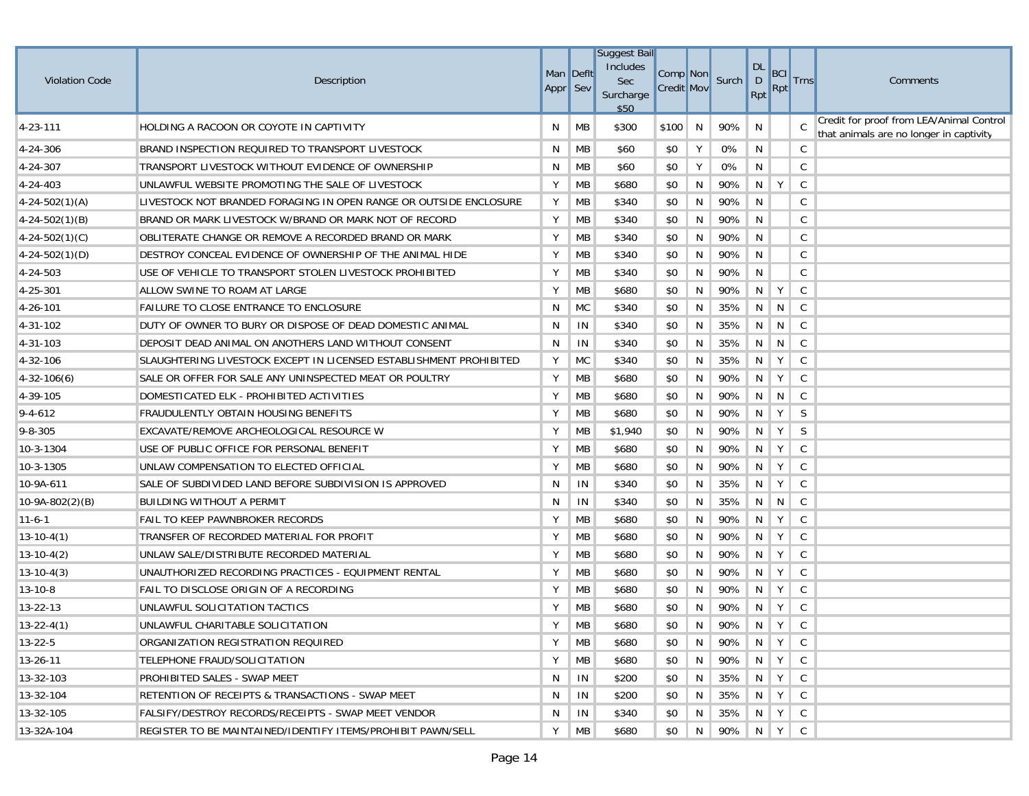| Violation Code | Description | Man Appr | Deflt Sev | Suggest Bail Includes Sec Surcharge $50 | Comp Credit | Non Mov | Surch | DL D Rpt | BCI Rpt | Trns | Comments |
|---|---|---|---|---|---|---|---|---|---|---|---|
| 4-23-111 | HOLDING A RACOON OR COYOTE IN CAPTIVITY | N | MB | $300 | $100 | N | 90% | N | | C | Credit for proof from LEA/Animal Control that animals are no longer in captivity |
| 4-24-306 | BRAND INSPECTION REQUIRED TO TRANSPORT LIVESTOCK | N | MB | $60 | $0 | Y | 0% | N | | C | |
| 4-24-307 | TRANSPORT LIVESTOCK WITHOUT EVIDENCE OF OWNERSHIP | N | MB | $60 | $0 | Y | 0% | N | | C | |
| 4-24-403 | UNLAWFUL WEBSITE PROMOTING THE SALE OF LIVESTOCK | Y | MB | $680 | $0 | N | 90% | N | Y | C | |
| 4-24-502(1)(A) | LIVESTOCK NOT BRANDED FORAGING IN OPEN RANGE OR OUTSIDE ENCLOSURE | Y | MB | $340 | $0 | N | 90% | N | | C | |
| 4-24-502(1)(B) | BRAND OR MARK LIVESTOCK W/BRAND OR MARK NOT OF RECORD | Y | MB | $340 | $0 | N | 90% | N | | C | |
| 4-24-502(1)(C) | OBLITERATE CHANGE OR REMOVE A RECORDED BRAND OR MARK | Y | MB | $340 | $0 | N | 90% | N | | C | |
| 4-24-502(1)(D) | DESTROY CONCEAL EVIDENCE OF OWNERSHIP OF THE ANIMAL HIDE | Y | MB | $340 | $0 | N | 90% | N | | C | |
| 4-24-503 | USE OF VEHICLE TO TRANSPORT STOLEN LIVESTOCK PROHIBITED | Y | MB | $340 | $0 | N | 90% | N | | C | |
| 4-25-301 | ALLOW SWINE TO ROAM AT LARGE | Y | MB | $680 | $0 | N | 90% | N | Y | C | |
| 4-26-101 | FAILURE TO CLOSE ENTRANCE TO ENCLOSURE | N | MC | $340 | $0 | N | 35% | N | N | C | |
| 4-31-102 | DUTY OF OWNER TO BURY OR DISPOSE OF DEAD DOMESTIC ANIMAL | N | IN | $340 | $0 | N | 35% | N | N | C | |
| 4-31-103 | DEPOSIT DEAD ANIMAL ON ANOTHERS LAND WITHOUT CONSENT | N | IN | $340 | $0 | N | 35% | N | N | C | |
| 4-32-106 | SLAUGHTERING LIVESTOCK EXCEPT IN LICENSED ESTABLISHMENT PROHIBITED | Y | MC | $340 | $0 | N | 35% | N | Y | C | |
| 4-32-106(6) | SALE OR OFFER FOR SALE ANY UNINSPECTED MEAT OR POULTRY | Y | MB | $680 | $0 | N | 90% | N | Y | C | |
| 4-39-105 | DOMESTICATED ELK - PROHIBITED ACTIVITIES | Y | MB | $680 | $0 | N | 90% | N | N | C | |
| 9-4-612 | FRAUDULENTLY OBTAIN HOUSING BENEFITS | Y | MB | $680 | $0 | N | 90% | N | Y | S | |
| 9-8-305 | EXCAVATE/REMOVE ARCHEOLOGICAL RESOURCE W | Y | MB | $1,940 | $0 | N | 90% | N | Y | S | |
| 10-3-1304 | USE OF PUBLIC OFFICE FOR PERSONAL BENEFIT | Y | MB | $680 | $0 | N | 90% | N | Y | C | |
| 10-3-1305 | UNLAW COMPENSATION TO ELECTED OFFICIAL | Y | MB | $680 | $0 | N | 90% | N | Y | C | |
| 10-9A-611 | SALE OF SUBDIVIDED LAND BEFORE SUBDIVISION IS APPROVED | N | IN | $340 | $0 | N | 35% | N | Y | C | |
| 10-9A-802(2)(B) | BUILDING WITHOUT A PERMIT | N | IN | $340 | $0 | N | 35% | N | N | C | |
| 11-6-1 | FAIL TO KEEP PAWNBROKER RECORDS | Y | MB | $680 | $0 | N | 90% | N | Y | C | |
| 13-10-4(1) | TRANSFER OF RECORDED MATERIAL FOR PROFIT | Y | MB | $680 | $0 | N | 90% | N | Y | C | |
| 13-10-4(2) | UNLAW SALE/DISTRIBUTE RECORDED MATERIAL | Y | MB | $680 | $0 | N | 90% | N | Y | C | |
| 13-10-4(3) | UNAUTHORIZED RECORDING PRACTICES - EQUIPMENT RENTAL | Y | MB | $680 | $0 | N | 90% | N | Y | C | |
| 13-10-8 | FAIL TO DISCLOSE ORIGIN OF A RECORDING | Y | MB | $680 | $0 | N | 90% | N | Y | C | |
| 13-22-13 | UNLAWFUL SOLICITATION TACTICS | Y | MB | $680 | $0 | N | 90% | N | Y | C | |
| 13-22-4(1) | UNLAWFUL CHARITABLE SOLICITATION | Y | MB | $680 | $0 | N | 90% | N | Y | C | |
| 13-22-5 | ORGANIZATION REGISTRATION REQUIRED | Y | MB | $680 | $0 | N | 90% | N | Y | C | |
| 13-26-11 | TELEPHONE FRAUD/SOLICITATION | Y | MB | $680 | $0 | N | 90% | N | Y | C | |
| 13-32-103 | PROHIBITED SALES - SWAP MEET | N | IN | $200 | $0 | N | 35% | N | Y | C | |
| 13-32-104 | RETENTION OF RECEIPTS & TRANSACTIONS - SWAP MEET | N | IN | $200 | $0 | N | 35% | N | Y | C | |
| 13-32-105 | FALSIFY/DESTROY RECORDS/RECEIPTS - SWAP MEET VENDOR | N | IN | $340 | $0 | N | 35% | N | Y | C | |
| 13-32A-104 | REGISTER TO BE MAINTAINED/IDENTIFY ITEMS/PROHIBIT PAWN/SELL | Y | MB | $680 | $0 | N | 90% | N | Y | C | |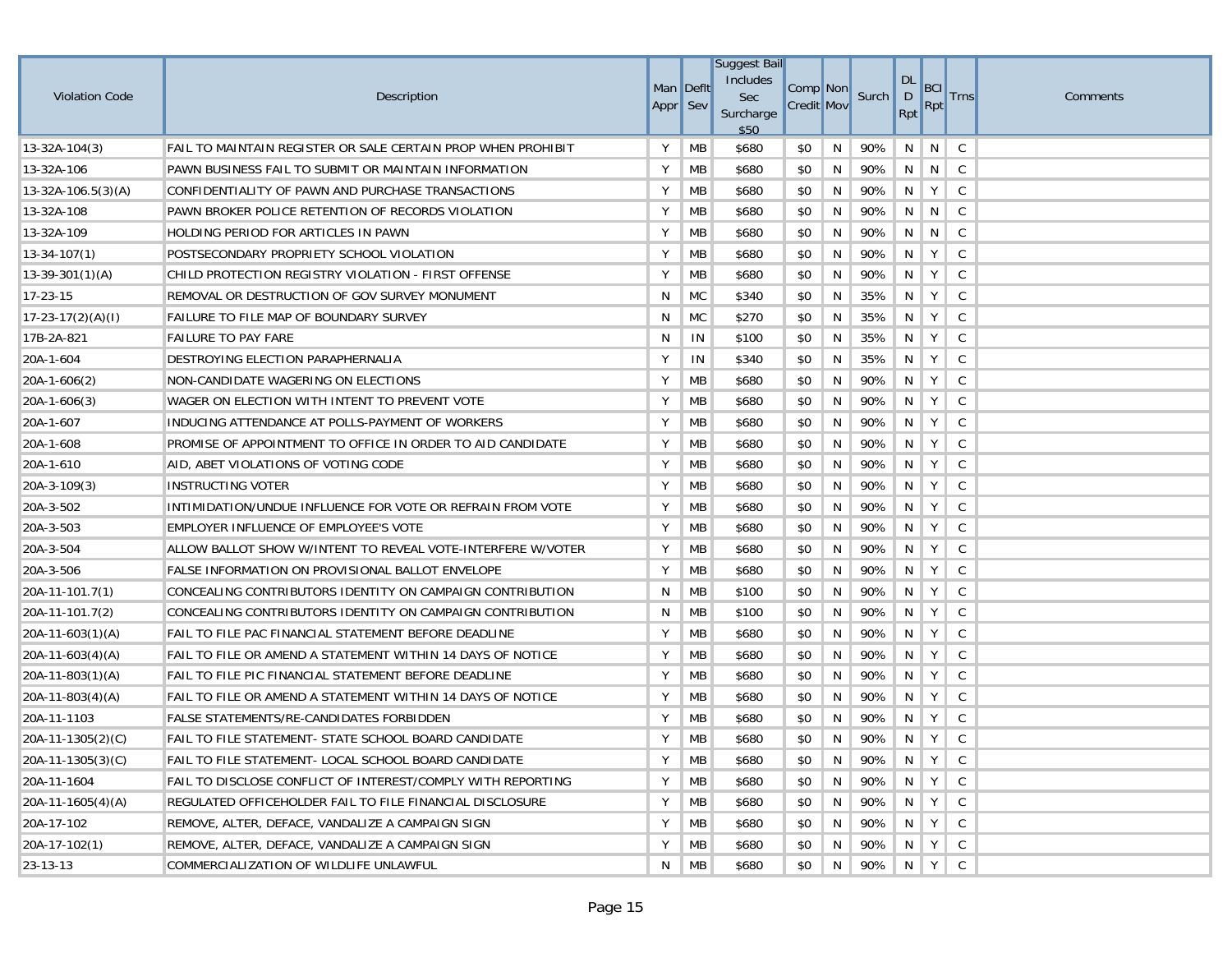| Violation Code | Description | Man Appr | Deflt Sev | Suggest Bail Includes Sec Surcharge $50 | Comp Credit | Non Mov | Surch | DL D Rpt | BCI Rpt | Trns | Comments |
|---|---|---|---|---|---|---|---|---|---|---|---|
| 13-32A-104(3) | FAIL TO MAINTAIN REGISTER OR SALE CERTAIN PROP WHEN PROHIBIT | Y | MB | $680 | $0 | N | 90% | N | N | C | |
| 13-32A-106 | PAWN BUSINESS FAIL TO SUBMIT OR MAINTAIN INFORMATION | Y | MB | $680 | $0 | N | 90% | N | N | C | |
| 13-32A-106.5(3)(A) | CONFIDENTIALITY OF PAWN AND PURCHASE TRANSACTIONS | Y | MB | $680 | $0 | N | 90% | N | Y | C | |
| 13-32A-108 | PAWN BROKER POLICE RETENTION OF RECORDS VIOLATION | Y | MB | $680 | $0 | N | 90% | N | N | C | |
| 13-32A-109 | HOLDING PERIOD FOR ARTICLES IN PAWN | Y | MB | $680 | $0 | N | 90% | N | N | C | |
| 13-34-107(1) | POSTSECONDARY PROPRIETY SCHOOL VIOLATION | Y | MB | $680 | $0 | N | 90% | N | Y | C | |
| 13-39-301(1)(A) | CHILD PROTECTION REGISTRY VIOLATION - FIRST OFFENSE | Y | MB | $680 | $0 | N | 90% | N | Y | C | |
| 17-23-15 | REMOVAL OR DESTRUCTION OF GOV SURVEY MONUMENT | N | MC | $340 | $0 | N | 35% | N | Y | C | |
| 17-23-17(2)(A)(I) | FAILURE TO FILE MAP OF BOUNDARY SURVEY | N | MC | $270 | $0 | N | 35% | N | Y | C | |
| 17B-2A-821 | FAILURE TO PAY FARE | N | IN | $100 | $0 | N | 35% | N | Y | C | |
| 20A-1-604 | DESTROYING ELECTION PARAPHERNALIA | Y | IN | $340 | $0 | N | 35% | N | Y | C | |
| 20A-1-606(2) | NON-CANDIDATE WAGERING ON ELECTIONS | Y | MB | $680 | $0 | N | 90% | N | Y | C | |
| 20A-1-606(3) | WAGER ON ELECTION WITH INTENT TO PREVENT VOTE | Y | MB | $680 | $0 | N | 90% | N | Y | C | |
| 20A-1-607 | INDUCING ATTENDANCE AT POLLS-PAYMENT OF WORKERS | Y | MB | $680 | $0 | N | 90% | N | Y | C | |
| 20A-1-608 | PROMISE OF APPOINTMENT TO OFFICE IN ORDER TO AID CANDIDATE | Y | MB | $680 | $0 | N | 90% | N | Y | C | |
| 20A-1-610 | AID, ABET VIOLATIONS OF VOTING CODE | Y | MB | $680 | $0 | N | 90% | N | Y | C | |
| 20A-3-109(3) | INSTRUCTING VOTER | Y | MB | $680 | $0 | N | 90% | N | Y | C | |
| 20A-3-502 | INTIMIDATION/UNDUE INFLUENCE FOR VOTE OR REFRAIN FROM VOTE | Y | MB | $680 | $0 | N | 90% | N | Y | C | |
| 20A-3-503 | EMPLOYER INFLUENCE OF EMPLOYEE'S VOTE | Y | MB | $680 | $0 | N | 90% | N | Y | C | |
| 20A-3-504 | ALLOW BALLOT SHOW W/INTENT TO REVEAL VOTE-INTERFERE W/VOTER | Y | MB | $680 | $0 | N | 90% | N | Y | C | |
| 20A-3-506 | FALSE INFORMATION ON PROVISIONAL BALLOT ENVELOPE | Y | MB | $680 | $0 | N | 90% | N | Y | C | |
| 20A-11-101.7(1) | CONCEALING CONTRIBUTORS IDENTITY ON CAMPAIGN CONTRIBUTION | N | MB | $100 | $0 | N | 90% | N | Y | C | |
| 20A-11-101.7(2) | CONCEALING CONTRIBUTORS IDENTITY ON CAMPAIGN CONTRIBUTION | N | MB | $100 | $0 | N | 90% | N | Y | C | |
| 20A-11-603(1)(A) | FAIL TO FILE PAC FINANCIAL STATEMENT BEFORE DEADLINE | Y | MB | $680 | $0 | N | 90% | N | Y | C | |
| 20A-11-603(4)(A) | FAIL TO FILE OR AMEND A STATEMENT WITHIN 14 DAYS OF NOTICE | Y | MB | $680 | $0 | N | 90% | N | Y | C | |
| 20A-11-803(1)(A) | FAIL TO FILE PIC FINANCIAL STATEMENT BEFORE DEADLINE | Y | MB | $680 | $0 | N | 90% | N | Y | C | |
| 20A-11-803(4)(A) | FAIL TO FILE OR AMEND A STATEMENT WITHIN 14 DAYS OF NOTICE | Y | MB | $680 | $0 | N | 90% | N | Y | C | |
| 20A-11-1103 | FALSE STATEMENTS/RE-CANDIDATES FORBIDDEN | Y | MB | $680 | $0 | N | 90% | N | Y | C | |
| 20A-11-1305(2)(C) | FAIL TO FILE STATEMENT- STATE SCHOOL BOARD CANDIDATE | Y | MB | $680 | $0 | N | 90% | N | Y | C | |
| 20A-11-1305(3)(C) | FAIL TO FILE STATEMENT- LOCAL SCHOOL BOARD CANDIDATE | Y | MB | $680 | $0 | N | 90% | N | Y | C | |
| 20A-11-1604 | FAIL TO DISCLOSE CONFLICT OF INTEREST/COMPLY WITH REPORTING | Y | MB | $680 | $0 | N | 90% | N | Y | C | |
| 20A-11-1605(4)(A) | REGULATED OFFICEHOLDER FAIL TO FILE FINANCIAL DISCLOSURE | Y | MB | $680 | $0 | N | 90% | N | Y | C | |
| 20A-17-102 | REMOVE, ALTER, DEFACE, VANDALIZE A CAMPAIGN SIGN | Y | MB | $680 | $0 | N | 90% | N | Y | C | |
| 20A-17-102(1) | REMOVE, ALTER, DEFACE, VANDALIZE A CAMPAIGN SIGN | Y | MB | $680 | $0 | N | 90% | N | Y | C | |
| 23-13-13 | COMMERCIALIZATION OF WILDLIFE UNLAWFUL | N | MB | $680 | $0 | N | 90% | N | Y | C | |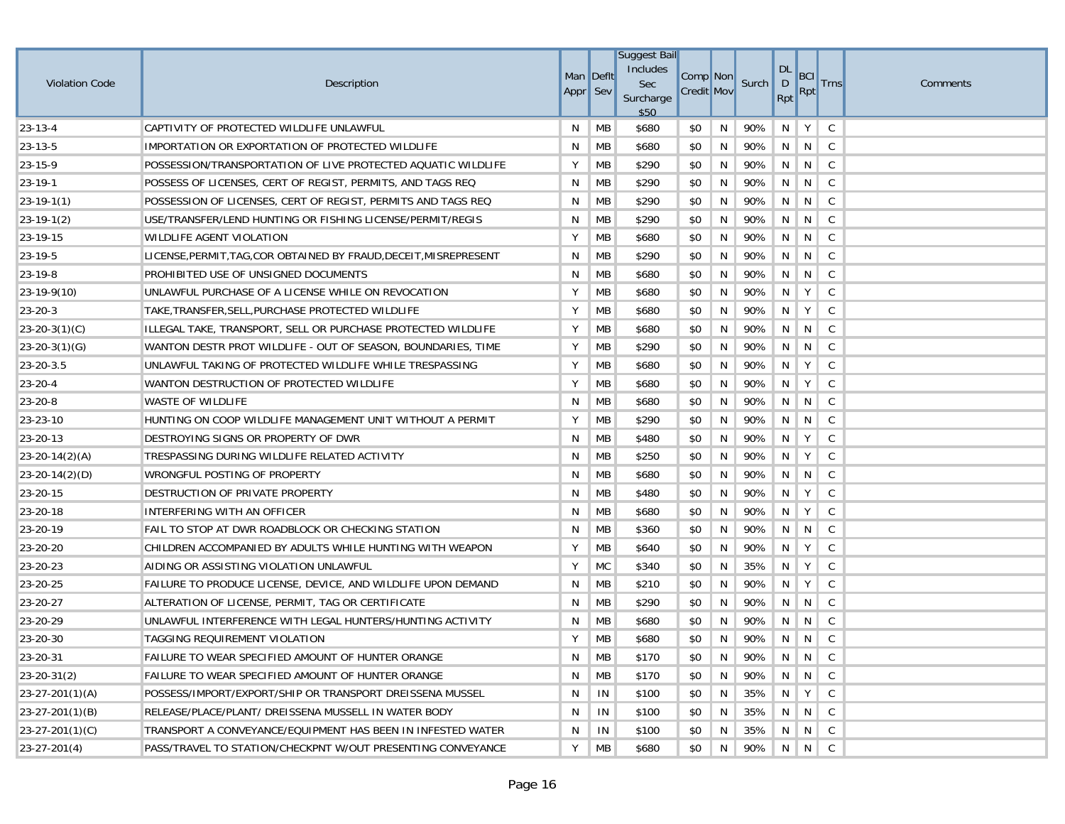| Violation Code | Description | Man Appr | Deflt Sev | Suggest Bail Includes Sec Surcharge $50 | Comp Credit | Non Mov | Surch | DL D Rpt | BCI Rpt | Trns | Comments |
|---|---|---|---|---|---|---|---|---|---|---|---|
| 23-13-4 | CAPTIVITY OF PROTECTED WILDLIFE UNLAWFUL | N | MB | $680 | $0 | N | 90% | N | Y | C | |
| 23-13-5 | IMPORTATION OR EXPORTATION OF PROTECTED WILDLIFE | N | MB | $680 | $0 | N | 90% | N | N | C | |
| 23-15-9 | POSSESSION/TRANSPORTATION OF LIVE PROTECTED AQUATIC WILDLIFE | Y | MB | $290 | $0 | N | 90% | N | N | C | |
| 23-19-1 | POSSESS OF LICENSES, CERT OF REGIST, PERMITS, AND TAGS REQ | N | MB | $290 | $0 | N | 90% | N | N | C | |
| 23-19-1(1) | POSSESSION OF LICENSES, CERT OF REGIST, PERMITS AND TAGS REQ | N | MB | $290 | $0 | N | 90% | N | N | C | |
| 23-19-1(2) | USE/TRANSFER/LEND HUNTING OR FISHING LICENSE/PERMIT/REGIS | N | MB | $290 | $0 | N | 90% | N | N | C | |
| 23-19-15 | WILDLIFE AGENT VIOLATION | Y | MB | $680 | $0 | N | 90% | N | N | C | |
| 23-19-5 | LICENSE,PERMIT,TAG,COR OBTAINED BY FRAUD,DECEIT,MISREPRESENT | N | MB | $290 | $0 | N | 90% | N | N | C | |
| 23-19-8 | PROHIBITED USE OF UNSIGNED DOCUMENTS | N | MB | $680 | $0 | N | 90% | N | N | C | |
| 23-19-9(10) | UNLAWFUL PURCHASE OF A LICENSE WHILE ON REVOCATION | Y | MB | $680 | $0 | N | 90% | N | Y | C | |
| 23-20-3 | TAKE,TRANSFER,SELL,PURCHASE PROTECTED WILDLIFE | Y | MB | $680 | $0 | N | 90% | N | Y | C | |
| 23-20-3(1)(C) | ILLEGAL TAKE, TRANSPORT, SELL OR PURCHASE PROTECTED WILDLIFE | Y | MB | $680 | $0 | N | 90% | N | N | C | |
| 23-20-3(1)(G) | WANTON DESTR PROT WILDLIFE - OUT OF SEASON, BOUNDARIES, TIME | Y | MB | $290 | $0 | N | 90% | N | N | C | |
| 23-20-3.5 | UNLAWFUL TAKING OF PROTECTED WILDLIFE WHILE TRESPASSING | Y | MB | $680 | $0 | N | 90% | N | Y | C | |
| 23-20-4 | WANTON DESTRUCTION OF PROTECTED WILDLIFE | Y | MB | $680 | $0 | N | 90% | N | Y | C | |
| 23-20-8 | WASTE OF WILDLIFE | N | MB | $680 | $0 | N | 90% | N | N | C | |
| 23-23-10 | HUNTING ON COOP WILDLIFE MANAGEMENT UNIT WITHOUT A PERMIT | Y | MB | $290 | $0 | N | 90% | N | N | C | |
| 23-20-13 | DESTROYING SIGNS OR PROPERTY OF DWR | N | MB | $480 | $0 | N | 90% | N | Y | C | |
| 23-20-14(2)(A) | TRESPASSING DURING WILDLIFE RELATED ACTIVITY | N | MB | $250 | $0 | N | 90% | N | Y | C | |
| 23-20-14(2)(D) | WRONGFUL POSTING OF PROPERTY | N | MB | $680 | $0 | N | 90% | N | N | C | |
| 23-20-15 | DESTRUCTION OF PRIVATE PROPERTY | N | MB | $480 | $0 | N | 90% | N | Y | C | |
| 23-20-18 | INTERFERING WITH AN OFFICER | N | MB | $680 | $0 | N | 90% | N | Y | C | |
| 23-20-19 | FAIL TO STOP AT DWR ROADBLOCK OR CHECKING STATION | N | MB | $360 | $0 | N | 90% | N | N | C | |
| 23-20-20 | CHILDREN ACCOMPANIED BY ADULTS WHILE HUNTING WITH WEAPON | Y | MB | $640 | $0 | N | 90% | N | Y | C | |
| 23-20-23 | AIDING OR ASSISTING VIOLATION UNLAWFUL | Y | MC | $340 | $0 | N | 35% | N | Y | C | |
| 23-20-25 | FAILURE TO PRODUCE LICENSE, DEVICE, AND WILDLIFE UPON DEMAND | N | MB | $210 | $0 | N | 90% | N | Y | C | |
| 23-20-27 | ALTERATION OF LICENSE, PERMIT, TAG OR CERTIFICATE | N | MB | $290 | $0 | N | 90% | N | N | C | |
| 23-20-29 | UNLAWFUL INTERFERENCE WITH LEGAL HUNTERS/HUNTING ACTIVITY | N | MB | $680 | $0 | N | 90% | N | N | C | |
| 23-20-30 | TAGGING REQUIREMENT VIOLATION | Y | MB | $680 | $0 | N | 90% | N | N | C | |
| 23-20-31 | FAILURE TO WEAR SPECIFIED AMOUNT OF HUNTER ORANGE | N | MB | $170 | $0 | N | 90% | N | N | C | |
| 23-20-31(2) | FAILURE TO WEAR SPECIFIED AMOUNT OF HUNTER ORANGE | N | MB | $170 | $0 | N | 90% | N | N | C | |
| 23-27-201(1)(A) | POSSESS/IMPORT/EXPORT/SHIP OR TRANSPORT DREISSENA MUSSEL | N | IN | $100 | $0 | N | 35% | N | Y | C | |
| 23-27-201(1)(B) | RELEASE/PLACE/PLANT/ DREISSENA MUSSELL IN WATER BODY | N | IN | $100 | $0 | N | 35% | N | N | C | |
| 23-27-201(1)(C) | TRANSPORT A CONVEYANCE/EQUIPMENT HAS BEEN IN INFESTED WATER | N | IN | $100 | $0 | N | 35% | N | N | C | |
| 23-27-201(4) | PASS/TRAVEL TO STATION/CHECKPNT W/OUT PRESENTING CONVEYANCE | Y | MB | $680 | $0 | N | 90% | N | N | C | |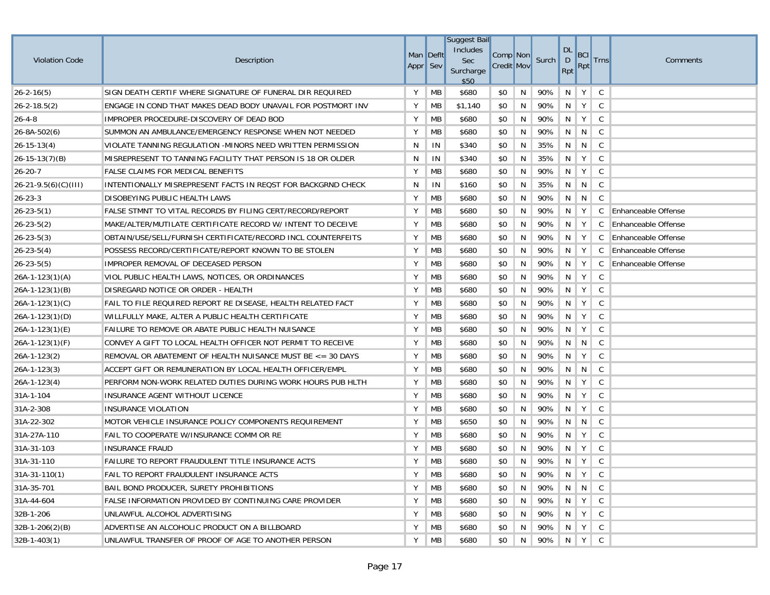| Violation Code | Description | Man Appr | Deflt Sev | Suggest Bail Includes Sec Surcharge $50 | Comp Credit | Non Mov | Surch | DL D Rpt | BCI Rpt | Trns | Comments |
|---|---|---|---|---|---|---|---|---|---|---|---|
| 26-2-16(5) | SIGN DEATH CERTIF WHERE SIGNATURE OF FUNERAL DIR REQUIRED | Y | MB | $680 | $0 | N | 90% | N | Y | C | |
| 26-2-18.5(2) | ENGAGE IN COND THAT MAKES DEAD BODY UNAVAIL FOR POSTMORT INV | Y | MB | $1,140 | $0 | N | 90% | N | Y | C | |
| 26-4-8 | IMPROPER PROCEDURE-DISCOVERY OF DEAD BOD | Y | MB | $680 | $0 | N | 90% | N | Y | C | |
| 26-8A-502(6) | SUMMON AN AMBULANCE/EMERGENCY RESPONSE WHEN NOT NEEDED | Y | MB | $680 | $0 | N | 90% | N | N | C | |
| 26-15-13(4) | VIOLATE TANNING REGULATION -MINORS NEED WRITTEN PERMISSION | N | IN | $340 | $0 | N | 35% | N | N | C | |
| 26-15-13(7)(B) | MISREPRESENT TO TANNING FACILITY THAT PERSON IS 18 OR OLDER | N | IN | $340 | $0 | N | 35% | N | Y | C | |
| 26-20-7 | FALSE CLAIMS FOR MEDICAL BENEFITS | Y | MB | $680 | $0 | N | 90% | N | Y | C | |
| 26-21-9.5(6)(C)(III) | INTENTIONALLY MISREPRESENT FACTS IN REQST FOR BACKGRND CHECK | N | IN | $160 | $0 | N | 35% | N | N | C | |
| 26-23-3 | DISOBEYING PUBLIC HEALTH LAWS | Y | MB | $680 | $0 | N | 90% | N | N | C | |
| 26-23-5(1) | FALSE STMNT TO VITAL RECORDS BY FILING CERT/RECORD/REPORT | Y | MB | $680 | $0 | N | 90% | N | Y | C | Enhanceable Offense |
| 26-23-5(2) | MAKE/ALTER/MUTILATE CERTIFICATE RECORD W/ INTENT TO DECEIVE | Y | MB | $680 | $0 | N | 90% | N | Y | C | Enhanceable Offense |
| 26-23-5(3) | OBTAIN/USE/SELL/FURNISH CERTIFICATE/RECORD INCL COUNTERFEITS | Y | MB | $680 | $0 | N | 90% | N | Y | C | Enhanceable Offense |
| 26-23-5(4) | POSSESS RECORD/CERTIFICATE/REPORT KNOWN TO BE STOLEN | Y | MB | $680 | $0 | N | 90% | N | Y | C | Enhanceable Offense |
| 26-23-5(5) | IMPROPER REMOVAL OF DECEASED PERSON | Y | MB | $680 | $0 | N | 90% | N | Y | C | Enhanceable Offense |
| 26A-1-123(1)(A) | VIOL PUBLIC HEALTH LAWS, NOTICES, OR ORDINANCES | Y | MB | $680 | $0 | N | 90% | N | Y | C | |
| 26A-1-123(1)(B) | DISREGARD NOTICE OR ORDER - HEALTH | Y | MB | $680 | $0 | N | 90% | N | Y | C | |
| 26A-1-123(1)(C) | FAIL TO FILE REQUIRED REPORT RE DISEASE, HEALTH RELATED FACT | Y | MB | $680 | $0 | N | 90% | N | Y | C | |
| 26A-1-123(1)(D) | WILLFULLY MAKE, ALTER A PUBLIC HEALTH CERTIFICATE | Y | MB | $680 | $0 | N | 90% | N | Y | C | |
| 26A-1-123(1)(E) | FAILURE TO REMOVE OR ABATE PUBLIC HEALTH NUISANCE | Y | MB | $680 | $0 | N | 90% | N | Y | C | |
| 26A-1-123(1)(F) | CONVEY A GIFT TO LOCAL HEALTH OFFICER NOT PERMIT TO RECEIVE | Y | MB | $680 | $0 | N | 90% | N | N | C | |
| 26A-1-123(2) | REMOVAL OR ABATEMENT OF HEALTH NUISANCE MUST BE <= 30 DAYS | Y | MB | $680 | $0 | N | 90% | N | Y | C | |
| 26A-1-123(3) | ACCEPT GIFT OR REMUNERATION BY LOCAL HEALTH OFFICER/EMPL | Y | MB | $680 | $0 | N | 90% | N | N | C | |
| 26A-1-123(4) | PERFORM NON-WORK RELATED DUTIES DURING WORK HOURS PUB HLTH | Y | MB | $680 | $0 | N | 90% | N | Y | C | |
| 31A-1-104 | INSURANCE AGENT WITHOUT LICENCE | Y | MB | $680 | $0 | N | 90% | N | Y | C | |
| 31A-2-308 | INSURANCE VIOLATION | Y | MB | $680 | $0 | N | 90% | N | Y | C | |
| 31A-22-302 | MOTOR VEHICLE INSURANCE POLICY COMPONENTS REQUIREMENT | Y | MB | $650 | $0 | N | 90% | N | N | C | |
| 31A-27A-110 | FAIL TO COOPERATE W/INSURANCE COMM OR RE | Y | MB | $680 | $0 | N | 90% | N | Y | C | |
| 31A-31-103 | INSURANCE FRAUD | Y | MB | $680 | $0 | N | 90% | N | Y | C | |
| 31A-31-110 | FAILURE TO REPORT FRAUDULENT TITLE INSURANCE ACTS | Y | MB | $680 | $0 | N | 90% | N | Y | C | |
| 31A-31-110(1) | FAIL TO REPORT FRAUDULENT INSURANCE ACTS | Y | MB | $680 | $0 | N | 90% | N | Y | C | |
| 31A-35-701 | BAIL BOND PRODUCER, SURETY PROHIBITIONS | Y | MB | $680 | $0 | N | 90% | N | N | C | |
| 31A-44-604 | FALSE INFORMATION PROVIDED BY CONTINUING CARE PROVIDER | Y | MB | $680 | $0 | N | 90% | N | Y | C | |
| 32B-1-206 | UNLAWFUL ALCOHOL ADVERTISING | Y | MB | $680 | $0 | N | 90% | N | Y | C | |
| 32B-1-206(2)(B) | ADVERTISE AN ALCOHOLIC PRODUCT ON A BILLBOARD | Y | MB | $680 | $0 | N | 90% | N | Y | C | |
| 32B-1-403(1) | UNLAWFUL TRANSFER OF PROOF OF AGE TO ANOTHER PERSON | Y | MB | $680 | $0 | N | 90% | N | Y | C | |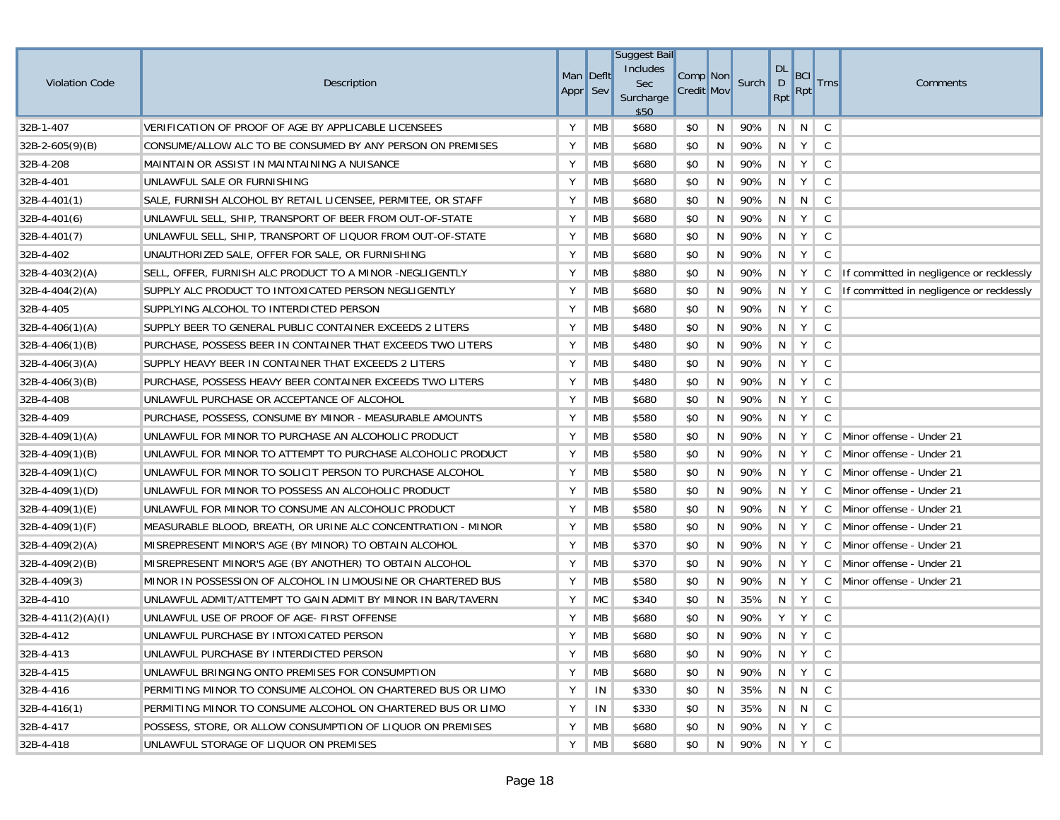| Violation Code | Description | Man Appr | Deflt Sev | Suggest Bail Includes Sec Surcharge $50 | Comp Credit | Non Mov | Surch | DL D Rpt | BCI Rpt | Trns | Comments |
|---|---|---|---|---|---|---|---|---|---|---|---|
| 32B-1-407 | VERIFICATION OF PROOF OF AGE BY APPLICABLE LICENSEES | Y | MB | $680 | $0 | N | 90% | N | N | C | |
| 32B-2-605(9)(B) | CONSUME/ALLOW ALC TO BE CONSUMED BY ANY PERSON ON PREMISES | Y | MB | $680 | $0 | N | 90% | N | Y | C | |
| 32B-4-208 | MAINTAIN OR ASSIST IN MAINTAINING A NUISANCE | Y | MB | $680 | $0 | N | 90% | N | Y | C | |
| 32B-4-401 | UNLAWFUL SALE OR FURNISHING | Y | MB | $680 | $0 | N | 90% | N | Y | C | |
| 32B-4-401(1) | SALE, FURNISH ALCOHOL BY RETAIL LICENSEE, PERMITEE, OR STAFF | Y | MB | $680 | $0 | N | 90% | N | N | C | |
| 32B-4-401(6) | UNLAWFUL SELL, SHIP, TRANSPORT OF BEER FROM OUT-OF-STATE | Y | MB | $680 | $0 | N | 90% | N | Y | C | |
| 32B-4-401(7) | UNLAWFUL SELL, SHIP, TRANSPORT OF LIQUOR FROM OUT-OF-STATE | Y | MB | $680 | $0 | N | 90% | N | Y | C | |
| 32B-4-402 | UNAUTHORIZED SALE, OFFER FOR SALE, OR FURNISHING | Y | MB | $680 | $0 | N | 90% | N | Y | C | |
| 32B-4-403(2)(A) | SELL, OFFER, FURNISH ALC PRODUCT TO A MINOR -NEGLIGENTLY | Y | MB | $880 | $0 | N | 90% | N | Y | C | If committed in negligence or recklessly |
| 32B-4-404(2)(A) | SUPPLY ALC PRODUCT TO INTOXICATED PERSON NEGLIGENTLY | Y | MB | $680 | $0 | N | 90% | N | Y | C | If committed in negligence or recklessly |
| 32B-4-405 | SUPPLYING ALCOHOL TO INTERDICTED PERSON | Y | MB | $680 | $0 | N | 90% | N | Y | C | |
| 32B-4-406(1)(A) | SUPPLY BEER TO GENERAL PUBLIC CONTAINER EXCEEDS 2 LITERS | Y | MB | $480 | $0 | N | 90% | N | Y | C | |
| 32B-4-406(1)(B) | PURCHASE, POSSESS BEER IN CONTAINER THAT EXCEEDS TWO LITERS | Y | MB | $480 | $0 | N | 90% | N | Y | C | |
| 32B-4-406(3)(A) | SUPPLY HEAVY BEER IN CONTAINER THAT EXCEEDS 2 LITERS | Y | MB | $480 | $0 | N | 90% | N | Y | C | |
| 32B-4-406(3)(B) | PURCHASE, POSSESS HEAVY BEER CONTAINER EXCEEDS TWO LITERS | Y | MB | $480 | $0 | N | 90% | N | Y | C | |
| 32B-4-408 | UNLAWFUL PURCHASE OR ACCEPTANCE OF ALCOHOL | Y | MB | $680 | $0 | N | 90% | N | Y | C | |
| 32B-4-409 | PURCHASE, POSSESS, CONSUME BY MINOR - MEASURABLE AMOUNTS | Y | MB | $580 | $0 | N | 90% | N | Y | C | |
| 32B-4-409(1)(A) | UNLAWFUL FOR MINOR TO PURCHASE AN ALCOHOLIC PRODUCT | Y | MB | $580 | $0 | N | 90% | N | Y | C | Minor offense - Under 21 |
| 32B-4-409(1)(B) | UNLAWFUL FOR MINOR TO ATTEMPT TO PURCHASE ALCOHOLIC PRODUCT | Y | MB | $580 | $0 | N | 90% | N | Y | C | Minor offense - Under 21 |
| 32B-4-409(1)(C) | UNLAWFUL FOR MINOR TO SOLICIT PERSON TO PURCHASE ALCOHOL | Y | MB | $580 | $0 | N | 90% | N | Y | C | Minor offense - Under 21 |
| 32B-4-409(1)(D) | UNLAWFUL FOR MINOR TO POSSESS AN ALCOHOLIC PRODUCT | Y | MB | $580 | $0 | N | 90% | N | Y | C | Minor offense - Under 21 |
| 32B-4-409(1)(E) | UNLAWFUL FOR MINOR TO CONSUME AN ALCOHOLIC PRODUCT | Y | MB | $580 | $0 | N | 90% | N | Y | C | Minor offense - Under 21 |
| 32B-4-409(1)(F) | MEASURABLE BLOOD, BREATH, OR URINE ALC CONCENTRATION - MINOR | Y | MB | $580 | $0 | N | 90% | N | Y | C | Minor offense - Under 21 |
| 32B-4-409(2)(A) | MISREPRESENT MINOR'S AGE (BY MINOR) TO OBTAIN ALCOHOL | Y | MB | $370 | $0 | N | 90% | N | Y | C | Minor offense - Under 21 |
| 32B-4-409(2)(B) | MISREPRESENT MINOR'S AGE (BY ANOTHER) TO OBTAIN ALCOHOL | Y | MB | $370 | $0 | N | 90% | N | Y | C | Minor offense - Under 21 |
| 32B-4-409(3) | MINOR IN POSSESSION OF ALCOHOL IN LIMOUSINE OR CHARTERED BUS | Y | MB | $580 | $0 | N | 90% | N | Y | C | Minor offense - Under 21 |
| 32B-4-410 | UNLAWFUL ADMIT/ATTEMPT TO GAIN ADMIT BY MINOR IN BAR/TAVERN | Y | MC | $340 | $0 | N | 35% | N | Y | C | |
| 32B-4-411(2)(A)(I) | UNLAWFUL USE OF PROOF OF AGE- FIRST OFFENSE | Y | MB | $680 | $0 | N | 90% | Y | Y | C | |
| 32B-4-412 | UNLAWFUL PURCHASE BY INTOXICATED PERSON | Y | MB | $680 | $0 | N | 90% | N | Y | C | |
| 32B-4-413 | UNLAWFUL PURCHASE BY INTERDICTED PERSON | Y | MB | $680 | $0 | N | 90% | N | Y | C | |
| 32B-4-415 | UNLAWFUL BRINGING ONTO PREMISES FOR CONSUMPTION | Y | MB | $680 | $0 | N | 90% | N | Y | C | |
| 32B-4-416 | PERMITING MINOR TO CONSUME ALCOHOL ON CHARTERED BUS OR LIMO | Y | IN | $330 | $0 | N | 35% | N | N | C | |
| 32B-4-416(1) | PERMITING MINOR TO CONSUME ALCOHOL ON CHARTERED BUS OR LIMO | Y | IN | $330 | $0 | N | 35% | N | N | C | |
| 32B-4-417 | POSSESS, STORE, OR ALLOW CONSUMPTION OF LIQUOR ON PREMISES | Y | MB | $680 | $0 | N | 90% | N | Y | C | |
| 32B-4-418 | UNLAWFUL STORAGE OF LIQUOR ON PREMISES | Y | MB | $680 | $0 | N | 90% | N | Y | C | |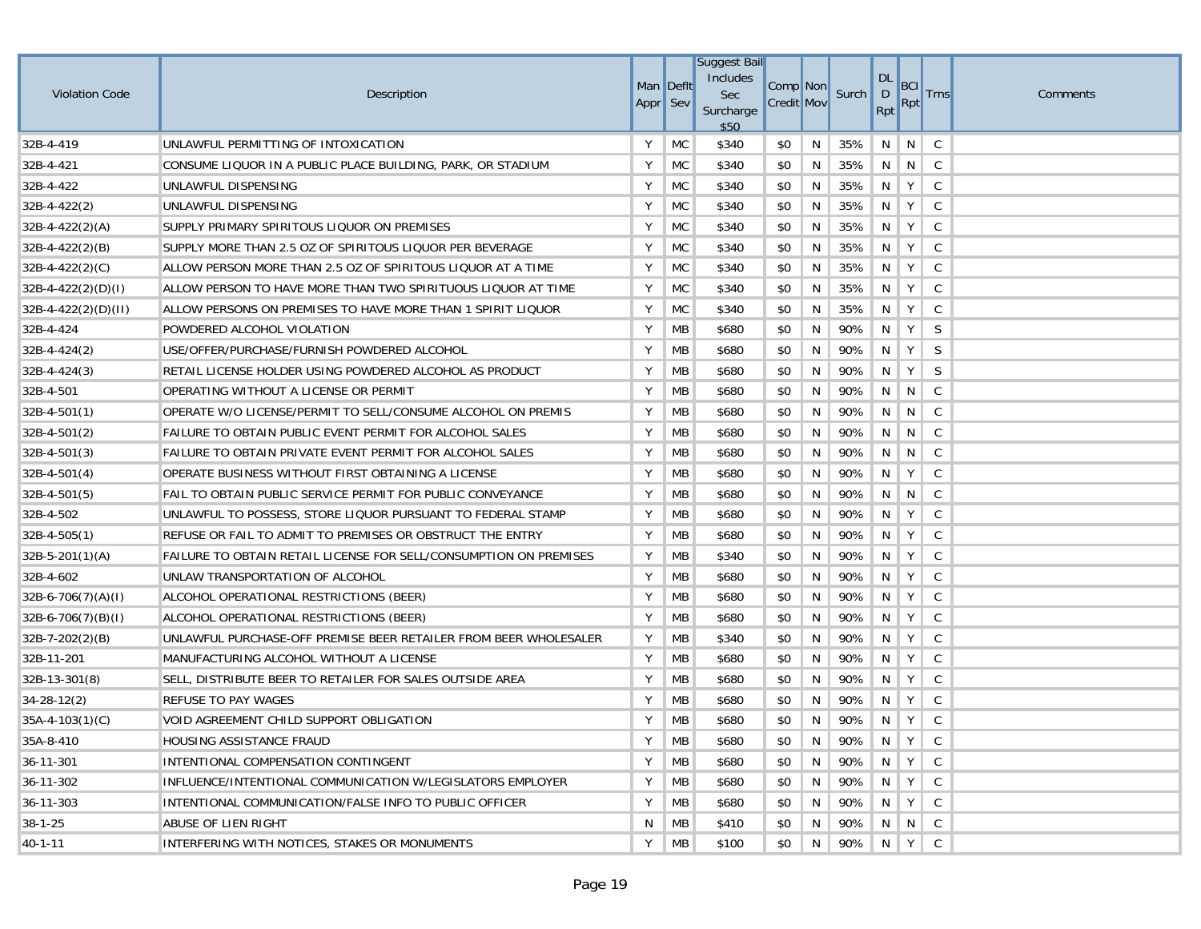| Violation Code | Description | Man Appr | Deflt Sev | Suggest Bail Includes Sec Surcharge $50 | Comp Credit | Non Mov | Surch | DL D Rpt | BCI Rpt | Trns | Comments |
|---|---|---|---|---|---|---|---|---|---|---|---|
| 32B-4-419 | UNLAWFUL PERMITTING OF INTOXICATION | Y | MC | $340 | $0 | N | 35% | N | N | C | |
| 32B-4-421 | CONSUME LIQUOR IN A PUBLIC PLACE BUILDING, PARK, OR STADIUM | Y | MC | $340 | $0 | N | 35% | N | N | C | |
| 32B-4-422 | UNLAWFUL DISPENSING | Y | MC | $340 | $0 | N | 35% | N | Y | C | |
| 32B-4-422(2) | UNLAWFUL DISPENSING | Y | MC | $340 | $0 | N | 35% | N | Y | C | |
| 32B-4-422(2)(A) | SUPPLY PRIMARY SPIRITOUS LIQUOR ON PREMISES | Y | MC | $340 | $0 | N | 35% | N | Y | C | |
| 32B-4-422(2)(B) | SUPPLY MORE THAN 2.5 OZ OF SPIRITOUS LIQUOR PER BEVERAGE | Y | MC | $340 | $0 | N | 35% | N | Y | C | |
| 32B-4-422(2)(C) | ALLOW PERSON MORE THAN 2.5 OZ OF SPIRITOUS LIQUOR AT A TIME | Y | MC | $340 | $0 | N | 35% | N | Y | C | |
| 32B-4-422(2)(D)(I) | ALLOW PERSON TO HAVE MORE THAN TWO SPIRITUOUS LIQUOR AT TIME | Y | MC | $340 | $0 | N | 35% | N | Y | C | |
| 32B-4-422(2)(D)(II) | ALLOW PERSONS ON PREMISES TO HAVE MORE THAN 1 SPIRIT LIQUOR | Y | MC | $340 | $0 | N | 35% | N | Y | C | |
| 32B-4-424 | POWDERED ALCOHOL VIOLATION | Y | MB | $680 | $0 | N | 90% | N | Y | S | |
| 32B-4-424(2) | USE/OFFER/PURCHASE/FURNISH POWDERED ALCOHOL | Y | MB | $680 | $0 | N | 90% | N | Y | S | |
| 32B-4-424(3) | RETAIL LICENSE HOLDER USING POWDERED ALCOHOL AS PRODUCT | Y | MB | $680 | $0 | N | 90% | N | Y | S | |
| 32B-4-501 | OPERATING WITHOUT A LICENSE OR PERMIT | Y | MB | $680 | $0 | N | 90% | N | N | C | |
| 32B-4-501(1) | OPERATE W/O LICENSE/PERMIT TO SELL/CONSUME ALCOHOL ON PREMIS | Y | MB | $680 | $0 | N | 90% | N | N | C | |
| 32B-4-501(2) | FAILURE TO OBTAIN PUBLIC EVENT PERMIT FOR ALCOHOL SALES | Y | MB | $680 | $0 | N | 90% | N | N | C | |
| 32B-4-501(3) | FAILURE TO OBTAIN PRIVATE EVENT PERMIT FOR ALCOHOL SALES | Y | MB | $680 | $0 | N | 90% | N | N | C | |
| 32B-4-501(4) | OPERATE BUSINESS WITHOUT FIRST OBTAINING A LICENSE | Y | MB | $680 | $0 | N | 90% | N | Y | C | |
| 32B-4-501(5) | FAIL TO OBTAIN PUBLIC SERVICE PERMIT FOR PUBLIC CONVEYANCE | Y | MB | $680 | $0 | N | 90% | N | N | C | |
| 32B-4-502 | UNLAWFUL TO POSSESS, STORE LIQUOR PURSUANT TO FEDERAL STAMP | Y | MB | $680 | $0 | N | 90% | N | Y | C | |
| 32B-4-505(1) | REFUSE OR FAIL TO ADMIT TO PREMISES OR OBSTRUCT THE ENTRY | Y | MB | $680 | $0 | N | 90% | N | Y | C | |
| 32B-5-201(1)(A) | FAILURE TO OBTAIN RETAIL LICENSE FOR SELL/CONSUMPTION ON PREMISES | Y | MB | $340 | $0 | N | 90% | N | Y | C | |
| 32B-4-602 | UNLAW TRANSPORTATION OF ALCOHOL | Y | MB | $680 | $0 | N | 90% | N | Y | C | |
| 32B-6-706(7)(A)(I) | ALCOHOL OPERATIONAL RESTRICTIONS (BEER) | Y | MB | $680 | $0 | N | 90% | N | Y | C | |
| 32B-6-706(7)(B)(I) | ALCOHOL OPERATIONAL RESTRICTIONS (BEER) | Y | MB | $680 | $0 | N | 90% | N | Y | C | |
| 32B-7-202(2)(B) | UNLAWFUL PURCHASE-OFF PREMISE BEER RETAILER FROM BEER WHOLESALER | Y | MB | $340 | $0 | N | 90% | N | Y | C | |
| 32B-11-201 | MANUFACTURING ALCOHOL WITHOUT A LICENSE | Y | MB | $680 | $0 | N | 90% | N | Y | C | |
| 32B-13-301(8) | SELL, DISTRIBUTE BEER TO RETAILER FOR SALES OUTSIDE AREA | Y | MB | $680 | $0 | N | 90% | N | Y | C | |
| 34-28-12(2) | REFUSE TO PAY WAGES | Y | MB | $680 | $0 | N | 90% | N | Y | C | |
| 35A-4-103(1)(C) | VOID AGREEMENT CHILD SUPPORT OBLIGATION | Y | MB | $680 | $0 | N | 90% | N | Y | C | |
| 35A-8-410 | HOUSING ASSISTANCE FRAUD | Y | MB | $680 | $0 | N | 90% | N | Y | C | |
| 36-11-301 | INTENTIONAL COMPENSATION CONTINGENT | Y | MB | $680 | $0 | N | 90% | N | Y | C | |
| 36-11-302 | INFLUENCE/INTENTIONAL COMMUNICATION W/LEGISLATORS EMPLOYER | Y | MB | $680 | $0 | N | 90% | N | Y | C | |
| 36-11-303 | INTENTIONAL COMMUNICATION/FALSE INFO TO PUBLIC OFFICER | Y | MB | $680 | $0 | N | 90% | N | Y | C | |
| 38-1-25 | ABUSE OF LIEN RIGHT | N | MB | $410 | $0 | N | 90% | N | N | C | |
| 40-1-11 | INTERFERING WITH NOTICES, STAKES OR MONUMENTS | Y | MB | $100 | $0 | N | 90% | N | Y | C | |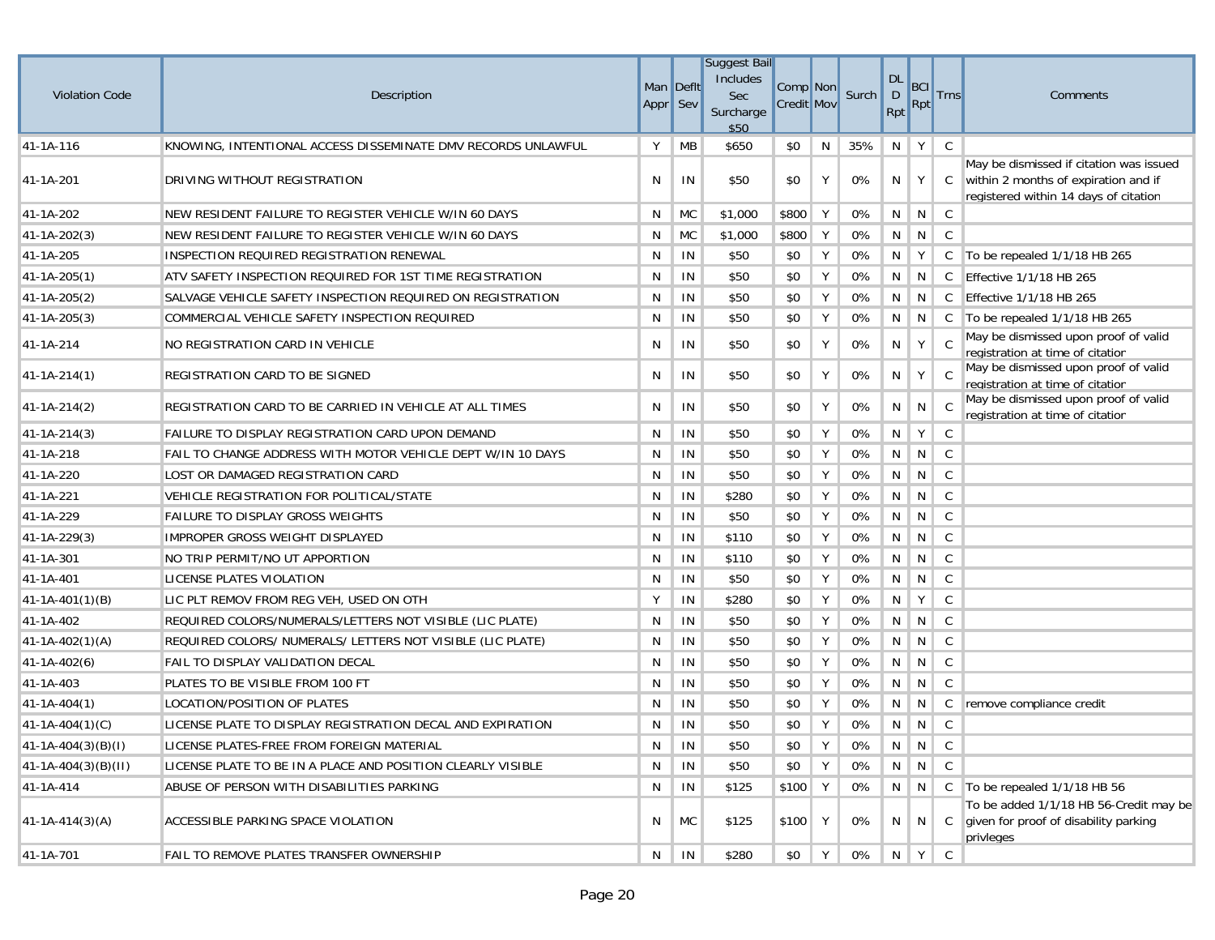| Violation Code | Description | Man Appr | Deflt Sev | Suggest Bail Includes Sec Surcharge $50 | Comp Credit | Non Mov | Surch | DL D Rpt | BCI Rpt | Trns | Comments |
|---|---|---|---|---|---|---|---|---|---|---|---|
| 41-1A-116 | KNOWING, INTENTIONAL ACCESS DISSEMINATE DMV RECORDS UNLAWFUL | Y | MB | $650 | $0 | N | 35% | N | Y | C | |
| 41-1A-201 | DRIVING WITHOUT REGISTRATION | N | IN | $50 | $0 | Y | 0% | N | Y | C | May be dismissed if citation was issued within 2 months of expiration and if registered within 14 days of citation |
| 41-1A-202 | NEW RESIDENT FAILURE TO REGISTER VEHICLE W/IN 60 DAYS | N | MC | $1,000 | $800 | Y | 0% | N | N | C | |
| 41-1A-202(3) | NEW RESIDENT FAILURE TO REGISTER VEHICLE W/IN 60 DAYS | N | MC | $1,000 | $800 | Y | 0% | N | N | C | |
| 41-1A-205 | INSPECTION REQUIRED REGISTRATION RENEWAL | N | IN | $50 | $0 | Y | 0% | N | Y | C | To be repealed 1/1/18 HB 265 |
| 41-1A-205(1) | ATV SAFETY INSPECTION REQUIRED FOR 1ST TIME REGISTRATION | N | IN | $50 | $0 | Y | 0% | N | N | C | Effective 1/1/18 HB 265 |
| 41-1A-205(2) | SALVAGE VEHICLE SAFETY INSPECTION REQUIRED ON REGISTRATION | N | IN | $50 | $0 | Y | 0% | N | N | C | Effective 1/1/18 HB 265 |
| 41-1A-205(3) | COMMERCIAL VEHICLE SAFETY INSPECTION REQUIRED | N | IN | $50 | $0 | Y | 0% | N | N | C | To be repealed 1/1/18 HB 265 |
| 41-1A-214 | NO REGISTRATION CARD IN VEHICLE | N | IN | $50 | $0 | Y | 0% | N | Y | C | May be dismissed upon proof of valid registration at time of citation |
| 41-1A-214(1) | REGISTRATION CARD TO BE SIGNED | N | IN | $50 | $0 | Y | 0% | N | Y | C | May be dismissed upon proof of valid registration at time of citation |
| 41-1A-214(2) | REGISTRATION CARD TO BE CARRIED IN VEHICLE AT ALL TIMES | N | IN | $50 | $0 | Y | 0% | N | N | C | May be dismissed upon proof of valid registration at time of citation |
| 41-1A-214(3) | FAILURE TO DISPLAY REGISTRATION CARD UPON DEMAND | N | IN | $50 | $0 | Y | 0% | N | Y | C | |
| 41-1A-218 | FAIL TO CHANGE ADDRESS WITH MOTOR VEHICLE DEPT W/IN 10 DAYS | N | IN | $50 | $0 | Y | 0% | N | N | C | |
| 41-1A-220 | LOST OR DAMAGED REGISTRATION CARD | N | IN | $50 | $0 | Y | 0% | N | N | C | |
| 41-1A-221 | VEHICLE REGISTRATION FOR POLITICAL/STATE | N | IN | $280 | $0 | Y | 0% | N | N | C | |
| 41-1A-229 | FAILURE TO DISPLAY GROSS WEIGHTS | N | IN | $50 | $0 | Y | 0% | N | N | C | |
| 41-1A-229(3) | IMPROPER GROSS WEIGHT DISPLAYED | N | IN | $110 | $0 | Y | 0% | N | N | C | |
| 41-1A-301 | NO TRIP PERMIT/NO UT APPORTION | N | IN | $110 | $0 | Y | 0% | N | N | C | |
| 41-1A-401 | LICENSE PLATES VIOLATION | N | IN | $50 | $0 | Y | 0% | N | N | C | |
| 41-1A-401(1)(B) | LIC PLT REMOV FROM REG VEH, USED ON OTH | Y | IN | $280 | $0 | Y | 0% | N | Y | C | |
| 41-1A-402 | REQUIRED COLORS/NUMERALS/LETTERS NOT VISIBLE (LIC PLATE) | N | IN | $50 | $0 | Y | 0% | N | N | C | |
| 41-1A-402(1)(A) | REQUIRED COLORS/ NUMERALS/ LETTERS NOT VISIBLE (LIC PLATE) | N | IN | $50 | $0 | Y | 0% | N | N | C | |
| 41-1A-402(6) | FAIL TO DISPLAY VALIDATION DECAL | N | IN | $50 | $0 | Y | 0% | N | N | C | |
| 41-1A-403 | PLATES TO BE VISIBLE FROM 100 FT | N | IN | $50 | $0 | Y | 0% | N | N | C | |
| 41-1A-404(1) | LOCATION/POSITION OF PLATES | N | IN | $50 | $0 | Y | 0% | N | N | C | remove compliance credit |
| 41-1A-404(1)(C) | LICENSE PLATE TO DISPLAY REGISTRATION DECAL AND EXPIRATION | N | IN | $50 | $0 | Y | 0% | N | N | C | |
| 41-1A-404(3)(B)(I) | LICENSE PLATES-FREE FROM FOREIGN MATERIAL | N | IN | $50 | $0 | Y | 0% | N | N | C | |
| 41-1A-404(3)(B)(II) | LICENSE PLATE TO BE IN A PLACE AND POSITION CLEARLY VISIBLE | N | IN | $50 | $0 | Y | 0% | N | N | C | |
| 41-1A-414 | ABUSE OF PERSON WITH DISABILITIES PARKING | N | IN | $125 | $100 | Y | 0% | N | N | C | To be repealed 1/1/18 HB 56 |
| 41-1A-414(3)(A) | ACCESSIBLE PARKING SPACE VIOLATION | N | MC | $125 | $100 | Y | 0% | N | N | C | To be added 1/1/18 HB 56-Credit may be given for proof of disability parking privleges |
| 41-1A-701 | FAIL TO REMOVE PLATES TRANSFER OWNERSHIP | N | IN | $280 | $0 | Y | 0% | N | Y | C | |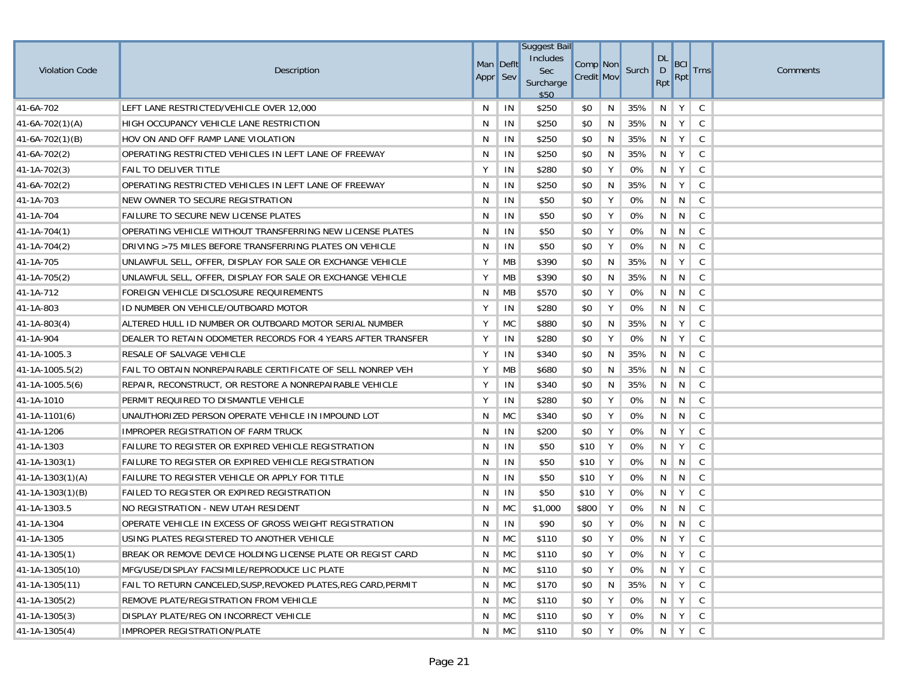| Violation Code | Description | Man Appr | Deflt Sev | Suggest Bail Includes Sec Surcharge $50 | Comp Credit | Non Mov | Surch | DL D Rpt | BCI Rpt | Trns | Comments |
|---|---|---|---|---|---|---|---|---|---|---|---|
| 41-6A-702 | LEFT LANE RESTRICTED/VEHICLE OVER 12,000 | N | IN | $250 | $0 | N | 35% | N | Y | C | |
| 41-6A-702(1)(A) | HIGH OCCUPANCY VEHICLE LANE RESTRICTION | N | IN | $250 | $0 | N | 35% | N | Y | C | |
| 41-6A-702(1)(B) | HOV ON AND OFF RAMP LANE VIOLATION | N | IN | $250 | $0 | N | 35% | N | Y | C | |
| 41-6A-702(2) | OPERATING RESTRICTED VEHICLES IN LEFT LANE OF FREEWAY | N | IN | $250 | $0 | N | 35% | N | Y | C | |
| 41-1A-702(3) | FAIL TO DELIVER TITLE | Y | IN | $280 | $0 | Y | 0% | N | Y | C | |
| 41-6A-702(2) | OPERATING RESTRICTED VEHICLES IN LEFT LANE OF FREEWAY | N | IN | $250 | $0 | N | 35% | N | Y | C | |
| 41-1A-703 | NEW OWNER TO SECURE REGISTRATION | N | IN | $50 | $0 | Y | 0% | N | N | C | |
| 41-1A-704 | FAILURE TO SECURE NEW LICENSE PLATES | N | IN | $50 | $0 | Y | 0% | N | N | C | |
| 41-1A-704(1) | OPERATING VEHICLE WITHOUT TRANSFERRING NEW LICENSE PLATES | N | IN | $50 | $0 | Y | 0% | N | N | C | |
| 41-1A-704(2) | DRIVING >75 MILES BEFORE TRANSFERRING PLATES ON VEHICLE | N | IN | $50 | $0 | Y | 0% | N | N | C | |
| 41-1A-705 | UNLAWFUL SELL, OFFER, DISPLAY FOR SALE OR EXCHANGE VEHICLE | Y | MB | $390 | $0 | N | 35% | N | Y | C | |
| 41-1A-705(2) | UNLAWFUL SELL, OFFER, DISPLAY FOR SALE OR EXCHANGE VEHICLE | Y | MB | $390 | $0 | N | 35% | N | N | C | |
| 41-1A-712 | FOREIGN VEHICLE DISCLOSURE REQUIREMENTS | N | MB | $570 | $0 | Y | 0% | N | N | C | |
| 41-1A-803 | ID NUMBER ON VEHICLE/OUTBOARD MOTOR | Y | IN | $280 | $0 | Y | 0% | N | N | C | |
| 41-1A-803(4) | ALTERED HULL ID NUMBER OR OUTBOARD MOTOR SERIAL NUMBER | Y | MC | $880 | $0 | N | 35% | N | Y | C | |
| 41-1A-904 | DEALER TO RETAIN ODOMETER RECORDS FOR 4 YEARS AFTER TRANSFER | Y | IN | $280 | $0 | Y | 0% | N | Y | C | |
| 41-1A-1005.3 | RESALE OF SALVAGE VEHICLE | Y | IN | $340 | $0 | N | 35% | N | N | C | |
| 41-1A-1005.5(2) | FAIL TO OBTAIN NONREPAIRABLE CERTIFICATE OF SELL NONREP VEH | Y | MB | $680 | $0 | N | 35% | N | N | C | |
| 41-1A-1005.5(6) | REPAIR, RECONSTRUCT, OR RESTORE A NONREPAIRABLE VEHICLE | Y | IN | $340 | $0 | N | 35% | N | N | C | |
| 41-1A-1010 | PERMIT REQUIRED TO DISMANTLE VEHICLE | Y | IN | $280 | $0 | Y | 0% | N | N | C | |
| 41-1A-1101(6) | UNAUTHORIZED PERSON OPERATE VEHICLE IN IMPOUND LOT | N | MC | $340 | $0 | Y | 0% | N | N | C | |
| 41-1A-1206 | IMPROPER REGISTRATION OF FARM TRUCK | N | IN | $200 | $0 | Y | 0% | N | Y | C | |
| 41-1A-1303 | FAILURE TO REGISTER OR EXPIRED VEHICLE REGISTRATION | N | IN | $50 | $10 | Y | 0% | N | Y | C | |
| 41-1A-1303(1) | FAILURE TO REGISTER OR EXPIRED VEHICLE REGISTRATION | N | IN | $50 | $10 | Y | 0% | N | N | C | |
| 41-1A-1303(1)(A) | FAILURE TO REGISTER VEHICLE OR APPLY FOR TITLE | N | IN | $50 | $10 | Y | 0% | N | N | C | |
| 41-1A-1303(1)(B) | FAILED TO REGISTER OR EXPIRED REGISTRATION | N | IN | $50 | $10 | Y | 0% | N | Y | C | |
| 41-1A-1303.5 | NO REGISTRATION - NEW UTAH RESIDENT | N | MC | $1,000 | $800 | Y | 0% | N | N | C | |
| 41-1A-1304 | OPERATE VEHICLE IN EXCESS OF GROSS WEIGHT REGISTRATION | N | IN | $90 | $0 | Y | 0% | N | N | C | |
| 41-1A-1305 | USING PLATES REGISTERED TO ANOTHER VEHICLE | N | MC | $110 | $0 | Y | 0% | N | Y | C | |
| 41-1A-1305(1) | BREAK OR REMOVE DEVICE HOLDING LICENSE PLATE OR REGIST CARD | N | MC | $110 | $0 | Y | 0% | N | Y | C | |
| 41-1A-1305(10) | MFG/USE/DISPLAY FACSIMILE/REPRODUCE LIC PLATE | N | MC | $110 | $0 | Y | 0% | N | Y | C | |
| 41-1A-1305(11) | FAIL TO RETURN CANCELED,SUSP,REVOKED PLATES,REG CARD,PERMIT | N | MC | $170 | $0 | N | 35% | N | Y | C | |
| 41-1A-1305(2) | REMOVE PLATE/REGISTRATION FROM VEHICLE | N | MC | $110 | $0 | Y | 0% | N | Y | C | |
| 41-1A-1305(3) | DISPLAY PLATE/REG ON INCORRECT VEHICLE | N | MC | $110 | $0 | Y | 0% | N | Y | C | |
| 41-1A-1305(4) | IMPROPER REGISTRATION/PLATE | N | MC | $110 | $0 | Y | 0% | N | Y | C | |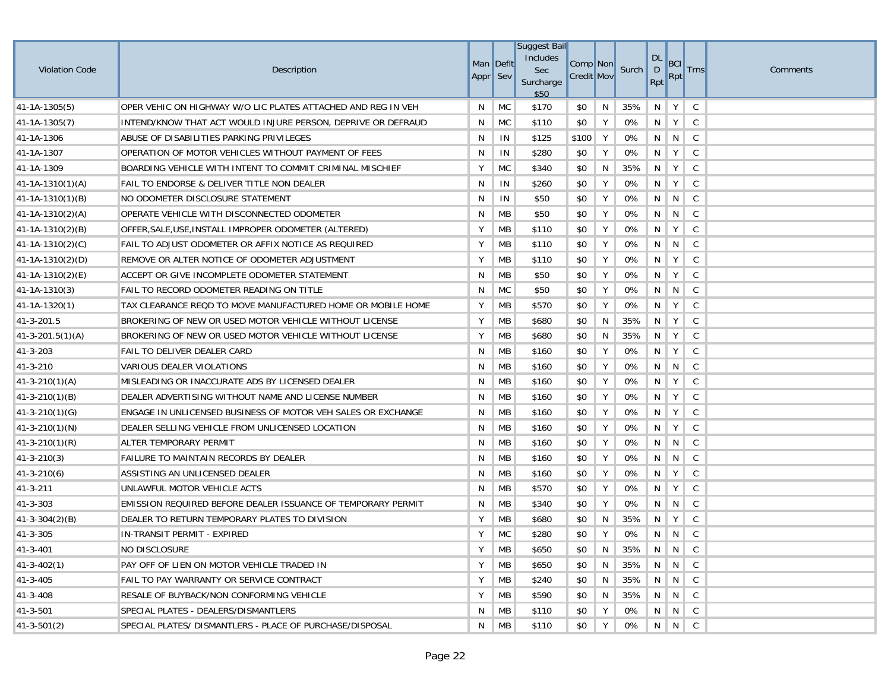| Violation Code | Description | Man Appr | Deflt Sev | Suggest Bail Includes Sec Surcharge $50 | Comp Credit | Non Mov | Surch | DL D Rpt | BCI Rpt | Trns | Comments |
|---|---|---|---|---|---|---|---|---|---|---|---|
| 41-1A-1305(5) | OPER VEHIC ON HIGHWAY W/O LIC PLATES ATTACHED AND REG IN VEH | N | MC | $170 | $0 | N | 35% | N | Y | C | |
| 41-1A-1305(7) | INTEND/KNOW THAT ACT WOULD INJURE PERSON, DEPRIVE OR DEFRAUD | N | MC | $110 | $0 | Y | 0% | N | Y | C | |
| 41-1A-1306 | ABUSE OF DISABILITIES PARKING PRIVILEGES | N | IN | $125 | $100 | Y | 0% | N | N | C | |
| 41-1A-1307 | OPERATION OF MOTOR VEHICLES WITHOUT PAYMENT OF FEES | N | IN | $280 | $0 | Y | 0% | N | Y | C | |
| 41-1A-1309 | BOARDING VEHICLE WITH INTENT TO COMMIT CRIMINAL MISCHIEF | Y | MC | $340 | $0 | N | 35% | N | Y | C | |
| 41-1A-1310(1)(A) | FAIL TO ENDORSE & DELIVER TITLE NON DEALER | N | IN | $260 | $0 | Y | 0% | N | Y | C | |
| 41-1A-1310(1)(B) | NO ODOMETER DISCLOSURE STATEMENT | N | IN | $50 | $0 | Y | 0% | N | N | C | |
| 41-1A-1310(2)(A) | OPERATE VEHICLE WITH DISCONNECTED ODOMETER | N | MB | $50 | $0 | Y | 0% | N | N | C | |
| 41-1A-1310(2)(B) | OFFER,SALE,USE,INSTALL IMPROPER ODOMETER (ALTERED) | Y | MB | $110 | $0 | Y | 0% | N | Y | C | |
| 41-1A-1310(2)(C) | FAIL TO ADJUST ODOMETER OR AFFIX NOTICE AS REQUIRED | Y | MB | $110 | $0 | Y | 0% | N | N | C | |
| 41-1A-1310(2)(D) | REMOVE OR ALTER NOTICE OF ODOMETER ADJUSTMENT | Y | MB | $110 | $0 | Y | 0% | N | Y | C | |
| 41-1A-1310(2)(E) | ACCEPT OR GIVE INCOMPLETE ODOMETER STATEMENT | N | MB | $50 | $0 | Y | 0% | N | Y | C | |
| 41-1A-1310(3) | FAIL TO RECORD ODOMETER READING ON TITLE | N | MC | $50 | $0 | Y | 0% | N | N | C | |
| 41-1A-1320(1) | TAX CLEARANCE REQD TO MOVE MANUFACTURED HOME OR MOBILE HOME | Y | MB | $570 | $0 | Y | 0% | N | Y | C | |
| 41-3-201.5 | BROKERING OF NEW OR USED MOTOR VEHICLE WITHOUT LICENSE | Y | MB | $680 | $0 | N | 35% | N | Y | C | |
| 41-3-201.5(1)(A) | BROKERING OF NEW OR USED MOTOR VEHICLE WITHOUT LICENSE | Y | MB | $680 | $0 | N | 35% | N | Y | C | |
| 41-3-203 | FAIL TO DELIVER DEALER CARD | N | MB | $160 | $0 | Y | 0% | N | Y | C | |
| 41-3-210 | VARIOUS DEALER VIOLATIONS | N | MB | $160 | $0 | Y | 0% | N | N | C | |
| 41-3-210(1)(A) | MISLEADING OR INACCURATE ADS BY LICENSED DEALER | N | MB | $160 | $0 | Y | 0% | N | Y | C | |
| 41-3-210(1)(B) | DEALER ADVERTISING WITHOUT NAME AND LICENSE NUMBER | N | MB | $160 | $0 | Y | 0% | N | Y | C | |
| 41-3-210(1)(G) | ENGAGE IN UNLICENSED BUSINESS OF MOTOR VEH SALES OR EXCHANGE | N | MB | $160 | $0 | Y | 0% | N | Y | C | |
| 41-3-210(1)(N) | DEALER SELLING VEHICLE FROM UNLICENSED LOCATION | N | MB | $160 | $0 | Y | 0% | N | Y | C | |
| 41-3-210(1)(R) | ALTER TEMPORARY PERMIT | N | MB | $160 | $0 | Y | 0% | N | N | C | |
| 41-3-210(3) | FAILURE TO MAINTAIN RECORDS BY DEALER | N | MB | $160 | $0 | Y | 0% | N | N | C | |
| 41-3-210(6) | ASSISTING AN UNLICENSED DEALER | N | MB | $160 | $0 | Y | 0% | N | Y | C | |
| 41-3-211 | UNLAWFUL MOTOR VEHICLE ACTS | N | MB | $570 | $0 | Y | 0% | N | Y | C | |
| 41-3-303 | EMISSION REQUIRED BEFORE DEALER ISSUANCE OF TEMPORARY PERMIT | N | MB | $340 | $0 | Y | 0% | N | N | C | |
| 41-3-304(2)(B) | DEALER TO RETURN TEMPORARY PLATES TO DIVISION | Y | MB | $680 | $0 | N | 35% | N | Y | C | |
| 41-3-305 | IN-TRANSIT PERMIT - EXPIRED | Y | MC | $280 | $0 | Y | 0% | N | N | C | |
| 41-3-401 | NO DISCLOSURE | Y | MB | $650 | $0 | N | 35% | N | N | C | |
| 41-3-402(1) | PAY OFF OF LIEN ON MOTOR VEHICLE TRADED IN | Y | MB | $650 | $0 | N | 35% | N | N | C | |
| 41-3-405 | FAIL TO PAY WARRANTY OR SERVICE CONTRACT | Y | MB | $240 | $0 | N | 35% | N | N | C | |
| 41-3-408 | RESALE OF BUYBACK/NON CONFORMING VEHICLE | Y | MB | $590 | $0 | N | 35% | N | N | C | |
| 41-3-501 | SPECIAL PLATES - DEALERS/DISMANTLERS | N | MB | $110 | $0 | Y | 0% | N | N | C | |
| 41-3-501(2) | SPECIAL PLATES/ DISMANTLERS - PLACE OF PURCHASE/DISPOSAL | N | MB | $110 | $0 | Y | 0% | N | N | C | |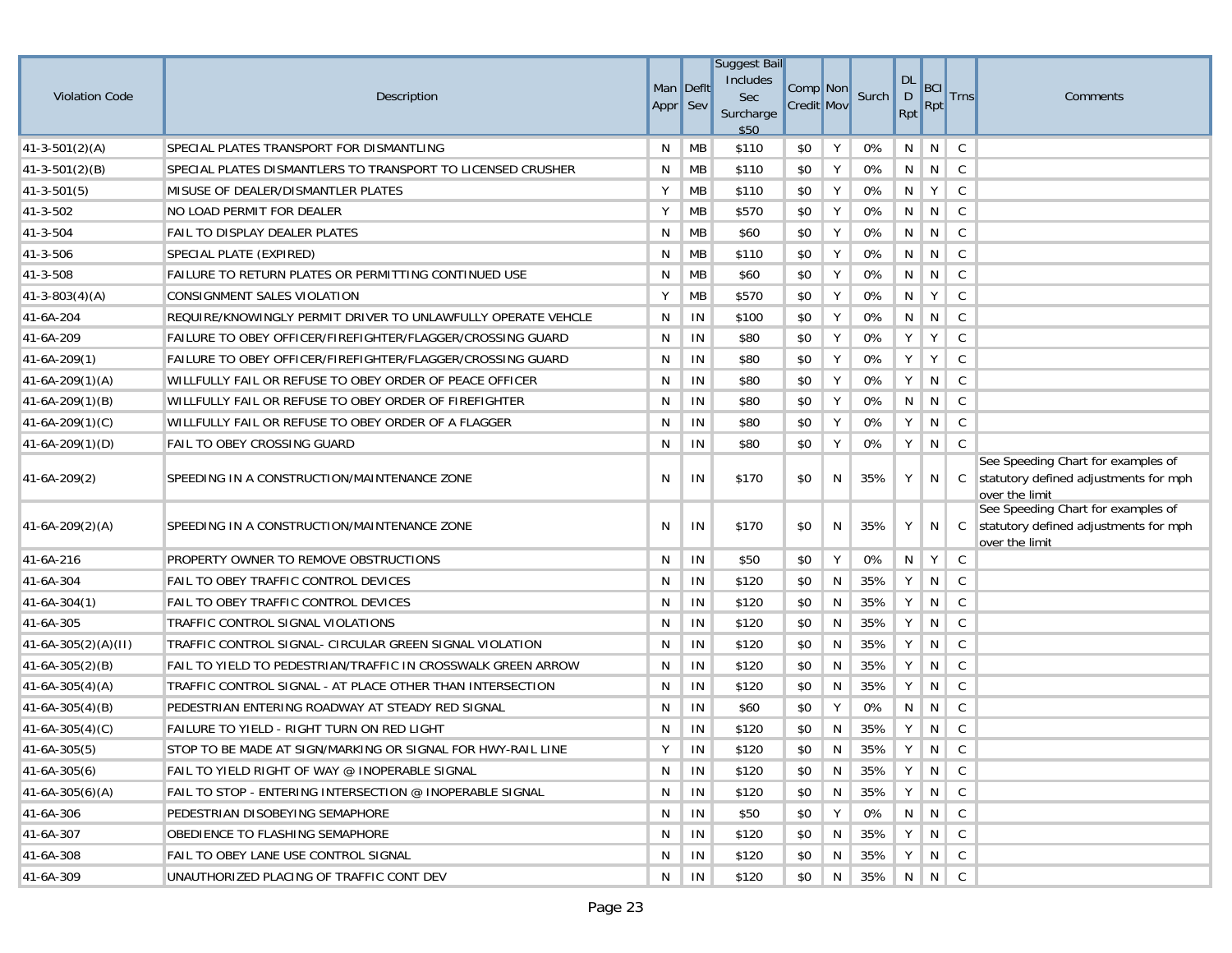| Violation Code | Description | Man Appr | Deflt Sev | Suggest Bail Includes Sec Surcharge $50 | Comp Credit | Non Mov | Surch | DL D Rpt | BCI Rpt | Trns | Comments |
|---|---|---|---|---|---|---|---|---|---|---|---|
| 41-3-501(2)(A) | SPECIAL PLATES TRANSPORT FOR DISMANTLING | N | MB | $110 | $0 | Y | 0% | N | N | C | |
| 41-3-501(2)(B) | SPECIAL PLATES DISMANTLERS TO TRANSPORT TO LICENSED CRUSHER | N | MB | $110 | $0 | Y | 0% | N | N | C | |
| 41-3-501(5) | MISUSE OF DEALER/DISMANTLER PLATES | Y | MB | $110 | $0 | Y | 0% | N | Y | C | |
| 41-3-502 | NO LOAD PERMIT FOR DEALER | Y | MB | $570 | $0 | Y | 0% | N | N | C | |
| 41-3-504 | FAIL TO DISPLAY DEALER PLATES | N | MB | $60 | $0 | Y | 0% | N | N | C | |
| 41-3-506 | SPECIAL PLATE (EXPIRED) | N | MB | $110 | $0 | Y | 0% | N | N | C | |
| 41-3-508 | FAILURE TO RETURN PLATES OR PERMITTING CONTINUED USE | N | MB | $60 | $0 | Y | 0% | N | N | C | |
| 41-3-803(4)(A) | CONSIGNMENT SALES VIOLATION | Y | MB | $570 | $0 | Y | 0% | N | Y | C | |
| 41-6A-204 | REQUIRE/KNOWINGLY PERMIT DRIVER TO UNLAWFULLY OPERATE VEHCLE | N | IN | $100 | $0 | Y | 0% | N | N | C | |
| 41-6A-209 | FAILURE TO OBEY OFFICER/FIREFIGHTER/FLAGGER/CROSSING GUARD | N | IN | $80 | $0 | Y | 0% | Y | Y | C | |
| 41-6A-209(1) | FAILURE TO OBEY OFFICER/FIREFIGHTER/FLAGGER/CROSSING GUARD | N | IN | $80 | $0 | Y | 0% | Y | Y | C | |
| 41-6A-209(1)(A) | WILLFULLY FAIL OR REFUSE TO OBEY ORDER OF PEACE OFFICER | N | IN | $80 | $0 | Y | 0% | Y | N | C | |
| 41-6A-209(1)(B) | WILLFULLY FAIL OR REFUSE TO OBEY ORDER OF FIREFIGHTER | N | IN | $80 | $0 | Y | 0% | N | N | C | |
| 41-6A-209(1)(C) | WILLFULLY FAIL OR REFUSE TO OBEY ORDER OF A FLAGGER | N | IN | $80 | $0 | Y | 0% | Y | N | C | |
| 41-6A-209(1)(D) | FAIL TO OBEY CROSSING GUARD | N | IN | $80 | $0 | Y | 0% | Y | N | C | |
| 41-6A-209(2) | SPEEDING IN A CONSTRUCTION/MAINTENANCE ZONE | N | IN | $170 | $0 | N | 35% | Y | N | C | See Speeding Chart for examples of statutory defined adjustments for mph over the limit |
| 41-6A-209(2)(A) | SPEEDING IN A CONSTRUCTION/MAINTENANCE ZONE | N | IN | $170 | $0 | N | 35% | Y | N | C | See Speeding Chart for examples of statutory defined adjustments for mph over the limit |
| 41-6A-216 | PROPERTY OWNER TO REMOVE OBSTRUCTIONS | N | IN | $50 | $0 | Y | 0% | N | Y | C | |
| 41-6A-304 | FAIL TO OBEY TRAFFIC CONTROL DEVICES | N | IN | $120 | $0 | N | 35% | Y | N | C | |
| 41-6A-304(1) | FAIL TO OBEY TRAFFIC CONTROL DEVICES | N | IN | $120 | $0 | N | 35% | Y | N | C | |
| 41-6A-305 | TRAFFIC CONTROL SIGNAL VIOLATIONS | N | IN | $120 | $0 | N | 35% | Y | N | C | |
| 41-6A-305(2)(A)(II) | TRAFFIC CONTROL SIGNAL- CIRCULAR GREEN SIGNAL VIOLATION | N | IN | $120 | $0 | N | 35% | Y | N | C | |
| 41-6A-305(2)(B) | FAIL TO YIELD TO PEDESTRIAN/TRAFFIC IN CROSSWALK GREEN ARROW | N | IN | $120 | $0 | N | 35% | Y | N | C | |
| 41-6A-305(4)(A) | TRAFFIC CONTROL SIGNAL - AT PLACE OTHER THAN INTERSECTION | N | IN | $120 | $0 | N | 35% | Y | N | C | |
| 41-6A-305(4)(B) | PEDESTRIAN ENTERING ROADWAY AT STEADY RED SIGNAL | N | IN | $60 | $0 | Y | 0% | N | N | C | |
| 41-6A-305(4)(C) | FAILURE TO YIELD - RIGHT TURN ON RED LIGHT | N | IN | $120 | $0 | N | 35% | Y | N | C | |
| 41-6A-305(5) | STOP TO BE MADE AT SIGN/MARKING OR SIGNAL FOR HWY-RAIL LINE | Y | IN | $120 | $0 | N | 35% | Y | N | C | |
| 41-6A-305(6) | FAIL TO YIELD RIGHT OF WAY @ INOPERABLE SIGNAL | N | IN | $120 | $0 | N | 35% | Y | N | C | |
| 41-6A-305(6)(A) | FAIL TO STOP - ENTERING INTERSECTION @ INOPERABLE SIGNAL | N | IN | $120 | $0 | N | 35% | Y | N | C | |
| 41-6A-306 | PEDESTRIAN DISOBEYING SEMAPHORE | N | IN | $50 | $0 | Y | 0% | N | N | C | |
| 41-6A-307 | OBEDIENCE TO FLASHING SEMAPHORE | N | IN | $120 | $0 | N | 35% | Y | N | C | |
| 41-6A-308 | FAIL TO OBEY LANE USE CONTROL SIGNAL | N | IN | $120 | $0 | N | 35% | Y | N | C | |
| 41-6A-309 | UNAUTHORIZED PLACING OF TRAFFIC CONT DEV | N | IN | $120 | $0 | N | 35% | N | N | C | |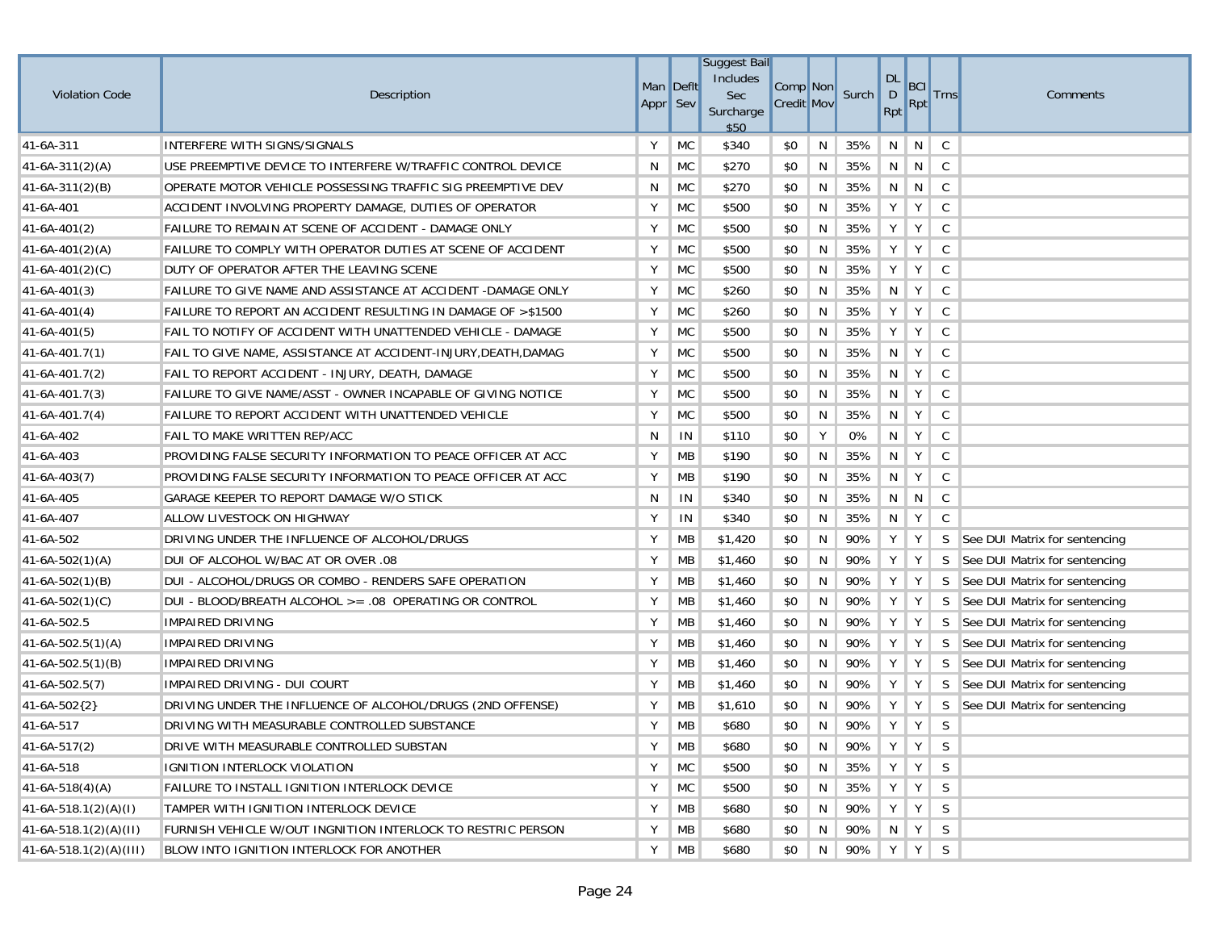| Violation Code | Description | Man Appr | Deflt Sev | Suggest Bail Includes Sec Surcharge $50 | Comp Credit | Non Mov | Surch | DL D Rpt | BCI Rpt | Trns | Comments |
|---|---|---|---|---|---|---|---|---|---|---|---|
| 41-6A-311 | INTERFERE WITH SIGNS/SIGNALS | Y | MC | $340 | $0 | N | 35% | N | N | C | |
| 41-6A-311(2)(A) | USE PREEMPTIVE DEVICE TO INTERFERE W/TRAFFIC CONTROL DEVICE | N | MC | $270 | $0 | N | 35% | N | N | C | |
| 41-6A-311(2)(B) | OPERATE MOTOR VEHICLE POSSESSING TRAFFIC SIG PREEMPTIVE DEV | N | MC | $270 | $0 | N | 35% | N | N | C | |
| 41-6A-401 | ACCIDENT INVOLVING PROPERTY DAMAGE, DUTIES OF OPERATOR | Y | MC | $500 | $0 | N | 35% | Y | Y | C | |
| 41-6A-401(2) | FAILURE TO REMAIN AT SCENE OF ACCIDENT - DAMAGE ONLY | Y | MC | $500 | $0 | N | 35% | Y | Y | C | |
| 41-6A-401(2)(A) | FAILURE TO COMPLY WITH OPERATOR DUTIES AT SCENE OF ACCIDENT | Y | MC | $500 | $0 | N | 35% | Y | Y | C | |
| 41-6A-401(2)(C) | DUTY OF OPERATOR AFTER THE LEAVING SCENE | Y | MC | $500 | $0 | N | 35% | Y | Y | C | |
| 41-6A-401(3) | FAILURE TO GIVE NAME AND ASSISTANCE AT ACCIDENT -DAMAGE ONLY | Y | MC | $260 | $0 | N | 35% | N | Y | C | |
| 41-6A-401(4) | FAILURE TO REPORT AN ACCIDENT RESULTING IN DAMAGE OF >$1500 | Y | MC | $260 | $0 | N | 35% | Y | Y | C | |
| 41-6A-401(5) | FAIL TO NOTIFY OF ACCIDENT WITH UNATTENDED VEHICLE - DAMAGE | Y | MC | $500 | $0 | N | 35% | Y | Y | C | |
| 41-6A-401.7(1) | FAIL TO GIVE NAME, ASSISTANCE AT ACCIDENT-INJURY,DEATH,DAMAG | Y | MC | $500 | $0 | N | 35% | N | Y | C | |
| 41-6A-401.7(2) | FAIL TO REPORT ACCIDENT - INJURY, DEATH, DAMAGE | Y | MC | $500 | $0 | N | 35% | N | Y | C | |
| 41-6A-401.7(3) | FAILURE TO GIVE NAME/ASST - OWNER INCAPABLE OF GIVING NOTICE | Y | MC | $500 | $0 | N | 35% | N | Y | C | |
| 41-6A-401.7(4) | FAILURE TO REPORT ACCIDENT WITH UNATTENDED VEHICLE | Y | MC | $500 | $0 | N | 35% | N | Y | C | |
| 41-6A-402 | FAIL TO MAKE WRITTEN REP/ACC | N | IN | $110 | $0 | Y | 0% | N | Y | C | |
| 41-6A-403 | PROVIDING FALSE SECURITY INFORMATION TO PEACE OFFICER AT ACC | Y | MB | $190 | $0 | N | 35% | N | Y | C | |
| 41-6A-403(7) | PROVIDING FALSE SECURITY INFORMATION TO PEACE OFFICER AT ACC | Y | MB | $190 | $0 | N | 35% | N | Y | C | |
| 41-6A-405 | GARAGE KEEPER TO REPORT DAMAGE W/O STICK | N | IN | $340 | $0 | N | 35% | N | N | C | |
| 41-6A-407 | ALLOW LIVESTOCK ON HIGHWAY | Y | IN | $340 | $0 | N | 35% | N | Y | C | |
| 41-6A-502 | DRIVING UNDER THE INFLUENCE OF ALCOHOL/DRUGS | Y | MB | $1,420 | $0 | N | 90% | Y | Y | S | See DUI Matrix for sentencing |
| 41-6A-502(1)(A) | DUI OF ALCOHOL W/BAC AT OR OVER .08 | Y | MB | $1,460 | $0 | N | 90% | Y | Y | S | See DUI Matrix for sentencing |
| 41-6A-502(1)(B) | DUI - ALCOHOL/DRUGS OR COMBO - RENDERS SAFE OPERATION | Y | MB | $1,460 | $0 | N | 90% | Y | Y | S | See DUI Matrix for sentencing |
| 41-6A-502(1)(C) | DUI - BLOOD/BREATH ALCOHOL >= .08 OPERATING OR CONTROL | Y | MB | $1,460 | $0 | N | 90% | Y | Y | S | See DUI Matrix for sentencing |
| 41-6A-502.5 | IMPAIRED DRIVING | Y | MB | $1,460 | $0 | N | 90% | Y | Y | S | See DUI Matrix for sentencing |
| 41-6A-502.5(1)(A) | IMPAIRED DRIVING | Y | MB | $1,460 | $0 | N | 90% | Y | Y | S | See DUI Matrix for sentencing |
| 41-6A-502.5(1)(B) | IMPAIRED DRIVING | Y | MB | $1,460 | $0 | N | 90% | Y | Y | S | See DUI Matrix for sentencing |
| 41-6A-502.5(7) | IMPAIRED DRIVING - DUI COURT | Y | MB | $1,460 | $0 | N | 90% | Y | Y | S | See DUI Matrix for sentencing |
| 41-6A-502{2} | DRIVING UNDER THE INFLUENCE OF ALCOHOL/DRUGS (2ND OFFENSE) | Y | MB | $1,610 | $0 | N | 90% | Y | Y | S | See DUI Matrix for sentencing |
| 41-6A-517 | DRIVING WITH MEASURABLE CONTROLLED SUBSTANCE | Y | MB | $680 | $0 | N | 90% | Y | Y | S | |
| 41-6A-517(2) | DRIVE WITH MEASURABLE CONTROLLED SUBSTAN | Y | MB | $680 | $0 | N | 90% | Y | Y | S | |
| 41-6A-518 | IGNITION INTERLOCK VIOLATION | Y | MC | $500 | $0 | N | 35% | Y | Y | S | |
| 41-6A-518(4)(A) | FAILURE TO INSTALL IGNITION INTERLOCK DEVICE | Y | MC | $500 | $0 | N | 35% | Y | Y | S | |
| 41-6A-518.1(2)(A)(I) | TAMPER WITH IGNITION INTERLOCK DEVICE | Y | MB | $680 | $0 | N | 90% | Y | Y | S | |
| 41-6A-518.1(2)(A)(II) | FURNISH VEHICLE W/OUT INGNITION INTERLOCK TO RESTRIC PERSON | Y | MB | $680 | $0 | N | 90% | N | Y | S | |
| 41-6A-518.1(2)(A)(III) | BLOW INTO IGNITION INTERLOCK FOR ANOTHER | Y | MB | $680 | $0 | N | 90% | Y | Y | S | |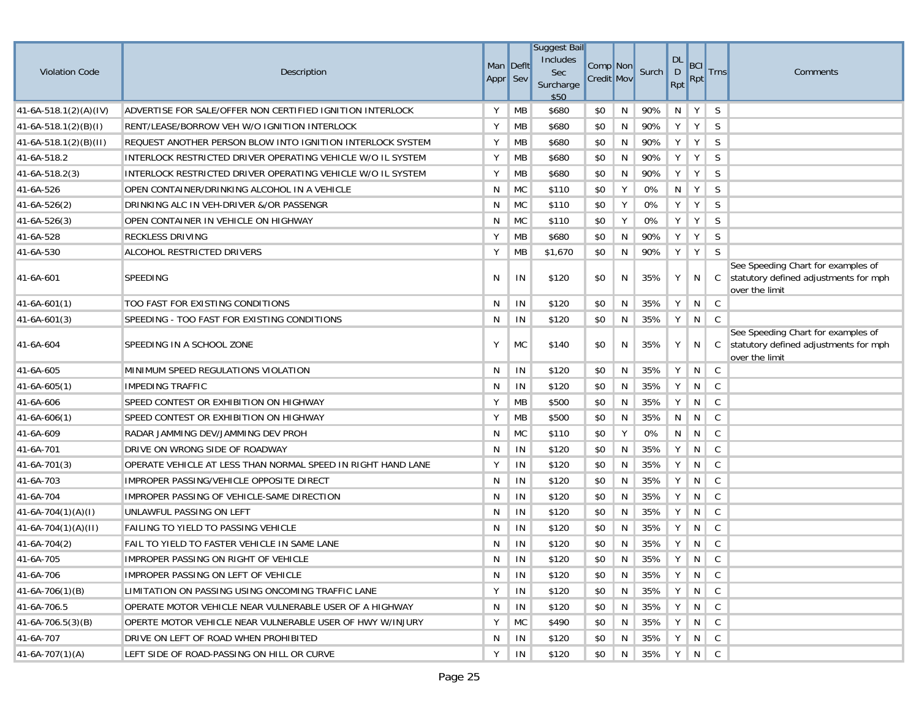| Violation Code | Description | Man Appr | Deflt Sev | Suggest Bail Includes Sec Surcharge $50 | Comp Credit | Non Mov | Surch | DL D Rpt | BCI Rpt | Trns | Comments |
|---|---|---|---|---|---|---|---|---|---|---|---|
| 41-6A-518.1(2)(A)(IV) | ADVERTISE FOR SALE/OFFER NON CERTIFIED IGNITION INTERLOCK | Y | MB | $680 | $0 | N | 90% | N | Y | S | |
| 41-6A-518.1(2)(B)(I) | RENT/LEASE/BORROW VEH W/O IGNITION INTERLOCK | Y | MB | $680 | $0 | N | 90% | Y | Y | S | |
| 41-6A-518.1(2)(B)(II) | REQUEST ANOTHER PERSON BLOW INTO IGNITION INTERLOCK SYSTEM | Y | MB | $680 | $0 | N | 90% | Y | Y | S | |
| 41-6A-518.2 | INTERLOCK RESTRICTED DRIVER OPERATING VEHICLE W/O IL SYSTEM | Y | MB | $680 | $0 | N | 90% | Y | Y | S | |
| 41-6A-518.2(3) | INTERLOCK RESTRICTED DRIVER OPERATING VEHICLE W/O IL SYSTEM | Y | MB | $680 | $0 | N | 90% | Y | Y | S | |
| 41-6A-526 | OPEN CONTAINER/DRINKING ALCOHOL IN A VEHICLE | N | MC | $110 | $0 | Y | 0% | N | Y | S | |
| 41-6A-526(2) | DRINKING ALC IN VEH-DRIVER &/OR PASSENGR | N | MC | $110 | $0 | Y | 0% | Y | Y | S | |
| 41-6A-526(3) | OPEN CONTAINER IN VEHICLE ON HIGHWAY | N | MC | $110 | $0 | Y | 0% | Y | Y | S | |
| 41-6A-528 | RECKLESS DRIVING | Y | MB | $680 | $0 | N | 90% | Y | Y | S | |
| 41-6A-530 | ALCOHOL RESTRICTED DRIVERS | Y | MB | $1,670 | $0 | N | 90% | Y | Y | S | |
| 41-6A-601 | SPEEDING | N | IN | $120 | $0 | N | 35% | Y | N | C | See Speeding Chart for examples of statutory defined adjustments for mph over the limit |
| 41-6A-601(1) | TOO FAST FOR EXISTING CONDITIONS | N | IN | $120 | $0 | N | 35% | Y | N | C | |
| 41-6A-601(3) | SPEEDING - TOO FAST FOR EXISTING CONDITIONS | N | IN | $120 | $0 | N | 35% | Y | N | C | |
| 41-6A-604 | SPEEDING IN A SCHOOL ZONE | Y | MC | $140 | $0 | N | 35% | Y | N | C | See Speeding Chart for examples of statutory defined adjustments for mph over the limit |
| 41-6A-605 | MINIMUM SPEED REGULATIONS VIOLATION | N | IN | $120 | $0 | N | 35% | Y | N | C | |
| 41-6A-605(1) | IMPEDING TRAFFIC | N | IN | $120 | $0 | N | 35% | Y | N | C | |
| 41-6A-606 | SPEED CONTEST OR EXHIBITION ON HIGHWAY | Y | MB | $500 | $0 | N | 35% | Y | N | C | |
| 41-6A-606(1) | SPEED CONTEST OR EXHIBITION ON HIGHWAY | Y | MB | $500 | $0 | N | 35% | N | N | C | |
| 41-6A-609 | RADAR JAMMING DEV/JAMMING DEV PROH | N | MC | $110 | $0 | Y | 0% | N | N | C | |
| 41-6A-701 | DRIVE ON WRONG SIDE OF ROADWAY | N | IN | $120 | $0 | N | 35% | Y | N | C | |
| 41-6A-701(3) | OPERATE VEHICLE AT LESS THAN NORMAL SPEED IN RIGHT HAND LANE | Y | IN | $120 | $0 | N | 35% | Y | N | C | |
| 41-6A-703 | IMPROPER PASSING/VEHICLE OPPOSITE DIRECT | N | IN | $120 | $0 | N | 35% | Y | N | C | |
| 41-6A-704 | IMPROPER PASSING OF VEHICLE-SAME DIRECTION | N | IN | $120 | $0 | N | 35% | Y | N | C | |
| 41-6A-704(1)(A)(I) | UNLAWFUL PASSING ON LEFT | N | IN | $120 | $0 | N | 35% | Y | N | C | |
| 41-6A-704(1)(A)(II) | FAILING TO YIELD TO PASSING VEHICLE | N | IN | $120 | $0 | N | 35% | Y | N | C | |
| 41-6A-704(2) | FAIL TO YIELD TO FASTER VEHICLE IN SAME LANE | N | IN | $120 | $0 | N | 35% | Y | N | C | |
| 41-6A-705 | IMPROPER PASSING ON RIGHT OF VEHICLE | N | IN | $120 | $0 | N | 35% | Y | N | C | |
| 41-6A-706 | IMPROPER PASSING ON LEFT OF VEHICLE | N | IN | $120 | $0 | N | 35% | Y | N | C | |
| 41-6A-706(1)(B) | LIMITATION ON PASSING USING ONCOMING TRAFFIC LANE | Y | IN | $120 | $0 | N | 35% | Y | N | C | |
| 41-6A-706.5 | OPERATE MOTOR VEHICLE NEAR VULNERABLE USER OF A HIGHWAY | N | IN | $120 | $0 | N | 35% | Y | N | C | |
| 41-6A-706.5(3)(B) | OPERTE MOTOR VEHICLE NEAR VULNERABLE USER OF HWY W/INJURY | Y | MC | $490 | $0 | N | 35% | Y | N | C | |
| 41-6A-707 | DRIVE ON LEFT OF ROAD WHEN PROHIBITED | N | IN | $120 | $0 | N | 35% | Y | N | C | |
| 41-6A-707(1)(A) | LEFT SIDE OF ROAD-PASSING ON HILL OR CURVE | Y | IN | $120 | $0 | N | 35% | Y | N | C | |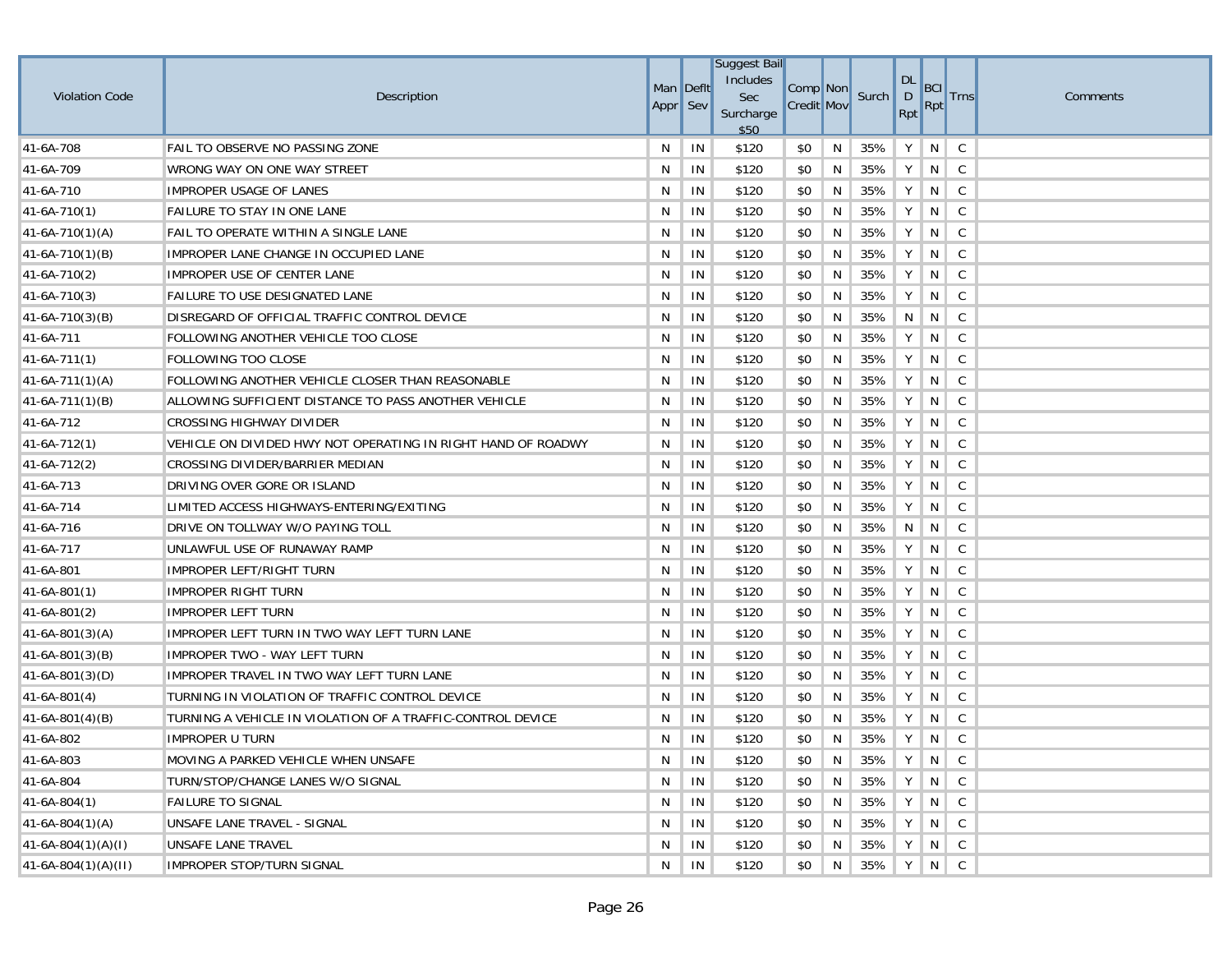| Violation Code | Description | Man Appr | Deflt Sev | Suggest Bail Includes Sec Surcharge $50 | Comp Credit | Non Mov | Surch | DL D Rpt | BCI Rpt | Trns | Comments |
|---|---|---|---|---|---|---|---|---|---|---|---|
| 41-6A-708 | FAIL TO OBSERVE NO PASSING ZONE | N | IN | $120 | $0 | N | 35% | Y | N | C | |
| 41-6A-709 | WRONG WAY ON ONE WAY STREET | N | IN | $120 | $0 | N | 35% | Y | N | C | |
| 41-6A-710 | IMPROPER USAGE OF LANES | N | IN | $120 | $0 | N | 35% | Y | N | C | |
| 41-6A-710(1) | FAILURE TO STAY IN ONE LANE | N | IN | $120 | $0 | N | 35% | Y | N | C | |
| 41-6A-710(1)(A) | FAIL TO OPERATE WITHIN A SINGLE LANE | N | IN | $120 | $0 | N | 35% | Y | N | C | |
| 41-6A-710(1)(B) | IMPROPER LANE CHANGE IN OCCUPIED LANE | N | IN | $120 | $0 | N | 35% | Y | N | C | |
| 41-6A-710(2) | IMPROPER USE OF CENTER LANE | N | IN | $120 | $0 | N | 35% | Y | N | C | |
| 41-6A-710(3) | FAILURE TO USE DESIGNATED LANE | N | IN | $120 | $0 | N | 35% | Y | N | C | |
| 41-6A-710(3)(B) | DISREGARD OF OFFICIAL TRAFFIC CONTROL DEVICE | N | IN | $120 | $0 | N | 35% | N | N | C | |
| 41-6A-711 | FOLLOWING ANOTHER VEHICLE TOO CLOSE | N | IN | $120 | $0 | N | 35% | Y | N | C | |
| 41-6A-711(1) | FOLLOWING TOO CLOSE | N | IN | $120 | $0 | N | 35% | Y | N | C | |
| 41-6A-711(1)(A) | FOLLOWING ANOTHER VEHICLE CLOSER THAN REASONABLE | N | IN | $120 | $0 | N | 35% | Y | N | C | |
| 41-6A-711(1)(B) | ALLOWING SUFFICIENT DISTANCE TO PASS ANOTHER VEHICLE | N | IN | $120 | $0 | N | 35% | Y | N | C | |
| 41-6A-712 | CROSSING HIGHWAY DIVIDER | N | IN | $120 | $0 | N | 35% | Y | N | C | |
| 41-6A-712(1) | VEHICLE ON DIVIDED HWY NOT OPERATING IN RIGHT HAND OF ROADWY | N | IN | $120 | $0 | N | 35% | Y | N | C | |
| 41-6A-712(2) | CROSSING DIVIDER/BARRIER MEDIAN | N | IN | $120 | $0 | N | 35% | Y | N | C | |
| 41-6A-713 | DRIVING OVER GORE OR ISLAND | N | IN | $120 | $0 | N | 35% | Y | N | C | |
| 41-6A-714 | LIMITED ACCESS HIGHWAYS-ENTERING/EXITING | N | IN | $120 | $0 | N | 35% | Y | N | C | |
| 41-6A-716 | DRIVE ON TOLLWAY W/O PAYING TOLL | N | IN | $120 | $0 | N | 35% | N | N | C | |
| 41-6A-717 | UNLAWFUL USE OF RUNAWAY RAMP | N | IN | $120 | $0 | N | 35% | Y | N | C | |
| 41-6A-801 | IMPROPER LEFT/RIGHT TURN | N | IN | $120 | $0 | N | 35% | Y | N | C | |
| 41-6A-801(1) | IMPROPER RIGHT TURN | N | IN | $120 | $0 | N | 35% | Y | N | C | |
| 41-6A-801(2) | IMPROPER LEFT TURN | N | IN | $120 | $0 | N | 35% | Y | N | C | |
| 41-6A-801(3)(A) | IMPROPER LEFT TURN IN TWO WAY LEFT TURN LANE | N | IN | $120 | $0 | N | 35% | Y | N | C | |
| 41-6A-801(3)(B) | IMPROPER TWO - WAY LEFT TURN | N | IN | $120 | $0 | N | 35% | Y | N | C | |
| 41-6A-801(3)(D) | IMPROPER TRAVEL IN TWO WAY LEFT TURN LANE | N | IN | $120 | $0 | N | 35% | Y | N | C | |
| 41-6A-801(4) | TURNING IN VIOLATION OF TRAFFIC CONTROL DEVICE | N | IN | $120 | $0 | N | 35% | Y | N | C | |
| 41-6A-801(4)(B) | TURNING A VEHICLE IN VIOLATION OF A TRAFFIC-CONTROL DEVICE | N | IN | $120 | $0 | N | 35% | Y | N | C | |
| 41-6A-802 | IMPROPER U TURN | N | IN | $120 | $0 | N | 35% | Y | N | C | |
| 41-6A-803 | MOVING A PARKED VEHICLE WHEN UNSAFE | N | IN | $120 | $0 | N | 35% | Y | N | C | |
| 41-6A-804 | TURN/STOP/CHANGE LANES W/O SIGNAL | N | IN | $120 | $0 | N | 35% | Y | N | C | |
| 41-6A-804(1) | FAILURE TO SIGNAL | N | IN | $120 | $0 | N | 35% | Y | N | C | |
| 41-6A-804(1)(A) | UNSAFE LANE TRAVEL - SIGNAL | N | IN | $120 | $0 | N | 35% | Y | N | C | |
| 41-6A-804(1)(A)(I) | UNSAFE LANE TRAVEL | N | IN | $120 | $0 | N | 35% | Y | N | C | |
| 41-6A-804(1)(A)(II) | IMPROPER STOP/TURN SIGNAL | N | IN | $120 | $0 | N | 35% | Y | N | C | |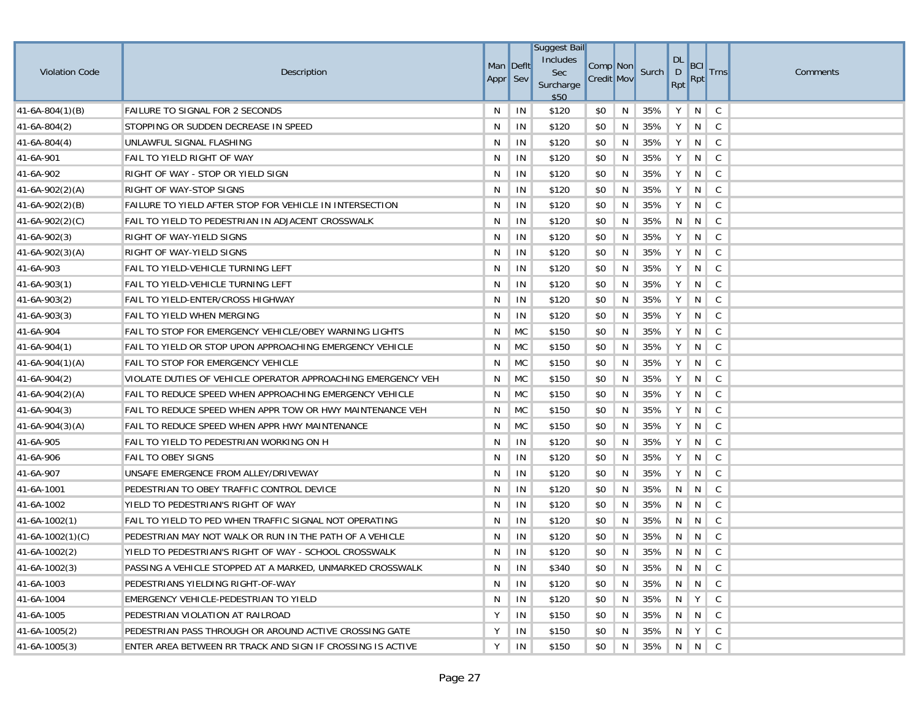| Violation Code | Description | Man Appr | Deflt Sev | Suggest Bail Includes Sec Surcharge $50 | Comp Credit | Non Mov | Surch | DL D Rpt | BCI Rpt | Trns | Comments |
|---|---|---|---|---|---|---|---|---|---|---|---|
| 41-6A-804(1)(B) | FAILURE TO SIGNAL FOR 2 SECONDS | N | IN | $120 | $0 | N | 35% | Y | N | C | |
| 41-6A-804(2) | STOPPING OR SUDDEN DECREASE IN SPEED | N | IN | $120 | $0 | N | 35% | Y | N | C | |
| 41-6A-804(4) | UNLAWFUL SIGNAL FLASHING | N | IN | $120 | $0 | N | 35% | Y | N | C | |
| 41-6A-901 | FAIL TO YIELD RIGHT OF WAY | N | IN | $120 | $0 | N | 35% | Y | N | C | |
| 41-6A-902 | RIGHT OF WAY - STOP OR YIELD SIGN | N | IN | $120 | $0 | N | 35% | Y | N | C | |
| 41-6A-902(2)(A) | RIGHT OF WAY-STOP SIGNS | N | IN | $120 | $0 | N | 35% | Y | N | C | |
| 41-6A-902(2)(B) | FAILURE TO YIELD AFTER STOP FOR VEHICLE IN INTERSECTION | N | IN | $120 | $0 | N | 35% | Y | N | C | |
| 41-6A-902(2)(C) | FAIL TO YIELD TO PEDESTRIAN IN ADJACENT CROSSWALK | N | IN | $120 | $0 | N | 35% | N | N | C | |
| 41-6A-902(3) | RIGHT OF WAY-YIELD SIGNS | N | IN | $120 | $0 | N | 35% | Y | N | C | |
| 41-6A-902(3)(A) | RIGHT OF WAY-YIELD SIGNS | N | IN | $120 | $0 | N | 35% | Y | N | C | |
| 41-6A-903 | FAIL TO YIELD-VEHICLE TURNING LEFT | N | IN | $120 | $0 | N | 35% | Y | N | C | |
| 41-6A-903(1) | FAIL TO YIELD-VEHICLE TURNING LEFT | N | IN | $120 | $0 | N | 35% | Y | N | C | |
| 41-6A-903(2) | FAIL TO YIELD-ENTER/CROSS HIGHWAY | N | IN | $120 | $0 | N | 35% | Y | N | C | |
| 41-6A-903(3) | FAIL TO YIELD WHEN MERGING | N | IN | $120 | $0 | N | 35% | Y | N | C | |
| 41-6A-904 | FAIL TO STOP FOR EMERGENCY VEHICLE/OBEY WARNING LIGHTS | N | MC | $150 | $0 | N | 35% | Y | N | C | |
| 41-6A-904(1) | FAIL TO YIELD OR STOP UPON APPROACHING EMERGENCY VEHICLE | N | MC | $150 | $0 | N | 35% | Y | N | C | |
| 41-6A-904(1)(A) | FAIL TO STOP FOR EMERGENCY VEHICLE | N | MC | $150 | $0 | N | 35% | Y | N | C | |
| 41-6A-904(2) | VIOLATE DUTIES OF VEHICLE OPERATOR APPROACHING EMERGENCY VEH | N | MC | $150 | $0 | N | 35% | Y | N | C | |
| 41-6A-904(2)(A) | FAIL TO REDUCE SPEED WHEN APPROACHING EMERGENCY VEHICLE | N | MC | $150 | $0 | N | 35% | Y | N | C | |
| 41-6A-904(3) | FAIL TO REDUCE SPEED WHEN APPR TOW OR HWY MAINTENANCE VEH | N | MC | $150 | $0 | N | 35% | Y | N | C | |
| 41-6A-904(3)(A) | FAIL TO REDUCE SPEED WHEN APPR HWY MAINTENANCE | N | MC | $150 | $0 | N | 35% | Y | N | C | |
| 41-6A-905 | FAIL TO YIELD TO PEDESTRIAN WORKING ON H | N | IN | $120 | $0 | N | 35% | Y | N | C | |
| 41-6A-906 | FAIL TO OBEY SIGNS | N | IN | $120 | $0 | N | 35% | Y | N | C | |
| 41-6A-907 | UNSAFE EMERGENCE FROM ALLEY/DRIVEWAY | N | IN | $120 | $0 | N | 35% | Y | N | C | |
| 41-6A-1001 | PEDESTRIAN TO OBEY TRAFFIC CONTROL DEVICE | N | IN | $120 | $0 | N | 35% | N | N | C | |
| 41-6A-1002 | YIELD TO PEDESTRIAN'S RIGHT OF WAY | N | IN | $120 | $0 | N | 35% | N | N | C | |
| 41-6A-1002(1) | FAIL TO YIELD TO PED WHEN TRAFFIC SIGNAL NOT OPERATING | N | IN | $120 | $0 | N | 35% | N | N | C | |
| 41-6A-1002(1)(C) | PEDESTRIAN MAY NOT WALK OR RUN IN THE PATH OF A VEHICLE | N | IN | $120 | $0 | N | 35% | N | N | C | |
| 41-6A-1002(2) | YIELD TO PEDESTRIAN'S RIGHT OF WAY - SCHOOL CROSSWALK | N | IN | $120 | $0 | N | 35% | N | N | C | |
| 41-6A-1002(3) | PASSING A VEHICLE STOPPED AT A MARKED, UNMARKED CROSSWALK | N | IN | $340 | $0 | N | 35% | N | N | C | |
| 41-6A-1003 | PEDESTRIANS YIELDING RIGHT-OF-WAY | N | IN | $120 | $0 | N | 35% | N | N | C | |
| 41-6A-1004 | EMERGENCY VEHICLE-PEDESTRIAN TO YIELD | N | IN | $120 | $0 | N | 35% | N | Y | C | |
| 41-6A-1005 | PEDESTRIAN VIOLATION AT RAILROAD | Y | IN | $150 | $0 | N | 35% | N | N | C | |
| 41-6A-1005(2) | PEDESTRIAN PASS THROUGH OR AROUND ACTIVE CROSSING GATE | Y | IN | $150 | $0 | N | 35% | N | Y | C | |
| 41-6A-1005(3) | ENTER AREA BETWEEN RR TRACK AND SIGN IF CROSSING IS ACTIVE | Y | IN | $150 | $0 | N | 35% | N | N | C | |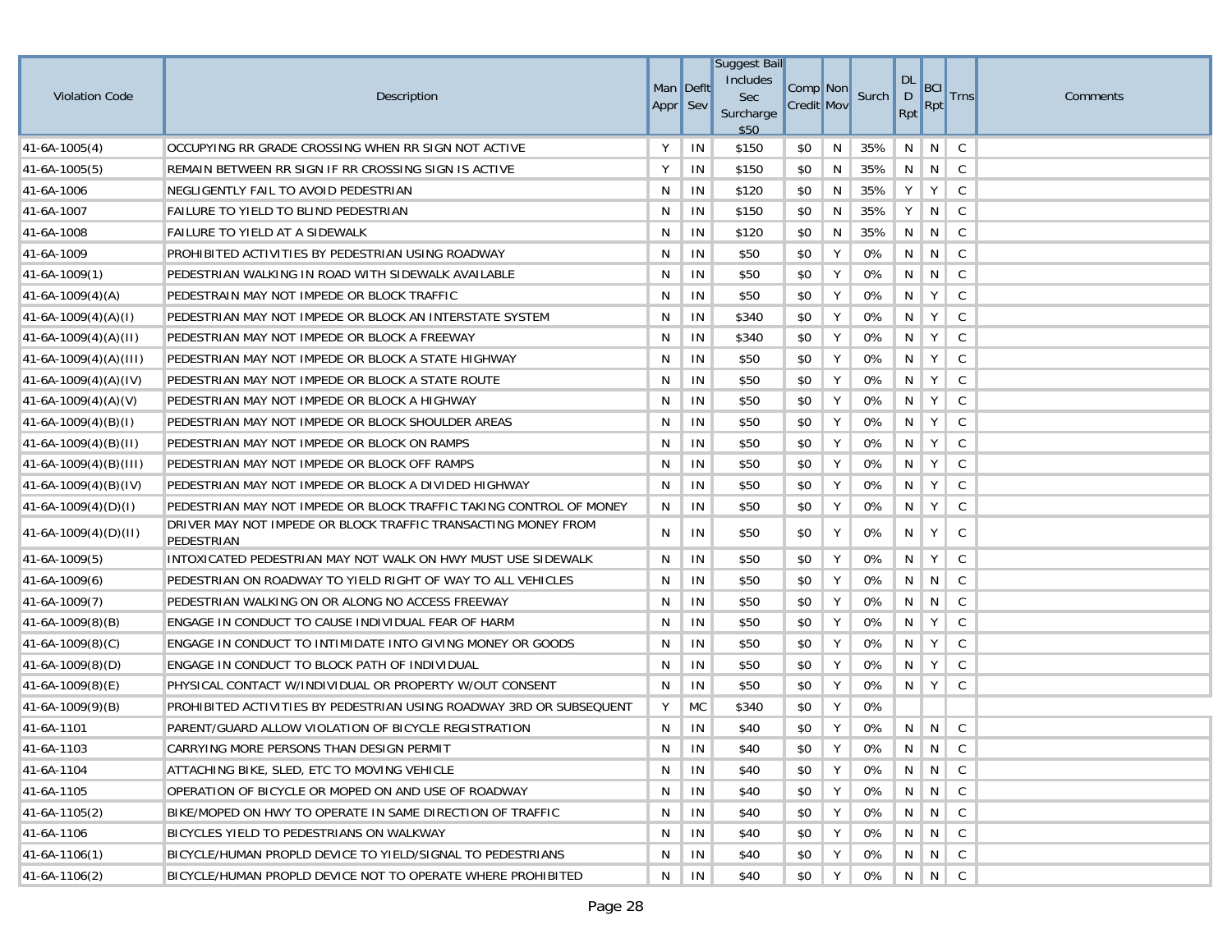| Violation Code | Description | Man Appr | Deflt Sev | Suggest Bail Includes Sec Surcharge $50 | Comp Credit | Non Mov | Surch | DL D Rpt | BCI Rpt | Trns | Comments |
|---|---|---|---|---|---|---|---|---|---|---|---|
| 41-6A-1005(4) | OCCUPYING RR GRADE CROSSING WHEN RR SIGN NOT ACTIVE | Y | IN | $150 | $0 | N | 35% | N | N | C | |
| 41-6A-1005(5) | REMAIN BETWEEN RR SIGN IF RR CROSSING SIGN IS ACTIVE | Y | IN | $150 | $0 | N | 35% | N | N | C | |
| 41-6A-1006 | NEGLIGENTLY FAIL TO AVOID PEDESTRIAN | N | IN | $120 | $0 | N | 35% | Y | Y | C | |
| 41-6A-1007 | FAILURE TO YIELD TO BLIND PEDESTRIAN | N | IN | $150 | $0 | N | 35% | Y | N | C | |
| 41-6A-1008 | FAILURE TO YIELD AT A SIDEWALK | N | IN | $120 | $0 | N | 35% | N | N | C | |
| 41-6A-1009 | PROHIBITED ACTIVITIES BY PEDESTRIAN USING ROADWAY | N | IN | $50 | $0 | Y | 0% | N | N | C | |
| 41-6A-1009(1) | PEDESTRIAN WALKING IN ROAD WITH SIDEWALK AVAILABLE | N | IN | $50 | $0 | Y | 0% | N | N | C | |
| 41-6A-1009(4)(A) | PEDESTRAIN MAY NOT IMPEDE OR BLOCK TRAFFIC | N | IN | $50 | $0 | Y | 0% | N | Y | C | |
| 41-6A-1009(4)(A)(I) | PEDESTRIAN MAY NOT IMPEDE OR BLOCK AN INTERSTATE SYSTEM | N | IN | $340 | $0 | Y | 0% | N | Y | C | |
| 41-6A-1009(4)(A)(II) | PEDESTRIAN MAY NOT IMPEDE OR BLOCK A FREEWAY | N | IN | $340 | $0 | Y | 0% | N | Y | C | |
| 41-6A-1009(4)(A)(III) | PEDESTRIAN MAY NOT IMPEDE OR BLOCK A STATE HIGHWAY | N | IN | $50 | $0 | Y | 0% | N | Y | C | |
| 41-6A-1009(4)(A)(IV) | PEDESTRIAN MAY NOT IMPEDE OR BLOCK A STATE ROUTE | N | IN | $50 | $0 | Y | 0% | N | Y | C | |
| 41-6A-1009(4)(A)(V) | PEDESTRIAN MAY NOT IMPEDE OR BLOCK A HIGHWAY | N | IN | $50 | $0 | Y | 0% | N | Y | C | |
| 41-6A-1009(4)(B)(I) | PEDESTRIAN MAY NOT IMPEDE OR BLOCK SHOULDER AREAS | N | IN | $50 | $0 | Y | 0% | N | Y | C | |
| 41-6A-1009(4)(B)(II) | PEDESTRIAN MAY NOT IMPEDE OR BLOCK ON RAMPS | N | IN | $50 | $0 | Y | 0% | N | Y | C | |
| 41-6A-1009(4)(B)(III) | PEDESTRIAN MAY NOT IMPEDE OR BLOCK OFF RAMPS | N | IN | $50 | $0 | Y | 0% | N | Y | C | |
| 41-6A-1009(4)(B)(IV) | PEDESTRIAN MAY NOT IMPEDE OR BLOCK A DIVIDED HIGHWAY | N | IN | $50 | $0 | Y | 0% | N | Y | C | |
| 41-6A-1009(4)(D)(I) | PEDESTRIAN MAY NOT IMPEDE OR BLOCK TRAFFIC TAKING CONTROL OF MONEY | N | IN | $50 | $0 | Y | 0% | N | Y | C | |
| 41-6A-1009(4)(D)(II) | DRIVER MAY NOT IMPEDE OR BLOCK TRAFFIC TRANSACTING MONEY FROM PEDESTRIAN | N | IN | $50 | $0 | Y | 0% | N | Y | C | |
| 41-6A-1009(5) | INTOXICATED PEDESTRIAN MAY NOT WALK ON HWY MUST USE SIDEWALK | N | IN | $50 | $0 | Y | 0% | N | Y | C | |
| 41-6A-1009(6) | PEDESTRIAN ON ROADWAY TO YIELD RIGHT OF WAY TO ALL VEHICLES | N | IN | $50 | $0 | Y | 0% | N | N | C | |
| 41-6A-1009(7) | PEDESTRIAN WALKING ON OR ALONG NO ACCESS FREEWAY | N | IN | $50 | $0 | Y | 0% | N | N | C | |
| 41-6A-1009(8)(B) | ENGAGE IN CONDUCT TO CAUSE INDIVIDUAL FEAR OF HARM | N | IN | $50 | $0 | Y | 0% | N | Y | C | |
| 41-6A-1009(8)(C) | ENGAGE IN CONDUCT TO INTIMIDATE INTO GIVING MONEY OR GOODS | N | IN | $50 | $0 | Y | 0% | N | Y | C | |
| 41-6A-1009(8)(D) | ENGAGE IN CONDUCT TO BLOCK PATH OF INDIVIDUAL | N | IN | $50 | $0 | Y | 0% | N | Y | C | |
| 41-6A-1009(8)(E) | PHYSICAL CONTACT W/INDIVIDUAL OR PROPERTY W/OUT CONSENT | N | IN | $50 | $0 | Y | 0% | N | Y | C | |
| 41-6A-1009(9)(B) | PROHIBITED ACTIVITIES BY PEDESTRIAN USING ROADWAY 3RD OR SUBSEQUENT | Y | MC | $340 | $0 | Y | 0% | | | | |
| 41-6A-1101 | PARENT/GUARD ALLOW VIOLATION OF BICYCLE REGISTRATION | N | IN | $40 | $0 | Y | 0% | N | N | C | |
| 41-6A-1103 | CARRYING MORE PERSONS THAN DESIGN PERMIT | N | IN | $40 | $0 | Y | 0% | N | N | C | |
| 41-6A-1104 | ATTACHING BIKE, SLED, ETC TO MOVING VEHICLE | N | IN | $40 | $0 | Y | 0% | N | N | C | |
| 41-6A-1105 | OPERATION OF BICYCLE OR MOPED ON AND USE OF ROADWAY | N | IN | $40 | $0 | Y | 0% | N | N | C | |
| 41-6A-1105(2) | BIKE/MOPED ON HWY TO OPERATE IN SAME DIRECTION OF TRAFFIC | N | IN | $40 | $0 | Y | 0% | N | N | C | |
| 41-6A-1106 | BICYCLES YIELD TO PEDESTRIANS ON WALKWAY | N | IN | $40 | $0 | Y | 0% | N | N | C | |
| 41-6A-1106(1) | BICYCLE/HUMAN PROPLD DEVICE TO YIELD/SIGNAL TO PEDESTRIANS | N | IN | $40 | $0 | Y | 0% | N | N | C | |
| 41-6A-1106(2) | BICYCLE/HUMAN PROPLD DEVICE NOT TO OPERATE WHERE PROHIBITED | N | IN | $40 | $0 | Y | 0% | N | N | C | |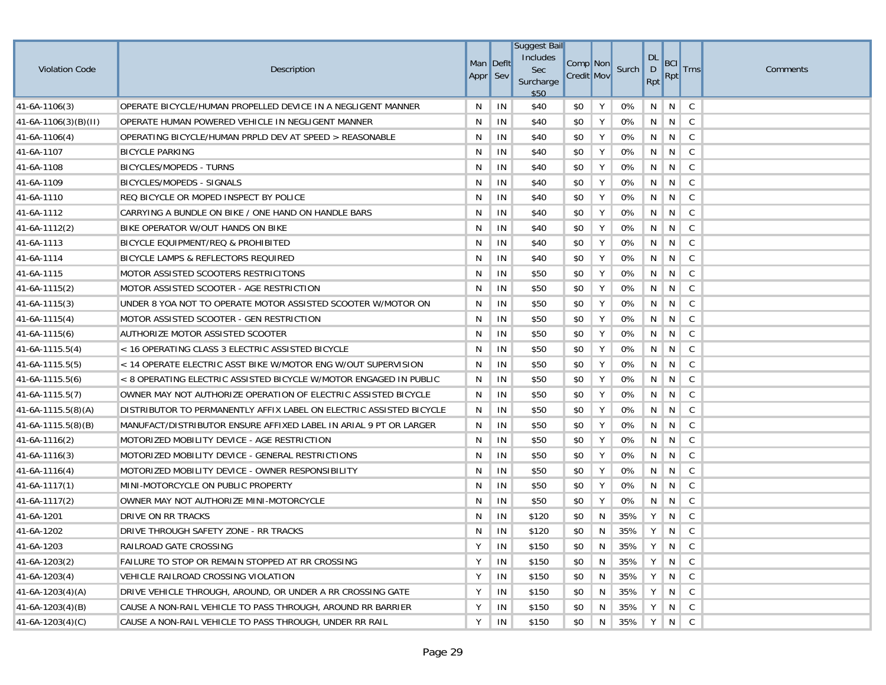| Violation Code | Description | Man Appr | Deflt Sev | Suggest Bail Includes Sec Surcharge $50 | Comp Credit | Non Mov | Surch | DL D Rpt | BCI Rpt | Trns | Comments |
|---|---|---|---|---|---|---|---|---|---|---|---|
| 41-6A-1106(3) | OPERATE BICYCLE/HUMAN PROPELLED DEVICE IN A NEGLIGENT MANNER | N | IN | $40 | $0 | Y | 0% | N | N | C | |
| 41-6A-1106(3)(B)(II) | OPERATE HUMAN POWERED VEHICLE IN NEGLIGENT MANNER | N | IN | $40 | $0 | Y | 0% | N | N | C | |
| 41-6A-1106(4) | OPERATING BICYCLE/HUMAN PRPLD DEV AT SPEED > REASONABLE | N | IN | $40 | $0 | Y | 0% | N | N | C | |
| 41-6A-1107 | BICYCLE PARKING | N | IN | $40 | $0 | Y | 0% | N | N | C | |
| 41-6A-1108 | BICYCLES/MOPEDS - TURNS | N | IN | $40 | $0 | Y | 0% | N | N | C | |
| 41-6A-1109 | BICYCLES/MOPEDS - SIGNALS | N | IN | $40 | $0 | Y | 0% | N | N | C | |
| 41-6A-1110 | REQ BICYCLE OR MOPED INSPECT BY POLICE | N | IN | $40 | $0 | Y | 0% | N | N | C | |
| 41-6A-1112 | CARRYING A BUNDLE ON BIKE / ONE HAND ON HANDLE BARS | N | IN | $40 | $0 | Y | 0% | N | N | C | |
| 41-6A-1112(2) | BIKE OPERATOR W/OUT HANDS ON BIKE | N | IN | $40 | $0 | Y | 0% | N | N | C | |
| 41-6A-1113 | BICYCLE EQUIPMENT/REQ & PROHIBITED | N | IN | $40 | $0 | Y | 0% | N | N | C | |
| 41-6A-1114 | BICYCLE LAMPS & REFLECTORS REQUIRED | N | IN | $40 | $0 | Y | 0% | N | N | C | |
| 41-6A-1115 | MOTOR ASSISTED SCOOTERS RESTRICITONS | N | IN | $50 | $0 | Y | 0% | N | N | C | |
| 41-6A-1115(2) | MOTOR ASSISTED SCOOTER - AGE RESTRICTION | N | IN | $50 | $0 | Y | 0% | N | N | C | |
| 41-6A-1115(3) | UNDER 8 YOA NOT TO OPERATE MOTOR ASSISTED SCOOTER W/MOTOR ON | N | IN | $50 | $0 | Y | 0% | N | N | C | |
| 41-6A-1115(4) | MOTOR ASSISTED SCOOTER - GEN RESTRICTION | N | IN | $50 | $0 | Y | 0% | N | N | C | |
| 41-6A-1115(6) | AUTHORIZE MOTOR ASSISTED SCOOTER | N | IN | $50 | $0 | Y | 0% | N | N | C | |
| 41-6A-1115.5(4) | < 16 OPERATING CLASS 3 ELECTRIC ASSISTED BICYCLE | N | IN | $50 | $0 | Y | 0% | N | N | C | |
| 41-6A-1115.5(5) | < 14 OPERATE ELECTRIC ASST BIKE W/MOTOR ENG W/OUT SUPERVISION | N | IN | $50 | $0 | Y | 0% | N | N | C | |
| 41-6A-1115.5(6) | < 8 OPERATING ELECTRIC ASSISTED BICYCLE W/MOTOR ENGAGED IN PUBLIC | N | IN | $50 | $0 | Y | 0% | N | N | C | |
| 41-6A-1115.5(7) | OWNER MAY NOT AUTHORIZE OPERATION OF ELECTRIC ASSISTED BICYCLE | N | IN | $50 | $0 | Y | 0% | N | N | C | |
| 41-6A-1115.5(8)(A) | DISTRIBUTOR TO PERMANENTLY AFFIX LABEL ON ELECTRIC ASSISTED BICYCLE | N | IN | $50 | $0 | Y | 0% | N | N | C | |
| 41-6A-1115.5(8)(B) | MANUFACT/DISTRIBUTOR ENSURE AFFIXED LABEL IN ARIAL 9 PT OR LARGER | N | IN | $50 | $0 | Y | 0% | N | N | C | |
| 41-6A-1116(2) | MOTORIZED MOBILITY DEVICE - AGE RESTRICTION | N | IN | $50 | $0 | Y | 0% | N | N | C | |
| 41-6A-1116(3) | MOTORIZED MOBILITY DEVICE - GENERAL RESTRICTIONS | N | IN | $50 | $0 | Y | 0% | N | N | C | |
| 41-6A-1116(4) | MOTORIZED MOBILITY DEVICE - OWNER RESPONSIBILITY | N | IN | $50 | $0 | Y | 0% | N | N | C | |
| 41-6A-1117(1) | MINI-MOTORCYCLE ON PUBLIC PROPERTY | N | IN | $50 | $0 | Y | 0% | N | N | C | |
| 41-6A-1117(2) | OWNER MAY NOT AUTHORIZE MINI-MOTORCYCLE | N | IN | $50 | $0 | Y | 0% | N | N | C | |
| 41-6A-1201 | DRIVE ON RR TRACKS | N | IN | $120 | $0 | N | 35% | Y | N | C | |
| 41-6A-1202 | DRIVE THROUGH SAFETY ZONE - RR TRACKS | N | IN | $120 | $0 | N | 35% | Y | N | C | |
| 41-6A-1203 | RAILROAD GATE CROSSING | Y | IN | $150 | $0 | N | 35% | Y | N | C | |
| 41-6A-1203(2) | FAILURE TO STOP OR REMAIN STOPPED AT RR CROSSING | Y | IN | $150 | $0 | N | 35% | Y | N | C | |
| 41-6A-1203(4) | VEHICLE RAILROAD CROSSING VIOLATION | Y | IN | $150 | $0 | N | 35% | Y | N | C | |
| 41-6A-1203(4)(A) | DRIVE VEHICLE THROUGH, AROUND, OR UNDER A RR CROSSING GATE | Y | IN | $150 | $0 | N | 35% | Y | N | C | |
| 41-6A-1203(4)(B) | CAUSE A NON-RAIL VEHICLE TO PASS THROUGH, AROUND RR BARRIER | Y | IN | $150 | $0 | N | 35% | Y | N | C | |
| 41-6A-1203(4)(C) | CAUSE A NON-RAIL VEHICLE TO PASS THROUGH, UNDER RR RAIL | Y | IN | $150 | $0 | N | 35% | Y | N | C | |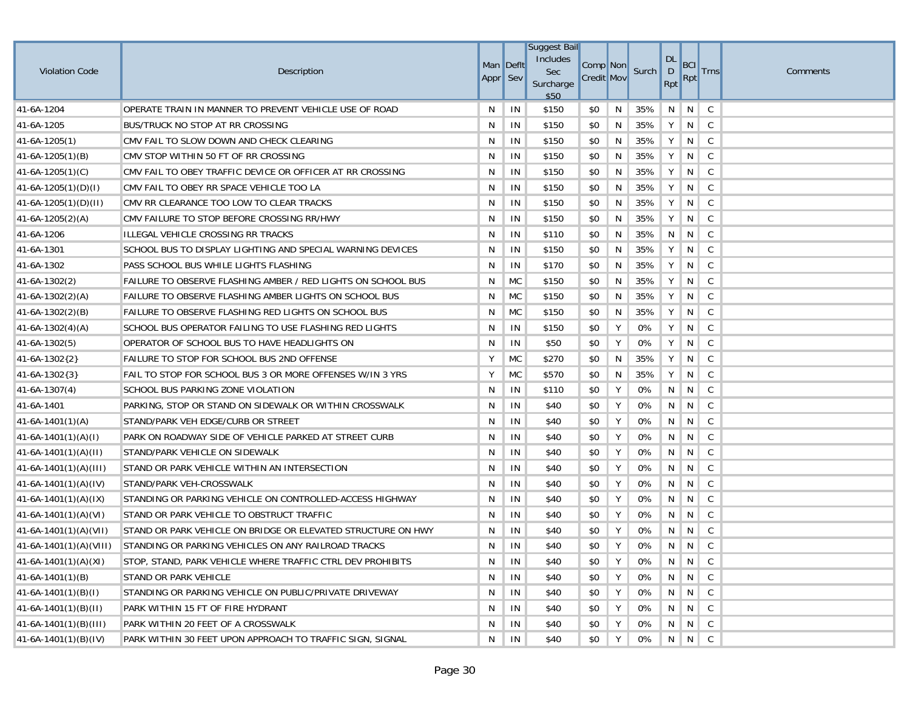| Violation Code | Description | Man Appr | Deflt Sev | Suggest Bail Includes Sec Surcharge $50 | Comp Credit | Non Mov | Surch | DL D Rpt | BCI Rpt | Trns | Comments |
|---|---|---|---|---|---|---|---|---|---|---|---|
| 41-6A-1204 | OPERATE TRAIN IN MANNER TO PREVENT VEHICLE USE OF ROAD | N | IN | $150 | $0 | N | 35% | N | N | C | |
| 41-6A-1205 | BUS/TRUCK NO STOP AT RR CROSSING | N | IN | $150 | $0 | N | 35% | Y | N | C | |
| 41-6A-1205(1) | CMV FAIL TO SLOW DOWN AND CHECK CLEARING | N | IN | $150 | $0 | N | 35% | Y | N | C | |
| 41-6A-1205(1)(B) | CMV STOP WITHIN 50 FT OF RR CROSSING | N | IN | $150 | $0 | N | 35% | Y | N | C | |
| 41-6A-1205(1)(C) | CMV FAIL TO OBEY TRAFFIC DEVICE OR OFFICER AT RR CROSSING | N | IN | $150 | $0 | N | 35% | Y | N | C | |
| 41-6A-1205(1)(D)(I) | CMV FAIL TO OBEY RR SPACE VEHICLE TOO LA | N | IN | $150 | $0 | N | 35% | Y | N | C | |
| 41-6A-1205(1)(D)(II) | CMV RR CLEARANCE TOO LOW TO CLEAR TRACKS | N | IN | $150 | $0 | N | 35% | Y | N | C | |
| 41-6A-1205(2)(A) | CMV FAILURE TO STOP BEFORE CROSSING RR/HWY | N | IN | $150 | $0 | N | 35% | Y | N | C | |
| 41-6A-1206 | ILLEGAL VEHICLE CROSSING RR TRACKS | N | IN | $110 | $0 | N | 35% | N | N | C | |
| 41-6A-1301 | SCHOOL BUS TO DISPLAY LIGHTING AND SPECIAL WARNING DEVICES | N | IN | $150 | $0 | N | 35% | Y | N | C | |
| 41-6A-1302 | PASS SCHOOL BUS WHILE LIGHTS FLASHING | N | IN | $170 | $0 | N | 35% | Y | N | C | |
| 41-6A-1302(2) | FAILURE TO OBSERVE FLASHING AMBER / RED LIGHTS ON SCHOOL BUS | N | MC | $150 | $0 | N | 35% | Y | N | C | |
| 41-6A-1302(2)(A) | FAILURE TO OBSERVE FLASHING AMBER LIGHTS ON SCHOOL BUS | N | MC | $150 | $0 | N | 35% | Y | N | C | |
| 41-6A-1302(2)(B) | FAILURE TO OBSERVE FLASHING RED LIGHTS ON SCHOOL BUS | N | MC | $150 | $0 | N | 35% | Y | N | C | |
| 41-6A-1302(4)(A) | SCHOOL BUS OPERATOR FAILING TO USE FLASHING RED LIGHTS | N | IN | $150 | $0 | Y | 0% | Y | N | C | |
| 41-6A-1302(5) | OPERATOR OF SCHOOL BUS TO HAVE HEADLIGHTS ON | N | IN | $50 | $0 | Y | 0% | Y | N | C | |
| 41-6A-1302{2} | FAILURE TO STOP FOR SCHOOL BUS 2ND OFFENSE | Y | MC | $270 | $0 | N | 35% | Y | N | C | |
| 41-6A-1302{3} | FAIL TO STOP FOR SCHOOL BUS 3 OR MORE OFFENSES W/IN 3 YRS | Y | MC | $570 | $0 | N | 35% | Y | N | C | |
| 41-6A-1307(4) | SCHOOL BUS PARKING ZONE VIOLATION | N | IN | $110 | $0 | Y | 0% | N | N | C | |
| 41-6A-1401 | PARKING, STOP OR STAND ON SIDEWALK OR WITHIN CROSSWALK | N | IN | $40 | $0 | Y | 0% | N | N | C | |
| 41-6A-1401(1)(A) | STAND/PARK VEH EDGE/CURB OR STREET | N | IN | $40 | $0 | Y | 0% | N | N | C | |
| 41-6A-1401(1)(A)(I) | PARK ON ROADWAY SIDE OF VEHICLE PARKED AT STREET CURB | N | IN | $40 | $0 | Y | 0% | N | N | C | |
| 41-6A-1401(1)(A)(II) | STAND/PARK VEHICLE ON SIDEWALK | N | IN | $40 | $0 | Y | 0% | N | N | C | |
| 41-6A-1401(1)(A)(III) | STAND OR PARK VEHICLE WITHIN AN INTERSECTION | N | IN | $40 | $0 | Y | 0% | N | N | C | |
| 41-6A-1401(1)(A)(IV) | STAND/PARK VEH-CROSSWALK | N | IN | $40 | $0 | Y | 0% | N | N | C | |
| 41-6A-1401(1)(A)(IX) | STANDING OR PARKING VEHICLE ON CONTROLLED-ACCESS HIGHWAY | N | IN | $40 | $0 | Y | 0% | N | N | C | |
| 41-6A-1401(1)(A)(VI) | STAND OR PARK VEHICLE TO OBSTRUCT TRAFFIC | N | IN | $40 | $0 | Y | 0% | N | N | C | |
| 41-6A-1401(1)(A)(VII) | STAND OR PARK VEHICLE ON BRIDGE OR ELEVATED STRUCTURE ON HWY | N | IN | $40 | $0 | Y | 0% | N | N | C | |
| 41-6A-1401(1)(A)(VIII) | STANDING OR PARKING VEHICLES ON ANY RAILROAD TRACKS | N | IN | $40 | $0 | Y | 0% | N | N | C | |
| 41-6A-1401(1)(A)(XI) | STOP, STAND, PARK VEHICLE WHERE TRAFFIC CTRL DEV PROHIBITS | N | IN | $40 | $0 | Y | 0% | N | N | C | |
| 41-6A-1401(1)(B) | STAND OR PARK VEHICLE | N | IN | $40 | $0 | Y | 0% | N | N | C | |
| 41-6A-1401(1)(B)(I) | STANDING OR PARKING VEHICLE ON PUBLIC/PRIVATE DRIVEWAY | N | IN | $40 | $0 | Y | 0% | N | N | C | |
| 41-6A-1401(1)(B)(II) | PARK WITHIN 15 FT OF FIRE HYDRANT | N | IN | $40 | $0 | Y | 0% | N | N | C | |
| 41-6A-1401(1)(B)(III) | PARK WITHIN 20 FEET OF A CROSSWALK | N | IN | $40 | $0 | Y | 0% | N | N | C | |
| 41-6A-1401(1)(B)(IV) | PARK WITHIN 30 FEET UPON APPROACH TO TRAFFIC SIGN, SIGNAL | N | IN | $40 | $0 | Y | 0% | N | N | C | |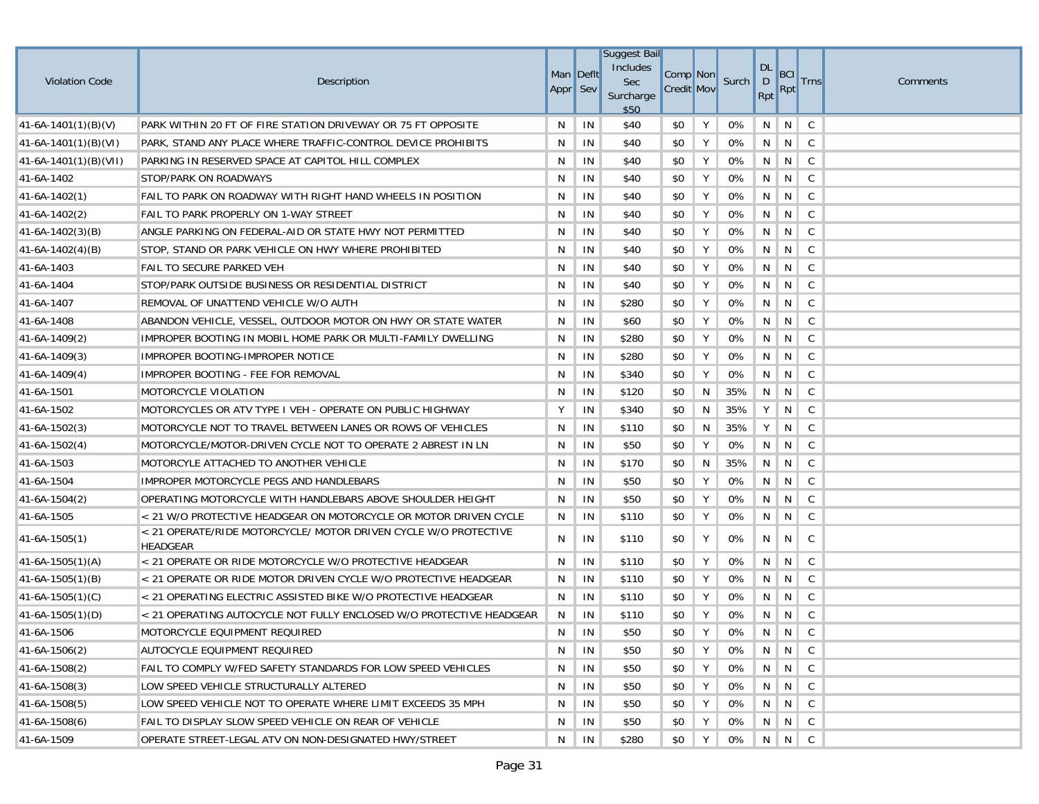| Violation Code | Description | Man Appr | Deflt Sev | Suggest Bail Includes Sec Surcharge $50 | Comp Credit | Non Mov | Surch | DL D Rpt | BCI Rpt | Trns | Comments |
|---|---|---|---|---|---|---|---|---|---|---|---|
| 41-6A-1401(1)(B)(V) | PARK WITHIN 20 FT OF FIRE STATION DRIVEWAY OR 75 FT OPPOSITE | N | IN | $40 | $0 | Y | 0% | N | N | C | |
| 41-6A-1401(1)(B)(VI) | PARK, STAND ANY PLACE WHERE TRAFFIC-CONTROL DEVICE PROHIBITS | N | IN | $40 | $0 | Y | 0% | N | N | C | |
| 41-6A-1401(1)(B)(VII) | PARKING IN RESERVED SPACE AT CAPITOL HILL COMPLEX | N | IN | $40 | $0 | Y | 0% | N | N | C | |
| 41-6A-1402 | STOP/PARK ON ROADWAYS | N | IN | $40 | $0 | Y | 0% | N | N | C | |
| 41-6A-1402(1) | FAIL TO PARK ON ROADWAY WITH RIGHT HAND WHEELS IN POSITION | N | IN | $40 | $0 | Y | 0% | N | N | C | |
| 41-6A-1402(2) | FAIL TO PARK PROPERLY ON 1-WAY STREET | N | IN | $40 | $0 | Y | 0% | N | N | C | |
| 41-6A-1402(3)(B) | ANGLE PARKING ON FEDERAL-AID OR STATE HWY NOT PERMITTED | N | IN | $40 | $0 | Y | 0% | N | N | C | |
| 41-6A-1402(4)(B) | STOP, STAND OR PARK VEHICLE ON HWY WHERE PROHIBITED | N | IN | $40 | $0 | Y | 0% | N | N | C | |
| 41-6A-1403 | FAIL TO SECURE PARKED VEH | N | IN | $40 | $0 | Y | 0% | N | N | C | |
| 41-6A-1404 | STOP/PARK OUTSIDE BUSINESS OR RESIDENTIAL DISTRICT | N | IN | $40 | $0 | Y | 0% | N | N | C | |
| 41-6A-1407 | REMOVAL OF UNATTEND VEHICLE W/O AUTH | N | IN | $280 | $0 | Y | 0% | N | N | C | |
| 41-6A-1408 | ABANDON VEHICLE, VESSEL, OUTDOOR MOTOR ON HWY OR STATE WATER | N | IN | $60 | $0 | Y | 0% | N | N | C | |
| 41-6A-1409(2) | IMPROPER BOOTING IN MOBIL HOME PARK OR MULTI-FAMILY DWELLING | N | IN | $280 | $0 | Y | 0% | N | N | C | |
| 41-6A-1409(3) | IMPROPER BOOTING-IMPROPER NOTICE | N | IN | $280 | $0 | Y | 0% | N | N | C | |
| 41-6A-1409(4) | IMPROPER BOOTING - FEE FOR REMOVAL | N | IN | $340 | $0 | Y | 0% | N | N | C | |
| 41-6A-1501 | MOTORCYCLE VIOLATION | N | IN | $120 | $0 | N | 35% | N | N | C | |
| 41-6A-1502 | MOTORCYCLES OR ATV TYPE I VEH - OPERATE ON PUBLIC HIGHWAY | Y | IN | $340 | $0 | N | 35% | Y | N | C | |
| 41-6A-1502(3) | MOTORCYCLE NOT TO TRAVEL BETWEEN LANES OR ROWS OF VEHICLES | N | IN | $110 | $0 | N | 35% | Y | N | C | |
| 41-6A-1502(4) | MOTORCYCLE/MOTOR-DRIVEN CYCLE NOT TO OPERATE 2 ABREST IN LN | N | IN | $50 | $0 | Y | 0% | N | N | C | |
| 41-6A-1503 | MOTORCYLE ATTACHED TO ANOTHER VEHICLE | N | IN | $170 | $0 | N | 35% | N | N | C | |
| 41-6A-1504 | IMPROPER MOTORCYCLE PEGS AND HANDLEBARS | N | IN | $50 | $0 | Y | 0% | N | N | C | |
| 41-6A-1504(2) | OPERATING MOTORCYCLE WITH HANDLEBARS ABOVE SHOULDER HEIGHT | N | IN | $50 | $0 | Y | 0% | N | N | C | |
| 41-6A-1505 | < 21 W/O PROTECTIVE HEADGEAR ON MOTORCYCLE OR MOTOR DRIVEN CYCLE | N | IN | $110 | $0 | Y | 0% | N | N | C | |
| 41-6A-1505(1) | < 21 OPERATE/RIDE MOTORCYCLE/ MOTOR DRIVEN CYCLE W/O PROTECTIVE HEADGEAR | N | IN | $110 | $0 | Y | 0% | N | N | C | |
| 41-6A-1505(1)(A) | < 21 OPERATE OR RIDE MOTORCYCLE W/O PROTECTIVE HEADGEAR | N | IN | $110 | $0 | Y | 0% | N | N | C | |
| 41-6A-1505(1)(B) | < 21 OPERATE OR RIDE MOTOR DRIVEN CYCLE W/O PROTECTIVE HEADGEAR | N | IN | $110 | $0 | Y | 0% | N | N | C | |
| 41-6A-1505(1)(C) | < 21 OPERATING ELECTRIC ASSISTED BIKE W/O PROTECTIVE HEADGEAR | N | IN | $110 | $0 | Y | 0% | N | N | C | |
| 41-6A-1505(1)(D) | < 21 OPERATING AUTOCYCLE NOT FULLY ENCLOSED W/O PROTECTIVE HEADGEAR | N | IN | $110 | $0 | Y | 0% | N | N | C | |
| 41-6A-1506 | MOTORCYCLE EQUIPMENT REQUIRED | N | IN | $50 | $0 | Y | 0% | N | N | C | |
| 41-6A-1506(2) | AUTOCYCLE EQUIPMENT REQUIRED | N | IN | $50 | $0 | Y | 0% | N | N | C | |
| 41-6A-1508(2) | FAIL TO COMPLY W/FED SAFETY STANDARDS FOR LOW SPEED VEHICLES | N | IN | $50 | $0 | Y | 0% | N | N | C | |
| 41-6A-1508(3) | LOW SPEED VEHICLE STRUCTURALLY ALTERED | N | IN | $50 | $0 | Y | 0% | N | N | C | |
| 41-6A-1508(5) | LOW SPEED VEHICLE NOT TO OPERATE WHERE LIMIT EXCEEDS 35 MPH | N | IN | $50 | $0 | Y | 0% | N | N | C | |
| 41-6A-1508(6) | FAIL TO DISPLAY SLOW SPEED VEHICLE ON REAR OF VEHICLE | N | IN | $50 | $0 | Y | 0% | N | N | C | |
| 41-6A-1509 | OPERATE STREET-LEGAL ATV ON NON-DESIGNATED HWY/STREET | N | IN | $280 | $0 | Y | 0% | N | N | C | |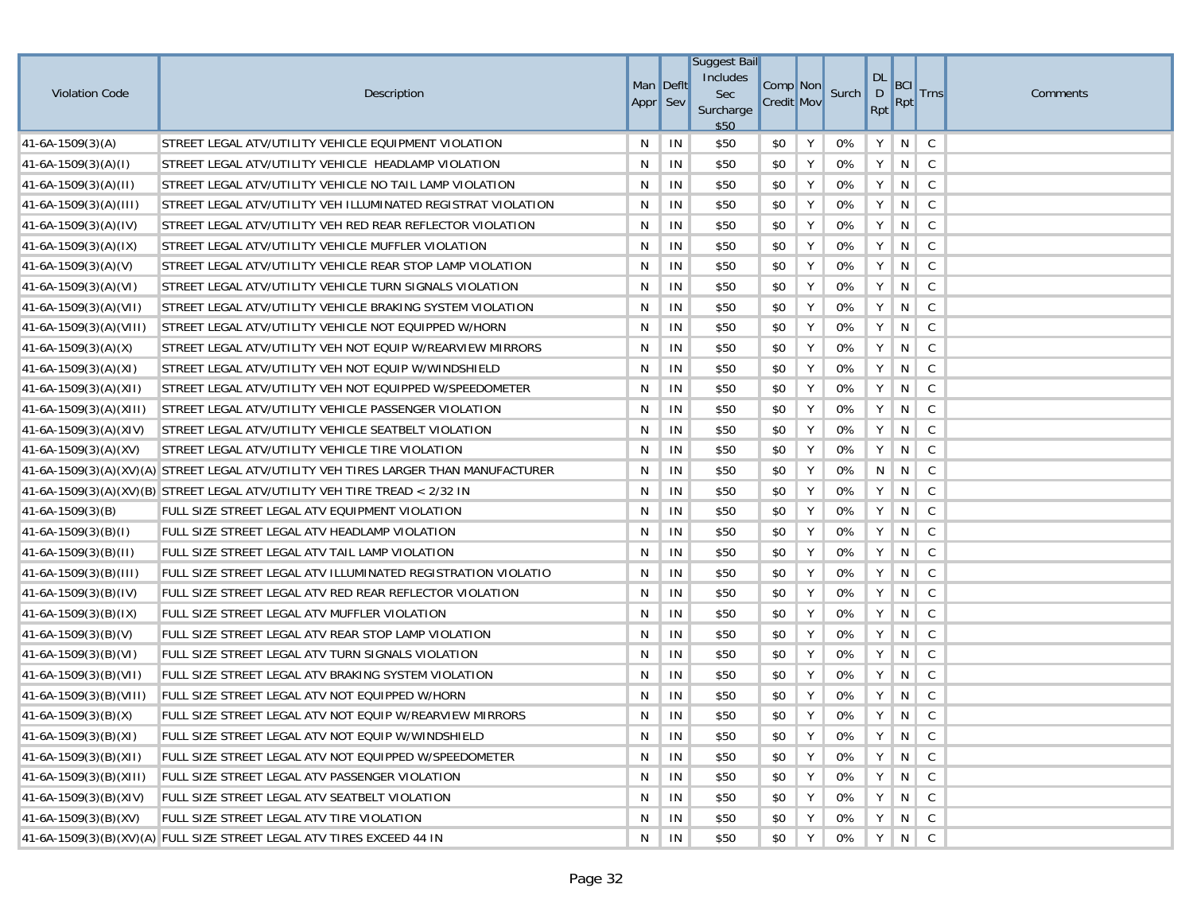| Violation Code | Description | Man Appr | Deflt Sev | Suggest Bail Includes Sec Surcharge $50 | Comp Credit | Non Mov | Surch | DL D Rpt | BCI Rpt | Trns | Comments |
|---|---|---|---|---|---|---|---|---|---|---|---|
| 41-6A-1509(3)(A) | STREET LEGAL ATV/UTILITY VEHICLE EQUIPMENT VIOLATION | N | IN | $50 | $0 | Y | 0% | Y | N | C | |
| 41-6A-1509(3)(A)(I) | STREET LEGAL ATV/UTILITY VEHICLE HEADLAMP VIOLATION | N | IN | $50 | $0 | Y | 0% | Y | N | C | |
| 41-6A-1509(3)(A)(II) | STREET LEGAL ATV/UTILITY VEHICLE NO TAIL LAMP VIOLATION | N | IN | $50 | $0 | Y | 0% | Y | N | C | |
| 41-6A-1509(3)(A)(III) | STREET LEGAL ATV/UTILITY VEH ILLUMINATED REGISTRAT VIOLATION | N | IN | $50 | $0 | Y | 0% | Y | N | C | |
| 41-6A-1509(3)(A)(IV) | STREET LEGAL ATV/UTILITY VEH RED REAR REFLECTOR VIOLATION | N | IN | $50 | $0 | Y | 0% | Y | N | C | |
| 41-6A-1509(3)(A)(IX) | STREET LEGAL ATV/UTILITY VEHICLE MUFFLER VIOLATION | N | IN | $50 | $0 | Y | 0% | Y | N | C | |
| 41-6A-1509(3)(A)(V) | STREET LEGAL ATV/UTILITY VEHICLE REAR STOP LAMP VIOLATION | N | IN | $50 | $0 | Y | 0% | Y | N | C | |
| 41-6A-1509(3)(A)(VI) | STREET LEGAL ATV/UTILITY VEHICLE TURN SIGNALS VIOLATION | N | IN | $50 | $0 | Y | 0% | Y | N | C | |
| 41-6A-1509(3)(A)(VII) | STREET LEGAL ATV/UTILITY VEHICLE BRAKING SYSTEM VIOLATION | N | IN | $50 | $0 | Y | 0% | Y | N | C | |
| 41-6A-1509(3)(A)(VIII) | STREET LEGAL ATV/UTILITY VEHICLE NOT EQUIPPED W/HORN | N | IN | $50 | $0 | Y | 0% | Y | N | C | |
| 41-6A-1509(3)(A)(X) | STREET LEGAL ATV/UTILITY VEH NOT EQUIP W/REARVIEW MIRRORS | N | IN | $50 | $0 | Y | 0% | Y | N | C | |
| 41-6A-1509(3)(A)(XI) | STREET LEGAL ATV/UTILITY VEH NOT EQUIP W/WINDSHIELD | N | IN | $50 | $0 | Y | 0% | Y | N | C | |
| 41-6A-1509(3)(A)(XII) | STREET LEGAL ATV/UTILITY VEH NOT EQUIPPED W/SPEEDOMETER | N | IN | $50 | $0 | Y | 0% | Y | N | C | |
| 41-6A-1509(3)(A)(XIII) | STREET LEGAL ATV/UTILITY VEHICLE PASSENGER VIOLATION | N | IN | $50 | $0 | Y | 0% | Y | N | C | |
| 41-6A-1509(3)(A)(XIV) | STREET LEGAL ATV/UTILITY VEHICLE SEATBELT VIOLATION | N | IN | $50 | $0 | Y | 0% | Y | N | C | |
| 41-6A-1509(3)(A)(XV) | STREET LEGAL ATV/UTILITY VEHICLE TIRE VIOLATION | N | IN | $50 | $0 | Y | 0% | Y | N | C | |
| 41-6A-1509(3)(A)(XV)(A) | STREET LEGAL ATV/UTILITY VEH TIRES LARGER THAN MANUFACTURER | N | IN | $50 | $0 | Y | 0% | N | N | C | |
| 41-6A-1509(3)(A)(XV)(B) | STREET LEGAL ATV/UTILITY VEH TIRE TREAD < 2/32 IN | N | IN | $50 | $0 | Y | 0% | Y | N | C | |
| 41-6A-1509(3)(B) | FULL SIZE STREET LEGAL ATV EQUIPMENT VIOLATION | N | IN | $50 | $0 | Y | 0% | Y | N | C | |
| 41-6A-1509(3)(B)(I) | FULL SIZE STREET LEGAL ATV HEADLAMP VIOLATION | N | IN | $50 | $0 | Y | 0% | Y | N | C | |
| 41-6A-1509(3)(B)(II) | FULL SIZE STREET LEGAL ATV TAIL LAMP VIOLATION | N | IN | $50 | $0 | Y | 0% | Y | N | C | |
| 41-6A-1509(3)(B)(III) | FULL SIZE STREET LEGAL ATV ILLUMINATED REGISTRATION VIOLATIO | N | IN | $50 | $0 | Y | 0% | Y | N | C | |
| 41-6A-1509(3)(B)(IV) | FULL SIZE STREET LEGAL ATV RED REAR REFLECTOR VIOLATION | N | IN | $50 | $0 | Y | 0% | Y | N | C | |
| 41-6A-1509(3)(B)(IX) | FULL SIZE STREET LEGAL ATV MUFFLER VIOLATION | N | IN | $50 | $0 | Y | 0% | Y | N | C | |
| 41-6A-1509(3)(B)(V) | FULL SIZE STREET LEGAL ATV REAR STOP LAMP VIOLATION | N | IN | $50 | $0 | Y | 0% | Y | N | C | |
| 41-6A-1509(3)(B)(VI) | FULL SIZE STREET LEGAL ATV TURN SIGNALS VIOLATION | N | IN | $50 | $0 | Y | 0% | Y | N | C | |
| 41-6A-1509(3)(B)(VII) | FULL SIZE STREET LEGAL ATV BRAKING SYSTEM VIOLATION | N | IN | $50 | $0 | Y | 0% | Y | N | C | |
| 41-6A-1509(3)(B)(VIII) | FULL SIZE STREET LEGAL ATV NOT EQUIPPED W/HORN | N | IN | $50 | $0 | Y | 0% | Y | N | C | |
| 41-6A-1509(3)(B)(X) | FULL SIZE STREET LEGAL ATV NOT EQUIP W/REARVIEW MIRRORS | N | IN | $50 | $0 | Y | 0% | Y | N | C | |
| 41-6A-1509(3)(B)(XI) | FULL SIZE STREET LEGAL ATV NOT EQUIP W/WINDSHIELD | N | IN | $50 | $0 | Y | 0% | Y | N | C | |
| 41-6A-1509(3)(B)(XII) | FULL SIZE STREET LEGAL ATV NOT EQUIPPED W/SPEEDOMETER | N | IN | $50 | $0 | Y | 0% | Y | N | C | |
| 41-6A-1509(3)(B)(XIII) | FULL SIZE STREET LEGAL ATV PASSENGER VIOLATION | N | IN | $50 | $0 | Y | 0% | Y | N | C | |
| 41-6A-1509(3)(B)(XIV) | FULL SIZE STREET LEGAL ATV SEATBELT VIOLATION | N | IN | $50 | $0 | Y | 0% | Y | N | C | |
| 41-6A-1509(3)(B)(XV) | FULL SIZE STREET LEGAL ATV TIRE VIOLATION | N | IN | $50 | $0 | Y | 0% | Y | N | C | |
| 41-6A-1509(3)(B)(XV)(A) | FULL SIZE STREET LEGAL ATV TIRES EXCEED 44 IN | N | IN | $50 | $0 | Y | 0% | Y | N | C | |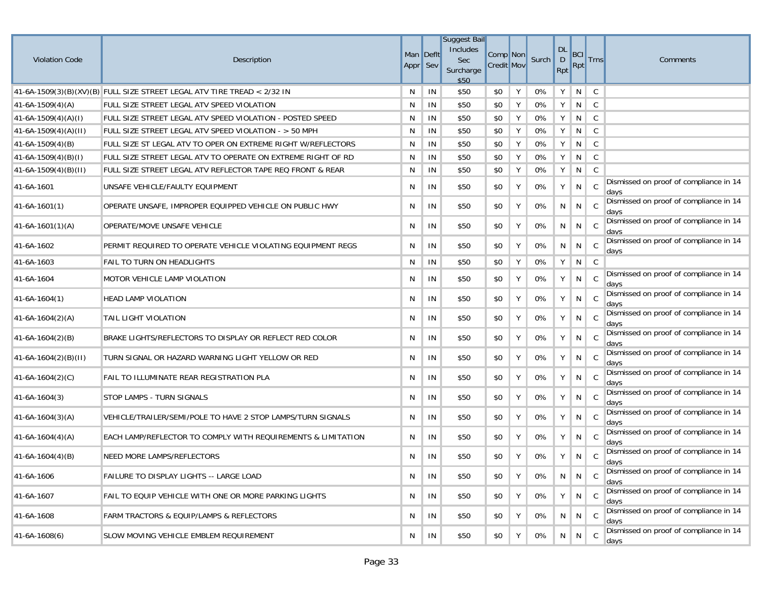| Violation Code | Description | Man Appr | Deflt Sev | Suggest Bail Includes Sec Surcharge $50 | Comp Credit | Non Mov | Surch | DL D Rpt | BCI Rpt | Trns | Comments |
|---|---|---|---|---|---|---|---|---|---|---|---|
| 41-6A-1509(3)(B)(XV)(B) | FULL SIZE STREET LEGAL ATV TIRE TREAD < 2/32 IN | N | IN | $50 | $0 | Y | 0% | Y | N | C | |
| 41-6A-1509(4)(A) | FULL SIZE STREET LEGAL ATV SPEED VIOLATION | N | IN | $50 | $0 | Y | 0% | Y | N | C | |
| 41-6A-1509(4)(A)(I) | FULL SIZE STREET LEGAL ATV SPEED VIOLATION - POSTED SPEED | N | IN | $50 | $0 | Y | 0% | Y | N | C | |
| 41-6A-1509(4)(A)(II) | FULL SIZE STREET LEGAL ATV SPEED VIOLATION - > 50 MPH | N | IN | $50 | $0 | Y | 0% | Y | N | C | |
| 41-6A-1509(4)(B) | FULL SIZE ST LEGAL ATV TO OPER ON EXTREME RIGHT W/REFLECTORS | N | IN | $50 | $0 | Y | 0% | Y | N | C | |
| 41-6A-1509(4)(B)(I) | FULL SIZE STREET LEGAL ATV TO OPERATE ON EXTREME RIGHT OF RD | N | IN | $50 | $0 | Y | 0% | Y | N | C | |
| 41-6A-1509(4)(B)(II) | FULL SIZE STREET LEGAL ATV REFLECTOR TAPE REQ FRONT & REAR | N | IN | $50 | $0 | Y | 0% | Y | N | C | |
| 41-6A-1601 | UNSAFE VEHICLE/FAULTY EQUIPMENT | N | IN | $50 | $0 | Y | 0% | Y | N | C | Dismissed on proof of compliance in 14 days |
| 41-6A-1601(1) | OPERATE UNSAFE, IMPROPER EQUIPPED VEHICLE ON PUBLIC HWY | N | IN | $50 | $0 | Y | 0% | N | N | C | Dismissed on proof of compliance in 14 days |
| 41-6A-1601(1)(A) | OPERATE/MOVE UNSAFE VEHICLE | N | IN | $50 | $0 | Y | 0% | N | N | C | Dismissed on proof of compliance in 14 days |
| 41-6A-1602 | PERMIT REQUIRED TO OPERATE VEHICLE VIOLATING EQUIPMENT REGS | N | IN | $50 | $0 | Y | 0% | N | N | C | Dismissed on proof of compliance in 14 days |
| 41-6A-1603 | FAIL TO TURN ON HEADLIGHTS | N | IN | $50 | $0 | Y | 0% | Y | N | C | |
| 41-6A-1604 | MOTOR VEHICLE LAMP VIOLATION | N | IN | $50 | $0 | Y | 0% | Y | N | C | Dismissed on proof of compliance in 14 days |
| 41-6A-1604(1) | HEAD LAMP VIOLATION | N | IN | $50 | $0 | Y | 0% | Y | N | C | Dismissed on proof of compliance in 14 days |
| 41-6A-1604(2)(A) | TAIL LIGHT VIOLATION | N | IN | $50 | $0 | Y | 0% | Y | N | C | Dismissed on proof of compliance in 14 days |
| 41-6A-1604(2)(B) | BRAKE LIGHTS/REFLECTORS TO DISPLAY OR REFLECT RED COLOR | N | IN | $50 | $0 | Y | 0% | Y | N | C | Dismissed on proof of compliance in 14 days |
| 41-6A-1604(2)(B)(II) | TURN SIGNAL OR HAZARD WARNING LIGHT YELLOW OR RED | N | IN | $50 | $0 | Y | 0% | Y | N | C | Dismissed on proof of compliance in 14 days |
| 41-6A-1604(2)(C) | FAIL TO ILLUMINATE REAR REGISTRATION PLA | N | IN | $50 | $0 | Y | 0% | Y | N | C | Dismissed on proof of compliance in 14 days |
| 41-6A-1604(3) | STOP LAMPS - TURN SIGNALS | N | IN | $50 | $0 | Y | 0% | Y | N | C | Dismissed on proof of compliance in 14 days |
| 41-6A-1604(3)(A) | VEHICLE/TRAILER/SEMI/POLE TO HAVE 2 STOP LAMPS/TURN SIGNALS | N | IN | $50 | $0 | Y | 0% | Y | N | C | Dismissed on proof of compliance in 14 days |
| 41-6A-1604(4)(A) | EACH LAMP/REFLECTOR TO COMPLY WITH REQUIREMENTS & LIMITATION | N | IN | $50 | $0 | Y | 0% | Y | N | C | Dismissed on proof of compliance in 14 days |
| 41-6A-1604(4)(B) | NEED MORE LAMPS/REFLECTORS | N | IN | $50 | $0 | Y | 0% | Y | N | C | Dismissed on proof of compliance in 14 days |
| 41-6A-1606 | FAILURE TO DISPLAY LIGHTS -- LARGE LOAD | N | IN | $50 | $0 | Y | 0% | N | N | C | Dismissed on proof of compliance in 14 days |
| 41-6A-1607 | FAIL TO EQUIP VEHICLE WITH ONE OR MORE PARKING LIGHTS | N | IN | $50 | $0 | Y | 0% | Y | N | C | Dismissed on proof of compliance in 14 days |
| 41-6A-1608 | FARM TRACTORS & EQUIP/LAMPS & REFLECTORS | N | IN | $50 | $0 | Y | 0% | N | N | C | Dismissed on proof of compliance in 14 days |
| 41-6A-1608(6) | SLOW MOVING VEHICLE EMBLEM REQUIREMENT | N | IN | $50 | $0 | Y | 0% | N | N | C | Dismissed on proof of compliance in 14 days |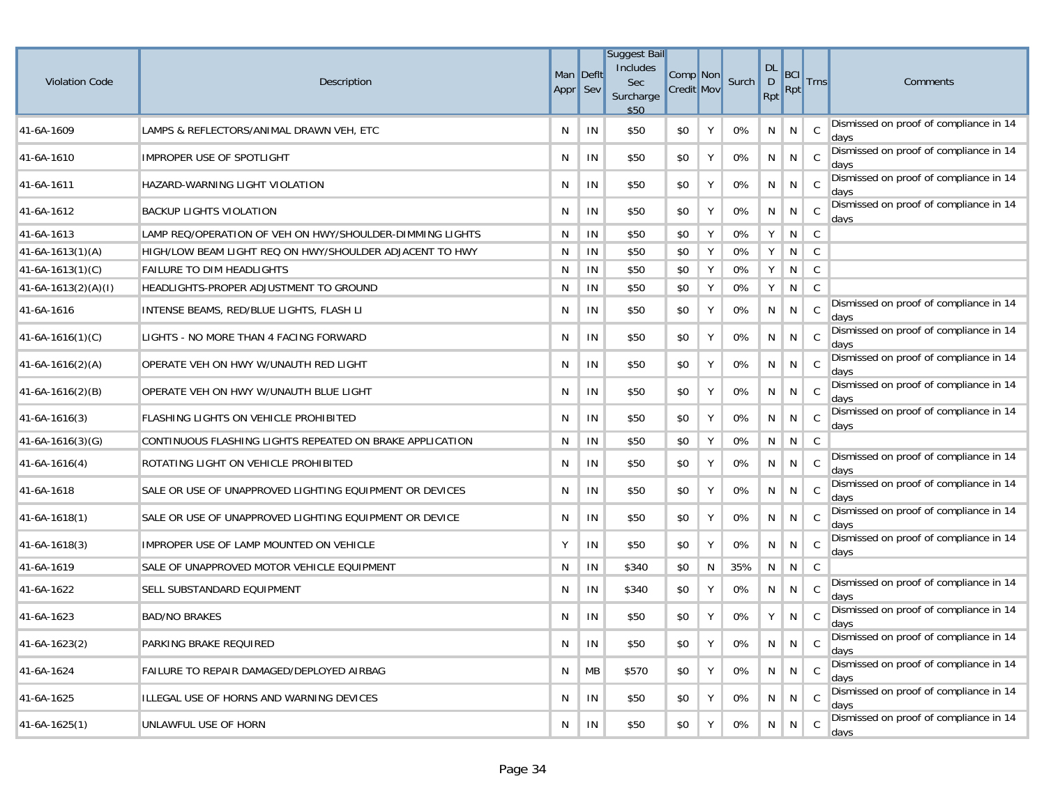| Violation Code | Description | Man Appr | Deflt Sev | Suggest Bail Includes Sec Surcharge $50 | Comp Credit | Non Mov | Surch | DL D Rpt | BCI Rpt | Trns | Comments |
|---|---|---|---|---|---|---|---|---|---|---|---|
| 41-6A-1609 | LAMPS & REFLECTORS/ANIMAL DRAWN VEH, ETC | N | IN | $50 | $0 | Y | 0% | N | N | C | Dismissed on proof of compliance in 14 days |
| 41-6A-1610 | IMPROPER USE OF SPOTLIGHT | N | IN | $50 | $0 | Y | 0% | N | N | C | Dismissed on proof of compliance in 14 days |
| 41-6A-1611 | HAZARD-WARNING LIGHT VIOLATION | N | IN | $50 | $0 | Y | 0% | N | N | C | Dismissed on proof of compliance in 14 days |
| 41-6A-1612 | BACKUP LIGHTS VIOLATION | N | IN | $50 | $0 | Y | 0% | N | N | C | Dismissed on proof of compliance in 14 days |
| 41-6A-1613 | LAMP REQ/OPERATION OF VEH ON HWY/SHOULDER-DIMMING LIGHTS | N | IN | $50 | $0 | Y | 0% | Y | N | C | |
| 41-6A-1613(1)(A) | HIGH/LOW BEAM LIGHT REQ ON HWY/SHOULDER ADJACENT TO HWY | N | IN | $50 | $0 | Y | 0% | Y | N | C | |
| 41-6A-1613(1)(C) | FAILURE TO DIM HEADLIGHTS | N | IN | $50 | $0 | Y | 0% | Y | N | C | |
| 41-6A-1613(2)(A)(I) | HEADLIGHTS-PROPER ADJUSTMENT TO GROUND | N | IN | $50 | $0 | Y | 0% | Y | N | C | |
| 41-6A-1616 | INTENSE BEAMS, RED/BLUE LIGHTS, FLASH LI | N | IN | $50 | $0 | Y | 0% | N | N | C | Dismissed on proof of compliance in 14 days |
| 41-6A-1616(1)(C) | LIGHTS - NO MORE THAN 4 FACING FORWARD | N | IN | $50 | $0 | Y | 0% | N | N | C | Dismissed on proof of compliance in 14 days |
| 41-6A-1616(2)(A) | OPERATE VEH ON HWY W/UNAUTH RED LIGHT | N | IN | $50 | $0 | Y | 0% | N | N | C | Dismissed on proof of compliance in 14 days |
| 41-6A-1616(2)(B) | OPERATE VEH ON HWY W/UNAUTH BLUE LIGHT | N | IN | $50 | $0 | Y | 0% | N | N | C | Dismissed on proof of compliance in 14 days |
| 41-6A-1616(3) | FLASHING LIGHTS ON VEHICLE PROHIBITED | N | IN | $50 | $0 | Y | 0% | N | N | C | Dismissed on proof of compliance in 14 days |
| 41-6A-1616(3)(G) | CONTINUOUS FLASHING LIGHTS REPEATED ON BRAKE APPLICATION | N | IN | $50 | $0 | Y | 0% | N | N | C | |
| 41-6A-1616(4) | ROTATING LIGHT ON VEHICLE PROHIBITED | N | IN | $50 | $0 | Y | 0% | N | N | C | Dismissed on proof of compliance in 14 days |
| 41-6A-1618 | SALE OR USE OF UNAPPROVED LIGHTING EQUIPMENT OR DEVICES | N | IN | $50 | $0 | Y | 0% | N | N | C | Dismissed on proof of compliance in 14 days |
| 41-6A-1618(1) | SALE OR USE OF UNAPPROVED LIGHTING EQUIPMENT OR DEVICE | N | IN | $50 | $0 | Y | 0% | N | N | C | Dismissed on proof of compliance in 14 days |
| 41-6A-1618(3) | IMPROPER USE OF LAMP MOUNTED ON VEHICLE | Y | IN | $50 | $0 | Y | 0% | N | N | C | Dismissed on proof of compliance in 14 days |
| 41-6A-1619 | SALE OF UNAPPROVED MOTOR VEHICLE EQUIPMENT | N | IN | $340 | $0 | N | 35% | N | N | C | |
| 41-6A-1622 | SELL SUBSTANDARD EQUIPMENT | N | IN | $340 | $0 | Y | 0% | N | N | C | Dismissed on proof of compliance in 14 days |
| 41-6A-1623 | BAD/NO BRAKES | N | IN | $50 | $0 | Y | 0% | Y | N | C | Dismissed on proof of compliance in 14 days |
| 41-6A-1623(2) | PARKING BRAKE REQUIRED | N | IN | $50 | $0 | Y | 0% | N | N | C | Dismissed on proof of compliance in 14 days |
| 41-6A-1624 | FAILURE TO REPAIR DAMAGED/DEPLOYED AIRBAG | N | MB | $570 | $0 | Y | 0% | N | N | C | Dismissed on proof of compliance in 14 days |
| 41-6A-1625 | ILLEGAL USE OF HORNS AND WARNING DEVICES | N | IN | $50 | $0 | Y | 0% | N | N | C | Dismissed on proof of compliance in 14 days |
| 41-6A-1625(1) | UNLAWFUL USE OF HORN | N | IN | $50 | $0 | Y | 0% | N | N | C | Dismissed on proof of compliance in 14 days |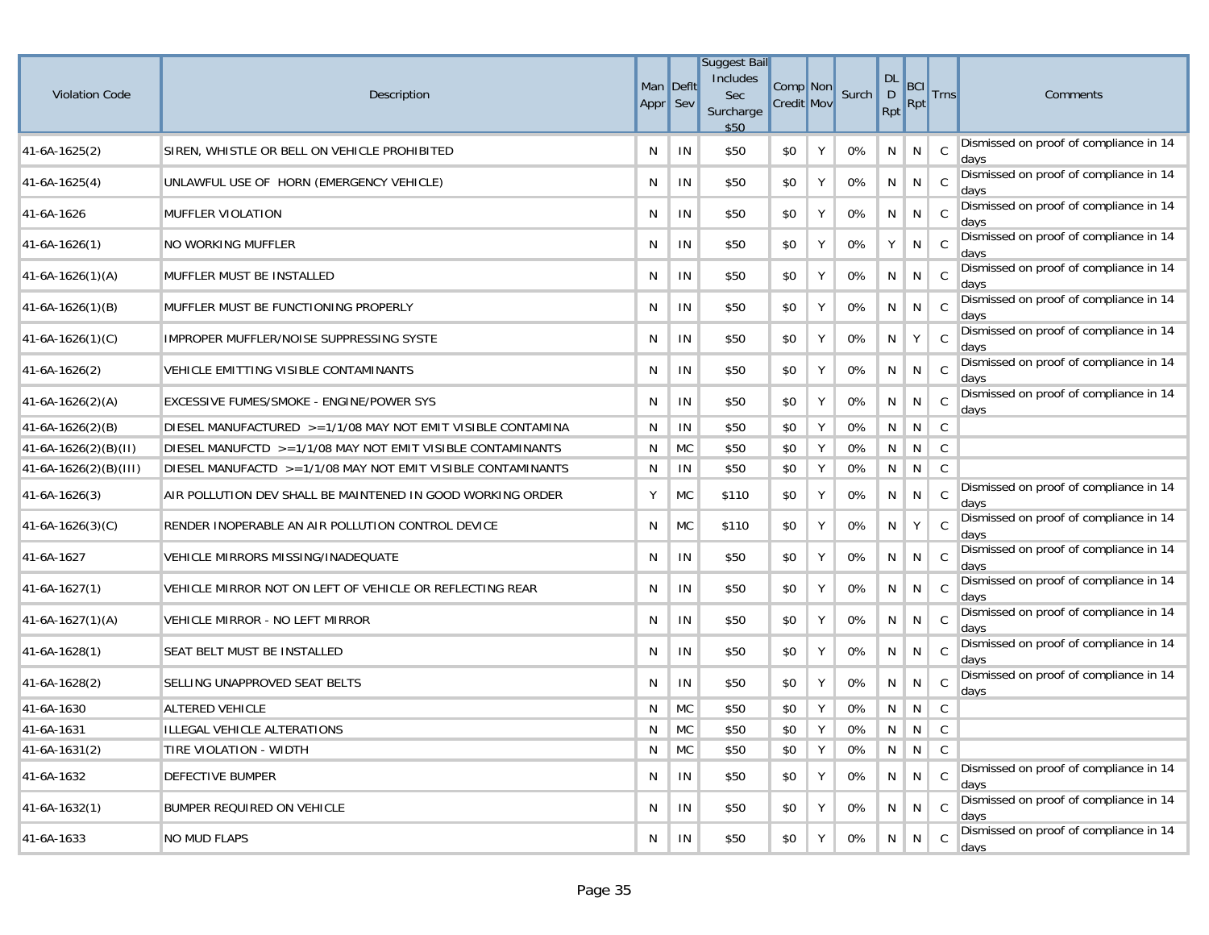| Violation Code | Description | Man Appr | Deflt Sev | Suggest Bail Includes Sec Surcharge $50 | Comp Credit | Non Mov | Surch | DL D Rpt | BCI Rpt | Trns | Comments |
|---|---|---|---|---|---|---|---|---|---|---|---|
| 41-6A-1625(2) | SIREN, WHISTLE OR BELL ON VEHICLE PROHIBITED | N | IN | $50 | $0 | Y | 0% | N | N | C | Dismissed on proof of compliance in 14 days |
| 41-6A-1625(4) | UNLAWFUL USE OF HORN (EMERGENCY VEHICLE) | N | IN | $50 | $0 | Y | 0% | N | N | C | Dismissed on proof of compliance in 14 days |
| 41-6A-1626 | MUFFLER VIOLATION | N | IN | $50 | $0 | Y | 0% | N | N | C | Dismissed on proof of compliance in 14 days |
| 41-6A-1626(1) | NO WORKING MUFFLER | N | IN | $50 | $0 | Y | 0% | Y | N | C | Dismissed on proof of compliance in 14 days |
| 41-6A-1626(1)(A) | MUFFLER MUST BE INSTALLED | N | IN | $50 | $0 | Y | 0% | N | N | C | Dismissed on proof of compliance in 14 days |
| 41-6A-1626(1)(B) | MUFFLER MUST BE FUNCTIONING PROPERLY | N | IN | $50 | $0 | Y | 0% | N | N | C | Dismissed on proof of compliance in 14 days |
| 41-6A-1626(1)(C) | IMPROPER MUFFLER/NOISE SUPPRESSING SYSTE | N | IN | $50 | $0 | Y | 0% | N | Y | C | Dismissed on proof of compliance in 14 days |
| 41-6A-1626(2) | VEHICLE EMITTING VISIBLE CONTAMINANTS | N | IN | $50 | $0 | Y | 0% | N | N | C | Dismissed on proof of compliance in 14 days |
| 41-6A-1626(2)(A) | EXCESSIVE FUMES/SMOKE - ENGINE/POWER SYS | N | IN | $50 | $0 | Y | 0% | N | N | C | Dismissed on proof of compliance in 14 days |
| 41-6A-1626(2)(B) | DIESEL MANUFACTURED >=1/1/08 MAY NOT EMIT VISIBLE CONTAMINA | N | IN | $50 | $0 | Y | 0% | N | N | C | |
| 41-6A-1626(2)(B)(II) | DIESEL MANUFCTD >=1/1/08 MAY NOT EMIT VISIBLE CONTAMINANTS | N | MC | $50 | $0 | Y | 0% | N | N | C | |
| 41-6A-1626(2)(B)(III) | DIESEL MANUFACTD >=1/1/08 MAY NOT EMIT VISIBLE CONTAMINANTS | N | IN | $50 | $0 | Y | 0% | N | N | C | |
| 41-6A-1626(3) | AIR POLLUTION DEV SHALL BE MAINTENED IN GOOD WORKING ORDER | Y | MC | $110 | $0 | Y | 0% | N | N | C | Dismissed on proof of compliance in 14 days |
| 41-6A-1626(3)(C) | RENDER INOPERABLE AN AIR POLLUTION CONTROL DEVICE | N | MC | $110 | $0 | Y | 0% | N | Y | C | Dismissed on proof of compliance in 14 days |
| 41-6A-1627 | VEHICLE MIRRORS MISSING/INADEQUATE | N | IN | $50 | $0 | Y | 0% | N | N | C | Dismissed on proof of compliance in 14 days |
| 41-6A-1627(1) | VEHICLE MIRROR NOT ON LEFT OF VEHICLE OR REFLECTING REAR | N | IN | $50 | $0 | Y | 0% | N | N | C | Dismissed on proof of compliance in 14 days |
| 41-6A-1627(1)(A) | VEHICLE MIRROR - NO LEFT MIRROR | N | IN | $50 | $0 | Y | 0% | N | N | C | Dismissed on proof of compliance in 14 days |
| 41-6A-1628(1) | SEAT BELT MUST BE INSTALLED | N | IN | $50 | $0 | Y | 0% | N | N | C | Dismissed on proof of compliance in 14 days |
| 41-6A-1628(2) | SELLING UNAPPROVED SEAT BELTS | N | IN | $50 | $0 | Y | 0% | N | N | C | Dismissed on proof of compliance in 14 days |
| 41-6A-1630 | ALTERED VEHICLE | N | MC | $50 | $0 | Y | 0% | N | N | C | |
| 41-6A-1631 | ILLEGAL VEHICLE ALTERATIONS | N | MC | $50 | $0 | Y | 0% | N | N | C | |
| 41-6A-1631(2) | TIRE VIOLATION - WIDTH | N | MC | $50 | $0 | Y | 0% | N | N | C | |
| 41-6A-1632 | DEFECTIVE BUMPER | N | IN | $50 | $0 | Y | 0% | N | N | C | Dismissed on proof of compliance in 14 days |
| 41-6A-1632(1) | BUMPER REQUIRED ON VEHICLE | N | IN | $50 | $0 | Y | 0% | N | N | C | Dismissed on proof of compliance in 14 days |
| 41-6A-1633 | NO MUD FLAPS | N | IN | $50 | $0 | Y | 0% | N | N | C | Dismissed on proof of compliance in 14 days |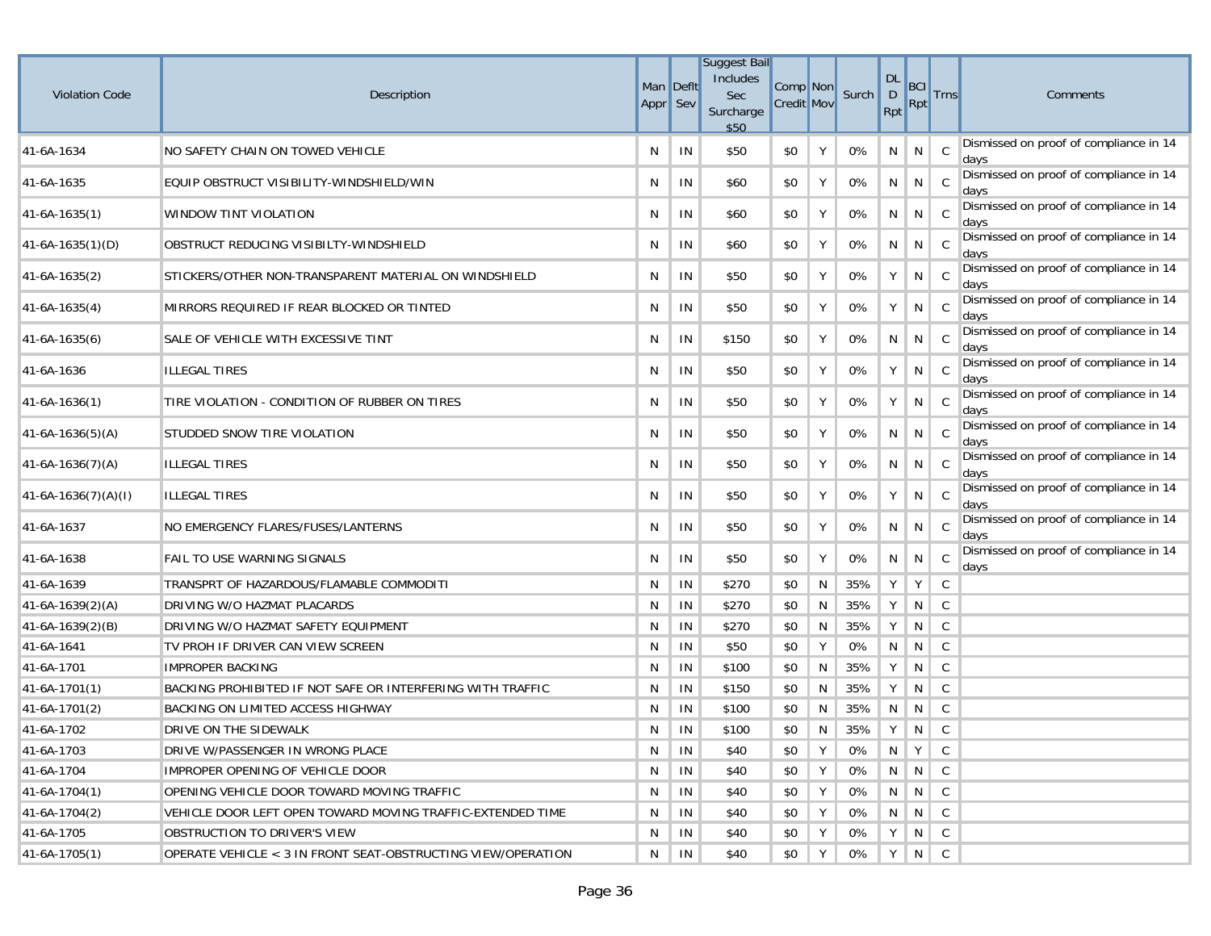| Violation Code | Description | Man Appr | Deflt Sev | Suggest Bail Includes Sec Surcharge $50 | Comp Credit | Non Mov | Surch | DL D Rpt | BCI Rpt | Trns | Comments |
|---|---|---|---|---|---|---|---|---|---|---|---|
| 41-6A-1634 | NO SAFETY CHAIN ON TOWED VEHICLE | N | IN | $50 | $0 | Y | 0% | N | N | C | Dismissed on proof of compliance in 14 days |
| 41-6A-1635 | EQUIP OBSTRUCT VISIBILITY-WINDSHIELD/WIN | N | IN | $60 | $0 | Y | 0% | N | N | C | Dismissed on proof of compliance in 14 days |
| 41-6A-1635(1) | WINDOW TINT VIOLATION | N | IN | $60 | $0 | Y | 0% | N | N | C | Dismissed on proof of compliance in 14 days |
| 41-6A-1635(1)(D) | OBSTRUCT REDUCING VISIBILTY-WINDSHIELD | N | IN | $60 | $0 | Y | 0% | N | N | C | Dismissed on proof of compliance in 14 days |
| 41-6A-1635(2) | STICKERS/OTHER NON-TRANSPARENT MATERIAL ON WINDSHIELD | N | IN | $50 | $0 | Y | 0% | Y | N | C | Dismissed on proof of compliance in 14 days |
| 41-6A-1635(4) | MIRRORS REQUIRED IF REAR BLOCKED OR TINTED | N | IN | $50 | $0 | Y | 0% | Y | N | C | Dismissed on proof of compliance in 14 days |
| 41-6A-1635(6) | SALE OF VEHICLE WITH EXCESSIVE TINT | N | IN | $150 | $0 | Y | 0% | N | N | C | Dismissed on proof of compliance in 14 days |
| 41-6A-1636 | ILLEGAL TIRES | N | IN | $50 | $0 | Y | 0% | Y | N | C | Dismissed on proof of compliance in 14 days |
| 41-6A-1636(1) | TIRE VIOLATION - CONDITION OF RUBBER ON TIRES | N | IN | $50 | $0 | Y | 0% | Y | N | C | Dismissed on proof of compliance in 14 days |
| 41-6A-1636(5)(A) | STUDDED SNOW TIRE VIOLATION | N | IN | $50 | $0 | Y | 0% | N | N | C | Dismissed on proof of compliance in 14 days |
| 41-6A-1636(7)(A) | ILLEGAL TIRES | N | IN | $50 | $0 | Y | 0% | N | N | C | Dismissed on proof of compliance in 14 days |
| 41-6A-1636(7)(A)(I) | ILLEGAL TIRES | N | IN | $50 | $0 | Y | 0% | Y | N | C | Dismissed on proof of compliance in 14 days |
| 41-6A-1637 | NO EMERGENCY FLARES/FUSES/LANTERNS | N | IN | $50 | $0 | Y | 0% | N | N | C | Dismissed on proof of compliance in 14 days |
| 41-6A-1638 | FAIL TO USE WARNING SIGNALS | N | IN | $50 | $0 | Y | 0% | N | N | C | Dismissed on proof of compliance in 14 days |
| 41-6A-1639 | TRANSPRT OF HAZARDOUS/FLAMABLE COMMODITI | N | IN | $270 | $0 | N | 35% | Y | Y | C | |
| 41-6A-1639(2)(A) | DRIVING W/O HAZMAT PLACARDS | N | IN | $270 | $0 | N | 35% | Y | N | C | |
| 41-6A-1639(2)(B) | DRIVING W/O HAZMAT SAFETY EQUIPMENT | N | IN | $270 | $0 | N | 35% | Y | N | C | |
| 41-6A-1641 | TV PROH IF DRIVER CAN VIEW SCREEN | N | IN | $50 | $0 | Y | 0% | N | N | C | |
| 41-6A-1701 | IMPROPER BACKING | N | IN | $100 | $0 | N | 35% | Y | N | C | |
| 41-6A-1701(1) | BACKING PROHIBITED IF NOT SAFE OR INTERFERING WITH TRAFFIC | N | IN | $150 | $0 | N | 35% | Y | N | C | |
| 41-6A-1701(2) | BACKING ON LIMITED ACCESS HIGHWAY | N | IN | $100 | $0 | N | 35% | N | N | C | |
| 41-6A-1702 | DRIVE ON THE SIDEWALK | N | IN | $100 | $0 | N | 35% | Y | N | C | |
| 41-6A-1703 | DRIVE W/PASSENGER IN WRONG PLACE | N | IN | $40 | $0 | Y | 0% | N | Y | C | |
| 41-6A-1704 | IMPROPER OPENING OF VEHICLE DOOR | N | IN | $40 | $0 | Y | 0% | N | N | C | |
| 41-6A-1704(1) | OPENING VEHICLE DOOR TOWARD MOVING TRAFFIC | N | IN | $40 | $0 | Y | 0% | N | N | C | |
| 41-6A-1704(2) | VEHICLE DOOR LEFT OPEN TOWARD MOVING TRAFFIC-EXTENDED TIME | N | IN | $40 | $0 | Y | 0% | N | N | C | |
| 41-6A-1705 | OBSTRUCTION TO DRIVER'S VIEW | N | IN | $40 | $0 | Y | 0% | Y | N | C | |
| 41-6A-1705(1) | OPERATE VEHICLE < 3 IN FRONT SEAT-OBSTRUCTING VIEW/OPERATION | N | IN | $40 | $0 | Y | 0% | Y | N | C | |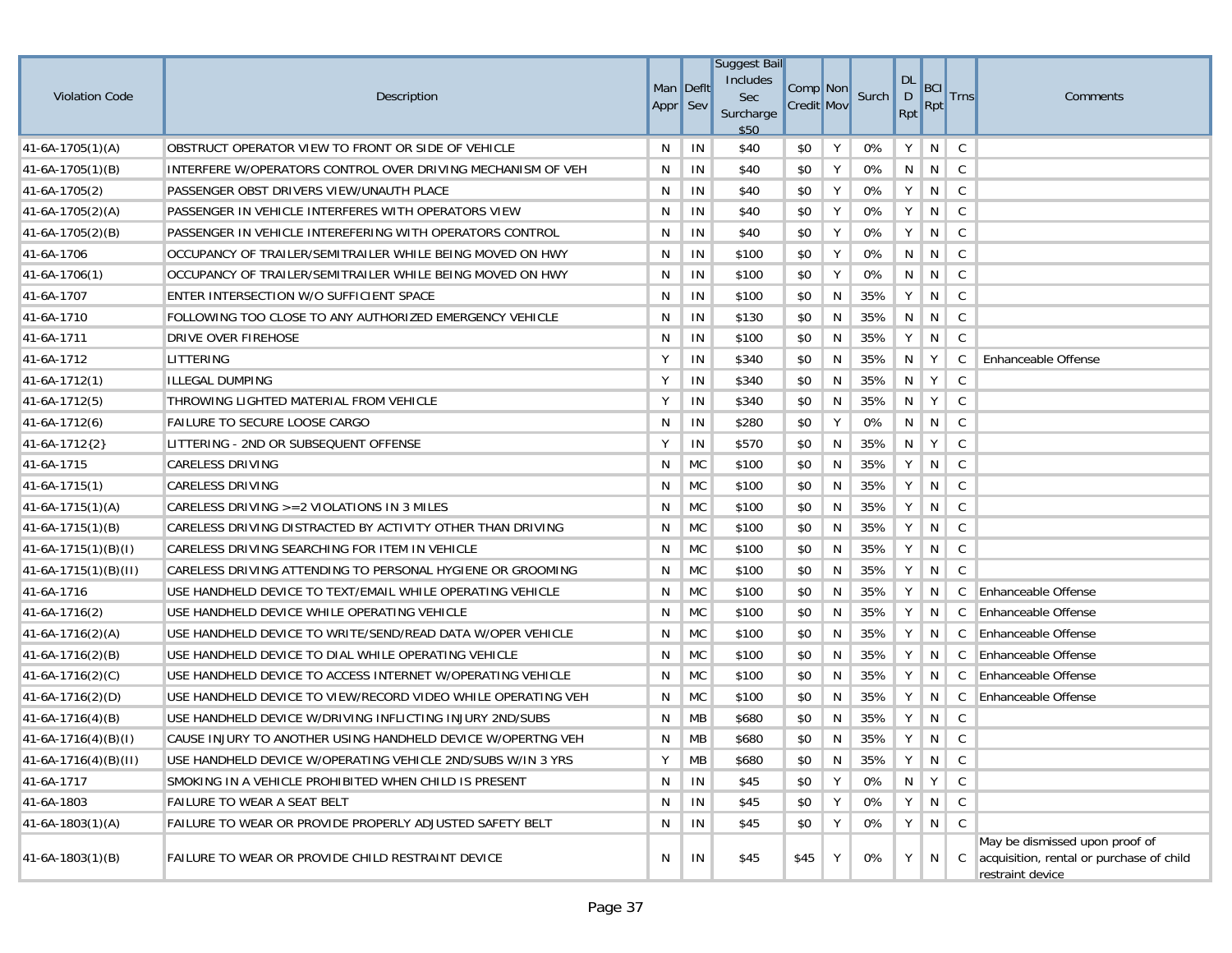| Violation Code | Description | Man Appr | Deflt Sev | Suggest Bail Includes Sec Surcharge $50 | Comp Credit | Non Mov | Surch | DL D Rpt | BCI Rpt | Trns | Comments |
|---|---|---|---|---|---|---|---|---|---|---|---|
| 41-6A-1705(1)(A) | OBSTRUCT OPERATOR VIEW TO FRONT OR SIDE OF VEHICLE | N | IN | $40 | $0 | Y | 0% | Y | N | C | |
| 41-6A-1705(1)(B) | INTERFERE W/OPERATORS CONTROL OVER DRIVING MECHANISM OF VEH | N | IN | $40 | $0 | Y | 0% | N | N | C | |
| 41-6A-1705(2) | PASSENGER OBST DRIVERS VIEW/UNAUTH PLACE | N | IN | $40 | $0 | Y | 0% | Y | N | C | |
| 41-6A-1705(2)(A) | PASSENGER IN VEHICLE INTERFERES WITH OPERATORS VIEW | N | IN | $40 | $0 | Y | 0% | Y | N | C | |
| 41-6A-1705(2)(B) | PASSENGER IN VEHICLE INTEREFERING WITH OPERATORS CONTROL | N | IN | $40 | $0 | Y | 0% | Y | N | C | |
| 41-6A-1706 | OCCUPANCY OF TRAILER/SEMITRAILER WHILE BEING MOVED ON HWY | N | IN | $100 | $0 | Y | 0% | N | N | C | |
| 41-6A-1706(1) | OCCUPANCY OF TRAILER/SEMITRAILER WHILE BEING MOVED ON HWY | N | IN | $100 | $0 | Y | 0% | N | N | C | |
| 41-6A-1707 | ENTER INTERSECTION W/O SUFFICIENT SPACE | N | IN | $100 | $0 | N | 35% | Y | N | C | |
| 41-6A-1710 | FOLLOWING TOO CLOSE TO ANY AUTHORIZED EMERGENCY VEHICLE | N | IN | $130 | $0 | N | 35% | N | N | C | |
| 41-6A-1711 | DRIVE OVER FIREHOSE | N | IN | $100 | $0 | N | 35% | Y | N | C | |
| 41-6A-1712 | LITTERING | Y | IN | $340 | $0 | N | 35% | N | Y | C | Enhanceable Offense |
| 41-6A-1712(1) | ILLEGAL DUMPING | Y | IN | $340 | $0 | N | 35% | N | Y | C | |
| 41-6A-1712(5) | THROWING LIGHTED MATERIAL FROM VEHICLE | Y | IN | $340 | $0 | N | 35% | N | Y | C | |
| 41-6A-1712(6) | FAILURE TO SECURE LOOSE CARGO | N | IN | $280 | $0 | Y | 0% | N | N | C | |
| 41-6A-1712{2} | LITTERING - 2ND OR SUBSEQUENT OFFENSE | Y | IN | $570 | $0 | N | 35% | N | Y | C | |
| 41-6A-1715 | CARELESS DRIVING | N | MC | $100 | $0 | N | 35% | Y | N | C | |
| 41-6A-1715(1) | CARELESS DRIVING | N | MC | $100 | $0 | N | 35% | Y | N | C | |
| 41-6A-1715(1)(A) | CARELESS DRIVING >=2 VIOLATIONS IN 3 MILES | N | MC | $100 | $0 | N | 35% | Y | N | C | |
| 41-6A-1715(1)(B) | CARELESS DRIVING DISTRACTED BY ACTIVITY OTHER THAN DRIVING | N | MC | $100 | $0 | N | 35% | Y | N | C | |
| 41-6A-1715(1)(B)(I) | CARELESS DRIVING SEARCHING FOR ITEM IN VEHICLE | N | MC | $100 | $0 | N | 35% | Y | N | C | |
| 41-6A-1715(1)(B)(II) | CARELESS DRIVING ATTENDING TO PERSONAL HYGIENE OR GROOMING | N | MC | $100 | $0 | N | 35% | Y | N | C | |
| 41-6A-1716 | USE HANDHELD DEVICE TO TEXT/EMAIL WHILE OPERATING VEHICLE | N | MC | $100 | $0 | N | 35% | Y | N | C | Enhanceable Offense |
| 41-6A-1716(2) | USE HANDHELD DEVICE WHILE OPERATING VEHICLE | N | MC | $100 | $0 | N | 35% | Y | N | C | Enhanceable Offense |
| 41-6A-1716(2)(A) | USE HANDHELD DEVICE TO WRITE/SEND/READ DATA W/OPER VEHICLE | N | MC | $100 | $0 | N | 35% | Y | N | C | Enhanceable Offense |
| 41-6A-1716(2)(B) | USE HANDHELD DEVICE TO DIAL WHILE OPERATING VEHICLE | N | MC | $100 | $0 | N | 35% | Y | N | C | Enhanceable Offense |
| 41-6A-1716(2)(C) | USE HANDHELD DEVICE TO ACCESS INTERNET W/OPERATING VEHICLE | N | MC | $100 | $0 | N | 35% | Y | N | C | Enhanceable Offense |
| 41-6A-1716(2)(D) | USE HANDHELD DEVICE TO VIEW/RECORD VIDEO WHILE OPERATING VEH | N | MC | $100 | $0 | N | 35% | Y | N | C | Enhanceable Offense |
| 41-6A-1716(4)(B) | USE HANDHELD DEVICE W/DRIVING INFLICTING INJURY 2ND/SUBS | N | MB | $680 | $0 | N | 35% | Y | N | C | |
| 41-6A-1716(4)(B)(I) | CAUSE INJURY TO ANOTHER USING HANDHELD DEVICE W/OPERTNG VEH | N | MB | $680 | $0 | N | 35% | Y | N | C | |
| 41-6A-1716(4)(B)(II) | USE HANDHELD DEVICE W/OPERATING VEHICLE 2ND/SUBS W/IN 3 YRS | Y | MB | $680 | $0 | N | 35% | Y | N | C | |
| 41-6A-1717 | SMOKING IN A VEHICLE PROHIBITED WHEN CHILD IS PRESENT | N | IN | $45 | $0 | Y | 0% | N | Y | C | |
| 41-6A-1803 | FAILURE TO WEAR A SEAT BELT | N | IN | $45 | $0 | Y | 0% | Y | N | C | |
| 41-6A-1803(1)(A) | FAILURE TO WEAR OR PROVIDE PROPERLY ADJUSTED SAFETY BELT | N | IN | $45 | $0 | Y | 0% | Y | N | C | |
| 41-6A-1803(1)(B) | FAILURE TO WEAR OR PROVIDE CHILD RESTRAINT DEVICE | N | IN | $45 | $45 | Y | 0% | Y | N | C | May be dismissed upon proof of acquisition, rental or purchase of child restraint device |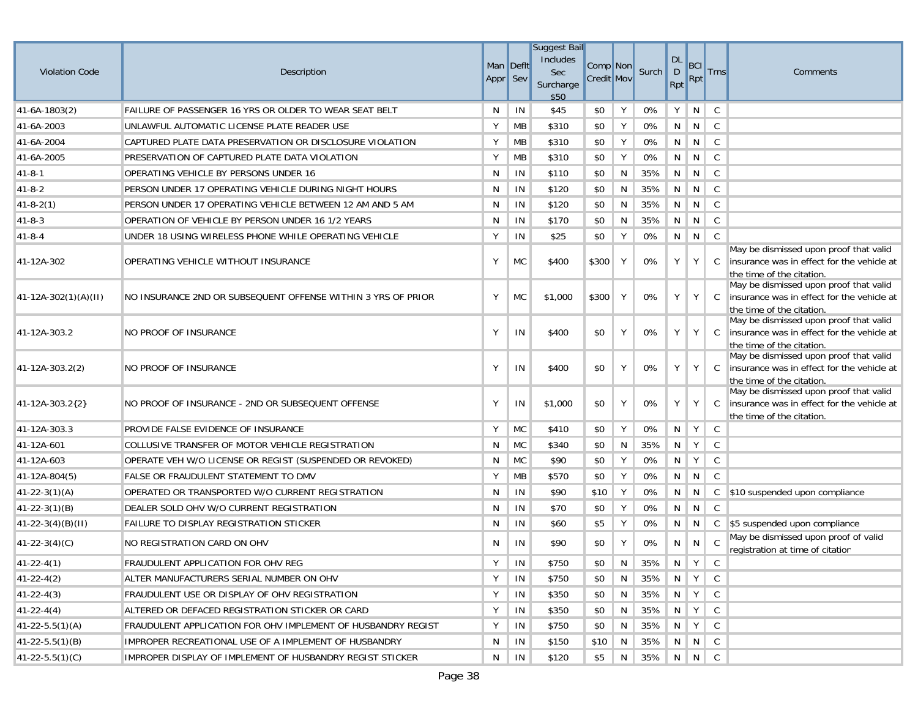| Violation Code | Description | Man Appr | Deflt Sev | Suggest Bail Includes Sec Surcharge $50 | Comp Credit | Non Mov | Surch | DL D Rpt | BCI Rpt | Trns | Comments |
|---|---|---|---|---|---|---|---|---|---|---|---|
| 41-6A-1803(2) | FAILURE OF PASSENGER 16 YRS OR OLDER TO WEAR SEAT BELT | N | IN | $45 | $0 | Y | 0% | Y | N | C | |
| 41-6A-2003 | UNLAWFUL AUTOMATIC LICENSE PLATE READER USE | Y | MB | $310 | $0 | Y | 0% | N | N | C | |
| 41-6A-2004 | CAPTURED PLATE DATA PRESERVATION OR DISCLOSURE VIOLATION | Y | MB | $310 | $0 | Y | 0% | N | N | C | |
| 41-6A-2005 | PRESERVATION OF CAPTURED PLATE DATA VIOLATION | Y | MB | $310 | $0 | Y | 0% | N | N | C | |
| 41-8-1 | OPERATING VEHICLE BY PERSONS UNDER 16 | N | IN | $110 | $0 | N | 35% | N | N | C | |
| 41-8-2 | PERSON UNDER 17 OPERATING VEHICLE DURING NIGHT HOURS | N | IN | $120 | $0 | N | 35% | N | N | C | |
| 41-8-2(1) | PERSON UNDER 17 OPERATING VEHICLE BETWEEN 12 AM AND 5 AM | N | IN | $120 | $0 | N | 35% | N | N | C | |
| 41-8-3 | OPERATION OF VEHICLE BY PERSON UNDER 16 1/2 YEARS | N | IN | $170 | $0 | N | 35% | N | N | C | |
| 41-8-4 | UNDER 18 USING WIRELESS PHONE WHILE OPERATING VEHICLE | Y | IN | $25 | $0 | Y | 0% | N | N | C | |
| 41-12A-302 | OPERATING VEHICLE WITHOUT INSURANCE | Y | MC | $400 | $300 | Y | 0% | Y | Y | C | May be dismissed upon proof that valid insurance was in effect for the vehicle at the time of the citation. |
| 41-12A-302(1)(A)(II) | NO INSURANCE 2ND OR SUBSEQUENT OFFENSE WITHIN 3 YRS OF PRIOR | Y | MC | $1,000 | $300 | Y | 0% | Y | Y | C | May be dismissed upon proof that valid insurance was in effect for the vehicle at the time of the citation. |
| 41-12A-303.2 | NO PROOF OF INSURANCE | Y | IN | $400 | $0 | Y | 0% | Y | Y | C | May be dismissed upon proof that valid insurance was in effect for the vehicle at the time of the citation. |
| 41-12A-303.2(2) | NO PROOF OF INSURANCE | Y | IN | $400 | $0 | Y | 0% | Y | Y | C | May be dismissed upon proof that valid insurance was in effect for the vehicle at the time of the citation. |
| 41-12A-303.2{2} | NO PROOF OF INSURANCE - 2ND OR SUBSEQUENT OFFENSE | Y | IN | $1,000 | $0 | Y | 0% | Y | Y | C | May be dismissed upon proof that valid insurance was in effect for the vehicle at the time of the citation. |
| 41-12A-303.3 | PROVIDE FALSE EVIDENCE OF INSURANCE | Y | MC | $410 | $0 | Y | 0% | N | Y | C | |
| 41-12A-601 | COLLUSIVE TRANSFER OF MOTOR VEHICLE REGISTRATION | N | MC | $340 | $0 | N | 35% | N | Y | C | |
| 41-12A-603 | OPERATE VEH W/O LICENSE OR REGIST (SUSPENDED OR REVOKED) | N | MC | $90 | $0 | Y | 0% | N | Y | C | |
| 41-12A-804(5) | FALSE OR FRAUDULENT STATEMENT TO DMV | Y | MB | $570 | $0 | Y | 0% | N | N | C | |
| 41-22-3(1)(A) | OPERATED OR TRANSPORTED W/O CURRENT REGISTRATION | N | IN | $90 | $10 | Y | 0% | N | N | C | $10 suspended upon compliance |
| 41-22-3(1)(B) | DEALER SOLD OHV W/O CURRENT REGISTRATION | N | IN | $70 | $0 | Y | 0% | N | N | C | |
| 41-22-3(4)(B)(II) | FAILURE TO DISPLAY REGISTRATION STICKER | N | IN | $60 | $5 | Y | 0% | N | N | C | $5 suspended upon compliance |
| 41-22-3(4)(C) | NO REGISTRATION CARD ON OHV | N | IN | $90 | $0 | Y | 0% | N | N | C | May be dismissed upon proof of valid registration at time of citatior |
| 41-22-4(1) | FRAUDULENT APPLICATION FOR OHV REG | Y | IN | $750 | $0 | N | 35% | N | Y | C | |
| 41-22-4(2) | ALTER MANUFACTURERS SERIAL NUMBER ON OHV | Y | IN | $750 | $0 | N | 35% | N | Y | C | |
| 41-22-4(3) | FRAUDULENT USE OR DISPLAY OF OHV REGISTRATION | Y | IN | $350 | $0 | N | 35% | N | Y | C | |
| 41-22-4(4) | ALTERED OR DEFACED REGISTRATION STICKER OR CARD | Y | IN | $350 | $0 | N | 35% | N | Y | C | |
| 41-22-5.5(1)(A) | FRAUDULENT APPLICATION FOR OHV IMPLEMENT OF HUSBANDRY REGIST | Y | IN | $750 | $0 | N | 35% | N | Y | C | |
| 41-22-5.5(1)(B) | IMPROPER RECREATIONAL USE OF A IMPLEMENT OF HUSBANDRY | N | IN | $150 | $10 | N | 35% | N | N | C | |
| 41-22-5.5(1)(C) | IMPROPER DISPLAY OF IMPLEMENT OF HUSBANDRY REGIST STICKER | N | IN | $120 | $5 | N | 35% | N | N | C | |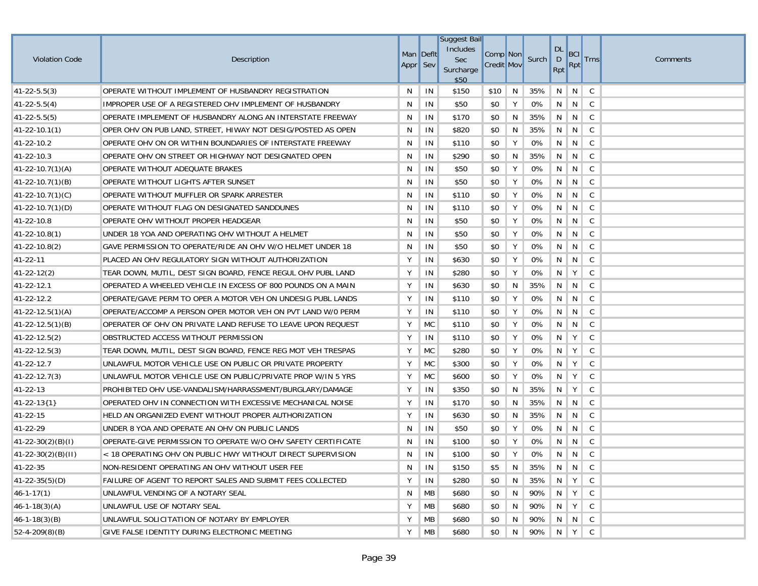| Violation Code | Description | Man Appr | Deflt Sev | Suggest Bail Includes Sec Surcharge $50 | Comp Credit | Non Mov | Surch | DL D Rpt | BCI Rpt | Trns | Comments |
|---|---|---|---|---|---|---|---|---|---|---|---|
| 41-22-5.5(3) | OPERATE WITHOUT IMPLEMENT OF HUSBANDRY REGISTRATION | N | IN | $150 | $10 | N | 35% | N | N | C | |
| 41-22-5.5(4) | IMPROPER USE OF A REGISTERED OHV IMPLEMENT OF HUSBANDRY | N | IN | $50 | $0 | Y | 0% | N | N | C | |
| 41-22-5.5(5) | OPERATE IMPLEMENT OF HUSBANDRY ALONG AN INTERSTATE FREEWAY | N | IN | $170 | $0 | N | 35% | N | N | C | |
| 41-22-10.1(1) | OPER OHV ON PUB LAND, STREET, HIWAY NOT DESIG/POSTED AS OPEN | N | IN | $820 | $0 | N | 35% | N | N | C | |
| 41-22-10.2 | OPERATE OHV ON OR WITHIN BOUNDARIES OF INTERSTATE FREEWAY | N | IN | $110 | $0 | Y | 0% | N | N | C | |
| 41-22-10.3 | OPERATE OHV ON STREET OR HIGHWAY NOT DESIGNATED OPEN | N | IN | $290 | $0 | N | 35% | N | N | C | |
| 41-22-10.7(1)(A) | OPERATE WITHOUT ADEQUATE BRAKES | N | IN | $50 | $0 | Y | 0% | N | N | C | |
| 41-22-10.7(1)(B) | OPERATE WITHOUT LIGHTS AFTER SUNSET | N | IN | $50 | $0 | Y | 0% | N | N | C | |
| 41-22-10.7(1)(C) | OPERATE WITHOUT MUFFLER OR SPARK ARRESTER | N | IN | $110 | $0 | Y | 0% | N | N | C | |
| 41-22-10.7(1)(D) | OPERATE WITHOUT FLAG ON DESIGNATED SANDDUNES | N | IN | $110 | $0 | Y | 0% | N | N | C | |
| 41-22-10.8 | OPERATE OHV WITHOUT PROPER HEADGEAR | N | IN | $50 | $0 | Y | 0% | N | N | C | |
| 41-22-10.8(1) | UNDER 18 YOA AND OPERATING OHV WITHOUT A HELMET | N | IN | $50 | $0 | Y | 0% | N | N | C | |
| 41-22-10.8(2) | GAVE PERMISSION TO OPERATE/RIDE AN OHV W/O HELMET UNDER 18 | N | IN | $50 | $0 | Y | 0% | N | N | C | |
| 41-22-11 | PLACED AN OHV REGULATORY SIGN WITHOUT AUTHORIZATION | Y | IN | $630 | $0 | Y | 0% | N | N | C | |
| 41-22-12(2) | TEAR DOWN, MUTIL, DEST SIGN BOARD, FENCE REGUL OHV PUBL LAND | Y | IN | $280 | $0 | Y | 0% | N | Y | C | |
| 41-22-12.1 | OPERATED A WHEELED VEHICLE IN EXCESS OF 800 POUNDS ON A MAIN | Y | IN | $630 | $0 | N | 35% | N | N | C | |
| 41-22-12.2 | OPERATE/GAVE PERM TO OPER A MOTOR VEH ON UNDESIG PUBL LANDS | Y | IN | $110 | $0 | Y | 0% | N | N | C | |
| 41-22-12.5(1)(A) | OPERATE/ACCOMP A PERSON OPER MOTOR VEH ON PVT LAND W/0 PERM | Y | IN | $110 | $0 | Y | 0% | N | N | C | |
| 41-22-12.5(1)(B) | OPERATER OF OHV ON PRIVATE LAND REFUSE TO LEAVE UPON REQUEST | Y | MC | $110 | $0 | Y | 0% | N | N | C | |
| 41-22-12.5(2) | OBSTRUCTED ACCESS WITHOUT PERMISSION | Y | IN | $110 | $0 | Y | 0% | N | Y | C | |
| 41-22-12.5(3) | TEAR DOWN, MUTIL, DEST SIGN BOARD, FENCE REG MOT VEH TRESPAS | Y | MC | $280 | $0 | Y | 0% | N | Y | C | |
| 41-22-12.7 | UNLAWFUL MOTOR VEHICLE USE ON PUBLIC OR PRIVATE PROPERTY | Y | MC | $300 | $0 | Y | 0% | N | Y | C | |
| 41-22-12.7(3) | UNLAWFUL MOTOR VEHICLE USE ON PUBLIC/PRIVATE PROP W/IN 5 YRS | Y | MC | $600 | $0 | Y | 0% | N | Y | C | |
| 41-22-13 | PROHIBITED OHV USE-VANDALISM/HARRASSMENT/BURGLARY/DAMAGE | Y | IN | $350 | $0 | N | 35% | N | Y | C | |
| 41-22-13{1} | OPERATED OHV IN CONNECTION WITH EXCESSIVE MECHANICAL NOISE | Y | IN | $170 | $0 | N | 35% | N | N | C | |
| 41-22-15 | HELD AN ORGANIZED EVENT WITHOUT PROPER AUTHORIZATION | Y | IN | $630 | $0 | N | 35% | N | N | C | |
| 41-22-29 | UNDER 8 YOA AND OPERATE AN OHV ON PUBLIC LANDS | N | IN | $50 | $0 | Y | 0% | N | N | C | |
| 41-22-30(2)(B)(I) | OPERATE-GIVE PERMISSION TO OPERATE W/O OHV SAFETY CERTIFICATE | N | IN | $100 | $0 | Y | 0% | N | N | C | |
| 41-22-30(2)(B)(II) | < 18 OPERATING OHV ON PUBLIC HWY WITHOUT DIRECT SUPERVISION | N | IN | $100 | $0 | Y | 0% | N | N | C | |
| 41-22-35 | NON-RESIDENT OPERATING AN OHV WITHOUT USER FEE | N | IN | $150 | $5 | N | 35% | N | N | C | |
| 41-22-35(5)(D) | FAILURE OF AGENT TO REPORT SALES AND SUBMIT FEES COLLECTED | Y | IN | $280 | $0 | N | 35% | N | Y | C | |
| 46-1-17(1) | UNLAWFUL VENDING OF A NOTARY SEAL | N | MB | $680 | $0 | N | 90% | N | Y | C | |
| 46-1-18(3)(A) | UNLAWFUL USE OF NOTARY SEAL | Y | MB | $680 | $0 | N | 90% | N | Y | C | |
| 46-1-18(3)(B) | UNLAWFUL SOLICITATION OF NOTARY BY EMPLOYER | Y | MB | $680 | $0 | N | 90% | N | N | C | |
| 52-4-209(8)(B) | GIVE FALSE IDENTITY DURING ELECTRONIC MEETING | Y | MB | $680 | $0 | N | 90% | N | Y | C | |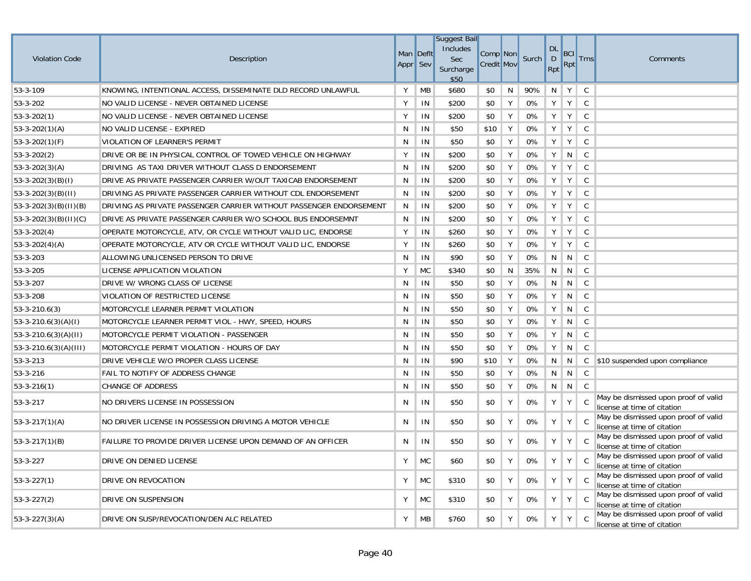| Violation Code | Description | Man Appr | Deflt Sev | Suggest Bail Includes Sec Surcharge $50 | Comp Credit | Non Mov | Surch | DL D Rpt | BCI Rpt | Trns | Comments |
|---|---|---|---|---|---|---|---|---|---|---|---|
| 53-3-109 | KNOWING, INTENTIONAL ACCESS, DISSEMINATE DLD RECORD UNLAWFUL | Y | MB | $680 | $0 | N | 90% | N | Y | C | |
| 53-3-202 | NO VALID LICENSE - NEVER OBTAINED LICENSE | Y | IN | $200 | $0 | Y | 0% | Y | Y | C | |
| 53-3-202(1) | NO VALID LICENSE - NEVER OBTAINED LICENSE | Y | IN | $200 | $0 | Y | 0% | Y | Y | C | |
| 53-3-202(1)(A) | NO VALID LICENSE - EXPIRED | N | IN | $50 | $10 | Y | 0% | Y | Y | C | |
| 53-3-202(1)(F) | VIOLATION OF LEARNER'S PERMIT | N | IN | $50 | $0 | Y | 0% | Y | Y | C | |
| 53-3-202(2) | DRIVE OR BE IN PHYSICAL CONTROL OF TOWED VEHICLE ON HIGHWAY | Y | IN | $200 | $0 | Y | 0% | Y | N | C | |
| 53-3-202(3)(A) | DRIVING AS TAXI DRIVER WITHOUT CLASS D ENDORSEMENT | N | IN | $200 | $0 | Y | 0% | Y | Y | C | |
| 53-3-202(3)(B)(I) | DRIVE AS PRIVATE PASSENGER CARRIER W/OUT TAXICAB ENDORSEMENT | N | IN | $200 | $0 | Y | 0% | Y | Y | C | |
| 53-3-202(3)(B)(II) | DRIVING AS PRIVATE PASSENGER CARRIER WITHOUT CDL ENDORSEMENT | N | IN | $200 | $0 | Y | 0% | Y | Y | C | |
| 53-3-202(3)(B)(II)(B) | DRIVING AS PRIVATE PASSENGER CARRIER WITHOUT PASSENGER ENDORSEMENT | N | IN | $200 | $0 | Y | 0% | Y | Y | C | |
| 53-3-202(3)(B)(II)(C) | DRIVE AS PRIVATE PASSENGER CARRIER W/O SCHOOL BUS ENDORSEMNT | N | IN | $200 | $0 | Y | 0% | Y | Y | C | |
| 53-3-202(4) | OPERATE MOTORCYCLE, ATV, OR CYCLE WITHOUT VALID LIC, ENDORSE | Y | IN | $260 | $0 | Y | 0% | Y | Y | C | |
| 53-3-202(4)(A) | OPERATE MOTORCYCLE, ATV OR CYCLE WITHOUT VALID LIC, ENDORSE | Y | IN | $260 | $0 | Y | 0% | Y | Y | C | |
| 53-3-203 | ALLOWING UNLICENSED PERSON TO DRIVE | N | IN | $90 | $0 | Y | 0% | N | N | C | |
| 53-3-205 | LICENSE APPLICATION VIOLATION | Y | MC | $340 | $0 | N | 35% | N | N | C | |
| 53-3-207 | DRIVE W/ WRONG CLASS OF LICENSE | N | IN | $50 | $0 | Y | 0% | N | N | C | |
| 53-3-208 | VIOLATION OF RESTRICTED LICENSE | N | IN | $50 | $0 | Y | 0% | Y | N | C | |
| 53-3-210.6(3) | MOTORCYCLE LEARNER PERMIT VIOLATION | N | IN | $50 | $0 | Y | 0% | Y | N | C | |
| 53-3-210.6(3)(A)(I) | MOTORCYCLE LEARNER PERMIT VIOL - HWY, SPEED, HOURS | N | IN | $50 | $0 | Y | 0% | Y | N | C | |
| 53-3-210.6(3)(A)(II) | MOTORCYCLE PERMIT VIOLATION - PASSENGER | N | IN | $50 | $0 | Y | 0% | Y | N | C | |
| 53-3-210.6(3)(A)(III) | MOTORCYCLE PERMIT VIOLATION - HOURS OF DAY | N | IN | $50 | $0 | Y | 0% | Y | N | C | |
| 53-3-213 | DRIVE VEHICLE W/O PROPER CLASS LICENSE | N | IN | $90 | $10 | Y | 0% | N | N | C | $10 suspended upon compliance |
| 53-3-216 | FAIL TO NOTIFY OF ADDRESS CHANGE | N | IN | $50 | $0 | Y | 0% | N | N | C | |
| 53-3-216(1) | CHANGE OF ADDRESS | N | IN | $50 | $0 | Y | 0% | N | N | C | |
| 53-3-217 | NO DRIVERS LICENSE IN POSSESSION | N | IN | $50 | $0 | Y | 0% | Y | Y | C | May be dismissed upon proof of valid license at time of citation |
| 53-3-217(1)(A) | NO DRIVER LICENSE IN POSSESSION DRIVING A MOTOR VEHICLE | N | IN | $50 | $0 | Y | 0% | Y | Y | C | May be dismissed upon proof of valid license at time of citation |
| 53-3-217(1)(B) | FAILURE TO PROVIDE DRIVER LICENSE UPON DEMAND OF AN OFFICER | N | IN | $50 | $0 | Y | 0% | Y | Y | C | May be dismissed upon proof of valid license at time of citation |
| 53-3-227 | DRIVE ON DENIED LICENSE | Y | MC | $60 | $0 | Y | 0% | Y | Y | C | May be dismissed upon proof of valid license at time of citation |
| 53-3-227(1) | DRIVE ON REVOCATION | Y | MC | $310 | $0 | Y | 0% | Y | Y | C | May be dismissed upon proof of valid license at time of citation |
| 53-3-227(2) | DRIVE ON SUSPENSION | Y | MC | $310 | $0 | Y | 0% | Y | Y | C | May be dismissed upon proof of valid license at time of citation |
| 53-3-227(3)(A) | DRIVE ON SUSP/REVOCATION/DEN ALC RELATED | Y | MB | $760 | $0 | Y | 0% | Y | Y | C | May be dismissed upon proof of valid license at time of citation |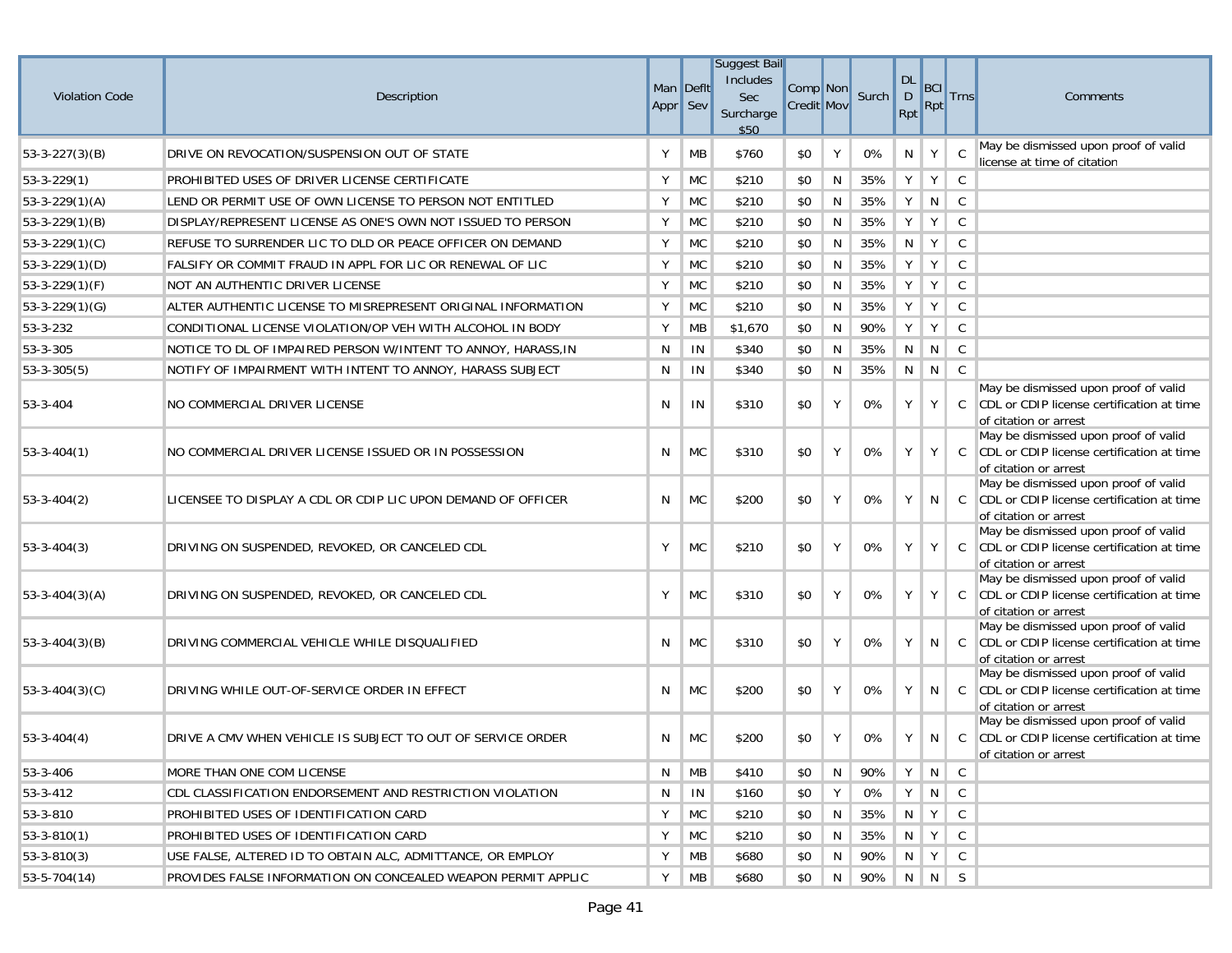| Violation Code | Description | Man Appr | Deflt Sev | Suggest Bail Includes Sec Surcharge $50 | Comp Credit | Non Mov | Surch | DL D Rpt | BCI Rpt | Trns | Comments |
|---|---|---|---|---|---|---|---|---|---|---|---|
| 53-3-227(3)(B) | DRIVE ON REVOCATION/SUSPENSION OUT OF STATE | Y | MB | $760 | $0 | Y | 0% | N | Y | C | May be dismissed upon proof of valid license at time of citation |
| 53-3-229(1) | PROHIBITED USES OF DRIVER LICENSE CERTIFICATE | Y | MC | $210 | $0 | N | 35% | Y | Y | C | |
| 53-3-229(1)(A) | LEND OR PERMIT USE OF OWN LICENSE TO PERSON NOT ENTITLED | Y | MC | $210 | $0 | N | 35% | Y | N | C | |
| 53-3-229(1)(B) | DISPLAY/REPRESENT LICENSE AS ONE'S OWN NOT ISSUED TO PERSON | Y | MC | $210 | $0 | N | 35% | Y | Y | C | |
| 53-3-229(1)(C) | REFUSE TO SURRENDER LIC TO DLD OR PEACE OFFICER ON DEMAND | Y | MC | $210 | $0 | N | 35% | N | Y | C | |
| 53-3-229(1)(D) | FALSIFY OR COMMIT FRAUD IN APPL FOR LIC OR RENEWAL OF LIC | Y | MC | $210 | $0 | N | 35% | Y | Y | C | |
| 53-3-229(1)(F) | NOT AN AUTHENTIC DRIVER LICENSE | Y | MC | $210 | $0 | N | 35% | Y | Y | C | |
| 53-3-229(1)(G) | ALTER AUTHENTIC LICENSE TO MISREPRESENT ORIGINAL INFORMATION | Y | MC | $210 | $0 | N | 35% | Y | Y | C | |
| 53-3-232 | CONDITIONAL LICENSE VIOLATION/OP VEH WITH ALCOHOL IN BODY | Y | MB | $1,670 | $0 | N | 90% | Y | Y | C | |
| 53-3-305 | NOTICE TO DL OF IMPAIRED PERSON W/INTENT TO ANNOY, HARASS,IN | N | IN | $340 | $0 | N | 35% | N | N | C | |
| 53-3-305(5) | NOTIFY OF IMPAIRMENT WITH INTENT TO ANNOY, HARASS SUBJECT | N | IN | $340 | $0 | N | 35% | N | N | C | |
| 53-3-404 | NO COMMERCIAL DRIVER LICENSE | N | IN | $310 | $0 | Y | 0% | Y | Y | C | May be dismissed upon proof of valid CDL or CDIP license certification at time of citation or arrest |
| 53-3-404(1) | NO COMMERCIAL DRIVER LICENSE ISSUED OR IN POSSESSION | N | MC | $310 | $0 | Y | 0% | Y | Y | C | May be dismissed upon proof of valid CDL or CDIP license certification at time of citation or arrest |
| 53-3-404(2) | LICENSEE TO DISPLAY A CDL OR CDIP LIC UPON DEMAND OF OFFICER | N | MC | $200 | $0 | Y | 0% | Y | N | C | May be dismissed upon proof of valid CDL or CDIP license certification at time of citation or arrest |
| 53-3-404(3) | DRIVING ON SUSPENDED, REVOKED, OR CANCELED CDL | Y | MC | $210 | $0 | Y | 0% | Y | Y | C | May be dismissed upon proof of valid CDL or CDIP license certification at time of citation or arrest |
| 53-3-404(3)(A) | DRIVING ON SUSPENDED, REVOKED, OR CANCELED CDL | Y | MC | $310 | $0 | Y | 0% | Y | Y | C | May be dismissed upon proof of valid CDL or CDIP license certification at time of citation or arrest |
| 53-3-404(3)(B) | DRIVING COMMERCIAL VEHICLE WHILE DISQUALIFIED | N | MC | $310 | $0 | Y | 0% | Y | N | C | May be dismissed upon proof of valid CDL or CDIP license certification at time of citation or arrest |
| 53-3-404(3)(C) | DRIVING WHILE OUT-OF-SERVICE ORDER IN EFFECT | N | MC | $200 | $0 | Y | 0% | Y | N | C | May be dismissed upon proof of valid CDL or CDIP license certification at time of citation or arrest |
| 53-3-404(4) | DRIVE A CMV WHEN VEHICLE IS SUBJECT TO OUT OF SERVICE ORDER | N | MC | $200 | $0 | Y | 0% | Y | N | C | May be dismissed upon proof of valid CDL or CDIP license certification at time of citation or arrest |
| 53-3-406 | MORE THAN ONE COM LICENSE | N | MB | $410 | $0 | N | 90% | Y | N | C | |
| 53-3-412 | CDL CLASSIFICATION ENDORSEMENT AND RESTRICTION VIOLATION | N | IN | $160 | $0 | Y | 0% | Y | N | C | |
| 53-3-810 | PROHIBITED USES OF IDENTIFICATION CARD | Y | MC | $210 | $0 | N | 35% | N | Y | C | |
| 53-3-810(1) | PROHIBITED USES OF IDENTIFICATION CARD | Y | MC | $210 | $0 | N | 35% | N | Y | C | |
| 53-3-810(3) | USE FALSE, ALTERED ID TO OBTAIN ALC, ADMITTANCE, OR EMPLOY | Y | MB | $680 | $0 | N | 90% | N | Y | C | |
| 53-5-704(14) | PROVIDES FALSE INFORMATION ON CONCEALED WEAPON PERMIT APPLIC | Y | MB | $680 | $0 | N | 90% | N | N | S | |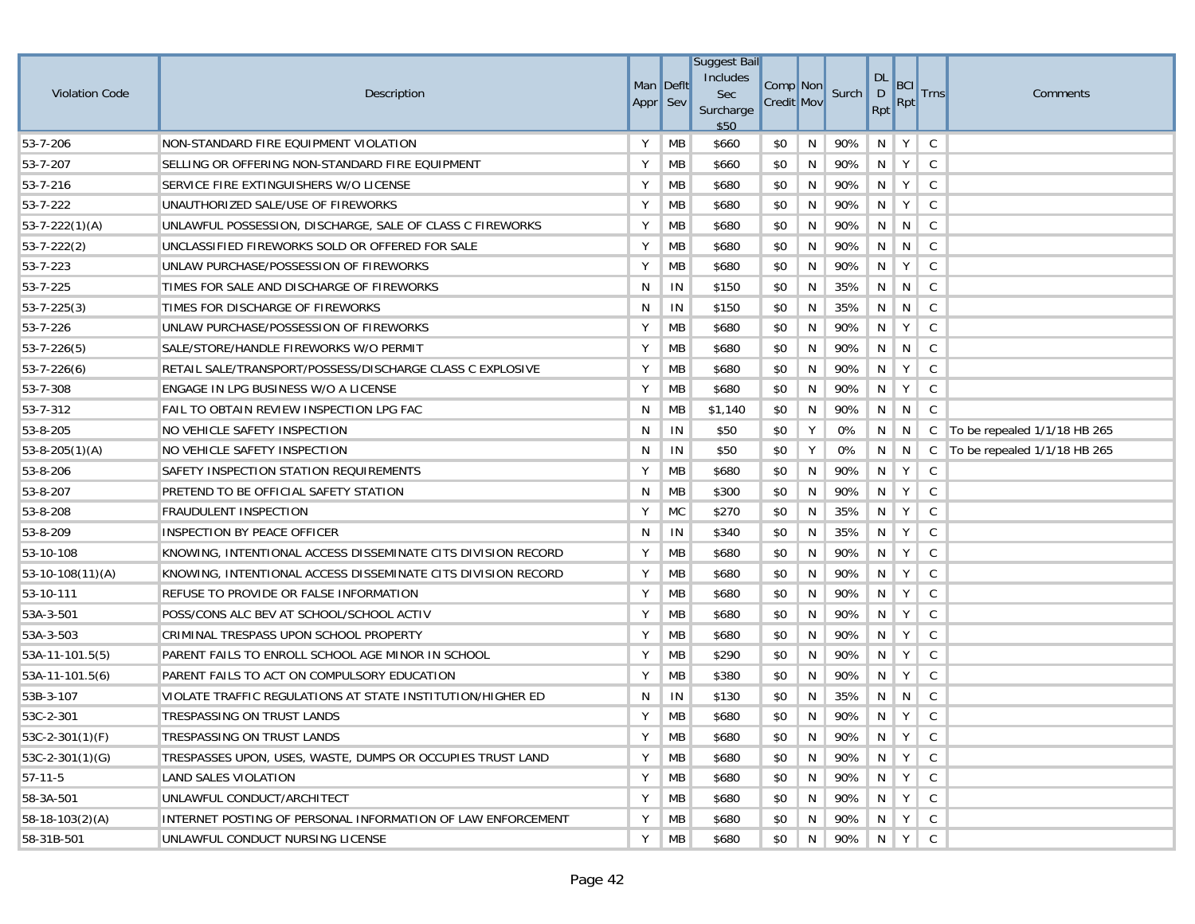| Violation Code | Description | Man Appr | Deflt Sev | Suggest Bail Includes Sec Surcharge $50 | Comp Credit | Non Mov | Surch | DL D Rpt | BCI Rpt | Trns | Comments |
|---|---|---|---|---|---|---|---|---|---|---|---|
| 53-7-206 | NON-STANDARD FIRE EQUIPMENT VIOLATION | Y | MB | $660 | $0 | N | 90% | N | Y | C | |
| 53-7-207 | SELLING OR OFFERING NON-STANDARD FIRE EQUIPMENT | Y | MB | $660 | $0 | N | 90% | N | Y | C | |
| 53-7-216 | SERVICE FIRE EXTINGUISHERS W/O LICENSE | Y | MB | $680 | $0 | N | 90% | N | Y | C | |
| 53-7-222 | UNAUTHORIZED SALE/USE OF FIREWORKS | Y | MB | $680 | $0 | N | 90% | N | Y | C | |
| 53-7-222(1)(A) | UNLAWFUL POSSESSION, DISCHARGE, SALE OF CLASS C FIREWORKS | Y | MB | $680 | $0 | N | 90% | N | N | C | |
| 53-7-222(2) | UNCLASSIFIED FIREWORKS SOLD OR OFFERED FOR SALE | Y | MB | $680 | $0 | N | 90% | N | N | C | |
| 53-7-223 | UNLAW PURCHASE/POSSESSION OF FIREWORKS | Y | MB | $680 | $0 | N | 90% | N | Y | C | |
| 53-7-225 | TIMES FOR SALE AND DISCHARGE OF FIREWORKS | N | IN | $150 | $0 | N | 35% | N | N | C | |
| 53-7-225(3) | TIMES FOR DISCHARGE OF FIREWORKS | N | IN | $150 | $0 | N | 35% | N | N | C | |
| 53-7-226 | UNLAW PURCHASE/POSSESSION OF FIREWORKS | Y | MB | $680 | $0 | N | 90% | N | Y | C | |
| 53-7-226(5) | SALE/STORE/HANDLE FIREWORKS W/O PERMIT | Y | MB | $680 | $0 | N | 90% | N | N | C | |
| 53-7-226(6) | RETAIL SALE/TRANSPORT/POSSESS/DISCHARGE CLASS C EXPLOSIVE | Y | MB | $680 | $0 | N | 90% | N | Y | C | |
| 53-7-308 | ENGAGE IN LPG BUSINESS W/O A LICENSE | Y | MB | $680 | $0 | N | 90% | N | Y | C | |
| 53-7-312 | FAIL TO OBTAIN REVIEW INSPECTION LPG FAC | N | MB | $1,140 | $0 | N | 90% | N | N | C | |
| 53-8-205 | NO VEHICLE SAFETY INSPECTION | N | IN | $50 | $0 | Y | 0% | N | N | C | To be repealed 1/1/18 HB 265 |
| 53-8-205(1)(A) | NO VEHICLE SAFETY INSPECTION | N | IN | $50 | $0 | Y | 0% | N | N | C | To be repealed 1/1/18 HB 265 |
| 53-8-206 | SAFETY INSPECTION STATION REQUIREMENTS | Y | MB | $680 | $0 | N | 90% | N | Y | C | |
| 53-8-207 | PRETEND TO BE OFFICIAL SAFETY STATION | N | MB | $300 | $0 | N | 90% | N | Y | C | |
| 53-8-208 | FRAUDULENT INSPECTION | Y | MC | $270 | $0 | N | 35% | N | Y | C | |
| 53-8-209 | INSPECTION BY PEACE OFFICER | N | IN | $340 | $0 | N | 35% | N | Y | C | |
| 53-10-108 | KNOWING, INTENTIONAL ACCESS DISSEMINATE CITS DIVISION RECORD | Y | MB | $680 | $0 | N | 90% | N | Y | C | |
| 53-10-108(11)(A) | KNOWING, INTENTIONAL ACCESS DISSEMINATE CITS DIVISION RECORD | Y | MB | $680 | $0 | N | 90% | N | Y | C | |
| 53-10-111 | REFUSE TO PROVIDE OR FALSE INFORMATION | Y | MB | $680 | $0 | N | 90% | N | Y | C | |
| 53A-3-501 | POSS/CONS ALC BEV AT SCHOOL/SCHOOL ACTIV | Y | MB | $680 | $0 | N | 90% | N | Y | C | |
| 53A-3-503 | CRIMINAL TRESPASS UPON SCHOOL PROPERTY | Y | MB | $680 | $0 | N | 90% | N | Y | C | |
| 53A-11-101.5(5) | PARENT FAILS TO ENROLL SCHOOL AGE MINOR IN SCHOOL | Y | MB | $290 | $0 | N | 90% | N | Y | C | |
| 53A-11-101.5(6) | PARENT FAILS TO ACT ON COMPULSORY EDUCATION | Y | MB | $380 | $0 | N | 90% | N | Y | C | |
| 53B-3-107 | VIOLATE TRAFFIC REGULATIONS AT STATE INSTITUTION/HIGHER ED | N | IN | $130 | $0 | N | 35% | N | N | C | |
| 53C-2-301 | TRESPASSING ON TRUST LANDS | Y | MB | $680 | $0 | N | 90% | N | Y | C | |
| 53C-2-301(1)(F) | TRESPASSING ON TRUST LANDS | Y | MB | $680 | $0 | N | 90% | N | Y | C | |
| 53C-2-301(1)(G) | TRESPASSES UPON, USES, WASTE, DUMPS OR OCCUPIES TRUST LAND | Y | MB | $680 | $0 | N | 90% | N | Y | C | |
| 57-11-5 | LAND SALES VIOLATION | Y | MB | $680 | $0 | N | 90% | N | Y | C | |
| 58-3A-501 | UNLAWFUL CONDUCT/ARCHITECT | Y | MB | $680 | $0 | N | 90% | N | Y | C | |
| 58-18-103(2)(A) | INTERNET POSTING OF PERSONAL INFORMATION OF LAW ENFORCEMENT | Y | MB | $680 | $0 | N | 90% | N | Y | C | |
| 58-31B-501 | UNLAWFUL CONDUCT NURSING LICENSE | Y | MB | $680 | $0 | N | 90% | N | Y | C | |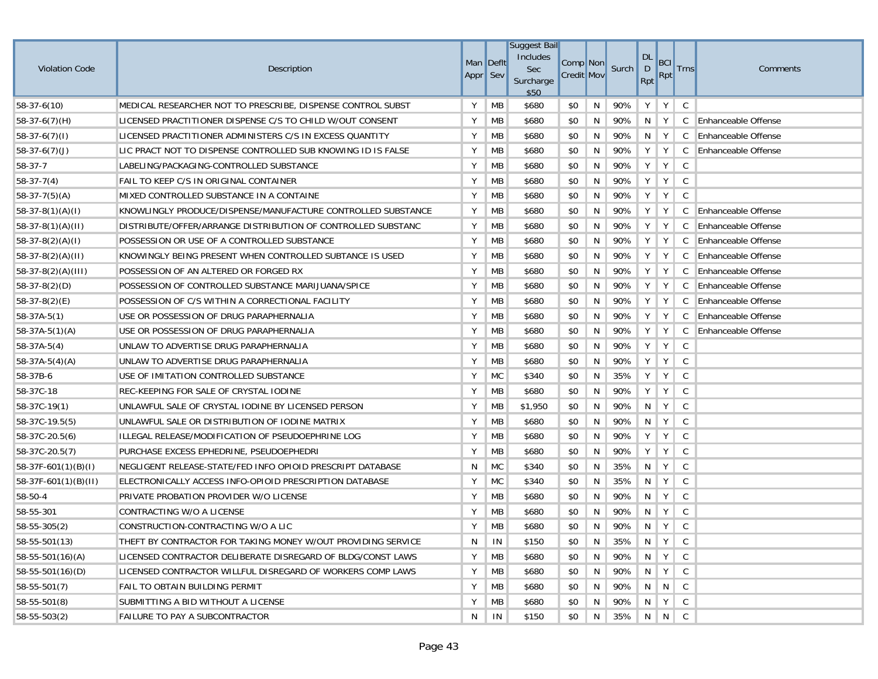| Violation Code | Description | Man Appr | Deflt Sev | Suggest Bail Includes Sec Surcharge $50 | Comp Credit | Non Mov | Surch | DL D Rpt | BCI Rpt | Trns | Comments |
|---|---|---|---|---|---|---|---|---|---|---|---|
| 58-37-6(10) | MEDICAL RESEARCHER NOT TO PRESCRIBE, DISPENSE CONTROL SUBST | Y | MB | $680 | $0 | N | 90% | Y | Y | C | |
| 58-37-6(7)(H) | LICENSED PRACTITIONER DISPENSE C/S TO CHILD W/OUT CONSENT | Y | MB | $680 | $0 | N | 90% | N | Y | C | Enhanceable Offense |
| 58-37-6(7)(I) | LICENSED PRACTITIONER ADMINISTERS C/S IN EXCESS QUANTITY | Y | MB | $680 | $0 | N | 90% | N | Y | C | Enhanceable Offense |
| 58-37-6(7)(J) | LIC PRACT NOT TO DISPENSE CONTROLLED SUB KNOWING ID IS FALSE | Y | MB | $680 | $0 | N | 90% | Y | Y | C | Enhanceable Offense |
| 58-37-7 | LABELING/PACKAGING-CONTROLLED SUBSTANCE | Y | MB | $680 | $0 | N | 90% | Y | Y | C | |
| 58-37-7(4) | FAIL TO KEEP C/S IN ORIGINAL CONTAINER | Y | MB | $680 | $0 | N | 90% | Y | Y | C | |
| 58-37-7(5)(A) | MIXED CONTROLLED SUBSTANCE IN A CONTAINE | Y | MB | $680 | $0 | N | 90% | Y | Y | C | |
| 58-37-8(1)(A)(I) | KNOWLINGLY PRODUCE/DISPENSE/MANUFACTURE CONTROLLED SUBSTANCE | Y | MB | $680 | $0 | N | 90% | Y | Y | C | Enhanceable Offense |
| 58-37-8(1)(A)(II) | DISTRIBUTE/OFFER/ARRANGE DISTRIBUTION OF CONTROLLED SUBSTANC | Y | MB | $680 | $0 | N | 90% | Y | Y | C | Enhanceable Offense |
| 58-37-8(2)(A)(I) | POSSESSION OR USE OF A CONTROLLED SUBSTANCE | Y | MB | $680 | $0 | N | 90% | Y | Y | C | Enhanceable Offense |
| 58-37-8(2)(A)(II) | KNOWINGLY BEING PRESENT WHEN CONTROLLED SUBTANCE IS USED | Y | MB | $680 | $0 | N | 90% | Y | Y | C | Enhanceable Offense |
| 58-37-8(2)(A)(III) | POSSESSION OF AN ALTERED OR FORGED RX | Y | MB | $680 | $0 | N | 90% | Y | Y | C | Enhanceable Offense |
| 58-37-8(2)(D) | POSSESSION OF CONTROLLED SUBSTANCE MARIJUANA/SPICE | Y | MB | $680 | $0 | N | 90% | Y | Y | C | Enhanceable Offense |
| 58-37-8(2)(E) | POSSESSION OF C/S WITHIN A CORRECTIONAL FACILITY | Y | MB | $680 | $0 | N | 90% | Y | Y | C | Enhanceable Offense |
| 58-37A-5(1) | USE OR POSSESSION OF DRUG PARAPHERNALIA | Y | MB | $680 | $0 | N | 90% | Y | Y | C | Enhanceable Offense |
| 58-37A-5(1)(A) | USE OR POSSESSION OF DRUG PARAPHERNALIA | Y | MB | $680 | $0 | N | 90% | Y | Y | C | Enhanceable Offense |
| 58-37A-5(4) | UNLAW TO ADVERTISE DRUG PARAPHERNALIA | Y | MB | $680 | $0 | N | 90% | Y | Y | C | |
| 58-37A-5(4)(A) | UNLAW TO ADVERTISE DRUG PARAPHERNALIA | Y | MB | $680 | $0 | N | 90% | Y | Y | C | |
| 58-37B-6 | USE OF IMITATION CONTROLLED SUBSTANCE | Y | MC | $340 | $0 | N | 35% | Y | Y | C | |
| 58-37C-18 | REC-KEEPING FOR SALE OF CRYSTAL IODINE | Y | MB | $680 | $0 | N | 90% | Y | Y | C | |
| 58-37C-19(1) | UNLAWFUL SALE OF CRYSTAL IODINE BY LICENSED PERSON | Y | MB | $1,950 | $0 | N | 90% | N | Y | C | |
| 58-37C-19.5(5) | UNLAWFUL SALE OR DISTRIBUTION OF IODINE MATRIX | Y | MB | $680 | $0 | N | 90% | N | Y | C | |
| 58-37C-20.5(6) | ILLEGAL RELEASE/MODIFICATION OF PSEUDOEPHRINE LOG | Y | MB | $680 | $0 | N | 90% | Y | Y | C | |
| 58-37C-20.5(7) | PURCHASE EXCESS EPHEDRINE, PSEUDOEPHEDRI | Y | MB | $680 | $0 | N | 90% | Y | Y | C | |
| 58-37F-601(1)(B)(I) | NEGLIGENT RELEASE-STATE/FED INFO OPIOID PRESCRIPT DATABASE | N | MC | $340 | $0 | N | 35% | N | Y | C | |
| 58-37F-601(1)(B)(II) | ELECTRONICALLY ACCESS INFO-OPIOID PRESCRIPTION DATABASE | Y | MC | $340 | $0 | N | 35% | N | Y | C | |
| 58-50-4 | PRIVATE PROBATION PROVIDER W/O LICENSE | Y | MB | $680 | $0 | N | 90% | N | Y | C | |
| 58-55-301 | CONTRACTING W/O A LICENSE | Y | MB | $680 | $0 | N | 90% | N | Y | C | |
| 58-55-305(2) | CONSTRUCTION-CONTRACTING W/O A LIC | Y | MB | $680 | $0 | N | 90% | N | Y | C | |
| 58-55-501(13) | THEFT BY CONTRACTOR FOR TAKING MONEY W/OUT PROVIDING SERVICE | N | IN | $150 | $0 | N | 35% | N | Y | C | |
| 58-55-501(16)(A) | LICENSED CONTRACTOR DELIBERATE DISREGARD OF BLDG/CONST LAWS | Y | MB | $680 | $0 | N | 90% | N | Y | C | |
| 58-55-501(16)(D) | LICENSED CONTRACTOR WILLFUL DISREGARD OF WORKERS COMP LAWS | Y | MB | $680 | $0 | N | 90% | N | Y | C | |
| 58-55-501(7) | FAIL TO OBTAIN BUILDING PERMIT | Y | MB | $680 | $0 | N | 90% | N | N | C | |
| 58-55-501(8) | SUBMITTING A BID WITHOUT A LICENSE | Y | MB | $680 | $0 | N | 90% | N | Y | C | |
| 58-55-503(2) | FAILURE TO PAY A SUBCONTRACTOR | N | IN | $150 | $0 | N | 35% | N | N | C | |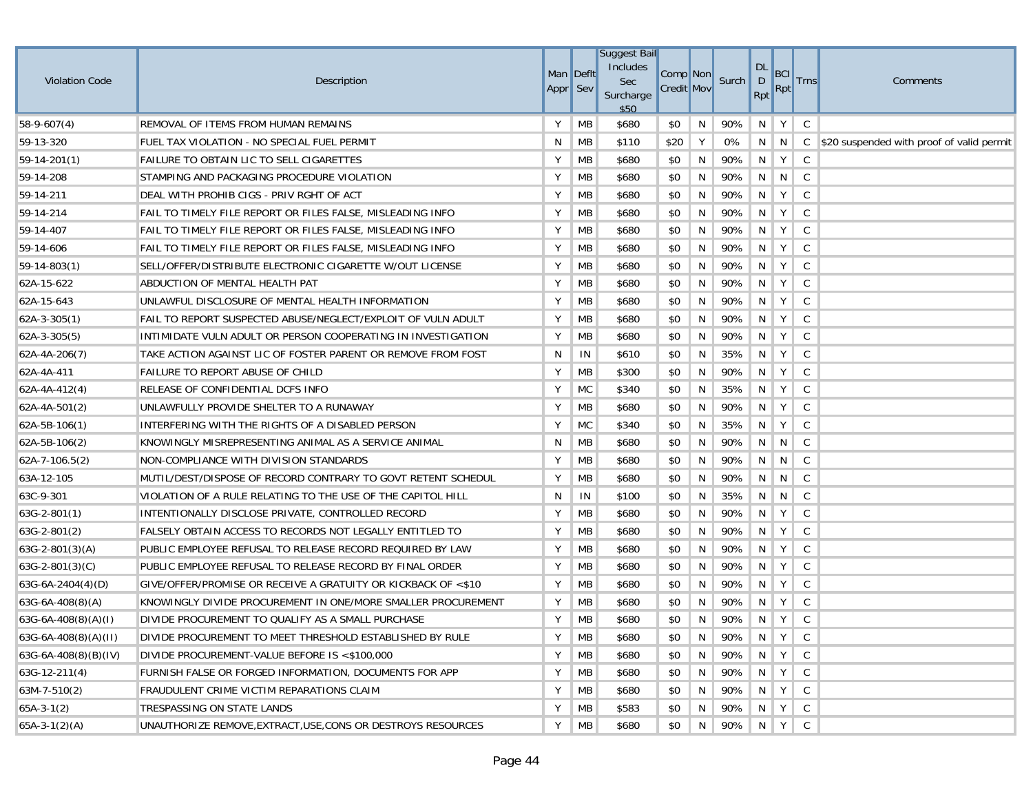| Violation Code | Description | Man Appr | Deflt Sev | Suggest Bail Includes Sec Surcharge $50 | Comp Credit | Non Mov | Surch | DL D Rpt | BCI Rpt | Trns | Comments |
|---|---|---|---|---|---|---|---|---|---|---|---|
| 58-9-607(4) | REMOVAL OF ITEMS FROM HUMAN REMAINS | Y | MB | $680 | $0 | N | 90% | N | Y | C | |
| 59-13-320 | FUEL TAX VIOLATION - NO SPECIAL FUEL PERMIT | N | MB | $110 | $20 | Y | 0% | N | N | C | $20 suspended with proof of valid permit |
| 59-14-201(1) | FAILURE TO OBTAIN LIC TO SELL CIGARETTES | Y | MB | $680 | $0 | N | 90% | N | Y | C | |
| 59-14-208 | STAMPING AND PACKAGING PROCEDURE VIOLATION | Y | MB | $680 | $0 | N | 90% | N | N | C | |
| 59-14-211 | DEAL WITH PROHIB CIGS - PRIV RGHT OF ACT | Y | MB | $680 | $0 | N | 90% | N | Y | C | |
| 59-14-214 | FAIL TO TIMELY FILE REPORT OR FILES FALSE, MISLEADING INFO | Y | MB | $680 | $0 | N | 90% | N | Y | C | |
| 59-14-407 | FAIL TO TIMELY FILE REPORT OR FILES FALSE, MISLEADING INFO | Y | MB | $680 | $0 | N | 90% | N | Y | C | |
| 59-14-606 | FAIL TO TIMELY FILE REPORT OR FILES FALSE, MISLEADING INFO | Y | MB | $680 | $0 | N | 90% | N | Y | C | |
| 59-14-803(1) | SELL/OFFER/DISTRIBUTE ELECTRONIC CIGARETTE W/OUT LICENSE | Y | MB | $680 | $0 | N | 90% | N | Y | C | |
| 62A-15-622 | ABDUCTION OF MENTAL HEALTH PAT | Y | MB | $680 | $0 | N | 90% | N | Y | C | |
| 62A-15-643 | UNLAWFUL DISCLOSURE OF MENTAL HEALTH INFORMATION | Y | MB | $680 | $0 | N | 90% | N | Y | C | |
| 62A-3-305(1) | FAIL TO REPORT SUSPECTED ABUSE/NEGLECT/EXPLOIT OF VULN ADULT | Y | MB | $680 | $0 | N | 90% | N | Y | C | |
| 62A-3-305(5) | INTIMIDATE VULN ADULT OR PERSON COOPERATING IN INVESTIGATION | Y | MB | $680 | $0 | N | 90% | N | Y | C | |
| 62A-4A-206(7) | TAKE ACTION AGAINST LIC OF FOSTER PARENT OR REMOVE FROM FOST | N | IN | $610 | $0 | N | 35% | N | Y | C | |
| 62A-4A-411 | FAILURE TO REPORT ABUSE OF CHILD | Y | MB | $300 | $0 | N | 90% | N | Y | C | |
| 62A-4A-412(4) | RELEASE OF CONFIDENTIAL DCFS INFO | Y | MC | $340 | $0 | N | 35% | N | Y | C | |
| 62A-4A-501(2) | UNLAWFULLY PROVIDE SHELTER TO A RUNAWAY | Y | MB | $680 | $0 | N | 90% | N | Y | C | |
| 62A-5B-106(1) | INTERFERING WITH THE RIGHTS OF A DISABLED PERSON | Y | MC | $340 | $0 | N | 35% | N | Y | C | |
| 62A-5B-106(2) | KNOWINGLY MISREPRESENTING ANIMAL AS A SERVICE ANIMAL | N | MB | $680 | $0 | N | 90% | N | N | C | |
| 62A-7-106.5(2) | NON-COMPLIANCE WITH DIVISION STANDARDS | Y | MB | $680 | $0 | N | 90% | N | N | C | |
| 63A-12-105 | MUTIL/DEST/DISPOSE OF RECORD CONTRARY TO GOVT RETENT SCHEDUL | Y | MB | $680 | $0 | N | 90% | N | N | C | |
| 63C-9-301 | VIOLATION OF A RULE RELATING TO THE USE OF THE CAPITOL HILL | N | IN | $100 | $0 | N | 35% | N | N | C | |
| 63G-2-801(1) | INTENTIONALLY DISCLOSE PRIVATE, CONTROLLED RECORD | Y | MB | $680 | $0 | N | 90% | N | Y | C | |
| 63G-2-801(2) | FALSELY OBTAIN ACCESS TO RECORDS NOT LEGALLY ENTITLED TO | Y | MB | $680 | $0 | N | 90% | N | Y | C | |
| 63G-2-801(3)(A) | PUBLIC EMPLOYEE REFUSAL TO RELEASE RECORD REQUIRED BY LAW | Y | MB | $680 | $0 | N | 90% | N | Y | C | |
| 63G-2-801(3)(C) | PUBLIC EMPLOYEE REFUSAL TO RELEASE RECORD BY FINAL ORDER | Y | MB | $680 | $0 | N | 90% | N | Y | C | |
| 63G-6A-2404(4)(D) | GIVE/OFFER/PROMISE OR RECEIVE A GRATUITY OR KICKBACK OF <$10 | Y | MB | $680 | $0 | N | 90% | N | Y | C | |
| 63G-6A-408(8)(A) | KNOWINGLY DIVIDE PROCUREMENT IN ONE/MORE SMALLER PROCUREMENT | Y | MB | $680 | $0 | N | 90% | N | Y | C | |
| 63G-6A-408(8)(A)(I) | DIVIDE PROCUREMENT TO QUALIFY AS A SMALL PURCHASE | Y | MB | $680 | $0 | N | 90% | N | Y | C | |
| 63G-6A-408(8)(A)(II) | DIVIDE PROCUREMENT TO MEET THRESHOLD ESTABLISHED BY RULE | Y | MB | $680 | $0 | N | 90% | N | Y | C | |
| 63G-6A-408(8)(B)(IV) | DIVIDE PROCUREMENT-VALUE BEFORE IS <$100,000 | Y | MB | $680 | $0 | N | 90% | N | Y | C | |
| 63G-12-211(4) | FURNISH FALSE OR FORGED INFORMATION, DOCUMENTS FOR APP | Y | MB | $680 | $0 | N | 90% | N | Y | C | |
| 63M-7-510(2) | FRAUDULENT CRIME VICTIM REPARATIONS CLAIM | Y | MB | $680 | $0 | N | 90% | N | Y | C | |
| 65A-3-1(2) | TRESPASSING ON STATE LANDS | Y | MB | $583 | $0 | N | 90% | N | Y | C | |
| 65A-3-1(2)(A) | UNAUTHORIZE REMOVE,EXTRACT,USE,CONS OR DESTROYS RESOURCES | Y | MB | $680 | $0 | N | 90% | N | Y | C | |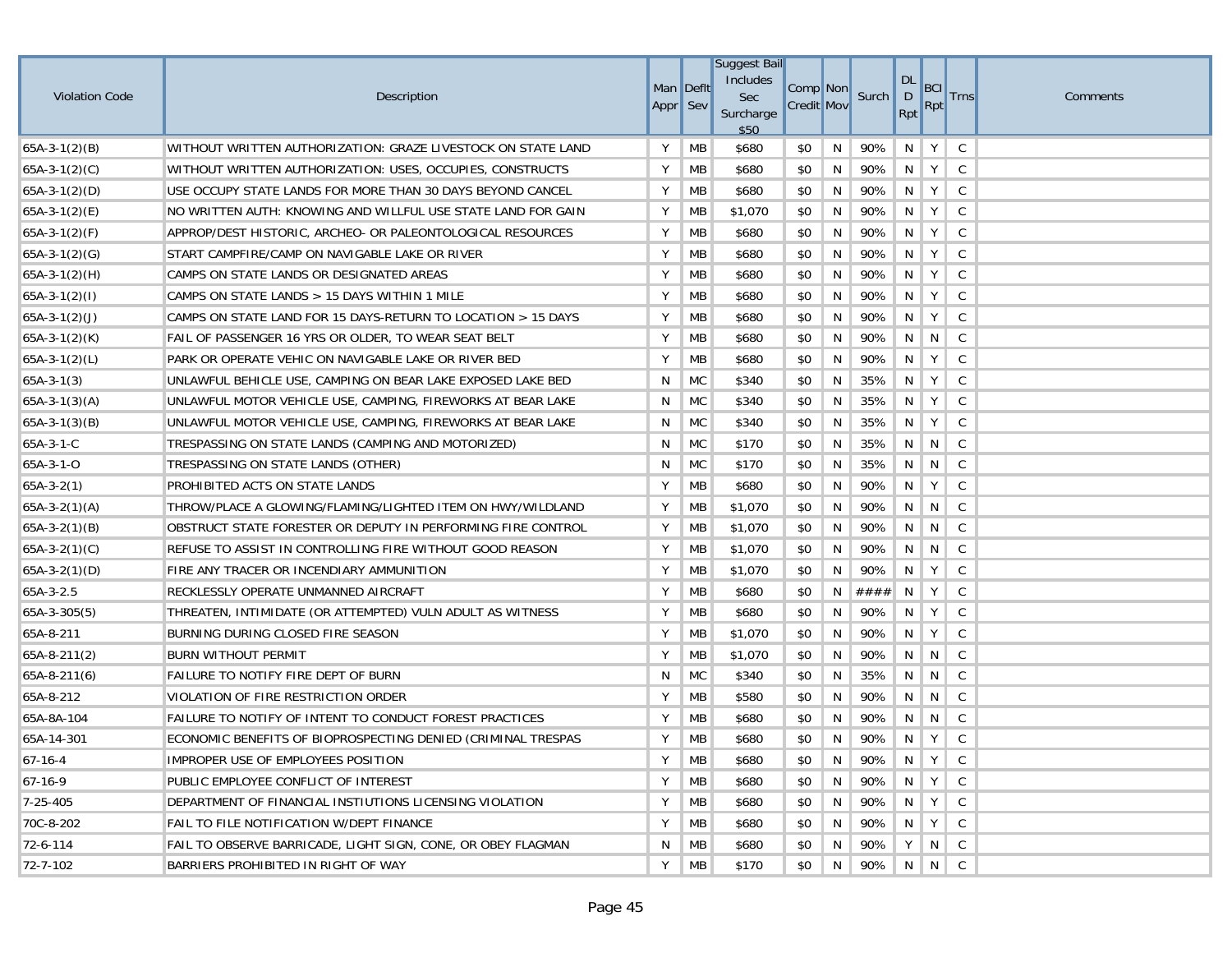| Violation Code | Description | Man Appr | Deflt Sev | Suggest Bail Includes Sec Surcharge $50 | Comp Credit | Non Mov | Surch | DL D Rpt | BCI Rpt | Trns | Comments |
|---|---|---|---|---|---|---|---|---|---|---|---|
| 65A-3-1(2)(B) | WITHOUT WRITTEN AUTHORIZATION: GRAZE LIVESTOCK ON STATE LAND | Y | MB | $680 | $0 | N | 90% | N | Y | C | |
| 65A-3-1(2)(C) | WITHOUT WRITTEN AUTHORIZATION: USES, OCCUPIES, CONSTRUCTS | Y | MB | $680 | $0 | N | 90% | N | Y | C | |
| 65A-3-1(2)(D) | USE OCCUPY STATE LANDS FOR MORE THAN 30 DAYS BEYOND CANCEL | Y | MB | $680 | $0 | N | 90% | N | Y | C | |
| 65A-3-1(2)(E) | NO WRITTEN AUTH: KNOWING AND WILLFUL USE STATE LAND FOR GAIN | Y | MB | $1,070 | $0 | N | 90% | N | Y | C | |
| 65A-3-1(2)(F) | APPROP/DEST HISTORIC, ARCHEO- OR PALEONTOLOGICAL RESOURCES | Y | MB | $680 | $0 | N | 90% | N | Y | C | |
| 65A-3-1(2)(G) | START CAMPFIRE/CAMP ON NAVIGABLE LAKE OR RIVER | Y | MB | $680 | $0 | N | 90% | N | Y | C | |
| 65A-3-1(2)(H) | CAMPS ON STATE LANDS OR DESIGNATED AREAS | Y | MB | $680 | $0 | N | 90% | N | Y | C | |
| 65A-3-1(2)(I) | CAMPS ON STATE LANDS > 15 DAYS WITHIN 1 MILE | Y | MB | $680 | $0 | N | 90% | N | Y | C | |
| 65A-3-1(2)(J) | CAMPS ON STATE LAND FOR 15 DAYS-RETURN TO LOCATION > 15 DAYS | Y | MB | $680 | $0 | N | 90% | N | Y | C | |
| 65A-3-1(2)(K) | FAIL OF PASSENGER 16 YRS OR OLDER, TO WEAR SEAT BELT | Y | MB | $680 | $0 | N | 90% | N | N | C | |
| 65A-3-1(2)(L) | PARK OR OPERATE VEHIC ON NAVIGABLE LAKE OR RIVER BED | Y | MB | $680 | $0 | N | 90% | N | Y | C | |
| 65A-3-1(3) | UNLAWFUL BEHICLE USE, CAMPING ON BEAR LAKE EXPOSED LAKE BED | N | MC | $340 | $0 | N | 35% | N | Y | C | |
| 65A-3-1(3)(A) | UNLAWFUL MOTOR VEHICLE USE, CAMPING, FIREWORKS AT BEAR LAKE | N | MC | $340 | $0 | N | 35% | N | Y | C | |
| 65A-3-1(3)(B) | UNLAWFUL MOTOR VEHICLE USE, CAMPING, FIREWORKS AT BEAR LAKE | N | MC | $340 | $0 | N | 35% | N | Y | C | |
| 65A-3-1-C | TRESPASSING ON STATE LANDS (CAMPING AND MOTORIZED) | N | MC | $170 | $0 | N | 35% | N | N | C | |
| 65A-3-1-O | TRESPASSING ON STATE LANDS (OTHER) | N | MC | $170 | $0 | N | 35% | N | N | C | |
| 65A-3-2(1) | PROHIBITED ACTS ON STATE LANDS | Y | MB | $680 | $0 | N | 90% | N | Y | C | |
| 65A-3-2(1)(A) | THROW/PLACE A GLOWING/FLAMING/LIGHTED ITEM ON HWY/WILDLAND | Y | MB | $1,070 | $0 | N | 90% | N | N | C | |
| 65A-3-2(1)(B) | OBSTRUCT STATE FORESTER OR DEPUTY IN PERFORMING FIRE CONTROL | Y | MB | $1,070 | $0 | N | 90% | N | N | C | |
| 65A-3-2(1)(C) | REFUSE TO ASSIST IN CONTROLLING FIRE WITHOUT GOOD REASON | Y | MB | $1,070 | $0 | N | 90% | N | N | C | |
| 65A-3-2(1)(D) | FIRE ANY TRACER OR INCENDIARY AMMUNITION | Y | MB | $1,070 | $0 | N | 90% | N | Y | C | |
| 65A-3-2.5 | RECKLESSLY OPERATE UNMANNED AIRCRAFT | Y | MB | $680 | $0 | N | #### | N | Y | C | |
| 65A-3-305(5) | THREATEN, INTIMIDATE (OR ATTEMPTED) VULN ADULT AS WITNESS | Y | MB | $680 | $0 | N | 90% | N | Y | C | |
| 65A-8-211 | BURNING DURING CLOSED FIRE SEASON | Y | MB | $1,070 | $0 | N | 90% | N | Y | C | |
| 65A-8-211(2) | BURN WITHOUT PERMIT | Y | MB | $1,070 | $0 | N | 90% | N | N | C | |
| 65A-8-211(6) | FAILURE TO NOTIFY FIRE DEPT OF BURN | N | MC | $340 | $0 | N | 35% | N | N | C | |
| 65A-8-212 | VIOLATION OF FIRE RESTRICTION ORDER | Y | MB | $580 | $0 | N | 90% | N | N | C | |
| 65A-8A-104 | FAILURE TO NOTIFY OF INTENT TO CONDUCT FOREST PRACTICES | Y | MB | $680 | $0 | N | 90% | N | N | C | |
| 65A-14-301 | ECONOMIC BENEFITS OF BIOPROSPECTING DENIED (CRIMINAL TRESPAS | Y | MB | $680 | $0 | N | 90% | N | Y | C | |
| 67-16-4 | IMPROPER USE OF EMPLOYEES POSITION | Y | MB | $680 | $0 | N | 90% | N | Y | C | |
| 67-16-9 | PUBLIC EMPLOYEE CONFLICT OF INTEREST | Y | MB | $680 | $0 | N | 90% | N | Y | C | |
| 7-25-405 | DEPARTMENT OF FINANCIAL INSTIUTIONS LICENSING VIOLATION | Y | MB | $680 | $0 | N | 90% | N | Y | C | |
| 70C-8-202 | FAIL TO FILE NOTIFICATION W/DEPT FINANCE | Y | MB | $680 | $0 | N | 90% | N | Y | C | |
| 72-6-114 | FAIL TO OBSERVE BARRICADE, LIGHT SIGN, CONE, OR OBEY FLAGMAN | N | MB | $680 | $0 | N | 90% | Y | N | C | |
| 72-7-102 | BARRIERS PROHIBITED IN RIGHT OF WAY | Y | MB | $170 | $0 | N | 90% | N | N | C | |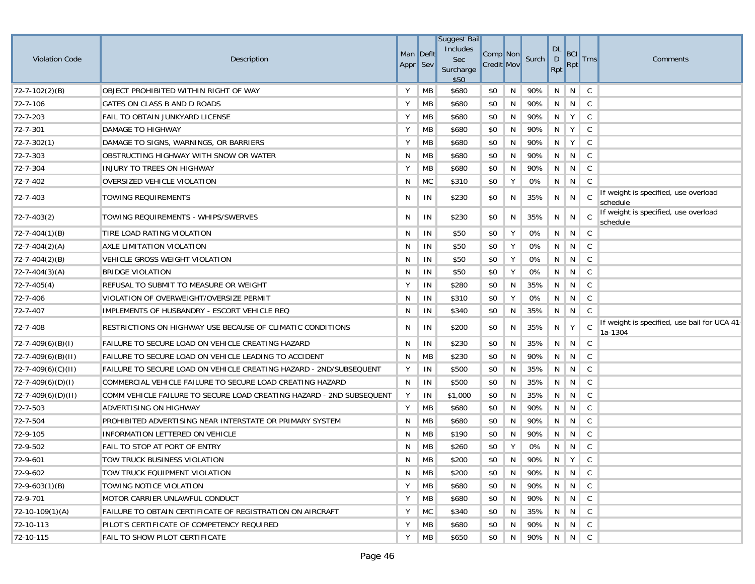| Violation Code | Description | Man Appr | Deflt Sev | Suggest Bail Includes Sec Surcharge $50 | Comp Credit | Non Mov | Surch | DL D Rpt | BCI Rpt | Trns | Comments |
|---|---|---|---|---|---|---|---|---|---|---|---|
| 72-7-102(2)(B) | OBJECT PROHIBITED WITHIN RIGHT OF WAY | Y | MB | $680 | $0 | N | 90% | N | N | C | |
| 72-7-106 | GATES ON CLASS B AND D ROADS | Y | MB | $680 | $0 | N | 90% | N | N | C | |
| 72-7-203 | FAIL TO OBTAIN JUNKYARD LICENSE | Y | MB | $680 | $0 | N | 90% | N | Y | C | |
| 72-7-301 | DAMAGE TO HIGHWAY | Y | MB | $680 | $0 | N | 90% | N | Y | C | |
| 72-7-302(1) | DAMAGE TO SIGNS, WARNINGS, OR BARRIERS | Y | MB | $680 | $0 | N | 90% | N | Y | C | |
| 72-7-303 | OBSTRUCTING HIGHWAY WITH SNOW OR WATER | N | MB | $680 | $0 | N | 90% | N | N | C | |
| 72-7-304 | INJURY TO TREES ON HIGHWAY | Y | MB | $680 | $0 | N | 90% | N | N | C | |
| 72-7-402 | OVERSIZED VEHICLE VIOLATION | N | MC | $310 | $0 | Y | 0% | N | N | C | |
| 72-7-403 | TOWING REQUIREMENTS | N | IN | $230 | $0 | N | 35% | N | N | C | If weight is specified, use overload schedule |
| 72-7-403(2) | TOWING REQUIREMENTS - WHIPS/SWERVES | N | IN | $230 | $0 | N | 35% | N | N | C | If weight is specified, use overload schedule |
| 72-7-404(1)(B) | TIRE LOAD RATING VIOLATION | N | IN | $50 | $0 | Y | 0% | N | N | C | |
| 72-7-404(2)(A) | AXLE LIMITATION VIOLATION | N | IN | $50 | $0 | Y | 0% | N | N | C | |
| 72-7-404(2)(B) | VEHICLE GROSS WEIGHT VIOLATION | N | IN | $50 | $0 | Y | 0% | N | N | C | |
| 72-7-404(3)(A) | BRIDGE VIOLATION | N | IN | $50 | $0 | Y | 0% | N | N | C | |
| 72-7-405(4) | REFUSAL TO SUBMIT TO MEASURE OR WEIGHT | Y | IN | $280 | $0 | N | 35% | N | N | C | |
| 72-7-406 | VIOLATION OF OVERWEIGHT/OVERSIZE PERMIT | N | IN | $310 | $0 | Y | 0% | N | N | C | |
| 72-7-407 | IMPLEMENTS OF HUSBANDRY - ESCORT VEHICLE REQ | N | IN | $340 | $0 | N | 35% | N | N | C | |
| 72-7-408 | RESTRICTIONS ON HIGHWAY USE BECAUSE OF CLIMATIC CONDITIONS | N | IN | $200 | $0 | N | 35% | N | Y | C | If weight is specified, use bail for UCA 41-1a-1304 |
| 72-7-409(6)(B)(I) | FAILURE TO SECURE LOAD ON VEHICLE CREATING HAZARD | N | IN | $230 | $0 | N | 35% | N | N | C | |
| 72-7-409(6)(B)(II) | FAILURE TO SECURE LOAD ON VEHICLE LEADING TO ACCIDENT | N | MB | $230 | $0 | N | 90% | N | N | C | |
| 72-7-409(6)(C)(II) | FAILURE TO SECURE LOAD ON VEHICLE CREATING HAZARD - 2ND/SUBSEQUENT | Y | IN | $500 | $0 | N | 35% | N | N | C | |
| 72-7-409(6)(D)(I) | COMMERCIAL VEHICLE FAILURE TO SECURE LOAD CREATING HAZARD | N | IN | $500 | $0 | N | 35% | N | N | C | |
| 72-7-409(6)(D)(II) | COMM VEHICLE FAILURE TO SECURE LOAD CREATING HAZARD - 2ND SUBSEQUENT | Y | IN | $1,000 | $0 | N | 35% | N | N | C | |
| 72-7-503 | ADVERTISING ON HIGHWAY | Y | MB | $680 | $0 | N | 90% | N | N | C | |
| 72-7-504 | PROHIBITED ADVERTISING NEAR INTERSTATE OR PRIMARY SYSTEM | N | MB | $680 | $0 | N | 90% | N | N | C | |
| 72-9-105 | INFORMATION LETTERED ON VEHICLE | N | MB | $190 | $0 | N | 90% | N | N | C | |
| 72-9-502 | FAIL TO STOP AT PORT OF ENTRY | N | MB | $260 | $0 | Y | 0% | N | N | C | |
| 72-9-601 | TOW TRUCK BUSINESS VIOLATION | N | MB | $200 | $0 | N | 90% | N | Y | C | |
| 72-9-602 | TOW TRUCK EQUIPMENT VIOLATION | N | MB | $200 | $0 | N | 90% | N | N | C | |
| 72-9-603(1)(B) | TOWING NOTICE VIOLATION | Y | MB | $680 | $0 | N | 90% | N | N | C | |
| 72-9-701 | MOTOR CARRIER UNLAWFUL CONDUCT | Y | MB | $680 | $0 | N | 90% | N | N | C | |
| 72-10-109(1)(A) | FAILURE TO OBTAIN CERTIFICATE OF REGISTRATION ON AIRCRAFT | Y | MC | $340 | $0 | N | 35% | N | N | C | |
| 72-10-113 | PILOT'S CERTIFICATE OF COMPETENCY REQUIRED | Y | MB | $680 | $0 | N | 90% | N | N | C | |
| 72-10-115 | FAIL TO SHOW PILOT CERTIFICATE | Y | MB | $650 | $0 | N | 90% | N | N | C | |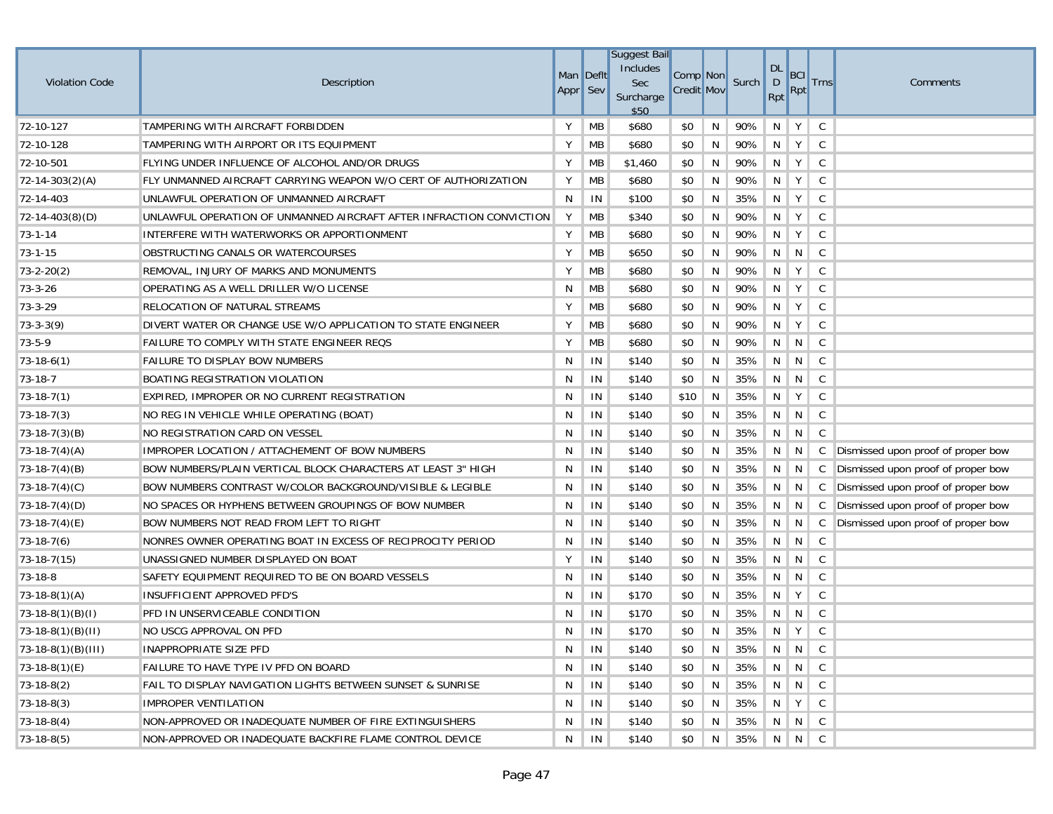| Violation Code | Description | Man Appr | Deflt Sev | Suggest Bail Includes Sec Surcharge $50 | Comp Credit | Non Mov | Surch | DL D Rpt | BCI Rpt | Trns | Comments |
|---|---|---|---|---|---|---|---|---|---|---|---|
| 72-10-127 | TAMPERING WITH AIRCRAFT FORBIDDEN | Y | MB | $680 | $0 | N | 90% | N | Y | C | |
| 72-10-128 | TAMPERING WITH AIRPORT OR ITS EQUIPMENT | Y | MB | $680 | $0 | N | 90% | N | Y | C | |
| 72-10-501 | FLYING UNDER INFLUENCE OF ALCOHOL AND/OR DRUGS | Y | MB | $1,460 | $0 | N | 90% | N | Y | C | |
| 72-14-303(2)(A) | FLY UNMANNED AIRCRAFT CARRYING WEAPON W/O CERT OF AUTHORIZATION | Y | MB | $680 | $0 | N | 90% | N | Y | C | |
| 72-14-403 | UNLAWFUL OPERATION OF UNMANNED AIRCRAFT | N | IN | $100 | $0 | N | 35% | N | Y | C | |
| 72-14-403(8)(D) | UNLAWFUL OPERATION OF UNMANNED AIRCRAFT AFTER INFRACTION CONVICTION | Y | MB | $340 | $0 | N | 90% | N | Y | C | |
| 73-1-14 | INTERFERE WITH WATERWORKS OR APPORTIONMENT | Y | MB | $680 | $0 | N | 90% | N | Y | C | |
| 73-1-15 | OBSTRUCTING CANALS OR WATERCOURSES | Y | MB | $650 | $0 | N | 90% | N | N | C | |
| 73-2-20(2) | REMOVAL, INJURY OF MARKS AND MONUMENTS | Y | MB | $680 | $0 | N | 90% | N | Y | C | |
| 73-3-26 | OPERATING AS A WELL DRILLER W/O LICENSE | N | MB | $680 | $0 | N | 90% | N | Y | C | |
| 73-3-29 | RELOCATION OF NATURAL STREAMS | Y | MB | $680 | $0 | N | 90% | N | Y | C | |
| 73-3-3(9) | DIVERT WATER OR CHANGE USE W/O APPLICATION TO STATE ENGINEER | Y | MB | $680 | $0 | N | 90% | N | Y | C | |
| 73-5-9 | FAILURE TO COMPLY WITH STATE ENGINEER REQS | Y | MB | $680 | $0 | N | 90% | N | N | C | |
| 73-18-6(1) | FAILURE TO DISPLAY BOW NUMBERS | N | IN | $140 | $0 | N | 35% | N | N | C | |
| 73-18-7 | BOATING REGISTRATION VIOLATION | N | IN | $140 | $0 | N | 35% | N | N | C | |
| 73-18-7(1) | EXPIRED, IMPROPER OR NO CURRENT REGISTRATION | N | IN | $140 | $10 | N | 35% | N | Y | C | |
| 73-18-7(3) | NO REG IN VEHICLE WHILE OPERATING (BOAT) | N | IN | $140 | $0 | N | 35% | N | N | C | |
| 73-18-7(3)(B) | NO REGISTRATION CARD ON VESSEL | N | IN | $140 | $0 | N | 35% | N | N | C | |
| 73-18-7(4)(A) | IMPROPER LOCATION / ATTACHEMENT OF BOW NUMBERS | N | IN | $140 | $0 | N | 35% | N | N | C | Dismissed upon proof of proper bow |
| 73-18-7(4)(B) | BOW NUMBERS/PLAIN VERTICAL BLOCK CHARACTERS AT LEAST 3" HIGH | N | IN | $140 | $0 | N | 35% | N | N | C | Dismissed upon proof of proper bow |
| 73-18-7(4)(C) | BOW NUMBERS CONTRAST W/COLOR BACKGROUND/VISIBLE & LEGIBLE | N | IN | $140 | $0 | N | 35% | N | N | C | Dismissed upon proof of proper bow |
| 73-18-7(4)(D) | NO SPACES OR HYPHENS BETWEEN GROUPINGS OF BOW NUMBER | N | IN | $140 | $0 | N | 35% | N | N | C | Dismissed upon proof of proper bow |
| 73-18-7(4)(E) | BOW NUMBERS NOT READ FROM LEFT TO RIGHT | N | IN | $140 | $0 | N | 35% | N | N | C | Dismissed upon proof of proper bow |
| 73-18-7(6) | NONRES OWNER OPERATING BOAT IN EXCESS OF RECIPROCITY PERIOD | N | IN | $140 | $0 | N | 35% | N | N | C | |
| 73-18-7(15) | UNASSIGNED NUMBER DISPLAYED ON BOAT | Y | IN | $140 | $0 | N | 35% | N | N | C | |
| 73-18-8 | SAFETY EQUIPMENT REQUIRED TO BE ON BOARD VESSELS | N | IN | $140 | $0 | N | 35% | N | N | C | |
| 73-18-8(1)(A) | INSUFFICIENT APPROVED PFD'S | N | IN | $170 | $0 | N | 35% | N | Y | C | |
| 73-18-8(1)(B)(I) | PFD IN UNSERVICEABLE CONDITION | N | IN | $170 | $0 | N | 35% | N | N | C | |
| 73-18-8(1)(B)(II) | NO USCG APPROVAL ON PFD | N | IN | $170 | $0 | N | 35% | N | Y | C | |
| 73-18-8(1)(B)(III) | INAPPROPRIATE SIZE PFD | N | IN | $140 | $0 | N | 35% | N | N | C | |
| 73-18-8(1)(E) | FAILURE TO HAVE TYPE IV PFD ON BOARD | N | IN | $140 | $0 | N | 35% | N | N | C | |
| 73-18-8(2) | FAIL TO DISPLAY NAVIGATION LIGHTS BETWEEN SUNSET & SUNRISE | N | IN | $140 | $0 | N | 35% | N | N | C | |
| 73-18-8(3) | IMPROPER VENTILATION | N | IN | $140 | $0 | N | 35% | N | Y | C | |
| 73-18-8(4) | NON-APPROVED OR INADEQUATE NUMBER OF FIRE EXTINGUISHERS | N | IN | $140 | $0 | N | 35% | N | N | C | |
| 73-18-8(5) | NON-APPROVED OR INADEQUATE BACKFIRE FLAME CONTROL DEVICE | N | IN | $140 | $0 | N | 35% | N | N | C | |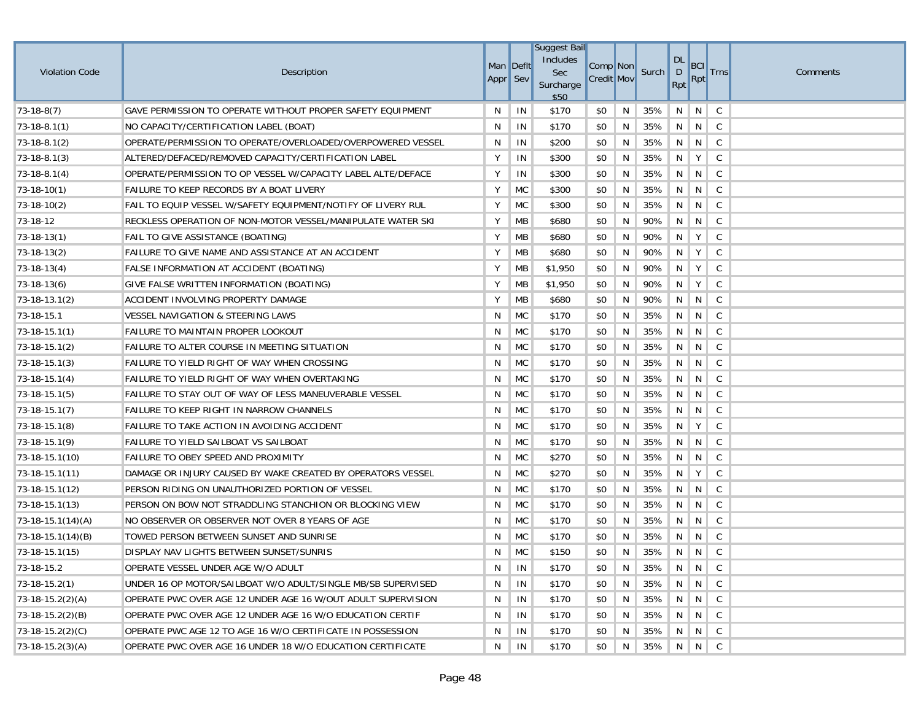| Violation Code | Description | Man Appr | Deflt Sev | Suggest Bail Includes Sec Surcharge $50 | Comp Credit | Non Mov | Surch | DL D Rpt | BCI Rpt | Trns | Comments |
|---|---|---|---|---|---|---|---|---|---|---|---|
| 73-18-8(7) | GAVE PERMISSION TO OPERATE WITHOUT PROPER SAFETY EQUIPMENT | N | IN | $170 | $0 | N | 35% | N | N | C | |
| 73-18-8.1(1) | NO CAPACITY/CERTIFICATION LABEL (BOAT) | N | IN | $170 | $0 | N | 35% | N | N | C | |
| 73-18-8.1(2) | OPERATE/PERMISSION TO OPERATE/OVERLOADED/OVERPOWERED VESSEL | N | IN | $200 | $0 | N | 35% | N | N | C | |
| 73-18-8.1(3) | ALTERED/DEFACED/REMOVED CAPACITY/CERTIFICATION LABEL | Y | IN | $300 | $0 | N | 35% | N | Y | C | |
| 73-18-8.1(4) | OPERATE/PERMISSION TO OP VESSEL W/CAPACITY LABEL ALTE/DEFACE | Y | IN | $300 | $0 | N | 35% | N | N | C | |
| 73-18-10(1) | FAILURE TO KEEP RECORDS BY A BOAT LIVERY | Y | MC | $300 | $0 | N | 35% | N | N | C | |
| 73-18-10(2) | FAIL TO EQUIP VESSEL W/SAFETY EQUIPMENT/NOTIFY OF LIVERY RUL | Y | MC | $300 | $0 | N | 35% | N | N | C | |
| 73-18-12 | RECKLESS OPERATION OF NON-MOTOR VESSEL/MANIPULATE WATER SKI | Y | MB | $680 | $0 | N | 90% | N | N | C | |
| 73-18-13(1) | FAIL TO GIVE ASSISTANCE (BOATING) | Y | MB | $680 | $0 | N | 90% | N | Y | C | |
| 73-18-13(2) | FAILURE TO GIVE NAME AND ASSISTANCE AT AN ACCIDENT | Y | MB | $680 | $0 | N | 90% | N | Y | C | |
| 73-18-13(4) | FALSE INFORMATION AT ACCIDENT (BOATING) | Y | MB | $1,950 | $0 | N | 90% | N | Y | C | |
| 73-18-13(6) | GIVE FALSE WRITTEN INFORMATION (BOATING) | Y | MB | $1,950 | $0 | N | 90% | N | Y | C | |
| 73-18-13.1(2) | ACCIDENT INVOLVING PROPERTY DAMAGE | Y | MB | $680 | $0 | N | 90% | N | N | C | |
| 73-18-15.1 | VESSEL NAVIGATION & STEERING LAWS | N | MC | $170 | $0 | N | 35% | N | N | C | |
| 73-18-15.1(1) | FAILURE TO MAINTAIN PROPER LOOKOUT | N | MC | $170 | $0 | N | 35% | N | N | C | |
| 73-18-15.1(2) | FAILURE TO ALTER COURSE IN MEETING SITUATION | N | MC | $170 | $0 | N | 35% | N | N | C | |
| 73-18-15.1(3) | FAILURE TO YIELD RIGHT OF WAY WHEN CROSSING | N | MC | $170 | $0 | N | 35% | N | N | C | |
| 73-18-15.1(4) | FAILURE TO YIELD RIGHT OF WAY WHEN OVERTAKING | N | MC | $170 | $0 | N | 35% | N | N | C | |
| 73-18-15.1(5) | FAILURE TO STAY OUT OF WAY OF LESS MANEUVERABLE VESSEL | N | MC | $170 | $0 | N | 35% | N | N | C | |
| 73-18-15.1(7) | FAILURE TO KEEP RIGHT IN NARROW CHANNELS | N | MC | $170 | $0 | N | 35% | N | N | C | |
| 73-18-15.1(8) | FAILURE TO TAKE ACTION IN AVOIDING ACCIDENT | N | MC | $170 | $0 | N | 35% | N | Y | C | |
| 73-18-15.1(9) | FAILURE TO YIELD SAILBOAT VS SAILBOAT | N | MC | $170 | $0 | N | 35% | N | N | C | |
| 73-18-15.1(10) | FAILURE TO OBEY SPEED AND PROXIMITY | N | MC | $270 | $0 | N | 35% | N | N | C | |
| 73-18-15.1(11) | DAMAGE OR INJURY CAUSED BY WAKE CREATED BY OPERATORS VESSEL | N | MC | $270 | $0 | N | 35% | N | Y | C | |
| 73-18-15.1(12) | PERSON RIDING ON UNAUTHORIZED PORTION OF VESSEL | N | MC | $170 | $0 | N | 35% | N | N | C | |
| 73-18-15.1(13) | PERSON ON BOW NOT STRADDLING STANCHION OR BLOCKING VIEW | N | MC | $170 | $0 | N | 35% | N | N | C | |
| 73-18-15.1(14)(A) | NO OBSERVER OR OBSERVER NOT OVER 8 YEARS OF AGE | N | MC | $170 | $0 | N | 35% | N | N | C | |
| 73-18-15.1(14)(B) | TOWED PERSON BETWEEN SUNSET AND SUNRISE | N | MC | $170 | $0 | N | 35% | N | N | C | |
| 73-18-15.1(15) | DISPLAY NAV LIGHTS BETWEEN SUNSET/SUNRIS | N | MC | $150 | $0 | N | 35% | N | N | C | |
| 73-18-15.2 | OPERATE VESSEL UNDER AGE W/O ADULT | N | IN | $170 | $0 | N | 35% | N | N | C | |
| 73-18-15.2(1) | UNDER 16 OP MOTOR/SAILBOAT W/O ADULT/SINGLE MB/SB SUPERVISED | N | IN | $170 | $0 | N | 35% | N | N | C | |
| 73-18-15.2(2)(A) | OPERATE PWC OVER AGE 12 UNDER AGE 16 W/OUT ADULT SUPERVISION | N | IN | $170 | $0 | N | 35% | N | N | C | |
| 73-18-15.2(2)(B) | OPERATE PWC OVER AGE 12 UNDER AGE 16 W/O EDUCATION CERTIF | N | IN | $170 | $0 | N | 35% | N | N | C | |
| 73-18-15.2(2)(C) | OPERATE PWC AGE 12 TO AGE 16 W/O CERTIFICATE IN POSSESSION | N | IN | $170 | $0 | N | 35% | N | N | C | |
| 73-18-15.2(3)(A) | OPERATE PWC OVER AGE 16 UNDER 18 W/O EDUCATION CERTIFICATE | N | IN | $170 | $0 | N | 35% | N | N | C | |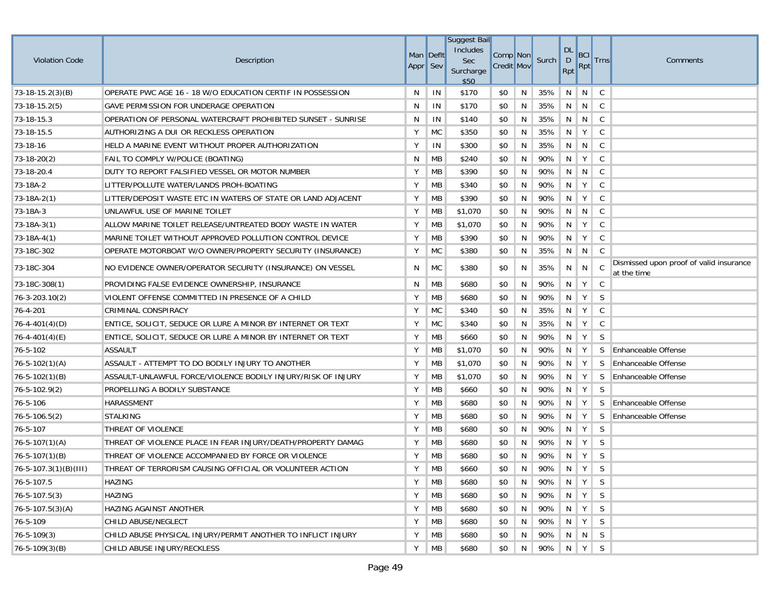| Violation Code | Description | Man Appr | Deflt Sev | Suggest Bail Includes Sec Surcharge $50 | Comp Credit | Non Mov | Surch | DL D Rpt | BCI Rpt | Trns | Comments |
|---|---|---|---|---|---|---|---|---|---|---|---|
| 73-18-15.2(3)(B) | OPERATE PWC AGE 16 - 18 W/O EDUCATION CERTIF IN POSSESSION | N | IN | $170 | $0 | N | 35% | N | N | C | |
| 73-18-15.2(5) | GAVE PERMISSION FOR UNDERAGE OPERATION | N | IN | $170 | $0 | N | 35% | N | N | C | |
| 73-18-15.3 | OPERATION OF PERSONAL WATERCRAFT PROHIBITED SUNSET - SUNRISE | N | IN | $140 | $0 | N | 35% | N | N | C | |
| 73-18-15.5 | AUTHORIZING A DUI OR RECKLESS OPERATION | Y | MC | $350 | $0 | N | 35% | N | Y | C | |
| 73-18-16 | HELD A MARINE EVENT WITHOUT PROPER AUTHORIZATION | Y | IN | $300 | $0 | N | 35% | N | N | C | |
| 73-18-20(2) | FAIL TO COMPLY W/POLICE (BOATING) | N | MB | $240 | $0 | N | 90% | N | Y | C | |
| 73-18-20.4 | DUTY TO REPORT FALSIFIED VESSEL OR MOTOR NUMBER | Y | MB | $390 | $0 | N | 90% | N | N | C | |
| 73-18A-2 | LITTER/POLLUTE WATER/LANDS PROH-BOATING | Y | MB | $340 | $0 | N | 90% | N | Y | C | |
| 73-18A-2(1) | LITTER/DEPOSIT WASTE ETC IN WATERS OF STATE OR LAND ADJACENT | Y | MB | $390 | $0 | N | 90% | N | Y | C | |
| 73-18A-3 | UNLAWFUL USE OF MARINE TOILET | Y | MB | $1,070 | $0 | N | 90% | N | N | C | |
| 73-18A-3(1) | ALLOW MARINE TOILET RELEASE/UNTREATED BODY WASTE IN WATER | Y | MB | $1,070 | $0 | N | 90% | N | Y | C | |
| 73-18A-4(1) | MARINE TOILET WITHOUT APPROVED POLLUTION CONTROL DEVICE | Y | MB | $390 | $0 | N | 90% | N | Y | C | |
| 73-18C-302 | OPERATE MOTORBOAT W/O OWNER/PROPERTY SECURITY (INSURANCE) | Y | MC | $380 | $0 | N | 35% | N | N | C | |
| 73-18C-304 | NO EVIDENCE OWNER/OPERATOR SECURITY (INSURANCE) ON VESSEL | N | MC | $380 | $0 | N | 35% | N | N | C | Dismissed upon proof of valid insurance at the time |
| 73-18C-308(1) | PROVIDING FALSE EVIDENCE OWNERSHIP, INSURANCE | N | MB | $680 | $0 | N | 90% | N | Y | C | |
| 76-3-203.10(2) | VIOLENT OFFENSE COMMITTED IN PRESENCE OF A CHILD | Y | MB | $680 | $0 | N | 90% | N | Y | S | |
| 76-4-201 | CRIMINAL CONSPIRACY | Y | MC | $340 | $0 | N | 35% | N | Y | C | |
| 76-4-401(4)(D) | ENTICE, SOLICIT, SEDUCE OR LURE A MINOR BY INTERNET OR TEXT | Y | MC | $340 | $0 | N | 35% | N | Y | C | |
| 76-4-401(4)(E) | ENTICE, SOLICIT, SEDUCE OR LURE A MINOR BY INTERNET OR TEXT | Y | MB | $660 | $0 | N | 90% | N | Y | S | |
| 76-5-102 | ASSAULT | Y | MB | $1,070 | $0 | N | 90% | N | Y | S | Enhanceable Offense |
| 76-5-102(1)(A) | ASSAULT - ATTEMPT TO DO BODILY INJURY TO ANOTHER | Y | MB | $1,070 | $0 | N | 90% | N | Y | S | Enhanceable Offense |
| 76-5-102(1)(B) | ASSAULT-UNLAWFUL FORCE/VIOLENCE BODILY INJURY/RISK OF INJURY | Y | MB | $1,070 | $0 | N | 90% | N | Y | S | Enhanceable Offense |
| 76-5-102.9(2) | PROPELLING A BODILY SUBSTANCE | Y | MB | $660 | $0 | N | 90% | N | Y | S | |
| 76-5-106 | HARASSMENT | Y | MB | $680 | $0 | N | 90% | N | Y | S | Enhanceable Offense |
| 76-5-106.5(2) | STALKING | Y | MB | $680 | $0 | N | 90% | N | Y | S | Enhanceable Offense |
| 76-5-107 | THREAT OF VIOLENCE | Y | MB | $680 | $0 | N | 90% | N | Y | S | |
| 76-5-107(1)(A) | THREAT OF VIOLENCE PLACE IN FEAR INJURY/DEATH/PROPERTY DAMAG | Y | MB | $680 | $0 | N | 90% | N | Y | S | |
| 76-5-107(1)(B) | THREAT OF VIOLENCE ACCOMPANIED BY FORCE OR VIOLENCE | Y | MB | $680 | $0 | N | 90% | N | Y | S | |
| 76-5-107.3(1)(B)(III) | THREAT OF TERRORISM CAUSING OFFICIAL OR VOLUNTEER ACTION | Y | MB | $660 | $0 | N | 90% | N | Y | S | |
| 76-5-107.5 | HAZING | Y | MB | $680 | $0 | N | 90% | N | Y | S | |
| 76-5-107.5(3) | HAZING | Y | MB | $680 | $0 | N | 90% | N | Y | S | |
| 76-5-107.5(3)(A) | HAZING AGAINST ANOTHER | Y | MB | $680 | $0 | N | 90% | N | Y | S | |
| 76-5-109 | CHILD ABUSE/NEGLECT | Y | MB | $680 | $0 | N | 90% | N | Y | S | |
| 76-5-109(3) | CHILD ABUSE PHYSICAL INJURY/PERMIT ANOTHER TO INFLICT INJURY | Y | MB | $680 | $0 | N | 90% | N | N | S | |
| 76-5-109(3)(B) | CHILD ABUSE INJURY/RECKLESS | Y | MB | $680 | $0 | N | 90% | N | Y | S | |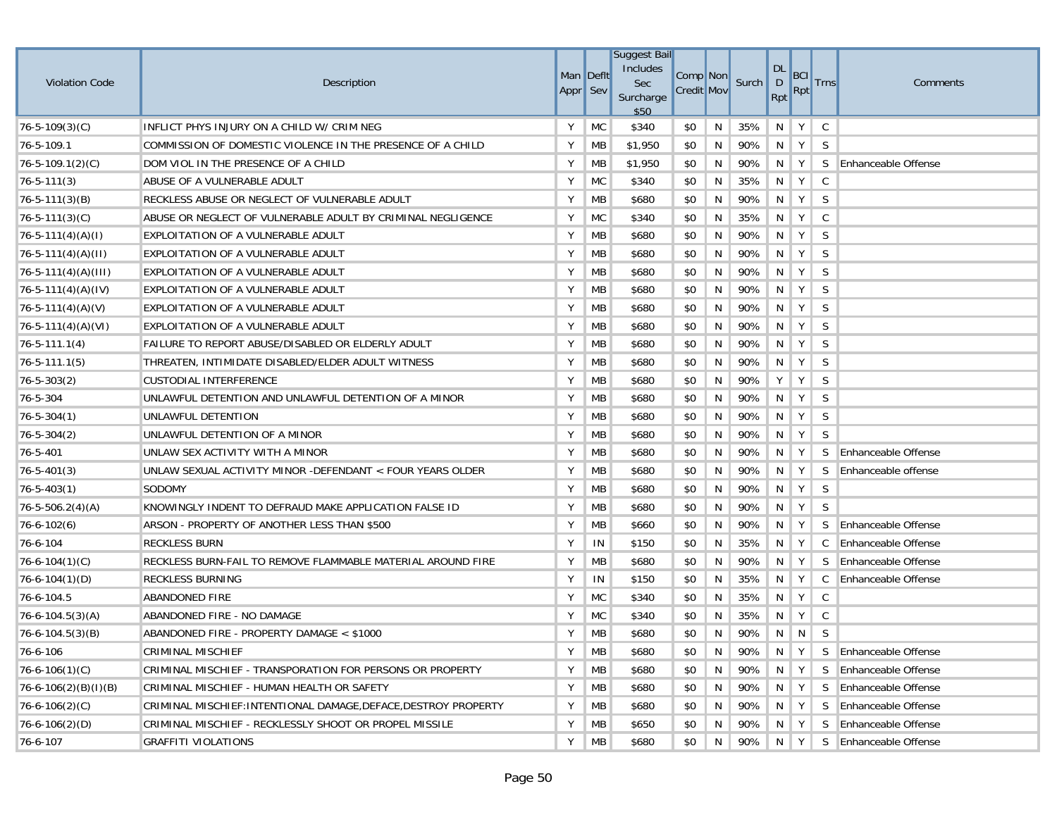| Violation Code | Description | Man Appr | Deflt Sev | Suggest Bail Includes Sec Surcharge $50 | Comp Credit | Non Mov | Surch | DL D Rpt | BCI Rpt | Trns | Comments |
|---|---|---|---|---|---|---|---|---|---|---|---|
| 76-5-109(3)(C) | INFLICT PHYS INJURY ON A CHILD W/ CRIM NEG | Y | MC | $340 | $0 | N | 35% | N | Y | C | |
| 76-5-109.1 | COMMISSION OF DOMESTIC VIOLENCE IN THE PRESENCE OF A CHILD | Y | MB | $1,950 | $0 | N | 90% | N | Y | S | |
| 76-5-109.1(2)(C) | DOM VIOL IN THE PRESENCE OF A CHILD | Y | MB | $1,950 | $0 | N | 90% | N | Y | S | Enhanceable Offense |
| 76-5-111(3) | ABUSE OF A VULNERABLE ADULT | Y | MC | $340 | $0 | N | 35% | N | Y | C | |
| 76-5-111(3)(B) | RECKLESS ABUSE OR NEGLECT OF VULNERABLE ADULT | Y | MB | $680 | $0 | N | 90% | N | Y | S | |
| 76-5-111(3)(C) | ABUSE OR NEGLECT OF VULNERABLE ADULT BY CRIMINAL NEGLIGENCE | Y | MC | $340 | $0 | N | 35% | N | Y | C | |
| 76-5-111(4)(A)(I) | EXPLOITATION OF A VULNERABLE ADULT | Y | MB | $680 | $0 | N | 90% | N | Y | S | |
| 76-5-111(4)(A)(II) | EXPLOITATION OF A VULNERABLE ADULT | Y | MB | $680 | $0 | N | 90% | N | Y | S | |
| 76-5-111(4)(A)(III) | EXPLOITATION OF A VULNERABLE ADULT | Y | MB | $680 | $0 | N | 90% | N | Y | S | |
| 76-5-111(4)(A)(IV) | EXPLOITATION OF A VULNERABLE ADULT | Y | MB | $680 | $0 | N | 90% | N | Y | S | |
| 76-5-111(4)(A)(V) | EXPLOITATION OF A VULNERABLE ADULT | Y | MB | $680 | $0 | N | 90% | N | Y | S | |
| 76-5-111(4)(A)(VI) | EXPLOITATION OF A VULNERABLE ADULT | Y | MB | $680 | $0 | N | 90% | N | Y | S | |
| 76-5-111.1(4) | FAILURE TO REPORT ABUSE/DISABLED OR ELDERLY ADULT | Y | MB | $680 | $0 | N | 90% | N | Y | S | |
| 76-5-111.1(5) | THREATEN, INTIMIDATE DISABLED/ELDER ADULT WITNESS | Y | MB | $680 | $0 | N | 90% | N | Y | S | |
| 76-5-303(2) | CUSTODIAL INTERFERENCE | Y | MB | $680 | $0 | N | 90% | Y | Y | S | |
| 76-5-304 | UNLAWFUL DETENTION AND UNLAWFUL DETENTION OF A MINOR | Y | MB | $680 | $0 | N | 90% | N | Y | S | |
| 76-5-304(1) | UNLAWFUL DETENTION | Y | MB | $680 | $0 | N | 90% | N | Y | S | |
| 76-5-304(2) | UNLAWFUL DETENTION OF A MINOR | Y | MB | $680 | $0 | N | 90% | N | Y | S | |
| 76-5-401 | UNLAW SEX ACTIVITY WITH A MINOR | Y | MB | $680 | $0 | N | 90% | N | Y | S | Enhanceable Offense |
| 76-5-401(3) | UNLAW SEXUAL ACTIVITY MINOR -DEFENDANT < FOUR YEARS OLDER | Y | MB | $680 | $0 | N | 90% | N | Y | S | Enhanceable offense |
| 76-5-403(1) | SODOMY | Y | MB | $680 | $0 | N | 90% | N | Y | S | |
| 76-5-506.2(4)(A) | KNOWINGLY INDENT TO DEFRAUD MAKE APPLICATION FALSE ID | Y | MB | $680 | $0 | N | 90% | N | Y | S | |
| 76-6-102(6) | ARSON - PROPERTY OF ANOTHER LESS THAN $500 | Y | MB | $660 | $0 | N | 90% | N | Y | S | Enhanceable Offense |
| 76-6-104 | RECKLESS BURN | Y | IN | $150 | $0 | N | 35% | N | Y | C | Enhanceable Offense |
| 76-6-104(1)(C) | RECKLESS BURN-FAIL TO REMOVE FLAMMABLE MATERIAL AROUND FIRE | Y | MB | $680 | $0 | N | 90% | N | Y | S | Enhanceable Offense |
| 76-6-104(1)(D) | RECKLESS BURNING | Y | IN | $150 | $0 | N | 35% | N | Y | C | Enhanceable Offense |
| 76-6-104.5 | ABANDONED FIRE | Y | MC | $340 | $0 | N | 35% | N | Y | C | |
| 76-6-104.5(3)(A) | ABANDONED FIRE - NO DAMAGE | Y | MC | $340 | $0 | N | 35% | N | Y | C | |
| 76-6-104.5(3)(B) | ABANDONED FIRE - PROPERTY DAMAGE < $1000 | Y | MB | $680 | $0 | N | 90% | N | N | S | |
| 76-6-106 | CRIMINAL MISCHIEF | Y | MB | $680 | $0 | N | 90% | N | Y | S | Enhanceable Offense |
| 76-6-106(1)(C) | CRIMINAL MISCHIEF - TRANSPORATION FOR PERSONS OR PROPERTY | Y | MB | $680 | $0 | N | 90% | N | Y | S | Enhanceable Offense |
| 76-6-106(2)(B)(I)(B) | CRIMINAL MISCHIEF - HUMAN HEALTH OR SAFETY | Y | MB | $680 | $0 | N | 90% | N | Y | S | Enhanceable Offense |
| 76-6-106(2)(C) | CRIMINAL MISCHIEF:INTENTIONAL DAMAGE,DEFACE,DESTROY PROPERTY | Y | MB | $680 | $0 | N | 90% | N | Y | S | Enhanceable Offense |
| 76-6-106(2)(D) | CRIMINAL MISCHIEF - RECKLESSLY SHOOT OR PROPEL MISSILE | Y | MB | $650 | $0 | N | 90% | N | Y | S | Enhanceable Offense |
| 76-6-107 | GRAFFITI VIOLATIONS | Y | MB | $680 | $0 | N | 90% | N | Y | S | Enhanceable Offense |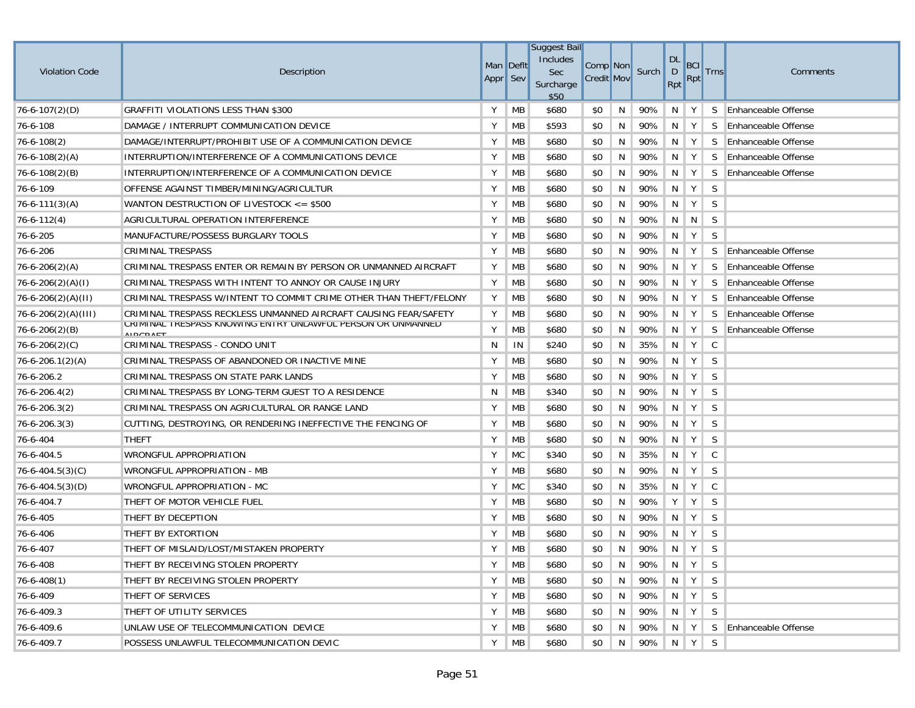| Violation Code | Description | Man Appr | Deflt Sev | Suggest Bail Includes Sec Surcharge $50 | Comp Credit | Non Mov | Surch | DL D Rpt | BCI Rpt | Trns | Comments |
|---|---|---|---|---|---|---|---|---|---|---|---|
| 76-6-107(2)(D) | GRAFFITI VIOLATIONS LESS THAN $300 | Y | MB | $680 | $0 | N | 90% | N | Y | S | Enhanceable Offense |
| 76-6-108 | DAMAGE / INTERRUPT COMMUNICATION DEVICE | Y | MB | $593 | $0 | N | 90% | N | Y | S | Enhanceable Offense |
| 76-6-108(2) | DAMAGE/INTERRUPT/PROHIBIT USE OF A COMMUNICATION DEVICE | Y | MB | $680 | $0 | N | 90% | N | Y | S | Enhanceable Offense |
| 76-6-108(2)(A) | INTERRUPTION/INTERFERENCE OF A COMMUNICATIONS DEVICE | Y | MB | $680 | $0 | N | 90% | N | Y | S | Enhanceable Offense |
| 76-6-108(2)(B) | INTERRUPTION/INTERFERENCE OF A COMMUNICATION DEVICE | Y | MB | $680 | $0 | N | 90% | N | Y | S | Enhanceable Offense |
| 76-6-109 | OFFENSE AGAINST TIMBER/MINING/AGRICULTUR | Y | MB | $680 | $0 | N | 90% | N | Y | S | |
| 76-6-111(3)(A) | WANTON DESTRUCTION OF LIVESTOCK <= $500 | Y | MB | $680 | $0 | N | 90% | N | Y | S | |
| 76-6-112(4) | AGRICULTURAL OPERATION INTERFERENCE | Y | MB | $680 | $0 | N | 90% | N | N | S | |
| 76-6-205 | MANUFACTURE/POSSESS BURGLARY TOOLS | Y | MB | $680 | $0 | N | 90% | N | Y | S | |
| 76-6-206 | CRIMINAL TRESPASS | Y | MB | $680 | $0 | N | 90% | N | Y | S | Enhanceable Offense |
| 76-6-206(2)(A) | CRIMINAL TRESPASS ENTER OR REMAIN BY PERSON OR UNMANNED AIRCRAFT | Y | MB | $680 | $0 | N | 90% | N | Y | S | Enhanceable Offense |
| 76-6-206(2)(A)(I) | CRIMINAL TRESPASS WITH INTENT TO ANNOY OR CAUSE INJURY | Y | MB | $680 | $0 | N | 90% | N | Y | S | Enhanceable Offense |
| 76-6-206(2)(A)(II) | CRIMINAL TRESPASS W/INTENT TO COMMIT CRIME OTHER THAN THEFT/FELONY | Y | MB | $680 | $0 | N | 90% | N | Y | S | Enhanceable Offense |
| 76-6-206(2)(A)(III) | CRIMINAL TRESPASS RECKLESS UNMANNED AIRCRAFT CAUSING FEAR/SAFETY | Y | MB | $680 | $0 | N | 90% | N | Y | S | Enhanceable Offense |
| 76-6-206(2)(B) | CRIMINAL TRESPASS KNOWING ENTRY UNLAWFUL PERSON OR UNMANNED AIRCRAFT | Y | MB | $680 | $0 | N | 90% | N | Y | S | Enhanceable Offense |
| 76-6-206(2)(C) | CRIMINAL TRESPASS - CONDO UNIT | N | IN | $240 | $0 | N | 35% | N | Y | C | |
| 76-6-206.1(2)(A) | CRIMINAL TRESPASS OF ABANDONED OR INACTIVE MINE | Y | MB | $680 | $0 | N | 90% | N | Y | S | |
| 76-6-206.2 | CRIMINAL TRESPASS ON STATE PARK LANDS | Y | MB | $680 | $0 | N | 90% | N | Y | S | |
| 76-6-206.4(2) | CRIMINAL TRESPASS BY LONG-TERM GUEST TO A RESIDENCE | N | MB | $340 | $0 | N | 90% | N | Y | S | |
| 76-6-206.3(2) | CRIMINAL TRESPASS ON AGRICULTURAL OR RANGE LAND | Y | MB | $680 | $0 | N | 90% | N | Y | S | |
| 76-6-206.3(3) | CUTTING, DESTROYING, OR RENDERING INEFFECTIVE THE FENCING OF | Y | MB | $680 | $0 | N | 90% | N | Y | S | |
| 76-6-404 | THEFT | Y | MB | $680 | $0 | N | 90% | N | Y | S | |
| 76-6-404.5 | WRONGFUL APPROPRIATION | Y | MC | $340 | $0 | N | 35% | N | Y | C | |
| 76-6-404.5(3)(C) | WRONGFUL APPROPRIATION - MB | Y | MB | $680 | $0 | N | 90% | N | Y | S | |
| 76-6-404.5(3)(D) | WRONGFUL APPROPRIATION - MC | Y | MC | $340 | $0 | N | 35% | N | Y | C | |
| 76-6-404.7 | THEFT OF MOTOR VEHICLE FUEL | Y | MB | $680 | $0 | N | 90% | Y | Y | S | |
| 76-6-405 | THEFT BY DECEPTION | Y | MB | $680 | $0 | N | 90% | N | Y | S | |
| 76-6-406 | THEFT BY EXTORTION | Y | MB | $680 | $0 | N | 90% | N | Y | S | |
| 76-6-407 | THEFT OF MISLAID/LOST/MISTAKEN PROPERTY | Y | MB | $680 | $0 | N | 90% | N | Y | S | |
| 76-6-408 | THEFT BY RECEIVING STOLEN PROPERTY | Y | MB | $680 | $0 | N | 90% | N | Y | S | |
| 76-6-408(1) | THEFT BY RECEIVING STOLEN PROPERTY | Y | MB | $680 | $0 | N | 90% | N | Y | S | |
| 76-6-409 | THEFT OF SERVICES | Y | MB | $680 | $0 | N | 90% | N | Y | S | |
| 76-6-409.3 | THEFT OF UTILITY SERVICES | Y | MB | $680 | $0 | N | 90% | N | Y | S | |
| 76-6-409.6 | UNLAW USE OF TELECOMMUNICATION DEVICE | Y | MB | $680 | $0 | N | 90% | N | Y | S | Enhanceable Offense |
| 76-6-409.7 | POSSESS UNLAWFUL TELECOMMUNICATION DEVIC | Y | MB | $680 | $0 | N | 90% | N | Y | S | |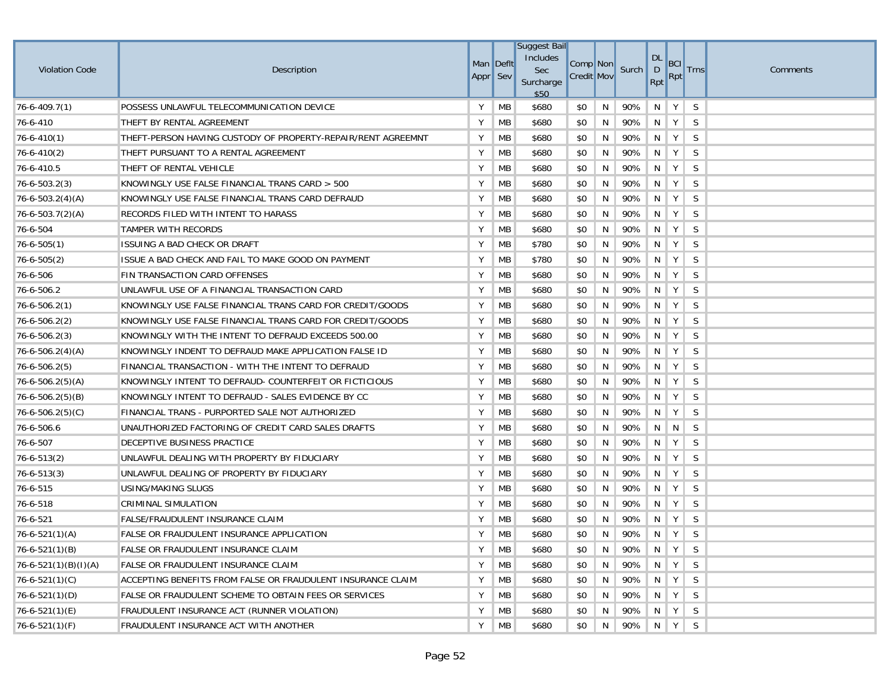| Violation Code | Description | Man Appr | Deflt Sev | Suggest Bail Includes Sec Surcharge $50 | Comp Credit | Non Mov | Surch | DL D Rpt | BCI Rpt | Trns | Comments |
|---|---|---|---|---|---|---|---|---|---|---|---|
| 76-6-409.7(1) | POSSESS UNLAWFUL TELECOMMUNICATION DEVICE | Y | MB | $680 | $0 | N | 90% | N | Y | S | |
| 76-6-410 | THEFT BY RENTAL AGREEMENT | Y | MB | $680 | $0 | N | 90% | N | Y | S | |
| 76-6-410(1) | THEFT-PERSON HAVING CUSTODY OF PROPERTY-REPAIR/RENT AGREEMNT | Y | MB | $680 | $0 | N | 90% | N | Y | S | |
| 76-6-410(2) | THEFT PURSUANT TO A RENTAL AGREEMENT | Y | MB | $680 | $0 | N | 90% | N | Y | S | |
| 76-6-410.5 | THEFT OF RENTAL VEHICLE | Y | MB | $680 | $0 | N | 90% | N | Y | S | |
| 76-6-503.2(3) | KNOWINGLY USE FALSE FINANCIAL TRANS CARD > 500 | Y | MB | $680 | $0 | N | 90% | N | Y | S | |
| 76-6-503.2(4)(A) | KNOWINGLY USE FALSE FINANCIAL TRANS CARD DEFRAUD | Y | MB | $680 | $0 | N | 90% | N | Y | S | |
| 76-6-503.7(2)(A) | RECORDS FILED WITH INTENT TO HARASS | Y | MB | $680 | $0 | N | 90% | N | Y | S | |
| 76-6-504 | TAMPER WITH RECORDS | Y | MB | $680 | $0 | N | 90% | N | Y | S | |
| 76-6-505(1) | ISSUING A BAD CHECK OR DRAFT | Y | MB | $780 | $0 | N | 90% | N | Y | S | |
| 76-6-505(2) | ISSUE A BAD CHECK AND FAIL TO MAKE GOOD ON PAYMENT | Y | MB | $780 | $0 | N | 90% | N | Y | S | |
| 76-6-506 | FIN TRANSACTION CARD OFFENSES | Y | MB | $680 | $0 | N | 90% | N | Y | S | |
| 76-6-506.2 | UNLAWFUL USE OF A FINANCIAL TRANSACTION CARD | Y | MB | $680 | $0 | N | 90% | N | Y | S | |
| 76-6-506.2(1) | KNOWINGLY USE FALSE FINANCIAL TRANS CARD FOR CREDIT/GOODS | Y | MB | $680 | $0 | N | 90% | N | Y | S | |
| 76-6-506.2(2) | KNOWINGLY USE FALSE FINANCIAL TRANS CARD FOR CREDIT/GOODS | Y | MB | $680 | $0 | N | 90% | N | Y | S | |
| 76-6-506.2(3) | KNOWINGLY WITH THE INTENT TO DEFRAUD EXCEEDS 500.00 | Y | MB | $680 | $0 | N | 90% | N | Y | S | |
| 76-6-506.2(4)(A) | KNOWINGLY INDENT TO DEFRAUD MAKE APPLICATION FALSE ID | Y | MB | $680 | $0 | N | 90% | N | Y | S | |
| 76-6-506.2(5) | FINANCIAL TRANSACTION - WITH THE INTENT TO DEFRAUD | Y | MB | $680 | $0 | N | 90% | N | Y | S | |
| 76-6-506.2(5)(A) | KNOWINGLY INTENT TO DEFRAUD- COUNTERFEIT OR FICTICIOUS | Y | MB | $680 | $0 | N | 90% | N | Y | S | |
| 76-6-506.2(5)(B) | KNOWINGLY INTENT TO DEFRAUD - SALES EVIDENCE BY CC | Y | MB | $680 | $0 | N | 90% | N | Y | S | |
| 76-6-506.2(5)(C) | FINANCIAL TRANS - PURPORTED SALE NOT AUTHORIZED | Y | MB | $680 | $0 | N | 90% | N | Y | S | |
| 76-6-506.6 | UNAUTHORIZED FACTORING OF CREDIT CARD SALES DRAFTS | Y | MB | $680 | $0 | N | 90% | N | N | S | |
| 76-6-507 | DECEPTIVE BUSINESS PRACTICE | Y | MB | $680 | $0 | N | 90% | N | Y | S | |
| 76-6-513(2) | UNLAWFUL DEALING WITH PROPERTY BY FIDUCIARY | Y | MB | $680 | $0 | N | 90% | N | Y | S | |
| 76-6-513(3) | UNLAWFUL DEALING OF PROPERTY BY FIDUCIARY | Y | MB | $680 | $0 | N | 90% | N | Y | S | |
| 76-6-515 | USING/MAKING SLUGS | Y | MB | $680 | $0 | N | 90% | N | Y | S | |
| 76-6-518 | CRIMINAL SIMULATION | Y | MB | $680 | $0 | N | 90% | N | Y | S | |
| 76-6-521 | FALSE/FRAUDULENT INSURANCE CLAIM | Y | MB | $680 | $0 | N | 90% | N | Y | S | |
| 76-6-521(1)(A) | FALSE OR FRAUDULENT INSURANCE APPLICATION | Y | MB | $680 | $0 | N | 90% | N | Y | S | |
| 76-6-521(1)(B) | FALSE OR FRAUDULENT INSURANCE CLAIM | Y | MB | $680 | $0 | N | 90% | N | Y | S | |
| 76-6-521(1)(B)(I)(A) | FALSE OR FRAUDULENT INSURANCE CLAIM | Y | MB | $680 | $0 | N | 90% | N | Y | S | |
| 76-6-521(1)(C) | ACCEPTING BENEFITS FROM FALSE OR FRAUDULENT INSURANCE CLAIM | Y | MB | $680 | $0 | N | 90% | N | Y | S | |
| 76-6-521(1)(D) | FALSE OR FRAUDULENT SCHEME TO OBTAIN FEES OR SERVICES | Y | MB | $680 | $0 | N | 90% | N | Y | S | |
| 76-6-521(1)(E) | FRAUDULENT INSURANCE ACT (RUNNER VIOLATION) | Y | MB | $680 | $0 | N | 90% | N | Y | S | |
| 76-6-521(1)(F) | FRAUDULENT INSURANCE ACT WITH ANOTHER | Y | MB | $680 | $0 | N | 90% | N | Y | S | |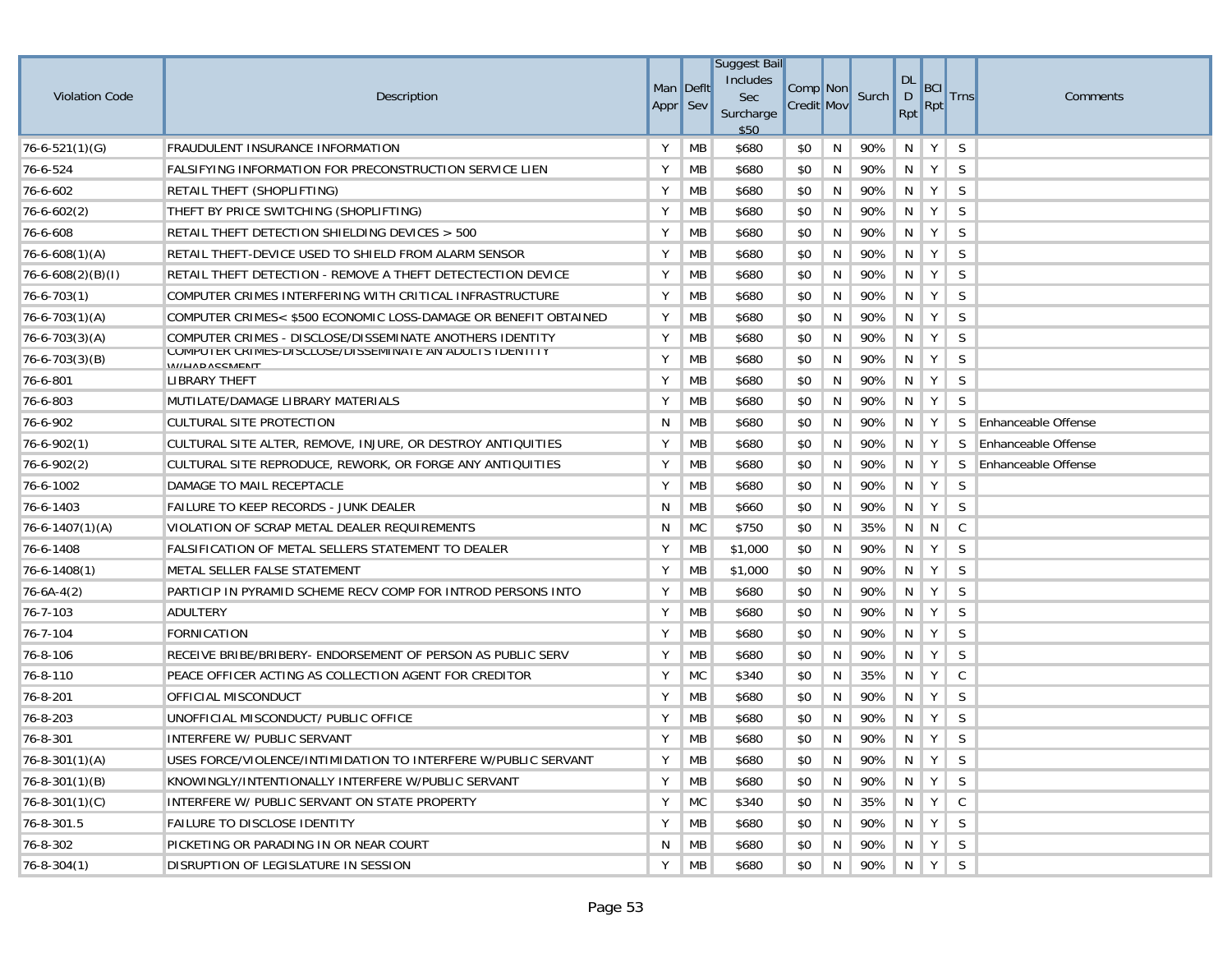| Violation Code | Description | Man Appr | Deflt Sev | Suggest Bail Includes Sec Surcharge $50 | Comp Credit | Non Mov | Surch | DL D Rpt | BCI Rpt | Trns | Comments |
|---|---|---|---|---|---|---|---|---|---|---|---|
| 76-6-521(1)(G) | FRAUDULENT INSURANCE INFORMATION | Y | MB | $680 | $0 | N | 90% | N | Y | S | |
| 76-6-524 | FALSIFYING INFORMATION FOR PRECONSTRUCTION SERVICE LIEN | Y | MB | $680 | $0 | N | 90% | N | Y | S | |
| 76-6-602 | RETAIL THEFT (SHOPLIFTING) | Y | MB | $680 | $0 | N | 90% | N | Y | S | |
| 76-6-602(2) | THEFT BY PRICE SWITCHING (SHOPLIFTING) | Y | MB | $680 | $0 | N | 90% | N | Y | S | |
| 76-6-608 | RETAIL THEFT DETECTION SHIELDING DEVICES > 500 | Y | MB | $680 | $0 | N | 90% | N | Y | S | |
| 76-6-608(1)(A) | RETAIL THEFT-DEVICE USED TO SHIELD FROM ALARM SENSOR | Y | MB | $680 | $0 | N | 90% | N | Y | S | |
| 76-6-608(2)(B)(I) | RETAIL THEFT DETECTION - REMOVE A THEFT DETECTECTION DEVICE | Y | MB | $680 | $0 | N | 90% | N | Y | S | |
| 76-6-703(1) | COMPUTER CRIMES INTERFERING WITH CRITICAL INFRASTRUCTURE | Y | MB | $680 | $0 | N | 90% | N | Y | S | |
| 76-6-703(1)(A) | COMPUTER CRIMES< $500 ECONOMIC LOSS-DAMAGE OR BENEFIT OBTAINED | Y | MB | $680 | $0 | N | 90% | N | Y | S | |
| 76-6-703(3)(A) | COMPUTER CRIMES - DISCLOSE/DISSEMINATE ANOTHERS IDENTITY | Y | MB | $680 | $0 | N | 90% | N | Y | S | |
| 76-6-703(3)(B) | COMPUTER CRIMES-DISCLOSE/DISSEMINATE AN ADULTS IDENTITY W/HARASSMENT | Y | MB | $680 | $0 | N | 90% | N | Y | S | |
| 76-6-801 | LIBRARY THEFT | Y | MB | $680 | $0 | N | 90% | N | Y | S | |
| 76-6-803 | MUTILATE/DAMAGE LIBRARY MATERIALS | Y | MB | $680 | $0 | N | 90% | N | Y | S | |
| 76-6-902 | CULTURAL SITE PROTECTION | N | MB | $680 | $0 | N | 90% | N | Y | S | Enhanceable Offense |
| 76-6-902(1) | CULTURAL SITE ALTER, REMOVE, INJURE, OR DESTROY ANTIQUITIES | Y | MB | $680 | $0 | N | 90% | N | Y | S | Enhanceable Offense |
| 76-6-902(2) | CULTURAL SITE REPRODUCE, REWORK, OR FORGE ANY ANTIQUITIES | Y | MB | $680 | $0 | N | 90% | N | Y | S | Enhanceable Offense |
| 76-6-1002 | DAMAGE TO MAIL RECEPTACLE | Y | MB | $680 | $0 | N | 90% | N | Y | S | |
| 76-6-1403 | FAILURE TO KEEP RECORDS - JUNK DEALER | N | MB | $660 | $0 | N | 90% | N | Y | S | |
| 76-6-1407(1)(A) | VIOLATION OF SCRAP METAL DEALER REQUIREMENTS | N | MC | $750 | $0 | N | 35% | N | N | C | |
| 76-6-1408 | FALSIFICATION OF METAL SELLERS STATEMENT TO DEALER | Y | MB | $1,000 | $0 | N | 90% | N | Y | S | |
| 76-6-1408(1) | METAL SELLER FALSE STATEMENT | Y | MB | $1,000 | $0 | N | 90% | N | Y | S | |
| 76-6A-4(2) | PARTICIP IN PYRAMID SCHEME RECV COMP FOR INTROD PERSONS INTO | Y | MB | $680 | $0 | N | 90% | N | Y | S | |
| 76-7-103 | ADULTERY | Y | MB | $680 | $0 | N | 90% | N | Y | S | |
| 76-7-104 | FORNICATION | Y | MB | $680 | $0 | N | 90% | N | Y | S | |
| 76-8-106 | RECEIVE BRIBE/BRIBERY- ENDORSEMENT OF PERSON AS PUBLIC SERV | Y | MB | $680 | $0 | N | 90% | N | Y | S | |
| 76-8-110 | PEACE OFFICER ACTING AS COLLECTION AGENT FOR CREDITOR | Y | MC | $340 | $0 | N | 35% | N | Y | C | |
| 76-8-201 | OFFICIAL MISCONDUCT | Y | MB | $680 | $0 | N | 90% | N | Y | S | |
| 76-8-203 | UNOFFICIAL MISCONDUCT/ PUBLIC OFFICE | Y | MB | $680 | $0 | N | 90% | N | Y | S | |
| 76-8-301 | INTERFERE W/ PUBLIC SERVANT | Y | MB | $680 | $0 | N | 90% | N | Y | S | |
| 76-8-301(1)(A) | USES FORCE/VIOLENCE/INTIMIDATION TO INTERFERE W/PUBLIC SERVANT | Y | MB | $680 | $0 | N | 90% | N | Y | S | |
| 76-8-301(1)(B) | KNOWINGLY/INTENTIONALLY INTERFERE W/PUBLIC SERVANT | Y | MB | $680 | $0 | N | 90% | N | Y | S | |
| 76-8-301(1)(C) | INTERFERE W/ PUBLIC SERVANT ON STATE PROPERTY | Y | MC | $340 | $0 | N | 35% | N | Y | C | |
| 76-8-301.5 | FAILURE TO DISCLOSE IDENTITY | Y | MB | $680 | $0 | N | 90% | N | Y | S | |
| 76-8-302 | PICKETING OR PARADING IN OR NEAR COURT | N | MB | $680 | $0 | N | 90% | N | Y | S | |
| 76-8-304(1) | DISRUPTION OF LEGISLATURE IN SESSION | Y | MB | $680 | $0 | N | 90% | N | Y | S | |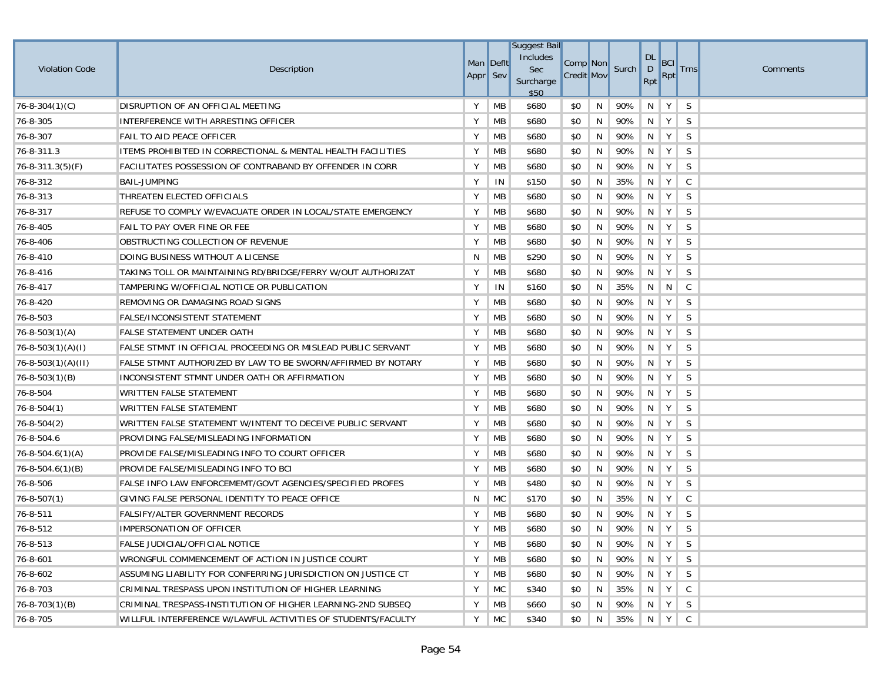| Violation Code | Description | Man Appr | Deflt Sev | Suggest Bail Includes Sec Surcharge $50 | Comp Credit | Non Mov | Surch | DL D Rpt | BCI Rpt | Trns | Comments |
|---|---|---|---|---|---|---|---|---|---|---|---|
| 76-8-304(1)(C) | DISRUPTION OF AN OFFICIAL MEETING | Y | MB | $680 | $0 | N | 90% | N | Y | S | |
| 76-8-305 | INTERFERENCE WITH ARRESTING OFFICER | Y | MB | $680 | $0 | N | 90% | N | Y | S | |
| 76-8-307 | FAIL TO AID PEACE OFFICER | Y | MB | $680 | $0 | N | 90% | N | Y | S | |
| 76-8-311.3 | ITEMS PROHIBITED IN CORRECTIONAL & MENTAL HEALTH FACILITIES | Y | MB | $680 | $0 | N | 90% | N | Y | S | |
| 76-8-311.3(5)(F) | FACILITATES POSSESSION OF CONTRABAND BY OFFENDER IN CORR | Y | MB | $680 | $0 | N | 90% | N | Y | S | |
| 76-8-312 | BAIL-JUMPING | Y | IN | $150 | $0 | N | 35% | N | Y | C | |
| 76-8-313 | THREATEN ELECTED OFFICIALS | Y | MB | $680 | $0 | N | 90% | N | Y | S | |
| 76-8-317 | REFUSE TO COMPLY W/EVACUATE ORDER IN LOCAL/STATE EMERGENCY | Y | MB | $680 | $0 | N | 90% | N | Y | S | |
| 76-8-405 | FAIL TO PAY OVER FINE OR FEE | Y | MB | $680 | $0 | N | 90% | N | Y | S | |
| 76-8-406 | OBSTRUCTING COLLECTION OF REVENUE | Y | MB | $680 | $0 | N | 90% | N | Y | S | |
| 76-8-410 | DOING BUSINESS WITHOUT A LICENSE | N | MB | $290 | $0 | N | 90% | N | Y | S | |
| 76-8-416 | TAKING TOLL OR MAINTAINING RD/BRIDGE/FERRY W/OUT AUTHORIZAT | Y | MB | $680 | $0 | N | 90% | N | Y | S | |
| 76-8-417 | TAMPERING W/OFFICIAL NOTICE OR PUBLICATION | Y | IN | $160 | $0 | N | 35% | N | N | C | |
| 76-8-420 | REMOVING OR DAMAGING ROAD SIGNS | Y | MB | $680 | $0 | N | 90% | N | Y | S | |
| 76-8-503 | FALSE/INCONSISTENT STATEMENT | Y | MB | $680 | $0 | N | 90% | N | Y | S | |
| 76-8-503(1)(A) | FALSE STATEMENT UNDER OATH | Y | MB | $680 | $0 | N | 90% | N | Y | S | |
| 76-8-503(1)(A)(I) | FALSE STMNT IN OFFICIAL PROCEEDING OR MISLEAD PUBLIC SERVANT | Y | MB | $680 | $0 | N | 90% | N | Y | S | |
| 76-8-503(1)(A)(II) | FALSE STMNT AUTHORIZED BY LAW TO BE SWORN/AFFIRMED BY NOTARY | Y | MB | $680 | $0 | N | 90% | N | Y | S | |
| 76-8-503(1)(B) | INCONSISTENT STMNT UNDER OATH OR AFFIRMATION | Y | MB | $680 | $0 | N | 90% | N | Y | S | |
| 76-8-504 | WRITTEN FALSE STATEMENT | Y | MB | $680 | $0 | N | 90% | N | Y | S | |
| 76-8-504(1) | WRITTEN FALSE STATEMENT | Y | MB | $680 | $0 | N | 90% | N | Y | S | |
| 76-8-504(2) | WRITTEN FALSE STATEMENT W/INTENT TO DECEIVE PUBLIC SERVANT | Y | MB | $680 | $0 | N | 90% | N | Y | S | |
| 76-8-504.6 | PROVIDING FALSE/MISLEADING INFORMATION | Y | MB | $680 | $0 | N | 90% | N | Y | S | |
| 76-8-504.6(1)(A) | PROVIDE FALSE/MISLEADING INFO TO COURT OFFICER | Y | MB | $680 | $0 | N | 90% | N | Y | S | |
| 76-8-504.6(1)(B) | PROVIDE FALSE/MISLEADING INFO TO BCI | Y | MB | $680 | $0 | N | 90% | N | Y | S | |
| 76-8-506 | FALSE INFO LAW ENFORCEMEMT/GOVT AGENCIES/SPECIFIED PROFES | Y | MB | $480 | $0 | N | 90% | N | Y | S | |
| 76-8-507(1) | GIVING FALSE PERSONAL IDENTITY TO PEACE OFFICE | N | MC | $170 | $0 | N | 35% | N | Y | C | |
| 76-8-511 | FALSIFY/ALTER GOVERNMENT RECORDS | Y | MB | $680 | $0 | N | 90% | N | Y | S | |
| 76-8-512 | IMPERSONATION OF OFFICER | Y | MB | $680 | $0 | N | 90% | N | Y | S | |
| 76-8-513 | FALSE JUDICIAL/OFFICIAL NOTICE | Y | MB | $680 | $0 | N | 90% | N | Y | S | |
| 76-8-601 | WRONGFUL COMMENCEMENT OF ACTION IN JUSTICE COURT | Y | MB | $680 | $0 | N | 90% | N | Y | S | |
| 76-8-602 | ASSUMING LIABILITY FOR CONFERRING JURISDICTION ON JUSTICE CT | Y | MB | $680 | $0 | N | 90% | N | Y | S | |
| 76-8-703 | CRIMINAL TRESPASS UPON INSTITUTION OF HIGHER LEARNING | Y | MC | $340 | $0 | N | 35% | N | Y | C | |
| 76-8-703(1)(B) | CRIMINAL TRESPASS-INSTITUTION OF HIGHER LEARNING-2ND SUBSEQ | Y | MB | $660 | $0 | N | 90% | N | Y | S | |
| 76-8-705 | WILLFUL INTERFERENCE W/LAWFUL ACTIVITIES OF STUDENTS/FACULTY | Y | MC | $340 | $0 | N | 35% | N | Y | C | |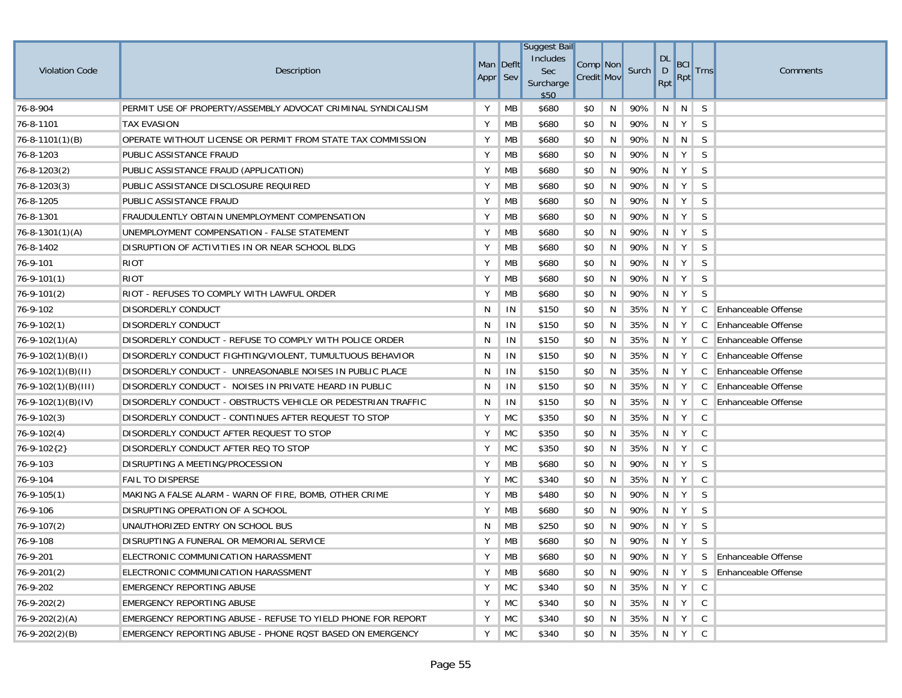| Violation Code | Description | Man Appr | Deflt Sev | Suggest Bail Includes Sec Surcharge $50 | Comp Credit | Non Mov | Surch | DL D Rpt | BCI Rpt | Trns | Comments |
|---|---|---|---|---|---|---|---|---|---|---|---|
| 76-8-904 | PERMIT USE OF PROPERTY/ASSEMBLY ADVOCAT CRIMINAL SYNDICALISM | Y | MB | $680 | $0 | N | 90% | N | N | S | |
| 76-8-1101 | TAX EVASION | Y | MB | $680 | $0 | N | 90% | N | Y | S | |
| 76-8-1101(1)(B) | OPERATE WITHOUT LICENSE OR PERMIT FROM STATE TAX COMMISSION | Y | MB | $680 | $0 | N | 90% | N | N | S | |
| 76-8-1203 | PUBLIC ASSISTANCE FRAUD | Y | MB | $680 | $0 | N | 90% | N | Y | S | |
| 76-8-1203(2) | PUBLIC ASSISTANCE FRAUD (APPLICATION) | Y | MB | $680 | $0 | N | 90% | N | Y | S | |
| 76-8-1203(3) | PUBLIC ASSISTANCE DISCLOSURE REQUIRED | Y | MB | $680 | $0 | N | 90% | N | Y | S | |
| 76-8-1205 | PUBLIC ASSISTANCE FRAUD | Y | MB | $680 | $0 | N | 90% | N | Y | S | |
| 76-8-1301 | FRAUDULENTLY OBTAIN UNEMPLOYMENT COMPENSATION | Y | MB | $680 | $0 | N | 90% | N | Y | S | |
| 76-8-1301(1)(A) | UNEMPLOYMENT COMPENSATION - FALSE STATEMENT | Y | MB | $680 | $0 | N | 90% | N | Y | S | |
| 76-8-1402 | DISRUPTION OF ACTIVITIES IN OR NEAR SCHOOL BLDG | Y | MB | $680 | $0 | N | 90% | N | Y | S | |
| 76-9-101 | RIOT | Y | MB | $680 | $0 | N | 90% | N | Y | S | |
| 76-9-101(1) | RIOT | Y | MB | $680 | $0 | N | 90% | N | Y | S | |
| 76-9-101(2) | RIOT - REFUSES TO COMPLY WITH LAWFUL ORDER | Y | MB | $680 | $0 | N | 90% | N | Y | S | |
| 76-9-102 | DISORDERLY CONDUCT | N | IN | $150 | $0 | N | 35% | N | Y | C | Enhanceable Offense |
| 76-9-102(1) | DISORDERLY CONDUCT | N | IN | $150 | $0 | N | 35% | N | Y | C | Enhanceable Offense |
| 76-9-102(1)(A) | DISORDERLY CONDUCT - REFUSE TO COMPLY WITH POLICE ORDER | N | IN | $150 | $0 | N | 35% | N | Y | C | Enhanceable Offense |
| 76-9-102(1)(B)(I) | DISORDERLY CONDUCT FIGHTING/VIOLENT, TUMULTUOUS BEHAVIOR | N | IN | $150 | $0 | N | 35% | N | Y | C | Enhanceable Offense |
| 76-9-102(1)(B)(II) | DISORDERLY CONDUCT - UNREASONABLE NOISES IN PUBLIC PLACE | N | IN | $150 | $0 | N | 35% | N | Y | C | Enhanceable Offense |
| 76-9-102(1)(B)(III) | DISORDERLY CONDUCT - NOISES IN PRIVATE HEARD IN PUBLIC | N | IN | $150 | $0 | N | 35% | N | Y | C | Enhanceable Offense |
| 76-9-102(1)(B)(IV) | DISORDERLY CONDUCT - OBSTRUCTS VEHICLE OR PEDESTRIAN TRAFFIC | N | IN | $150 | $0 | N | 35% | N | Y | C | Enhanceable Offense |
| 76-9-102(3) | DISORDERLY CONDUCT - CONTINUES AFTER REQUEST TO STOP | Y | MC | $350 | $0 | N | 35% | N | Y | C | |
| 76-9-102(4) | DISORDERLY CONDUCT AFTER REQUEST TO STOP | Y | MC | $350 | $0 | N | 35% | N | Y | C | |
| 76-9-102{2} | DISORDERLY CONDUCT AFTER REQ TO STOP | Y | MC | $350 | $0 | N | 35% | N | Y | C | |
| 76-9-103 | DISRUPTING A MEETING/PROCESSION | Y | MB | $680 | $0 | N | 90% | N | Y | S | |
| 76-9-104 | FAIL TO DISPERSE | Y | MC | $340 | $0 | N | 35% | N | Y | C | |
| 76-9-105(1) | MAKING A FALSE ALARM - WARN OF FIRE, BOMB, OTHER CRIME | Y | MB | $480 | $0 | N | 90% | N | Y | S | |
| 76-9-106 | DISRUPTING OPERATION OF A SCHOOL | Y | MB | $680 | $0 | N | 90% | N | Y | S | |
| 76-9-107(2) | UNAUTHORIZED ENTRY ON SCHOOL BUS | N | MB | $250 | $0 | N | 90% | N | Y | S | |
| 76-9-108 | DISRUPTING A FUNERAL OR MEMORIAL SERVICE | Y | MB | $680 | $0 | N | 90% | N | Y | S | |
| 76-9-201 | ELECTRONIC COMMUNICATION HARASSMENT | Y | MB | $680 | $0 | N | 90% | N | Y | S | Enhanceable Offense |
| 76-9-201(2) | ELECTRONIC COMMUNICATION HARASSMENT | Y | MB | $680 | $0 | N | 90% | N | Y | S | Enhanceable Offense |
| 76-9-202 | EMERGENCY REPORTING ABUSE | Y | MC | $340 | $0 | N | 35% | N | Y | C | |
| 76-9-202(2) | EMERGENCY REPORTING ABUSE | Y | MC | $340 | $0 | N | 35% | N | Y | C | |
| 76-9-202(2)(A) | EMERGENCY REPORTING ABUSE - REFUSE TO YIELD PHONE FOR REPORT | Y | MC | $340 | $0 | N | 35% | N | Y | C | |
| 76-9-202(2)(B) | EMERGENCY REPORTING ABUSE - PHONE RQST BASED ON EMERGENCY | Y | MC | $340 | $0 | N | 35% | N | Y | C | |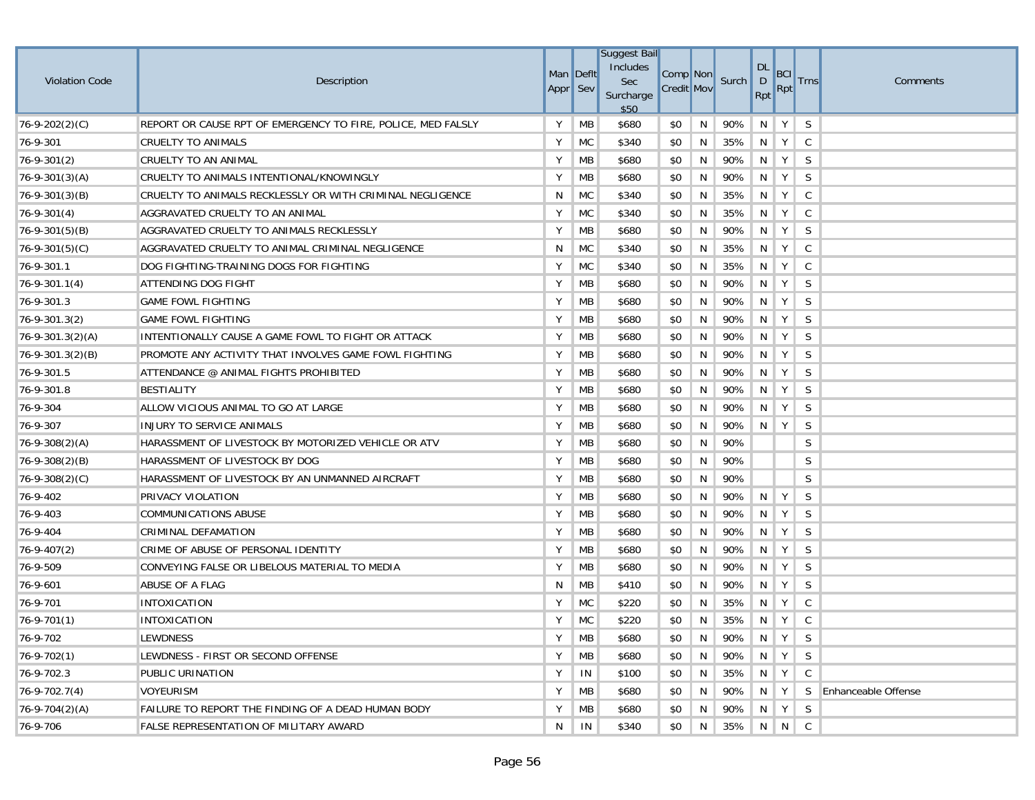| Violation Code | Description | Man Appr | Deflt Sev | Suggest Bail Includes Sec Surcharge $50 | Comp Credit | Non Mov | Surch | DL D Rpt | BCI Rpt | Trns | Comments |
|---|---|---|---|---|---|---|---|---|---|---|---|
| 76-9-202(2)(C) | REPORT OR CAUSE RPT OF EMERGENCY TO FIRE, POLICE, MED FALSLY | Y | MB | $680 | $0 | N | 90% | N | Y | S | |
| 76-9-301 | CRUELTY TO ANIMALS | Y | MC | $340 | $0 | N | 35% | N | Y | C | |
| 76-9-301(2) | CRUELTY TO AN ANIMAL | Y | MB | $680 | $0 | N | 90% | N | Y | S | |
| 76-9-301(3)(A) | CRUELTY TO ANIMALS INTENTIONAL/KNOWINGLY | Y | MB | $680 | $0 | N | 90% | N | Y | S | |
| 76-9-301(3)(B) | CRUELTY TO ANIMALS RECKLESSLY OR WITH CRIMINAL NEGLIGENCE | N | MC | $340 | $0 | N | 35% | N | Y | C | |
| 76-9-301(4) | AGGRAVATED CRUELTY TO AN ANIMAL | Y | MC | $340 | $0 | N | 35% | N | Y | C | |
| 76-9-301(5)(B) | AGGRAVATED CRUELTY TO ANIMALS RECKLESSLY | Y | MB | $680 | $0 | N | 90% | N | Y | S | |
| 76-9-301(5)(C) | AGGRAVATED CRUELTY TO ANIMAL CRIMINAL NEGLIGENCE | N | MC | $340 | $0 | N | 35% | N | Y | C | |
| 76-9-301.1 | DOG FIGHTING-TRAINING DOGS FOR FIGHTING | Y | MC | $340 | $0 | N | 35% | N | Y | C | |
| 76-9-301.1(4) | ATTENDING DOG FIGHT | Y | MB | $680 | $0 | N | 90% | N | Y | S | |
| 76-9-301.3 | GAME FOWL FIGHTING | Y | MB | $680 | $0 | N | 90% | N | Y | S | |
| 76-9-301.3(2) | GAME FOWL FIGHTING | Y | MB | $680 | $0 | N | 90% | N | Y | S | |
| 76-9-301.3(2)(A) | INTENTIONALLY CAUSE A GAME FOWL TO FIGHT OR ATTACK | Y | MB | $680 | $0 | N | 90% | N | Y | S | |
| 76-9-301.3(2)(B) | PROMOTE ANY ACTIVITY THAT INVOLVES GAME FOWL FIGHTING | Y | MB | $680 | $0 | N | 90% | N | Y | S | |
| 76-9-301.5 | ATTENDANCE @ ANIMAL FIGHTS PROHIBITED | Y | MB | $680 | $0 | N | 90% | N | Y | S | |
| 76-9-301.8 | BESTIALITY | Y | MB | $680 | $0 | N | 90% | N | Y | S | |
| 76-9-304 | ALLOW VICIOUS ANIMAL TO GO AT LARGE | Y | MB | $680 | $0 | N | 90% | N | Y | S | |
| 76-9-307 | INJURY TO SERVICE ANIMALS | Y | MB | $680 | $0 | N | 90% | N | Y | S | |
| 76-9-308(2)(A) | HARASSMENT OF LIVESTOCK BY MOTORIZED VEHICLE OR ATV | Y | MB | $680 | $0 | N | 90% | | | S | |
| 76-9-308(2)(B) | HARASSMENT OF LIVESTOCK BY DOG | Y | MB | $680 | $0 | N | 90% | | | S | |
| 76-9-308(2)(C) | HARASSMENT OF LIVESTOCK BY AN UNMANNED AIRCRAFT | Y | MB | $680 | $0 | N | 90% | | | S | |
| 76-9-402 | PRIVACY VIOLATION | Y | MB | $680 | $0 | N | 90% | N | Y | S | |
| 76-9-403 | COMMUNICATIONS ABUSE | Y | MB | $680 | $0 | N | 90% | N | Y | S | |
| 76-9-404 | CRIMINAL DEFAMATION | Y | MB | $680 | $0 | N | 90% | N | Y | S | |
| 76-9-407(2) | CRIME OF ABUSE OF PERSONAL IDENTITY | Y | MB | $680 | $0 | N | 90% | N | Y | S | |
| 76-9-509 | CONVEYING FALSE OR LIBELOUS MATERIAL TO MEDIA | Y | MB | $680 | $0 | N | 90% | N | Y | S | |
| 76-9-601 | ABUSE OF A FLAG | N | MB | $410 | $0 | N | 90% | N | Y | S | |
| 76-9-701 | INTOXICATION | Y | MC | $220 | $0 | N | 35% | N | Y | C | |
| 76-9-701(1) | INTOXICATION | Y | MC | $220 | $0 | N | 35% | N | Y | C | |
| 76-9-702 | LEWDNESS | Y | MB | $680 | $0 | N | 90% | N | Y | S | |
| 76-9-702(1) | LEWDNESS - FIRST OR SECOND OFFENSE | Y | MB | $680 | $0 | N | 90% | N | Y | S | |
| 76-9-702.3 | PUBLIC URINATION | Y | IN | $100 | $0 | N | 35% | N | Y | C | |
| 76-9-702.7(4) | VOYEURISM | Y | MB | $680 | $0 | N | 90% | N | Y | S | Enhanceable Offense |
| 76-9-704(2)(A) | FAILURE TO REPORT THE FINDING OF A DEAD HUMAN BODY | Y | MB | $680 | $0 | N | 90% | N | Y | S | |
| 76-9-706 | FALSE REPRESENTATION OF MILITARY AWARD | N | IN | $340 | $0 | N | 35% | N | N | C | |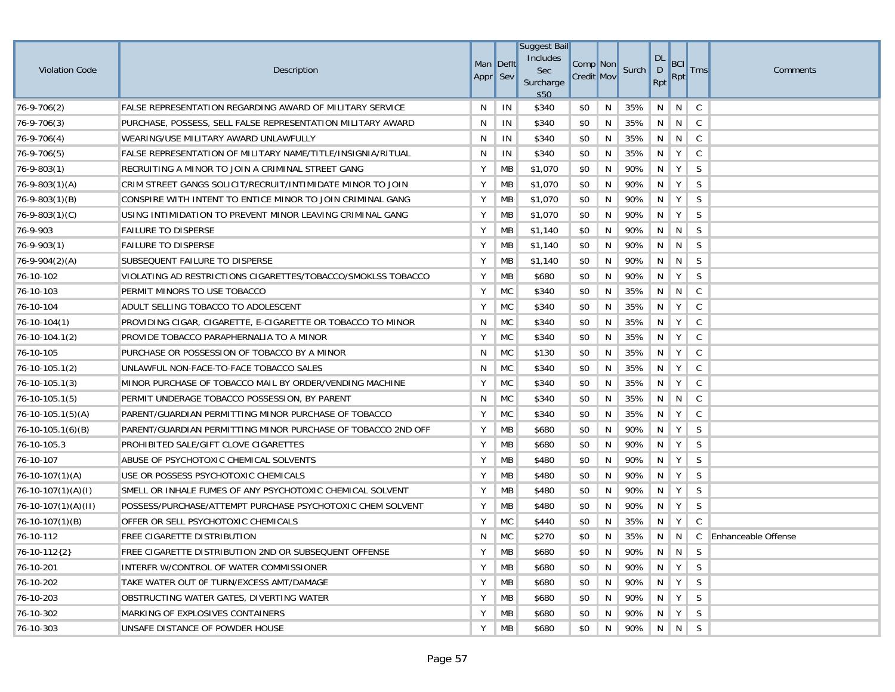| Violation Code | Description | Man Appr | Deflt Sev | Suggest Bail Includes Sec Surcharge $50 | Comp Credit | Non Mov | Surch | DL D Rpt | BCI Rpt | Trns | Comments |
|---|---|---|---|---|---|---|---|---|---|---|---|
| 76-9-706(2) | FALSE REPRESENTATION REGARDING AWARD OF MILITARY SERVICE | N | IN | $340 | $0 | N | 35% | N | N | C | |
| 76-9-706(3) | PURCHASE, POSSESS, SELL FALSE REPRESENTATION MILITARY AWARD | N | IN | $340 | $0 | N | 35% | N | N | C | |
| 76-9-706(4) | WEARING/USE MILITARY AWARD UNLAWFULLY | N | IN | $340 | $0 | N | 35% | N | N | C | |
| 76-9-706(5) | FALSE REPRESENTATION OF MILITARY NAME/TITLE/INSIGNIA/RITUAL | N | IN | $340 | $0 | N | 35% | N | N | C | |
| 76-9-803(1) | RECRUITING A MINOR TO JOIN A CRIMINAL STREET GANG | Y | MB | $1,070 | $0 | N | 90% | N | Y | S | |
| 76-9-803(1)(A) | CRIM STREET GANGS SOLICIT/RECRUIT/INTIMIDATE MINOR TO JOIN | Y | MB | $1,070 | $0 | N | 90% | N | Y | S | |
| 76-9-803(1)(B) | CONSPIRE WITH INTENT TO ENTICE MINOR TO JOIN CRIMINAL GANG | Y | MB | $1,070 | $0 | N | 90% | N | Y | S | |
| 76-9-803(1)(C) | USING INTIMIDATION TO PREVENT MINOR LEAVING CRIMINAL GANG | Y | MB | $1,070 | $0 | N | 90% | N | Y | S | |
| 76-9-903 | FAILURE TO DISPERSE | Y | MB | $1,140 | $0 | N | 90% | N | N | S | |
| 76-9-903(1) | FAILURE TO DISPERSE | Y | MB | $1,140 | $0 | N | 90% | N | N | S | |
| 76-9-904(2)(A) | SUBSEQUENT FAILURE TO DISPERSE | Y | MB | $1,140 | $0 | N | 90% | N | N | S | |
| 76-10-102 | VIOLATING AD RESTRICTIONS CIGARETTES/TOBACCO/SMOKLSS TOBACCO | Y | MB | $680 | $0 | N | 90% | N | Y | S | |
| 76-10-103 | PERMIT MINORS TO USE TOBACCO | Y | MC | $340 | $0 | N | 35% | N | N | C | |
| 76-10-104 | ADULT SELLING TOBACCO TO ADOLESCENT | Y | MC | $340 | $0 | N | 35% | N | Y | C | |
| 76-10-104(1) | PROVIDING CIGAR, CIGARETTE, E-CIGARETTE OR TOBACCO TO MINOR | N | MC | $340 | $0 | N | 35% | N | Y | C | |
| 76-10-104.1(2) | PROVIDE TOBACCO PARAPHERNALIA TO A MINOR | Y | MC | $340 | $0 | N | 35% | N | Y | C | |
| 76-10-105 | PURCHASE OR POSSESSION OF TOBACCO BY A MINOR | N | MC | $130 | $0 | N | 35% | N | Y | C | |
| 76-10-105.1(2) | UNLAWFUL NON-FACE-TO-FACE TOBACCO SALES | N | MC | $340 | $0 | N | 35% | N | Y | C | |
| 76-10-105.1(3) | MINOR PURCHASE OF TOBACCO MAIL BY ORDER/VENDING MACHINE | Y | MC | $340 | $0 | N | 35% | N | Y | C | |
| 76-10-105.1(5) | PERMIT UNDERAGE TOBACCO POSSESSION, BY PARENT | N | MC | $340 | $0 | N | 35% | N | N | C | |
| 76-10-105.1(5)(A) | PARENT/GUARDIAN PERMITTING MINOR PURCHASE OF TOBACCO | Y | MC | $340 | $0 | N | 35% | N | Y | C | |
| 76-10-105.1(6)(B) | PARENT/GUARDIAN PERMITTING MINOR PURCHASE OF TOBACCO 2ND OFF | Y | MB | $680 | $0 | N | 90% | N | Y | S | |
| 76-10-105.3 | PROHIBITED SALE/GIFT CLOVE CIGARETTES | Y | MB | $680 | $0 | N | 90% | N | Y | S | |
| 76-10-107 | ABUSE OF PSYCHOTOXIC CHEMICAL SOLVENTS | Y | MB | $480 | $0 | N | 90% | N | Y | S | |
| 76-10-107(1)(A) | USE OR POSSESS PSYCHOTOXIC CHEMICALS | Y | MB | $480 | $0 | N | 90% | N | Y | S | |
| 76-10-107(1)(A)(I) | SMELL OR INHALE FUMES OF ANY PSYCHOTOXIC CHEMICAL SOLVENT | Y | MB | $480 | $0 | N | 90% | N | Y | S | |
| 76-10-107(1)(A)(II) | POSSESS/PURCHASE/ATTEMPT PURCHASE PSYCHOTOXIC CHEM SOLVENT | Y | MB | $480 | $0 | N | 90% | N | Y | S | |
| 76-10-107(1)(B) | OFFER OR SELL PSYCHOTOXIC CHEMICALS | Y | MC | $440 | $0 | N | 35% | N | Y | C | |
| 76-10-112 | FREE CIGARETTE DISTRIBUTION | N | MC | $270 | $0 | N | 35% | N | N | C | Enhanceable Offense |
| 76-10-112{2} | FREE CIGARETTE DISTRIBUTION 2ND OR SUBSEQUENT OFFENSE | Y | MB | $680 | $0 | N | 90% | N | N | S | |
| 76-10-201 | INTERFR W/CONTROL OF WATER COMMISSIONER | Y | MB | $680 | $0 | N | 90% | N | Y | S | |
| 76-10-202 | TAKE WATER OUT 0F TURN/EXCESS AMT/DAMAGE | Y | MB | $680 | $0 | N | 90% | N | Y | S | |
| 76-10-203 | OBSTRUCTING WATER GATES, DIVERTING WATER | Y | MB | $680 | $0 | N | 90% | N | Y | S | |
| 76-10-302 | MARKING OF EXPLOSIVES CONTAINERS | Y | MB | $680 | $0 | N | 90% | N | Y | S | |
| 76-10-303 | UNSAFE DISTANCE OF POWDER HOUSE | Y | MB | $680 | $0 | N | 90% | N | N | S | |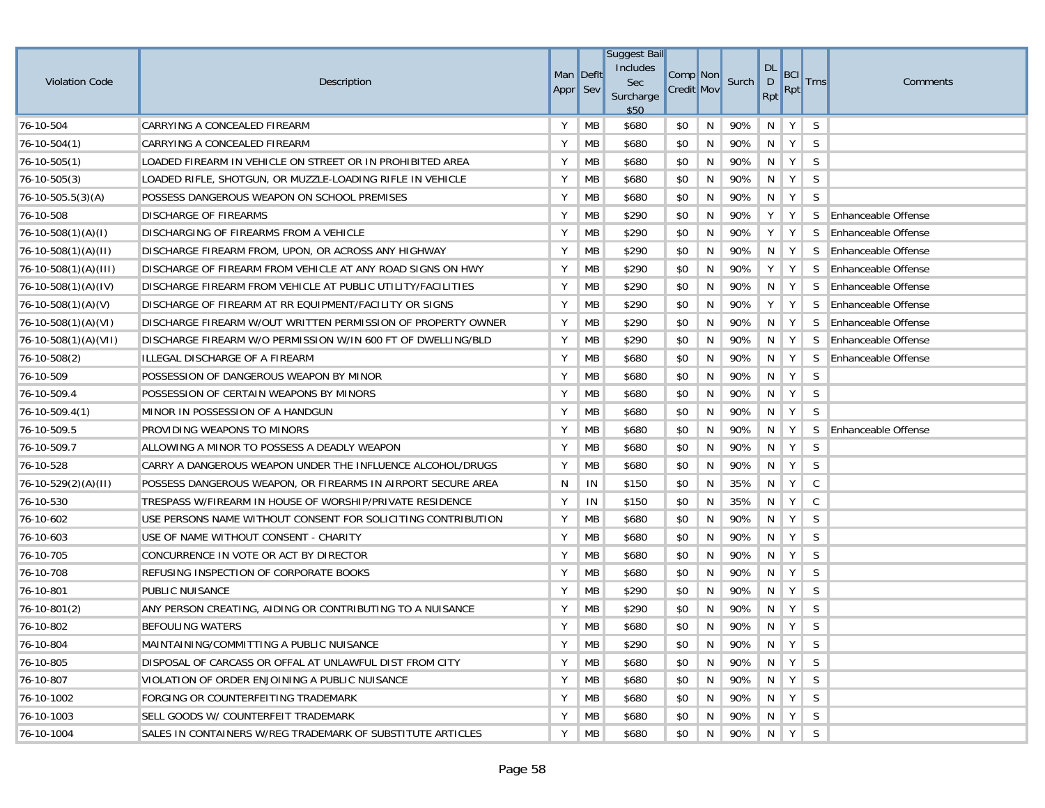| Violation Code | Description | Man Appr | Deflt Sev | Suggest Bail Includes Sec Surcharge $50 | Comp Credit | Non Mov | Surch | DL D Rpt | BCI Rpt | Trns | Comments |
|---|---|---|---|---|---|---|---|---|---|---|---|
| 76-10-504 | CARRYING A CONCEALED FIREARM | Y | MB | $680 | $0 | N | 90% | N | Y | S | |
| 76-10-504(1) | CARRYING A CONCEALED FIREARM | Y | MB | $680 | $0 | N | 90% | N | Y | S | |
| 76-10-505(1) | LOADED FIREARM IN VEHICLE ON STREET OR IN PROHIBITED AREA | Y | MB | $680 | $0 | N | 90% | N | Y | S | |
| 76-10-505(3) | LOADED RIFLE, SHOTGUN, OR MUZZLE-LOADING RIFLE IN VEHICLE | Y | MB | $680 | $0 | N | 90% | N | Y | S | |
| 76-10-505.5(3)(A) | POSSESS DANGEROUS WEAPON ON SCHOOL PREMISES | Y | MB | $680 | $0 | N | 90% | N | Y | S | |
| 76-10-508 | DISCHARGE OF FIREARMS | Y | MB | $290 | $0 | N | 90% | Y | Y | S | Enhanceable Offense |
| 76-10-508(1)(A)(I) | DISCHARGING OF FIREARMS FROM A VEHICLE | Y | MB | $290 | $0 | N | 90% | Y | Y | S | Enhanceable Offense |
| 76-10-508(1)(A)(II) | DISCHARGE FIREARM FROM, UPON, OR ACROSS ANY HIGHWAY | Y | MB | $290 | $0 | N | 90% | N | Y | S | Enhanceable Offense |
| 76-10-508(1)(A)(III) | DISCHARGE OF FIREARM FROM VEHICLE AT ANY ROAD SIGNS ON HWY | Y | MB | $290 | $0 | N | 90% | Y | Y | S | Enhanceable Offense |
| 76-10-508(1)(A)(IV) | DISCHARGE FIREARM FROM VEHICLE AT PUBLIC UTILITY/FACILITIES | Y | MB | $290 | $0 | N | 90% | N | Y | S | Enhanceable Offense |
| 76-10-508(1)(A)(V) | DISCHARGE OF FIREARM AT RR EQUIPMENT/FACILITY OR SIGNS | Y | MB | $290 | $0 | N | 90% | Y | Y | S | Enhanceable Offense |
| 76-10-508(1)(A)(VI) | DISCHARGE FIREARM W/OUT WRITTEN PERMISSION OF PROPERTY OWNER | Y | MB | $290 | $0 | N | 90% | N | Y | S | Enhanceable Offense |
| 76-10-508(1)(A)(VII) | DISCHARGE FIREARM W/O PERMISSION W/IN 600 FT OF DWELLING/BLD | Y | MB | $290 | $0 | N | 90% | N | Y | S | Enhanceable Offense |
| 76-10-508(2) | ILLEGAL DISCHARGE OF A FIREARM | Y | MB | $680 | $0 | N | 90% | N | Y | S | Enhanceable Offense |
| 76-10-509 | POSSESSION OF DANGEROUS WEAPON BY MINOR | Y | MB | $680 | $0 | N | 90% | N | Y | S | |
| 76-10-509.4 | POSSESSION OF CERTAIN WEAPONS BY MINORS | Y | MB | $680 | $0 | N | 90% | N | Y | S | |
| 76-10-509.4(1) | MINOR IN POSSESSION OF A HANDGUN | Y | MB | $680 | $0 | N | 90% | N | Y | S | |
| 76-10-509.5 | PROVIDING WEAPONS TO MINORS | Y | MB | $680 | $0 | N | 90% | N | Y | S | Enhanceable Offense |
| 76-10-509.7 | ALLOWING A MINOR TO POSSESS A DEADLY WEAPON | Y | MB | $680 | $0 | N | 90% | N | Y | S | |
| 76-10-528 | CARRY A DANGEROUS WEAPON UNDER THE INFLUENCE ALCOHOL/DRUGS | Y | MB | $680 | $0 | N | 90% | N | Y | S | |
| 76-10-529(2)(A)(II) | POSSESS DANGEROUS WEAPON, OR FIREARMS IN AIRPORT SECURE AREA | N | IN | $150 | $0 | N | 35% | N | Y | C | |
| 76-10-530 | TRESPASS W/FIREARM IN HOUSE OF WORSHIP/PRIVATE RESIDENCE | Y | IN | $150 | $0 | N | 35% | N | Y | C | |
| 76-10-602 | USE PERSONS NAME WITHOUT CONSENT FOR SOLICITING CONTRIBUTION | Y | MB | $680 | $0 | N | 90% | N | Y | S | |
| 76-10-603 | USE OF NAME WITHOUT CONSENT - CHARITY | Y | MB | $680 | $0 | N | 90% | N | Y | S | |
| 76-10-705 | CONCURRENCE IN VOTE OR ACT BY DIRECTOR | Y | MB | $680 | $0 | N | 90% | N | Y | S | |
| 76-10-708 | REFUSING INSPECTION OF CORPORATE BOOKS | Y | MB | $680 | $0 | N | 90% | N | Y | S | |
| 76-10-801 | PUBLIC NUISANCE | Y | MB | $290 | $0 | N | 90% | N | Y | S | |
| 76-10-801(2) | ANY PERSON CREATING, AIDING OR CONTRIBUTING TO A NUISANCE | Y | MB | $290 | $0 | N | 90% | N | Y | S | |
| 76-10-802 | BEFOULING WATERS | Y | MB | $680 | $0 | N | 90% | N | Y | S | |
| 76-10-804 | MAINTAINING/COMMITTING A PUBLIC NUISANCE | Y | MB | $290 | $0 | N | 90% | N | Y | S | |
| 76-10-805 | DISPOSAL OF CARCASS OR OFFAL AT UNLAWFUL DIST FROM CITY | Y | MB | $680 | $0 | N | 90% | N | Y | S | |
| 76-10-807 | VIOLATION OF ORDER ENJOINING A PUBLIC NUISANCE | Y | MB | $680 | $0 | N | 90% | N | Y | S | |
| 76-10-1002 | FORGING OR COUNTERFEITING TRADEMARK | Y | MB | $680 | $0 | N | 90% | N | Y | S | |
| 76-10-1003 | SELL GOODS W/ COUNTERFEIT TRADEMARK | Y | MB | $680 | $0 | N | 90% | N | Y | S | |
| 76-10-1004 | SALES IN CONTAINERS W/REG TRADEMARK OF SUBSTITUTE ARTICLES | Y | MB | $680 | $0 | N | 90% | N | Y | S | |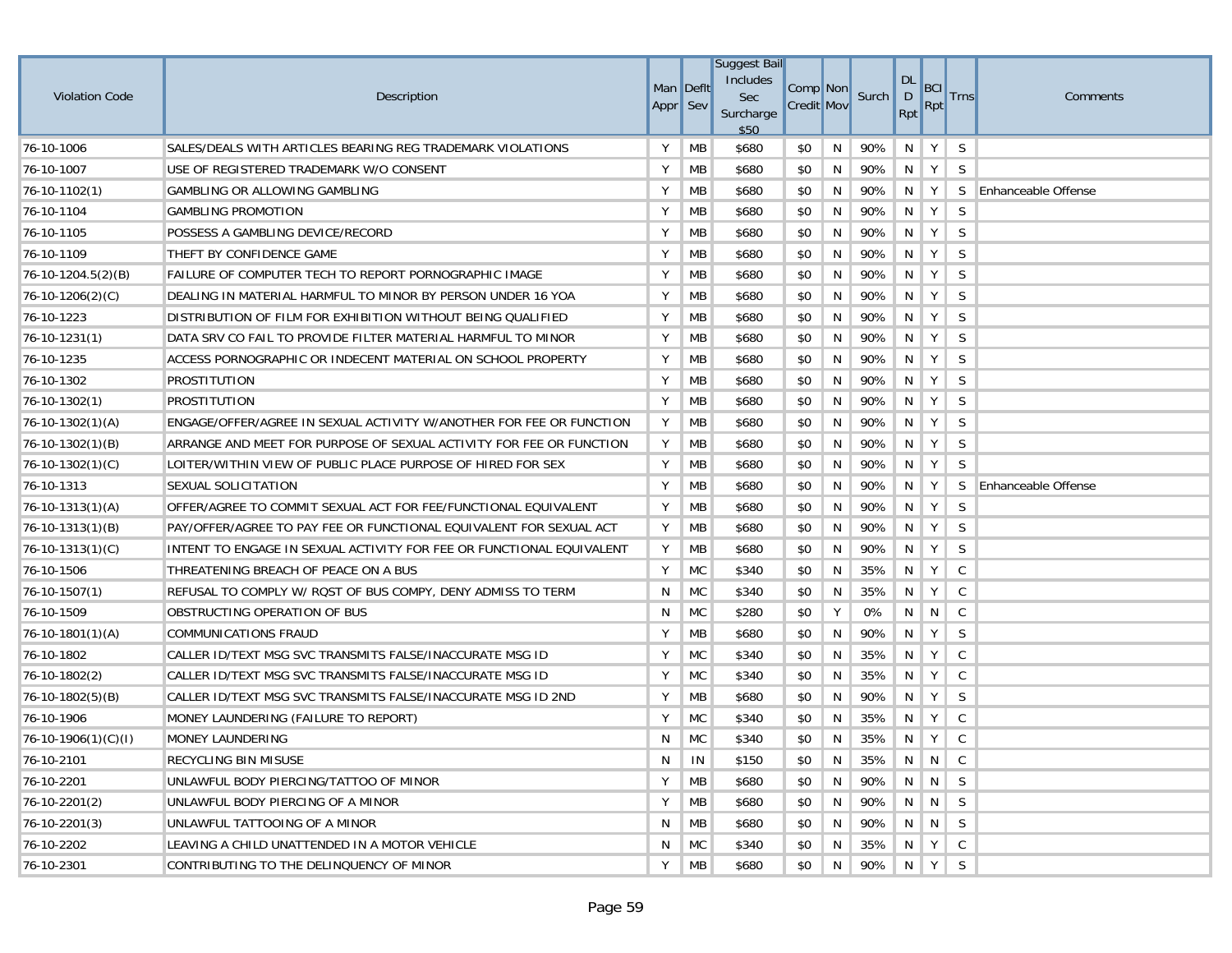| Violation Code | Description | Man Appr | Deflt Sev | Suggest Bail Includes Sec Surcharge $50 | Comp Credit | Non Mov | Surch | DL D Rpt | BCI Rpt | Trns | Comments |
|---|---|---|---|---|---|---|---|---|---|---|---|
| 76-10-1006 | SALES/DEALS WITH ARTICLES BEARING REG TRADEMARK VIOLATIONS | Y | MB | $680 | $0 | N | 90% | N | Y | S | |
| 76-10-1007 | USE OF REGISTERED TRADEMARK W/O CONSENT | Y | MB | $680 | $0 | N | 90% | N | Y | S | |
| 76-10-1102(1) | GAMBLING OR ALLOWING GAMBLING | Y | MB | $680 | $0 | N | 90% | N | Y | S | Enhanceable Offense |
| 76-10-1104 | GAMBLING PROMOTION | Y | MB | $680 | $0 | N | 90% | N | Y | S | |
| 76-10-1105 | POSSESS A GAMBLING DEVICE/RECORD | Y | MB | $680 | $0 | N | 90% | N | Y | S | |
| 76-10-1109 | THEFT BY CONFIDENCE GAME | Y | MB | $680 | $0 | N | 90% | N | Y | S | |
| 76-10-1204.5(2)(B) | FAILURE OF COMPUTER TECH TO REPORT PORNOGRAPHIC IMAGE | Y | MB | $680 | $0 | N | 90% | N | Y | S | |
| 76-10-1206(2)(C) | DEALING IN MATERIAL HARMFUL TO MINOR BY PERSON UNDER 16 YOA | Y | MB | $680 | $0 | N | 90% | N | Y | S | |
| 76-10-1223 | DISTRIBUTION OF FILM FOR EXHIBITION WITHOUT BEING QUALIFIED | Y | MB | $680 | $0 | N | 90% | N | Y | S | |
| 76-10-1231(1) | DATA SRV CO FAIL TO PROVIDE FILTER MATERIAL HARMFUL TO MINOR | Y | MB | $680 | $0 | N | 90% | N | Y | S | |
| 76-10-1235 | ACCESS PORNOGRAPHIC OR INDECENT MATERIAL ON SCHOOL PROPERTY | Y | MB | $680 | $0 | N | 90% | N | Y | S | |
| 76-10-1302 | PROSTITUTION | Y | MB | $680 | $0 | N | 90% | N | Y | S | |
| 76-10-1302(1) | PROSTITUTION | Y | MB | $680 | $0 | N | 90% | N | Y | S | |
| 76-10-1302(1)(A) | ENGAGE/OFFER/AGREE IN SEXUAL ACTIVITY W/ANOTHER FOR FEE OR FUNCTION | Y | MB | $680 | $0 | N | 90% | N | Y | S | |
| 76-10-1302(1)(B) | ARRANGE AND MEET FOR PURPOSE OF SEXUAL ACTIVITY FOR FEE OR FUNCTION | Y | MB | $680 | $0 | N | 90% | N | Y | S | |
| 76-10-1302(1)(C) | LOITER/WITHIN VIEW OF PUBLIC PLACE PURPOSE OF HIRED FOR SEX | Y | MB | $680 | $0 | N | 90% | N | Y | S | |
| 76-10-1313 | SEXUAL SOLICITATION | Y | MB | $680 | $0 | N | 90% | N | Y | S | Enhanceable Offense |
| 76-10-1313(1)(A) | OFFER/AGREE TO COMMIT SEXUAL ACT FOR FEE/FUNCTIONAL EQUIVALENT | Y | MB | $680 | $0 | N | 90% | N | Y | S | |
| 76-10-1313(1)(B) | PAY/OFFER/AGREE TO PAY FEE OR FUNCTIONAL EQUIVALENT FOR SEXUAL ACT | Y | MB | $680 | $0 | N | 90% | N | Y | S | |
| 76-10-1313(1)(C) | INTENT TO ENGAGE IN SEXUAL ACTIVITY FOR FEE OR FUNCTIONAL EQUIVALENT | Y | MB | $680 | $0 | N | 90% | N | Y | S | |
| 76-10-1506 | THREATENING BREACH OF PEACE ON A BUS | Y | MC | $340 | $0 | N | 35% | N | Y | C | |
| 76-10-1507(1) | REFUSAL TO COMPLY W/ RQST OF BUS COMPY, DENY ADMISS TO TERM | N | MC | $340 | $0 | N | 35% | N | Y | C | |
| 76-10-1509 | OBSTRUCTING OPERATION OF BUS | N | MC | $280 | $0 | Y | 0% | N | N | C | |
| 76-10-1801(1)(A) | COMMUNICATIONS FRAUD | Y | MB | $680 | $0 | N | 90% | N | Y | S | |
| 76-10-1802 | CALLER ID/TEXT MSG SVC TRANSMITS FALSE/INACCURATE MSG ID | Y | MC | $340 | $0 | N | 35% | N | Y | C | |
| 76-10-1802(2) | CALLER ID/TEXT MSG SVC TRANSMITS FALSE/INACCURATE MSG ID | Y | MC | $340 | $0 | N | 35% | N | Y | C | |
| 76-10-1802(5)(B) | CALLER ID/TEXT MSG SVC TRANSMITS FALSE/INACCURATE MSG ID 2ND | Y | MB | $680 | $0 | N | 90% | N | Y | S | |
| 76-10-1906 | MONEY LAUNDERING (FAILURE TO REPORT) | Y | MC | $340 | $0 | N | 35% | N | Y | C | |
| 76-10-1906(1)(C)(I) | MONEY LAUNDERING | N | MC | $340 | $0 | N | 35% | N | Y | C | |
| 76-10-2101 | RECYCLING BIN MISUSE | N | IN | $150 | $0 | N | 35% | N | N | C | |
| 76-10-2201 | UNLAWFUL BODY PIERCING/TATTOO OF MINOR | Y | MB | $680 | $0 | N | 90% | N | N | S | |
| 76-10-2201(2) | UNLAWFUL BODY PIERCING OF A MINOR | Y | MB | $680 | $0 | N | 90% | N | N | S | |
| 76-10-2201(3) | UNLAWFUL TATTOOING OF A MINOR | N | MB | $680 | $0 | N | 90% | N | N | S | |
| 76-10-2202 | LEAVING A CHILD UNATTENDED IN A MOTOR VEHICLE | N | MC | $340 | $0 | N | 35% | N | Y | C | |
| 76-10-2301 | CONTRIBUTING TO THE DELINQUENCY OF MINOR | Y | MB | $680 | $0 | N | 90% | N | Y | S | |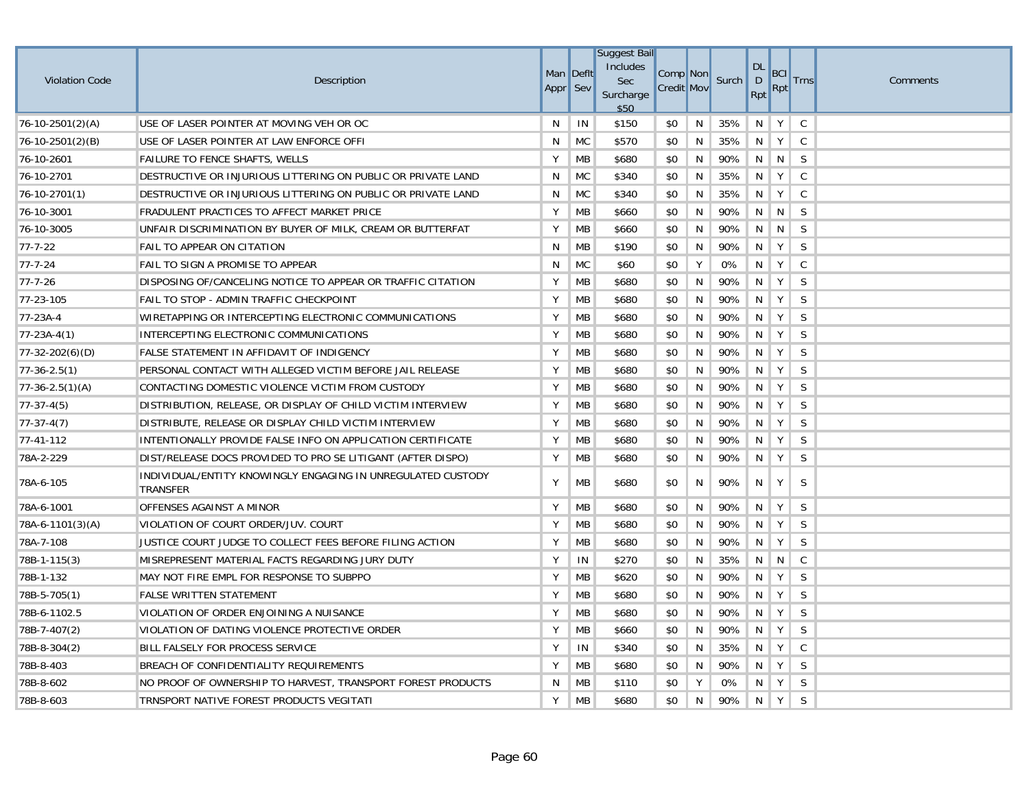| Violation Code | Description | Man Appr | Deflt Sev | Suggest Bail Includes Sec Surcharge $50 | Comp Credit | Non Mov | Surch | DL D Rpt | BCI Rpt | Trns | Comments |
|---|---|---|---|---|---|---|---|---|---|---|---|
| 76-10-2501(2)(A) | USE OF LASER POINTER AT MOVING VEH OR OC | N | IN | $150 | $0 | N | 35% | N | Y | C | |
| 76-10-2501(2)(B) | USE OF LASER POINTER AT LAW ENFORCE OFFI | N | MC | $570 | $0 | N | 35% | N | Y | C | |
| 76-10-2601 | FAILURE TO FENCE SHAFTS, WELLS | Y | MB | $680 | $0 | N | 90% | N | N | S | |
| 76-10-2701 | DESTRUCTIVE OR INJURIOUS LITTERING ON PUBLIC OR PRIVATE LAND | N | MC | $340 | $0 | N | 35% | N | Y | C | |
| 76-10-2701(1) | DESTRUCTIVE OR INJURIOUS LITTERING ON PUBLIC OR PRIVATE LAND | N | MC | $340 | $0 | N | 35% | N | Y | C | |
| 76-10-3001 | FRADULENT PRACTICES TO AFFECT MARKET PRICE | Y | MB | $660 | $0 | N | 90% | N | N | S | |
| 76-10-3005 | UNFAIR DISCRIMINATION BY BUYER OF MILK, CREAM OR BUTTERFAT | Y | MB | $660 | $0 | N | 90% | N | N | S | |
| 77-7-22 | FAIL TO APPEAR ON CITATION | N | MB | $190 | $0 | N | 90% | N | Y | S | |
| 77-7-24 | FAIL TO SIGN A PROMISE TO APPEAR | N | MC | $60 | $0 | Y | 0% | N | Y | C | |
| 77-7-26 | DISPOSING OF/CANCELING NOTICE TO APPEAR OR TRAFFIC CITATION | Y | MB | $680 | $0 | N | 90% | N | Y | S | |
| 77-23-105 | FAIL TO STOP - ADMIN TRAFFIC CHECKPOINT | Y | MB | $680 | $0 | N | 90% | N | Y | S | |
| 77-23A-4 | WIRETAPPING OR INTERCEPTING ELECTRONIC COMMUNICATIONS | Y | MB | $680 | $0 | N | 90% | N | Y | S | |
| 77-23A-4(1) | INTERCEPTING ELECTRONIC COMMUNICATIONS | Y | MB | $680 | $0 | N | 90% | N | Y | S | |
| 77-32-202(6)(D) | FALSE STATEMENT IN AFFIDAVIT OF INDIGENCY | Y | MB | $680 | $0 | N | 90% | N | Y | S | |
| 77-36-2.5(1) | PERSONAL CONTACT WITH ALLEGED VICTIM BEFORE JAIL RELEASE | Y | MB | $680 | $0 | N | 90% | N | Y | S | |
| 77-36-2.5(1)(A) | CONTACTING DOMESTIC VIOLENCE VICTIM FROM CUSTODY | Y | MB | $680 | $0 | N | 90% | N | Y | S | |
| 77-37-4(5) | DISTRIBUTION, RELEASE, OR DISPLAY OF CHILD VICTIM INTERVIEW | Y | MB | $680 | $0 | N | 90% | N | Y | S | |
| 77-37-4(7) | DISTRIBUTE, RELEASE OR DISPLAY CHILD VICTIM INTERVIEW | Y | MB | $680 | $0 | N | 90% | N | Y | S | |
| 77-41-112 | INTENTIONALLY PROVIDE FALSE INFO ON APPLICATION CERTIFICATE | Y | MB | $680 | $0 | N | 90% | N | Y | S | |
| 78A-2-229 | DIST/RELEASE DOCS PROVIDED TO PRO SE LITIGANT (AFTER DISPO) | Y | MB | $680 | $0 | N | 90% | N | Y | S | |
| 78A-6-105 | INDIVIDUAL/ENTITY KNOWINGLY ENGAGING IN UNREGULATED CUSTODY TRANSFER | Y | MB | $680 | $0 | N | 90% | N | Y | S | |
| 78A-6-1001 | OFFENSES AGAINST A MINOR | Y | MB | $680 | $0 | N | 90% | N | Y | S | |
| 78A-6-1101(3)(A) | VIOLATION OF COURT ORDER/JUV. COURT | Y | MB | $680 | $0 | N | 90% | N | Y | S | |
| 78A-7-108 | JUSTICE COURT JUDGE TO COLLECT FEES BEFORE FILING ACTION | Y | MB | $680 | $0 | N | 90% | N | Y | S | |
| 78B-1-115(3) | MISREPRESENT MATERIAL FACTS REGARDING JURY DUTY | Y | IN | $270 | $0 | N | 35% | N | N | C | |
| 78B-1-132 | MAY NOT FIRE EMPL FOR RESPONSE TO SUBPPO | Y | MB | $620 | $0 | N | 90% | N | Y | S | |
| 78B-5-705(1) | FALSE WRITTEN STATEMENT | Y | MB | $680 | $0 | N | 90% | N | Y | S | |
| 78B-6-1102.5 | VIOLATION OF ORDER ENJOINING A NUISANCE | Y | MB | $680 | $0 | N | 90% | N | Y | S | |
| 78B-7-407(2) | VIOLATION OF DATING VIOLENCE PROTECTIVE ORDER | Y | MB | $660 | $0 | N | 90% | N | Y | S | |
| 78B-8-304(2) | BILL FALSELY FOR PROCESS SERVICE | Y | IN | $340 | $0 | N | 35% | N | Y | C | |
| 78B-8-403 | BREACH OF CONFIDENTIALITY REQUIREMENTS | Y | MB | $680 | $0 | N | 90% | N | Y | S | |
| 78B-8-602 | NO PROOF OF OWNERSHIP TO HARVEST, TRANSPORT FOREST PRODUCTS | N | MB | $110 | $0 | Y | 0% | N | Y | S | |
| 78B-8-603 | TRNSPORT NATIVE FOREST PRODUCTS VEGITATI | Y | MB | $680 | $0 | N | 90% | N | Y | S | |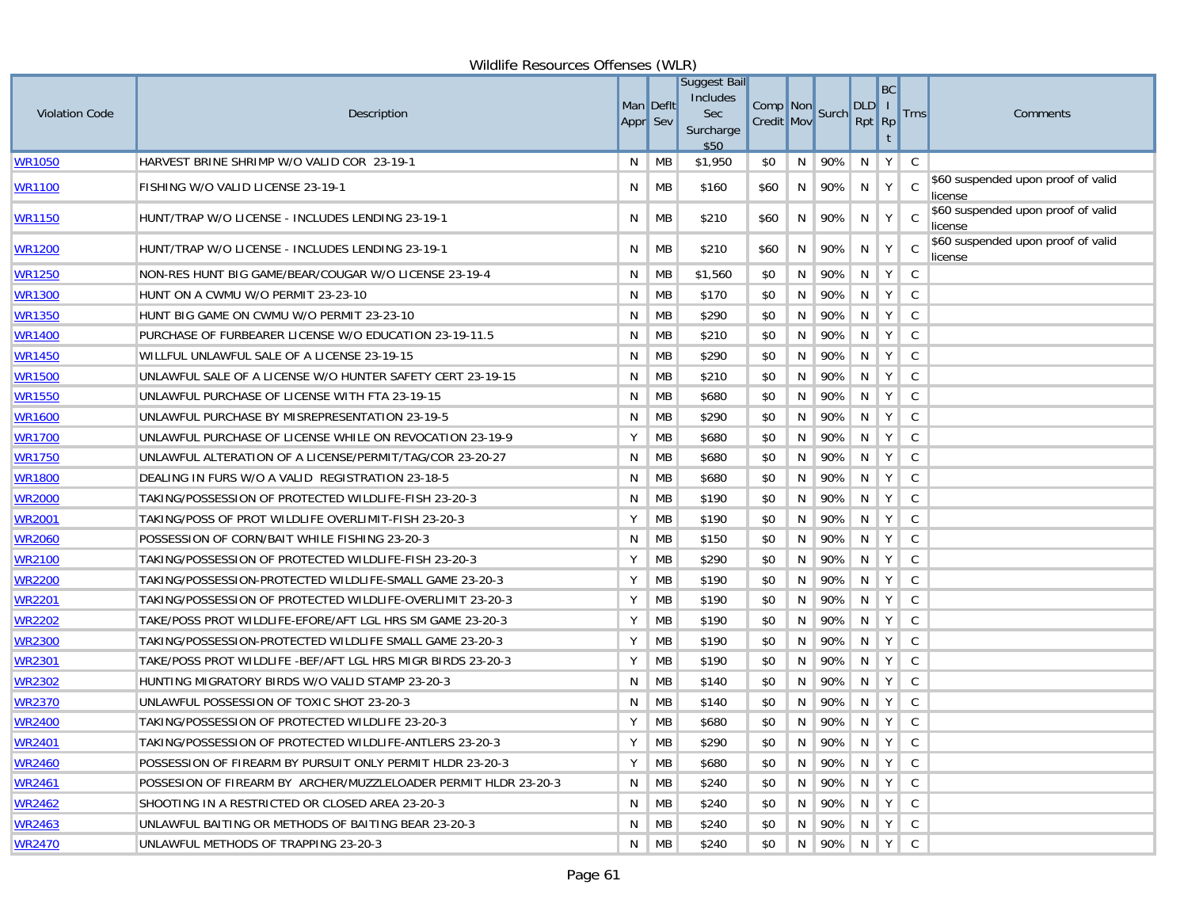## Wildlife Resources Offenses (WLR)

| Violation Code | Description | Man Appr | Deflt Sev | Suggest Bail Includes Sec Surcharge $50 | Comp Credit | Non Mov | Surch | DLD Rpt | BCI Rpt | Trns | Comments |
|---|---|---|---|---|---|---|---|---|---|---|---|
| WR1050 | HARVEST BRINE SHRIMP W/O VALID COR 23-19-1 | N | MB | $1,950 | $0 | N | 90% | N | Y | C | |
| WR1100 | FISHING W/O VALID LICENSE 23-19-1 | N | MB | $160 | $60 | N | 90% | N | Y | C | $60 suspended upon proof of valid license |
| WR1150 | HUNT/TRAP W/O LICENSE - INCLUDES LENDING 23-19-1 | N | MB | $210 | $60 | N | 90% | N | Y | C | $60 suspended upon proof of valid license |
| WR1200 | HUNT/TRAP W/O LICENSE - INCLUDES LENDING 23-19-1 | N | MB | $210 | $60 | N | 90% | N | Y | C | $60 suspended upon proof of valid license |
| WR1250 | NON-RES HUNT BIG GAME/BEAR/COUGAR W/O LICENSE 23-19-4 | N | MB | $1,560 | $0 | N | 90% | N | Y | C | |
| WR1300 | HUNT ON A CWMU W/O PERMIT 23-23-10 | N | MB | $170 | $0 | N | 90% | N | Y | C | |
| WR1350 | HUNT BIG GAME ON CWMU W/O PERMIT 23-23-10 | N | MB | $290 | $0 | N | 90% | N | Y | C | |
| WR1400 | PURCHASE OF FURBEARER LICENSE W/O EDUCATION 23-19-11.5 | N | MB | $210 | $0 | N | 90% | N | Y | C | |
| WR1450 | WILLFUL UNLAWFUL SALE OF A LICENSE 23-19-15 | N | MB | $290 | $0 | N | 90% | N | Y | C | |
| WR1500 | UNLAWFUL SALE OF A LICENSE W/O HUNTER SAFETY CERT 23-19-15 | N | MB | $210 | $0 | N | 90% | N | Y | C | |
| WR1550 | UNLAWFUL PURCHASE OF LICENSE WITH FTA 23-19-15 | N | MB | $680 | $0 | N | 90% | N | Y | C | |
| WR1600 | UNLAWFUL PURCHASE BY MISREPRESENTATION 23-19-5 | N | MB | $290 | $0 | N | 90% | N | Y | C | |
| WR1700 | UNLAWFUL PURCHASE OF LICENSE WHILE ON REVOCATION 23-19-9 | Y | MB | $680 | $0 | N | 90% | N | Y | C | |
| WR1750 | UNLAWFUL ALTERATION OF A LICENSE/PERMIT/TAG/COR 23-20-27 | N | MB | $680 | $0 | N | 90% | N | Y | C | |
| WR1800 | DEALING IN FURS W/O A VALID REGISTRATION 23-18-5 | N | MB | $680 | $0 | N | 90% | N | Y | C | |
| WR2000 | TAKING/POSSESSION OF PROTECTED WILDLIFE-FISH 23-20-3 | N | MB | $190 | $0 | N | 90% | N | Y | C | |
| WR2001 | TAKING/POSS OF PROT WILDLIFE OVERLIMIT-FISH 23-20-3 | Y | MB | $190 | $0 | N | 90% | N | Y | C | |
| WR2060 | POSSESSION OF CORN/BAIT WHILE FISHING 23-20-3 | N | MB | $150 | $0 | N | 90% | N | Y | C | |
| WR2100 | TAKING/POSSESSION OF PROTECTED WILDLIFE-FISH 23-20-3 | Y | MB | $290 | $0 | N | 90% | N | Y | C | |
| WR2200 | TAKING/POSSESSION-PROTECTED WILDLIFE-SMALL GAME 23-20-3 | Y | MB | $190 | $0 | N | 90% | N | Y | C | |
| WR2201 | TAKING/POSSESSION OF PROTECTED WILDLIFE-OVERLIMIT 23-20-3 | Y | MB | $190 | $0 | N | 90% | N | Y | C | |
| WR2202 | TAKE/POSS PROT WILDLIFE-EFORE/AFT LGL HRS SM GAME 23-20-3 | Y | MB | $190 | $0 | N | 90% | N | Y | C | |
| WR2300 | TAKING/POSSESSION-PROTECTED WILDLIFE SMALL GAME 23-20-3 | Y | MB | $190 | $0 | N | 90% | N | Y | C | |
| WR2301 | TAKE/POSS PROT WILDLIFE -BEF/AFT LGL HRS MIGR BIRDS 23-20-3 | Y | MB | $190 | $0 | N | 90% | N | Y | C | |
| WR2302 | HUNTING MIGRATORY BIRDS W/O VALID STAMP 23-20-3 | N | MB | $140 | $0 | N | 90% | N | Y | C | |
| WR2370 | UNLAWFUL POSSESSION OF TOXIC SHOT 23-20-3 | N | MB | $140 | $0 | N | 90% | N | Y | C | |
| WR2400 | TAKING/POSSESSION OF PROTECTED WILDLIFE 23-20-3 | Y | MB | $680 | $0 | N | 90% | N | Y | C | |
| WR2401 | TAKING/POSSESSION OF PROTECTED WILDLIFE-ANTLERS 23-20-3 | Y | MB | $290 | $0 | N | 90% | N | Y | C | |
| WR2460 | POSSESSION OF FIREARM BY PURSUIT ONLY PERMIT HLDR 23-20-3 | Y | MB | $680 | $0 | N | 90% | N | Y | C | |
| WR2461 | POSSESION OF FIREARM BY ARCHER/MUZZLELOADER PERMIT HLDR 23-20-3 | N | MB | $240 | $0 | N | 90% | N | Y | C | |
| WR2462 | SHOOTING IN A RESTRICTED OR CLOSED AREA 23-20-3 | N | MB | $240 | $0 | N | 90% | N | Y | C | |
| WR2463 | UNLAWFUL BAITING OR METHODS OF BAITING BEAR 23-20-3 | N | MB | $240 | $0 | N | 90% | N | Y | C | |
| WR2470 | UNLAWFUL METHODS OF TRAPPING 23-20-3 | N | MB | $240 | $0 | N | 90% | N | Y | C | |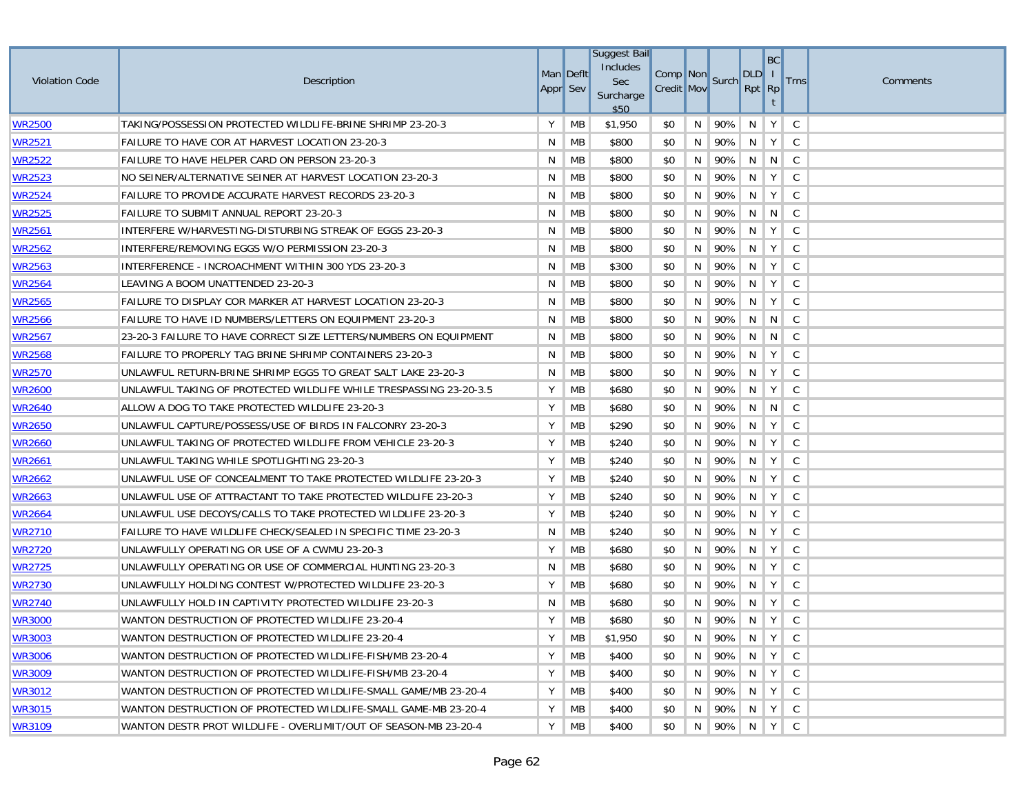| Violation Code | Description | Man Appr | Deflt Sev | Suggest Bail Includes Sec Surcharge $50 | Comp Credit | Non Mov | Surch | DLD Rpt | BCI Rpt | Trns | Comments |
|---|---|---|---|---|---|---|---|---|---|---|---|
| WR2500 | TAKING/POSSESSION PROTECTED WILDLIFE-BRINE SHRIMP 23-20-3 | Y | MB | $1,950 | $0 | N | 90% | N | Y | C | |
| WR2521 | FAILURE TO HAVE COR AT HARVEST LOCATION 23-20-3 | N | MB | $800 | $0 | N | 90% | N | Y | C | |
| WR2522 | FAILURE TO HAVE HELPER CARD ON PERSON 23-20-3 | N | MB | $800 | $0 | N | 90% | N | N | C | |
| WR2523 | NO SEINER/ALTERNATIVE SEINER AT HARVEST LOCATION 23-20-3 | N | MB | $800 | $0 | N | 90% | N | Y | C | |
| WR2524 | FAILURE TO PROVIDE ACCURATE HARVEST RECORDS 23-20-3 | N | MB | $800 | $0 | N | 90% | N | Y | C | |
| WR2525 | FAILURE TO SUBMIT ANNUAL REPORT 23-20-3 | N | MB | $800 | $0 | N | 90% | N | N | C | |
| WR2561 | INTERFERE W/HARVESTING-DISTURBING STREAK OF EGGS 23-20-3 | N | MB | $800 | $0 | N | 90% | N | Y | C | |
| WR2562 | INTERFERE/REMOVING EGGS W/O PERMISSION 23-20-3 | N | MB | $800 | $0 | N | 90% | N | Y | C | |
| WR2563 | INTERFERENCE - INCROACHMENT WITHIN 300 YDS 23-20-3 | N | MB | $300 | $0 | N | 90% | N | Y | C | |
| WR2564 | LEAVING A BOOM UNATTENDED 23-20-3 | N | MB | $800 | $0 | N | 90% | N | Y | C | |
| WR2565 | FAILURE TO DISPLAY COR MARKER AT HARVEST LOCATION 23-20-3 | N | MB | $800 | $0 | N | 90% | N | Y | C | |
| WR2566 | FAILURE TO HAVE ID NUMBERS/LETTERS ON EQUIPMENT 23-20-3 | N | MB | $800 | $0 | N | 90% | N | N | C | |
| WR2567 | 23-20-3 FAILURE TO HAVE CORRECT SIZE LETTERS/NUMBERS ON EQUIPMENT | N | MB | $800 | $0 | N | 90% | N | N | C | |
| WR2568 | FAILURE TO PROPERLY TAG BRINE SHRIMP CONTAINERS 23-20-3 | N | MB | $800 | $0 | N | 90% | N | Y | C | |
| WR2570 | UNLAWFUL RETURN-BRINE SHRIMP EGGS TO GREAT SALT LAKE 23-20-3 | N | MB | $800 | $0 | N | 90% | N | Y | C | |
| WR2600 | UNLAWFUL TAKING OF PROTECTED WILDLIFE WHILE TRESPASSING 23-20-3.5 | Y | MB | $680 | $0 | N | 90% | N | Y | C | |
| WR2640 | ALLOW A DOG TO TAKE PROTECTED WILDLIFE 23-20-3 | Y | MB | $680 | $0 | N | 90% | N | N | C | |
| WR2650 | UNLAWFUL CAPTURE/POSSESS/USE OF BIRDS IN FALCONRY 23-20-3 | Y | MB | $290 | $0 | N | 90% | N | Y | C | |
| WR2660 | UNLAWFUL TAKING OF PROTECTED WILDLIFE FROM VEHICLE 23-20-3 | Y | MB | $240 | $0 | N | 90% | N | Y | C | |
| WR2661 | UNLAWFUL TAKING WHILE SPOTLIGHTING 23-20-3 | Y | MB | $240 | $0 | N | 90% | N | Y | C | |
| WR2662 | UNLAWFUL USE OF CONCEALMENT TO TAKE PROTECTED WILDLIFE 23-20-3 | Y | MB | $240 | $0 | N | 90% | N | Y | C | |
| WR2663 | UNLAWFUL USE OF ATTRACTANT TO TAKE PROTECTED WILDLIFE 23-20-3 | Y | MB | $240 | $0 | N | 90% | N | Y | C | |
| WR2664 | UNLAWFUL USE DECOYS/CALLS TO TAKE PROTECTED WILDLIFE 23-20-3 | Y | MB | $240 | $0 | N | 90% | N | Y | C | |
| WR2710 | FAILURE TO HAVE WILDLIFE CHECK/SEALED IN SPECIFIC TIME 23-20-3 | N | MB | $240 | $0 | N | 90% | N | Y | C | |
| WR2720 | UNLAWFULLY OPERATING OR USE OF A CWMU 23-20-3 | Y | MB | $680 | $0 | N | 90% | N | Y | C | |
| WR2725 | UNLAWFULLY OPERATING OR USE OF COMMERCIAL HUNTING 23-20-3 | N | MB | $680 | $0 | N | 90% | N | Y | C | |
| WR2730 | UNLAWFULLY HOLDING CONTEST W/PROTECTED WILDLIFE 23-20-3 | Y | MB | $680 | $0 | N | 90% | N | Y | C | |
| WR2740 | UNLAWFULLY HOLD IN CAPTIVITY PROTECTED WILDLIFE 23-20-3 | N | MB | $680 | $0 | N | 90% | N | Y | C | |
| WR3000 | WANTON DESTRUCTION OF PROTECTED WILDLIFE 23-20-4 | Y | MB | $680 | $0 | N | 90% | N | Y | C | |
| WR3003 | WANTON DESTRUCTION OF PROTECTED WILDLIFE 23-20-4 | Y | MB | $1,950 | $0 | N | 90% | N | Y | C | |
| WR3006 | WANTON DESTRUCTION OF PROTECTED WILDLIFE-FISH/MB 23-20-4 | Y | MB | $400 | $0 | N | 90% | N | Y | C | |
| WR3009 | WANTON DESTRUCTION OF PROTECTED WILDLIFE-FISH/MB 23-20-4 | Y | MB | $400 | $0 | N | 90% | N | Y | C | |
| WR3012 | WANTON DESTRUCTION OF PROTECTED WILDLIFE-SMALL GAME/MB 23-20-4 | Y | MB | $400 | $0 | N | 90% | N | Y | C | |
| WR3015 | WANTON DESTRUCTION OF PROTECTED WILDLIFE-SMALL GAME-MB 23-20-4 | Y | MB | $400 | $0 | N | 90% | N | Y | C | |
| WR3109 | WANTON DESTR PROT WILDLIFE - OVERLIMIT/OUT OF SEASON-MB 23-20-4 | Y | MB | $400 | $0 | N | 90% | N | Y | C | |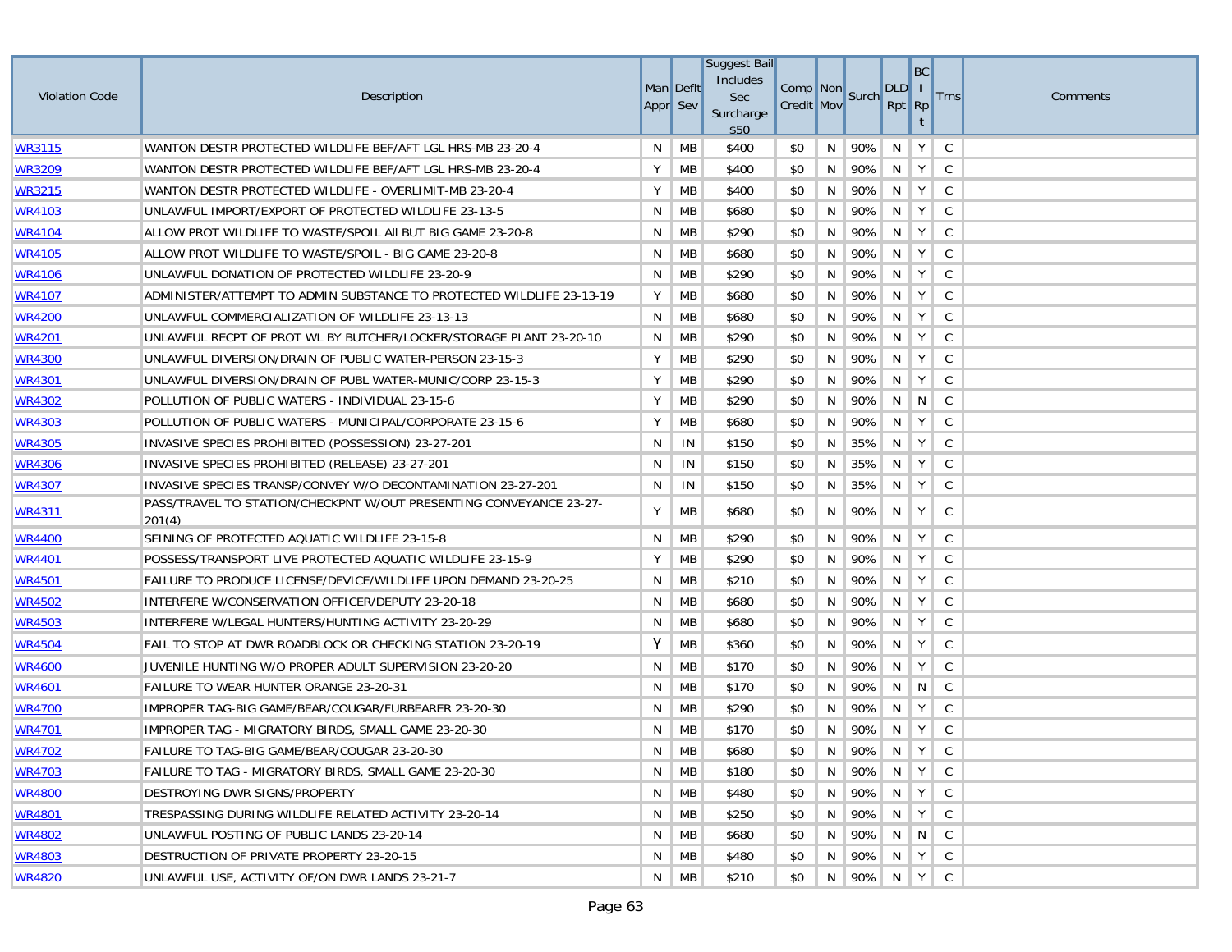| Violation Code | Description | Man Appr | Deflt Sev | Suggest Bail Includes Sec Surcharge $50 | Comp Credit | Non Mov | Surch | DLD Rpt | BCI Rpt | Trns | Comments |
|---|---|---|---|---|---|---|---|---|---|---|---|
| WR3115 | WANTON DESTR PROTECTED WILDLIFE BEF/AFT LGL HRS-MB 23-20-4 | N | MB | $400 | $0 | N | 90% | N | Y | C | |
| WR3209 | WANTON DESTR PROTECTED WILDLIFE BEF/AFT LGL HRS-MB 23-20-4 | Y | MB | $400 | $0 | N | 90% | N | Y | C | |
| WR3215 | WANTON DESTR PROTECTED WILDLIFE - OVERLIMIT-MB 23-20-4 | Y | MB | $400 | $0 | N | 90% | N | Y | C | |
| WR4103 | UNLAWFUL IMPORT/EXPORT OF PROTECTED WILDLIFE 23-13-5 | N | MB | $680 | $0 | N | 90% | N | Y | C | |
| WR4104 | ALLOW PROT WILDLIFE TO WASTE/SPOIL All BUT BIG GAME 23-20-8 | N | MB | $290 | $0 | N | 90% | N | Y | C | |
| WR4105 | ALLOW PROT WILDLIFE TO WASTE/SPOIL - BIG GAME 23-20-8 | N | MB | $680 | $0 | N | 90% | N | Y | C | |
| WR4106 | UNLAWFUL DONATION OF PROTECTED WILDLIFE 23-20-9 | N | MB | $290 | $0 | N | 90% | N | Y | C | |
| WR4107 | ADMINISTER/ATTEMPT TO ADMIN SUBSTANCE TO PROTECTED WILDLIFE 23-13-19 | Y | MB | $680 | $0 | N | 90% | N | Y | C | |
| WR4200 | UNLAWFUL COMMERCIALIZATION OF WILDLIFE 23-13-13 | N | MB | $680 | $0 | N | 90% | N | Y | C | |
| WR4201 | UNLAWFUL RECPT OF PROT WL BY BUTCHER/LOCKER/STORAGE PLANT 23-20-10 | N | MB | $290 | $0 | N | 90% | N | Y | C | |
| WR4300 | UNLAWFUL DIVERSION/DRAIN OF PUBLIC WATER-PERSON 23-15-3 | Y | MB | $290 | $0 | N | 90% | N | Y | C | |
| WR4301 | UNLAWFUL DIVERSION/DRAIN OF PUBL WATER-MUNIC/CORP 23-15-3 | Y | MB | $290 | $0 | N | 90% | N | Y | C | |
| WR4302 | POLLUTION OF PUBLIC WATERS - INDIVIDUAL 23-15-6 | Y | MB | $290 | $0 | N | 90% | N | N | C | |
| WR4303 | POLLUTION OF PUBLIC WATERS - MUNICIPAL/CORPORATE 23-15-6 | Y | MB | $680 | $0 | N | 90% | N | Y | C | |
| WR4305 | INVASIVE SPECIES PROHIBITED (POSSESSION) 23-27-201 | N | IN | $150 | $0 | N | 35% | N | Y | C | |
| WR4306 | INVASIVE SPECIES PROHIBITED (RELEASE) 23-27-201 | N | IN | $150 | $0 | N | 35% | N | Y | C | |
| WR4307 | INVASIVE SPECIES TRANSP/CONVEY W/O DECONTAMINATION 23-27-201 | N | IN | $150 | $0 | N | 35% | N | Y | C | |
| WR4311 | PASS/TRAVEL TO STATION/CHECKPNT W/OUT PRESENTING CONVEYANCE 23-27-201(4) | Y | MB | $680 | $0 | N | 90% | N | Y | C | |
| WR4400 | SEINING OF PROTECTED AQUATIC WILDLIFE 23-15-8 | N | MB | $290 | $0 | N | 90% | N | Y | C | |
| WR4401 | POSSESS/TRANSPORT LIVE PROTECTED AQUATIC WILDLIFE 23-15-9 | Y | MB | $290 | $0 | N | 90% | N | Y | C | |
| WR4501 | FAILURE TO PRODUCE LICENSE/DEVICE/WILDLIFE UPON DEMAND 23-20-25 | N | MB | $210 | $0 | N | 90% | N | Y | C | |
| WR4502 | INTERFERE W/CONSERVATION OFFICER/DEPUTY 23-20-18 | N | MB | $680 | $0 | N | 90% | N | Y | C | |
| WR4503 | INTERFERE W/LEGAL HUNTERS/HUNTING ACTIVITY 23-20-29 | N | MB | $680 | $0 | N | 90% | N | Y | C | |
| WR4504 | FAIL TO STOP AT DWR ROADBLOCK OR CHECKING STATION 23-20-19 | Y | MB | $360 | $0 | N | 90% | N | Y | C | |
| WR4600 | JUVENILE HUNTING W/O PROPER ADULT SUPERVISION 23-20-20 | N | MB | $170 | $0 | N | 90% | N | Y | C | |
| WR4601 | FAILURE TO WEAR HUNTER ORANGE 23-20-31 | N | MB | $170 | $0 | N | 90% | N | N | C | |
| WR4700 | IMPROPER TAG-BIG GAME/BEAR/COUGAR/FURBEARER 23-20-30 | N | MB | $290 | $0 | N | 90% | N | Y | C | |
| WR4701 | IMPROPER TAG - MIGRATORY BIRDS, SMALL GAME 23-20-30 | N | MB | $170 | $0 | N | 90% | N | Y | C | |
| WR4702 | FAILURE TO TAG-BIG GAME/BEAR/COUGAR 23-20-30 | N | MB | $680 | $0 | N | 90% | N | Y | C | |
| WR4703 | FAILURE TO TAG - MIGRATORY BIRDS, SMALL GAME 23-20-30 | N | MB | $180 | $0 | N | 90% | N | Y | C | |
| WR4800 | DESTROYING DWR SIGNS/PROPERTY | N | MB | $480 | $0 | N | 90% | N | Y | C | |
| WR4801 | TRESPASSING DURING WILDLIFE RELATED ACTIVITY 23-20-14 | N | MB | $250 | $0 | N | 90% | N | Y | C | |
| WR4802 | UNLAWFUL POSTING OF PUBLIC LANDS 23-20-14 | N | MB | $680 | $0 | N | 90% | N | N | C | |
| WR4803 | DESTRUCTION OF PRIVATE PROPERTY 23-20-15 | N | MB | $480 | $0 | N | 90% | N | Y | C | |
| WR4820 | UNLAWFUL USE, ACTIVITY OF/ON DWR LANDS 23-21-7 | N | MB | $210 | $0 | N | 90% | N | Y | C | |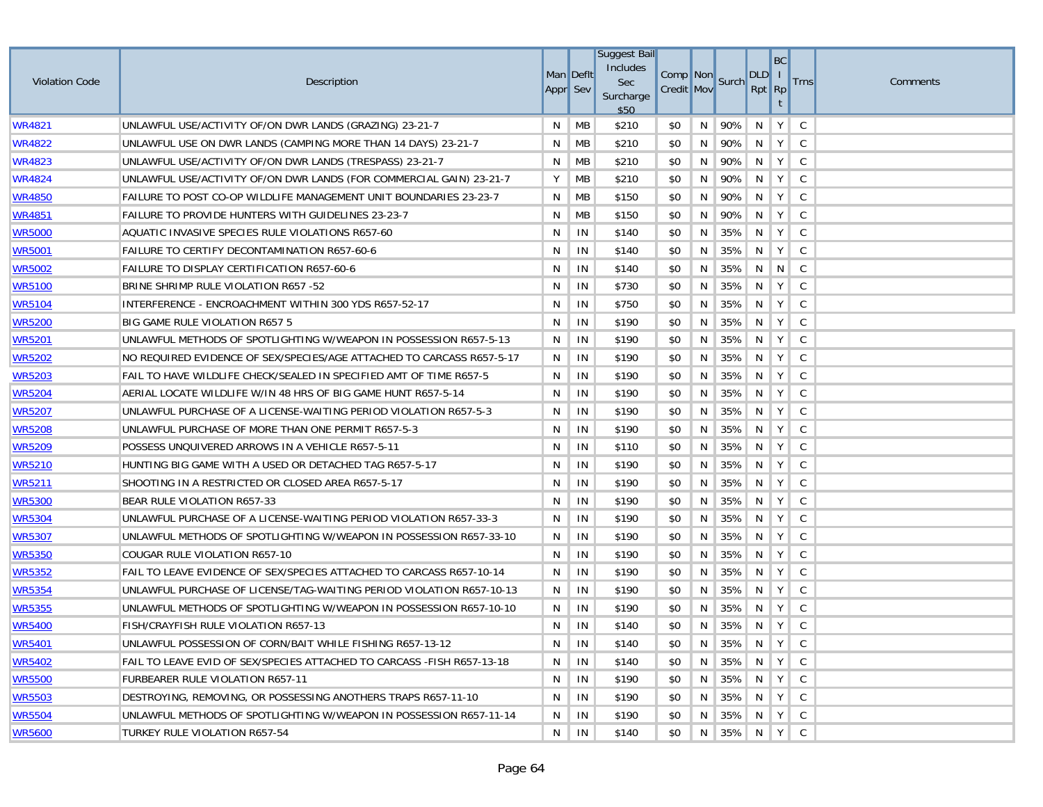| Violation Code | Description | Man Appr | Deflt Sev | Suggest Bail Includes Sec Surcharge $50 | Comp Credit | Non Mov | Surch | DLD Rpt | BCI Rpt | Trns | Comments |
|---|---|---|---|---|---|---|---|---|---|---|---|
| WR4821 | UNLAWFUL USE/ACTIVITY OF/ON DWR LANDS (GRAZING) 23-21-7 | N | MB | $210 | $0 | N | 90% | N | Y | C | |
| WR4822 | UNLAWFUL USE ON DWR LANDS (CAMPING MORE THAN 14 DAYS) 23-21-7 | N | MB | $210 | $0 | N | 90% | N | Y | C | |
| WR4823 | UNLAWFUL USE/ACTIVITY OF/ON DWR LANDS (TRESPASS) 23-21-7 | N | MB | $210 | $0 | N | 90% | N | Y | C | |
| WR4824 | UNLAWFUL USE/ACTIVITY OF/ON DWR LANDS (FOR COMMERCIAL GAIN) 23-21-7 | Y | MB | $210 | $0 | N | 90% | N | Y | C | |
| WR4850 | FAILURE TO POST CO-OP WILDLIFE MANAGEMENT UNIT BOUNDARIES 23-23-7 | N | MB | $150 | $0 | N | 90% | N | Y | C | |
| WR4851 | FAILURE TO PROVIDE HUNTERS WITH GUIDELINES 23-23-7 | N | MB | $150 | $0 | N | 90% | N | Y | C | |
| WR5000 | AQUATIC INVASIVE SPECIES RULE VIOLATIONS R657-60 | N | IN | $140 | $0 | N | 35% | N | Y | C | |
| WR5001 | FAILURE TO CERTIFY DECONTAMINATION R657-60-6 | N | IN | $140 | $0 | N | 35% | N | Y | C | |
| WR5002 | FAILURE TO DISPLAY CERTIFICATION R657-60-6 | N | IN | $140 | $0 | N | 35% | N | N | C | |
| WR5100 | BRINE SHRIMP RULE VIOLATION R657 -52 | N | IN | $730 | $0 | N | 35% | N | Y | C | |
| WR5104 | INTERFERENCE - ENCROACHMENT WITHIN 300 YDS R657-52-17 | N | IN | $750 | $0 | N | 35% | N | Y | C | |
| WR5200 | BIG GAME RULE VIOLATION R657 5 | N | IN | $190 | $0 | N | 35% | N | Y | C | |
| WR5201 | UNLAWFUL METHODS OF SPOTLIGHTING W/WEAPON IN POSSESSION R657-5-13 | N | IN | $190 | $0 | N | 35% | N | Y | C | |
| WR5202 | NO REQUIRED EVIDENCE OF SEX/SPECIES/AGE ATTACHED TO CARCASS R657-5-17 | N | IN | $190 | $0 | N | 35% | N | Y | C | |
| WR5203 | FAIL TO HAVE WILDLIFE CHECK/SEALED IN SPECIFIED AMT OF TIME R657-5 | N | IN | $190 | $0 | N | 35% | N | Y | C | |
| WR5204 | AERIAL LOCATE WILDLIFE W/IN 48 HRS OF BIG GAME HUNT R657-5-14 | N | IN | $190 | $0 | N | 35% | N | Y | C | |
| WR5207 | UNLAWFUL PURCHASE OF A LICENSE-WAITING PERIOD VIOLATION R657-5-3 | N | IN | $190 | $0 | N | 35% | N | Y | C | |
| WR5208 | UNLAWFUL PURCHASE OF MORE THAN ONE PERMIT R657-5-3 | N | IN | $190 | $0 | N | 35% | N | Y | C | |
| WR5209 | POSSESS UNQUIVERED ARROWS IN A VEHICLE R657-5-11 | N | IN | $110 | $0 | N | 35% | N | Y | C | |
| WR5210 | HUNTING BIG GAME WITH A USED OR DETACHED TAG R657-5-17 | N | IN | $190 | $0 | N | 35% | N | Y | C | |
| WR5211 | SHOOTING IN A RESTRICTED OR CLOSED AREA R657-5-17 | N | IN | $190 | $0 | N | 35% | N | Y | C | |
| WR5300 | BEAR RULE VIOLATION R657-33 | N | IN | $190 | $0 | N | 35% | N | Y | C | |
| WR5304 | UNLAWFUL PURCHASE OF A LICENSE-WAITING PERIOD VIOLATION R657-33-3 | N | IN | $190 | $0 | N | 35% | N | Y | C | |
| WR5307 | UNLAWFUL METHODS OF SPOTLIGHTING W/WEAPON IN POSSESSION R657-33-10 | N | IN | $190 | $0 | N | 35% | N | Y | C | |
| WR5350 | COUGAR RULE VIOLATION R657-10 | N | IN | $190 | $0 | N | 35% | N | Y | C | |
| WR5352 | FAIL TO LEAVE EVIDENCE OF SEX/SPECIES ATTACHED TO CARCASS R657-10-14 | N | IN | $190 | $0 | N | 35% | N | Y | C | |
| WR5354 | UNLAWFUL PURCHASE OF LICENSE/TAG-WAITING PERIOD VIOLATION R657-10-13 | N | IN | $190 | $0 | N | 35% | N | Y | C | |
| WR5355 | UNLAWFUL METHODS OF SPOTLIGHTING W/WEAPON IN POSSESSION R657-10-10 | N | IN | $190 | $0 | N | 35% | N | Y | C | |
| WR5400 | FISH/CRAYFISH RULE VIOLATION R657-13 | N | IN | $140 | $0 | N | 35% | N | Y | C | |
| WR5401 | UNLAWFUL POSSESSION OF CORN/BAIT WHILE FISHING R657-13-12 | N | IN | $140 | $0 | N | 35% | N | Y | C | |
| WR5402 | FAIL TO LEAVE EVID OF SEX/SPECIES ATTACHED TO CARCASS -FISH R657-13-18 | N | IN | $140 | $0 | N | 35% | N | Y | C | |
| WR5500 | FURBEARER RULE VIOLATION R657-11 | N | IN | $190 | $0 | N | 35% | N | Y | C | |
| WR5503 | DESTROYING, REMOVING, OR POSSESSING ANOTHERS TRAPS R657-11-10 | N | IN | $190 | $0 | N | 35% | N | Y | C | |
| WR5504 | UNLAWFUL METHODS OF SPOTLIGHTING W/WEAPON IN POSSESSION R657-11-14 | N | IN | $190 | $0 | N | 35% | N | Y | C | |
| WR5600 | TURKEY RULE VIOLATION R657-54 | N | IN | $140 | $0 | N | 35% | N | Y | C | |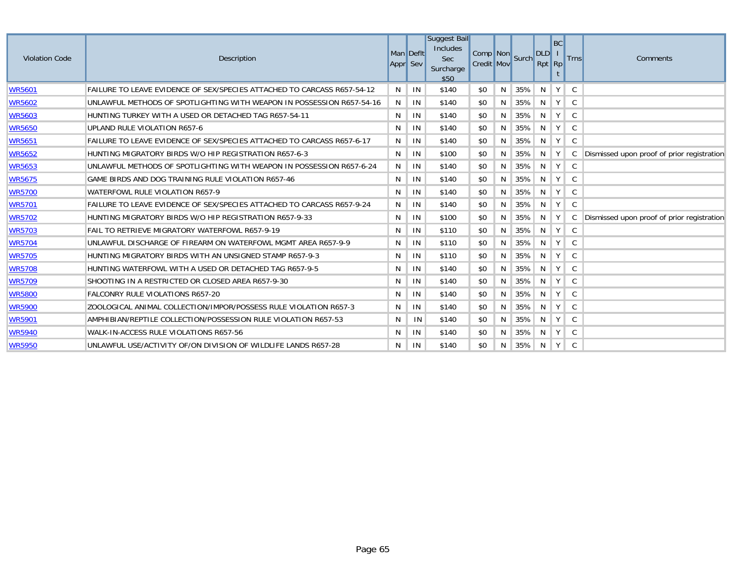| Violation Code | Description | Man Appr | Deflt Sev | Suggest Bail Includes Sec Surcharge $50 | Comp Credit | Non Mov | Surch | DLD Rpt | BCI Rpt | Trns | Comments |
|---|---|---|---|---|---|---|---|---|---|---|---|
| WR5601 | FAILURE TO LEAVE EVIDENCE OF SEX/SPECIES ATTACHED TO CARCASS R657-54-12 | N | IN | $140 | $0 | N | 35% | N | Y | C | |
| WR5602 | UNLAWFUL METHODS OF SPOTLIGHTING WITH WEAPON IN POSSESSION R657-54-16 | N | IN | $140 | $0 | N | 35% | N | Y | C | |
| WR5603 | HUNTING TURKEY WITH A USED OR DETACHED TAG R657-54-11 | N | IN | $140 | $0 | N | 35% | N | Y | C | |
| WR5650 | UPLAND RULE VIOLATION R657-6 | N | IN | $140 | $0 | N | 35% | N | Y | C | |
| WR5651 | FAILURE TO LEAVE EVIDENCE OF SEX/SPECIES ATTACHED TO CARCASS R657-6-17 | N | IN | $140 | $0 | N | 35% | N | Y | C | |
| WR5652 | HUNTING MIGRATORY BIRDS W/O HIP REGISTRATION R657-6-3 | N | IN | $100 | $0 | N | 35% | N | Y | C | Dismissed upon proof of prior registration |
| WR5653 | UNLAWFUL METHODS OF SPOTLIGHTING WITH WEAPON IN POSSESSION R657-6-24 | N | IN | $140 | $0 | N | 35% | N | Y | C | |
| WR5675 | GAME BIRDS AND DOG TRAINING RULE VIOLATION R657-46 | N | IN | $140 | $0 | N | 35% | N | Y | C | |
| WR5700 | WATERFOWL RULE VIOLATION R657-9 | N | IN | $140 | $0 | N | 35% | N | Y | C | |
| WR5701 | FAILURE TO LEAVE EVIDENCE OF SEX/SPECIES ATTACHED TO CARCASS R657-9-24 | N | IN | $140 | $0 | N | 35% | N | Y | C | |
| WR5702 | HUNTING MIGRATORY BIRDS W/O HIP REGISTRATION R657-9-33 | N | IN | $100 | $0 | N | 35% | N | Y | C | Dismissed upon proof of prior registration |
| WR5703 | FAIL TO RETRIEVE MIGRATORY WATERFOWL R657-9-19 | N | IN | $110 | $0 | N | 35% | N | Y | C | |
| WR5704 | UNLAWFUL DISCHARGE OF FIREARM ON WATERFOWL MGMT AREA R657-9-9 | N | IN | $110 | $0 | N | 35% | N | Y | C | |
| WR5705 | HUNTING MIGRATORY BIRDS WITH AN UNSIGNED STAMP R657-9-3 | N | IN | $110 | $0 | N | 35% | N | Y | C | |
| WR5708 | HUNTING WATERFOWL WITH A USED OR DETACHED TAG R657-9-5 | N | IN | $140 | $0 | N | 35% | N | Y | C | |
| WR5709 | SHOOTING IN A RESTRICTED OR CLOSED AREA R657-9-30 | N | IN | $140 | $0 | N | 35% | N | Y | C | |
| WR5800 | FALCONRY RULE VIOLATIONS R657-20 | N | IN | $140 | $0 | N | 35% | N | Y | C | |
| WR5900 | ZOOLOGICAL ANIMAL COLLECTION/IMPOR/POSSESS RULE VIOLATION R657-3 | N | IN | $140 | $0 | N | 35% | N | Y | C | |
| WR5901 | AMPHIBIAN/REPTILE COLLECTION/POSSESSION RULE VIOLATION R657-53 | N | IN | $140 | $0 | N | 35% | N | Y | C | |
| WR5940 | WALK-IN-ACCESS RULE VIOLATIONS R657-56 | N | IN | $140 | $0 | N | 35% | N | Y | C | |
| WR5950 | UNLAWFUL USE/ACTIVITY OF/ON DIVISION OF WILDLIFE LANDS R657-28 | N | IN | $140 | $0 | N | 35% | N | Y | C | |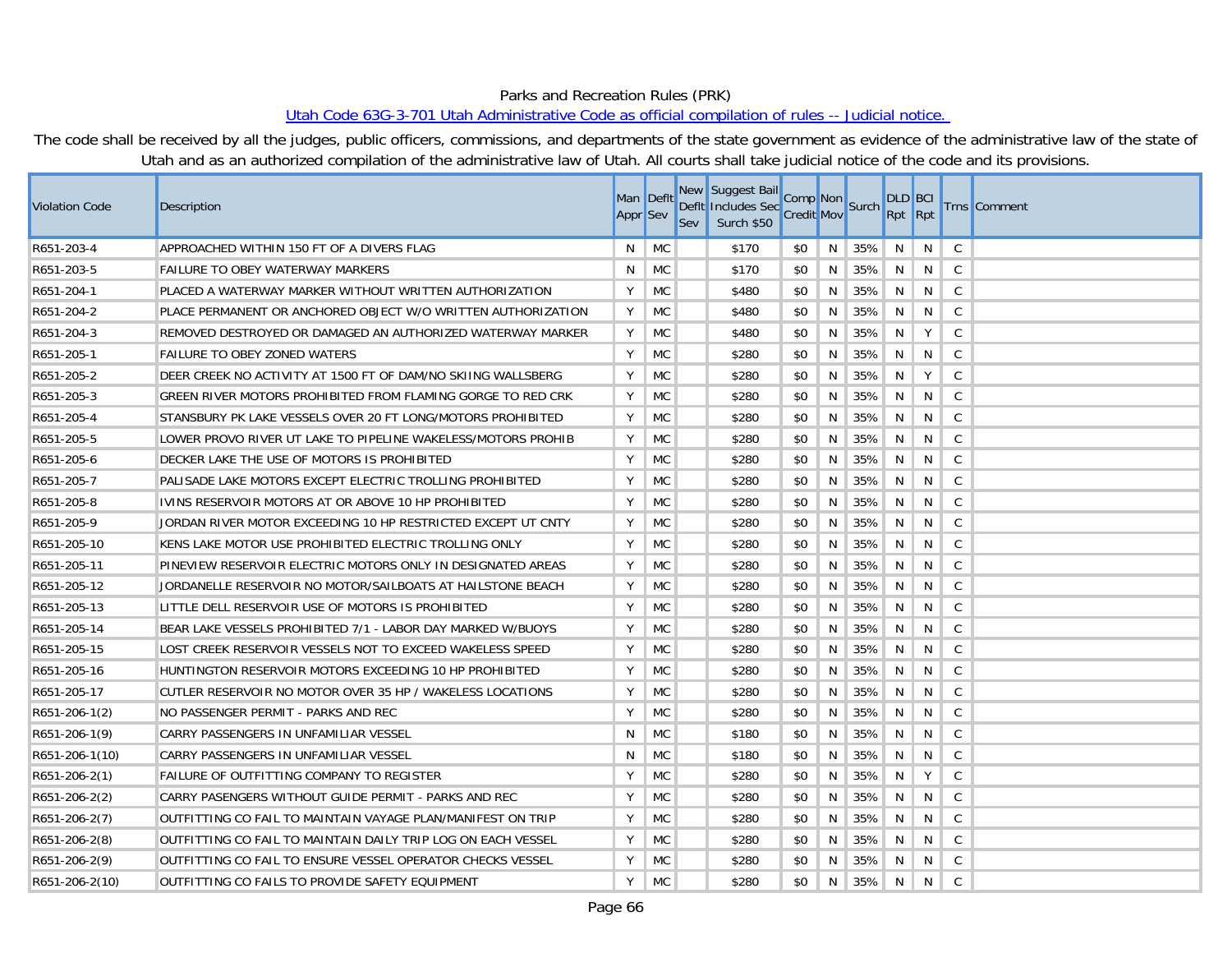Parks and Recreation Rules (PRK)

Utah Code 63G-3-701 Utah Administrative Code as official compilation of rules -- Judicial notice.

The code shall be received by all the judges, public officers, commissions, and departments of the state government as evidence of the administrative law of the state of Utah and as an authorized compilation of the administrative law of Utah. All courts shall take judicial notice of the code and its provisions.

| Violation Code | Description | Man Appr | Deflt Sev | New Deflt Sev | Suggest Bail Includes Sec Surch $50 | Comp Credit | Non Mov | Surch | DLD Rpt | BCI Rpt | Trns | Comment |
|---|---|---|---|---|---|---|---|---|---|---|---|---|
| R651-203-4 | APPROACHED WITHIN 150 FT OF A DIVERS FLAG | N | MC | | $170 | $0 | N | 35% | N | N | C | |
| R651-203-5 | FAILURE TO OBEY WATERWAY MARKERS | N | MC | | $170 | $0 | N | 35% | N | N | C | |
| R651-204-1 | PLACED A WATERWAY MARKER WITHOUT WRITTEN AUTHORIZATION | Y | MC | | $480 | $0 | N | 35% | N | N | C | |
| R651-204-2 | PLACE PERMANENT OR ANCHORED OBJECT W/O WRITTEN AUTHORIZATION | Y | MC | | $480 | $0 | N | 35% | N | N | C | |
| R651-204-3 | REMOVED DESTROYED OR DAMAGED AN AUTHORIZED WATERWAY MARKER | Y | MC | | $480 | $0 | N | 35% | N | Y | C | |
| R651-205-1 | FAILURE TO OBEY ZONED WATERS | Y | MC | | $280 | $0 | N | 35% | N | N | C | |
| R651-205-2 | DEER CREEK NO ACTIVITY AT 1500 FT OF DAM/NO SKIING WALLSBERG | Y | MC | | $280 | $0 | N | 35% | N | Y | C | |
| R651-205-3 | GREEN RIVER MOTORS PROHIBITED FROM FLAMING GORGE TO RED CRK | Y | MC | | $280 | $0 | N | 35% | N | N | C | |
| R651-205-4 | STANSBURY PK LAKE VESSELS OVER 20 FT LONG/MOTORS PROHIBITED | Y | MC | | $280 | $0 | N | 35% | N | N | C | |
| R651-205-5 | LOWER PROVO RIVER UT LAKE TO PIPELINE WAKELESS/MOTORS PROHIB | Y | MC | | $280 | $0 | N | 35% | N | N | C | |
| R651-205-6 | DECKER LAKE THE USE OF MOTORS IS PROHIBITED | Y | MC | | $280 | $0 | N | 35% | N | N | C | |
| R651-205-7 | PALISADE LAKE MOTORS EXCEPT ELECTRIC TROLLING PROHIBITED | Y | MC | | $280 | $0 | N | 35% | N | N | C | |
| R651-205-8 | IVINS RESERVOIR MOTORS AT OR ABOVE 10 HP PROHIBITED | Y | MC | | $280 | $0 | N | 35% | N | N | C | |
| R651-205-9 | JORDAN RIVER MOTOR EXCEEDING 10 HP RESTRICTED EXCEPT UT CNTY | Y | MC | | $280 | $0 | N | 35% | N | N | C | |
| R651-205-10 | KENS LAKE MOTOR USE PROHIBITED ELECTRIC TROLLING ONLY | Y | MC | | $280 | $0 | N | 35% | N | N | C | |
| R651-205-11 | PINEVIEW RESERVOIR ELECTRIC MOTORS ONLY IN DESIGNATED AREAS | Y | MC | | $280 | $0 | N | 35% | N | N | C | |
| R651-205-12 | JORDANELLE RESERVOIR NO MOTOR/SAILBOATS AT HAILSTONE BEACH | Y | MC | | $280 | $0 | N | 35% | N | N | C | |
| R651-205-13 | LITTLE DELL RESERVOIR USE OF MOTORS IS PROHIBITED | Y | MC | | $280 | $0 | N | 35% | N | N | C | |
| R651-205-14 | BEAR LAKE VESSELS PROHIBITED 7/1 - LABOR DAY MARKED W/BUOYS | Y | MC | | $280 | $0 | N | 35% | N | N | C | |
| R651-205-15 | LOST CREEK RESERVOIR VESSELS NOT TO EXCEED WAKELESS SPEED | Y | MC | | $280 | $0 | N | 35% | N | N | C | |
| R651-205-16 | HUNTINGTON RESERVOIR MOTORS EXCEEDING 10 HP PROHIBITED | Y | MC | | $280 | $0 | N | 35% | N | N | C | |
| R651-205-17 | CUTLER RESERVOIR NO MOTOR OVER 35 HP / WAKELESS LOCATIONS | Y | MC | | $280 | $0 | N | 35% | N | N | C | |
| R651-206-1(2) | NO PASSENGER PERMIT - PARKS AND REC | Y | MC | | $280 | $0 | N | 35% | N | N | C | |
| R651-206-1(9) | CARRY PASSENGERS IN UNFAMILIAR VESSEL | N | MC | | $180 | $0 | N | 35% | N | N | C | |
| R651-206-1(10) | CARRY PASSENGERS IN UNFAMILIAR VESSEL | N | MC | | $180 | $0 | N | 35% | N | N | C | |
| R651-206-2(1) | FAILURE OF OUTFITTING COMPANY TO REGISTER | Y | MC | | $280 | $0 | N | 35% | N | Y | C | |
| R651-206-2(2) | CARRY PASENGERS WITHOUT GUIDE PERMIT - PARKS AND REC | Y | MC | | $280 | $0 | N | 35% | N | N | C | |
| R651-206-2(7) | OUTFITTING CO FAIL TO MAINTAIN VAYAGE PLAN/MANIFEST ON TRIP | Y | MC | | $280 | $0 | N | 35% | N | N | C | |
| R651-206-2(8) | OUTFITTING CO FAIL TO MAINTAIN DAILY TRIP LOG ON EACH VESSEL | Y | MC | | $280 | $0 | N | 35% | N | N | C | |
| R651-206-2(9) | OUTFITTING CO FAIL TO ENSURE VESSEL OPERATOR CHECKS VESSEL | Y | MC | | $280 | $0 | N | 35% | N | N | C | |
| R651-206-2(10) | OUTFITTING CO FAILS TO PROVIDE SAFETY EQUIPMENT | Y | MC | | $280 | $0 | N | 35% | N | N | C | |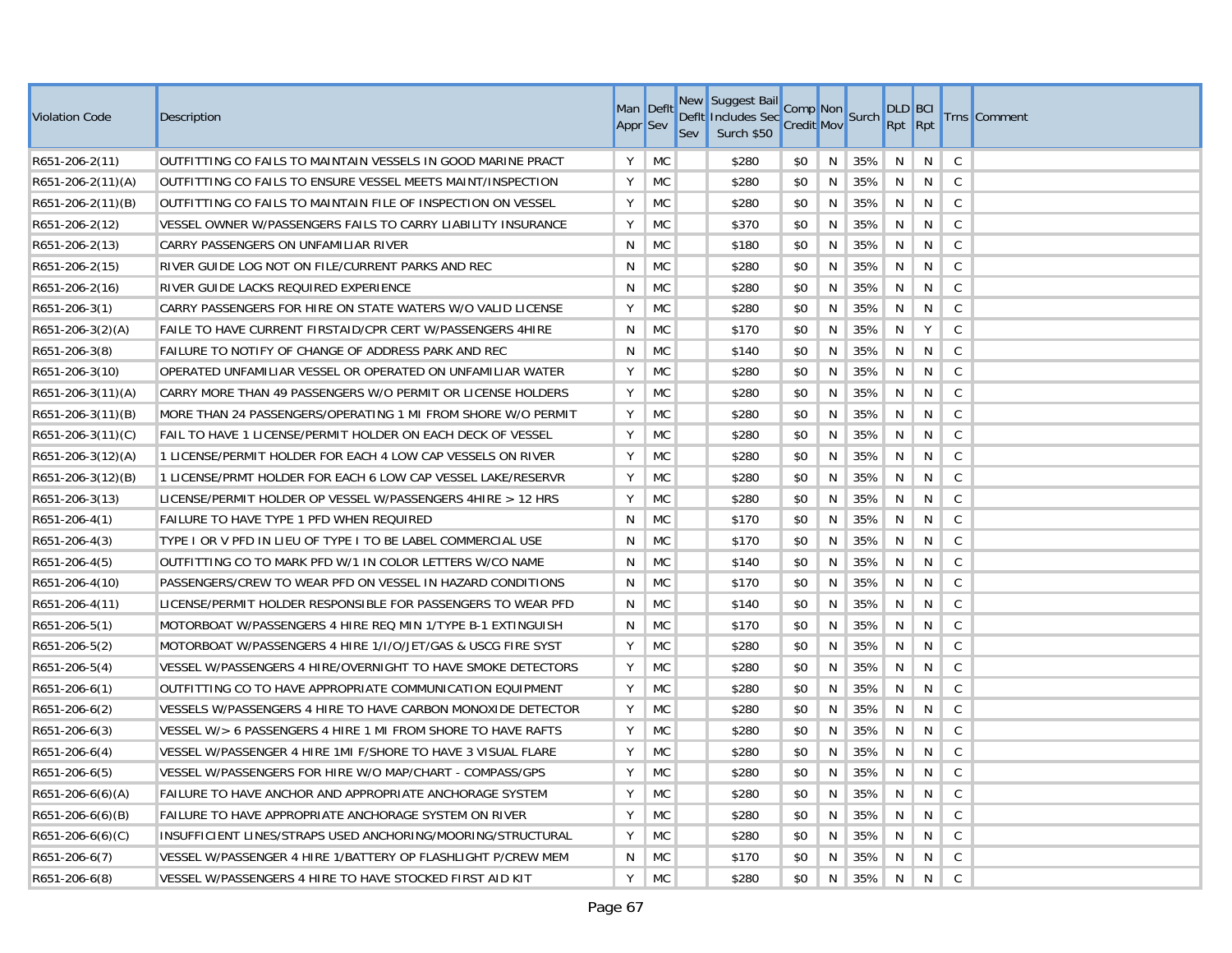| Violation Code | Description | Man Appr | Deflt Sev | New Deflt Sev | Suggest Bail Includes Sec Surch $50 | Comp Credit | Non Mov | Surch | DLD Rpt | BCI Rpt | Trns | Comment |
|---|---|---|---|---|---|---|---|---|---|---|---|---|
| R651-206-2(11) | OUTFITTING CO FAILS TO MAINTAIN VESSELS IN GOOD MARINE PRACT | Y | MC | | $280 | $0 | N | 35% | N | N | C | |
| R651-206-2(11)(A) | OUTFITTING CO FAILS TO ENSURE VESSEL MEETS MAINT/INSPECTION | Y | MC | | $280 | $0 | N | 35% | N | N | C | |
| R651-206-2(11)(B) | OUTFITTING CO FAILS TO MAINTAIN FILE OF INSPECTION ON VESSEL | Y | MC | | $280 | $0 | N | 35% | N | N | C | |
| R651-206-2(12) | VESSEL OWNER W/PASSENGERS FAILS TO CARRY LIABILITY INSURANCE | Y | MC | | $370 | $0 | N | 35% | N | N | C | |
| R651-206-2(13) | CARRY PASSENGERS ON UNFAMILIAR RIVER | N | MC | | $180 | $0 | N | 35% | N | N | C | |
| R651-206-2(15) | RIVER GUIDE LOG NOT ON FILE/CURRENT PARKS AND REC | N | MC | | $280 | $0 | N | 35% | N | N | C | |
| R651-206-2(16) | RIVER GUIDE LACKS REQUIRED EXPERIENCE | N | MC | | $280 | $0 | N | 35% | N | N | C | |
| R651-206-3(1) | CARRY PASSENGERS FOR HIRE ON STATE WATERS W/O VALID LICENSE | Y | MC | | $280 | $0 | N | 35% | N | N | C | |
| R651-206-3(2)(A) | FAILE TO HAVE CURRENT FIRSTAID/CPR CERT W/PASSENGERS 4HIRE | N | MC | | $170 | $0 | N | 35% | N | Y | C | |
| R651-206-3(8) | FAILURE TO NOTIFY OF CHANGE OF ADDRESS PARK AND REC | N | MC | | $140 | $0 | N | 35% | N | N | C | |
| R651-206-3(10) | OPERATED UNFAMILIAR VESSEL OR OPERATED ON UNFAMILIAR WATER | Y | MC | | $280 | $0 | N | 35% | N | N | C | |
| R651-206-3(11)(A) | CARRY MORE THAN 49 PASSENGERS W/O PERMIT OR LICENSE HOLDERS | Y | MC | | $280 | $0 | N | 35% | N | N | C | |
| R651-206-3(11)(B) | MORE THAN 24 PASSENGERS/OPERATING 1 MI FROM SHORE W/O PERMIT | Y | MC | | $280 | $0 | N | 35% | N | N | C | |
| R651-206-3(11)(C) | FAIL TO HAVE 1 LICENSE/PERMIT HOLDER ON EACH DECK OF VESSEL | Y | MC | | $280 | $0 | N | 35% | N | N | C | |
| R651-206-3(12)(A) | 1 LICENSE/PERMIT HOLDER FOR EACH 4 LOW CAP VESSELS ON RIVER | Y | MC | | $280 | $0 | N | 35% | N | N | C | |
| R651-206-3(12)(B) | 1 LICENSE/PRMT HOLDER FOR EACH 6 LOW CAP VESSEL LAKE/RESERVR | Y | MC | | $280 | $0 | N | 35% | N | N | C | |
| R651-206-3(13) | LICENSE/PERMIT HOLDER OP VESSEL W/PASSENGERS 4HIRE > 12 HRS | Y | MC | | $280 | $0 | N | 35% | N | N | C | |
| R651-206-4(1) | FAILURE TO HAVE TYPE 1 PFD WHEN REQUIRED | N | MC | | $170 | $0 | N | 35% | N | N | C | |
| R651-206-4(3) | TYPE I OR V PFD IN LIEU OF TYPE I TO BE LABEL COMMERCIAL USE | N | MC | | $170 | $0 | N | 35% | N | N | C | |
| R651-206-4(5) | OUTFITTING CO TO MARK PFD W/1 IN COLOR LETTERS W/CO NAME | N | MC | | $140 | $0 | N | 35% | N | N | C | |
| R651-206-4(10) | PASSENGERS/CREW TO WEAR PFD ON VESSEL IN HAZARD CONDITIONS | N | MC | | $170 | $0 | N | 35% | N | N | C | |
| R651-206-4(11) | LICENSE/PERMIT HOLDER RESPONSIBLE FOR PASSENGERS TO WEAR PFD | N | MC | | $140 | $0 | N | 35% | N | N | C | |
| R651-206-5(1) | MOTORBOAT W/PASSENGERS 4 HIRE REQ MIN 1/TYPE B-1 EXTINGUISH | N | MC | | $170 | $0 | N | 35% | N | N | C | |
| R651-206-5(2) | MOTORBOAT W/PASSENGERS 4 HIRE 1/I/O/JET/GAS & USCG FIRE SYST | Y | MC | | $280 | $0 | N | 35% | N | N | C | |
| R651-206-5(4) | VESSEL W/PASSENGERS 4 HIRE/OVERNIGHT TO HAVE SMOKE DETECTORS | Y | MC | | $280 | $0 | N | 35% | N | N | C | |
| R651-206-6(1) | OUTFITTING CO TO HAVE APPROPRIATE COMMUNICATION EQUIPMENT | Y | MC | | $280 | $0 | N | 35% | N | N | C | |
| R651-206-6(2) | VESSELS W/PASSENGERS 4 HIRE TO HAVE CARBON MONOXIDE DETECTOR | Y | MC | | $280 | $0 | N | 35% | N | N | C | |
| R651-206-6(3) | VESSEL W/> 6 PASSENGERS 4 HIRE 1 MI FROM SHORE TO HAVE RAFTS | Y | MC | | $280 | $0 | N | 35% | N | N | C | |
| R651-206-6(4) | VESSEL W/PASSENGER 4 HIRE 1MI F/SHORE TO HAVE 3 VISUAL FLARE | Y | MC | | $280 | $0 | N | 35% | N | N | C | |
| R651-206-6(5) | VESSEL W/PASSENGERS FOR HIRE W/O MAP/CHART - COMPASS/GPS | Y | MC | | $280 | $0 | N | 35% | N | N | C | |
| R651-206-6(6)(A) | FAILURE TO HAVE ANCHOR AND APPROPRIATE ANCHORAGE SYSTEM | Y | MC | | $280 | $0 | N | 35% | N | N | C | |
| R651-206-6(6)(B) | FAILURE TO HAVE APPROPRIATE ANCHORAGE SYSTEM ON RIVER | Y | MC | | $280 | $0 | N | 35% | N | N | C | |
| R651-206-6(6)(C) | INSUFFICIENT LINES/STRAPS USED ANCHORING/MOORING/STRUCTURAL | Y | MC | | $280 | $0 | N | 35% | N | N | C | |
| R651-206-6(7) | VESSEL W/PASSENGER 4 HIRE 1/BATTERY OP FLASHLIGHT P/CREW MEM | N | MC | | $170 | $0 | N | 35% | N | N | C | |
| R651-206-6(8) | VESSEL W/PASSENGERS 4 HIRE TO HAVE STOCKED FIRST AID KIT | Y | MC | | $280 | $0 | N | 35% | N | N | C | |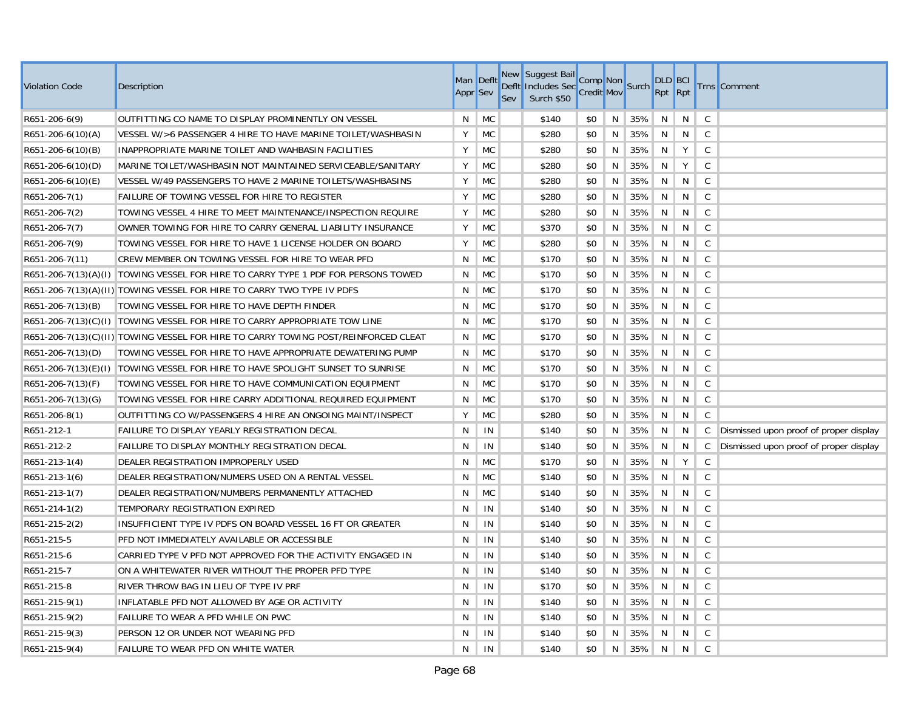| Violation Code | Description | Man Appr | Deflt Sev | New Deflt Sev | Suggest Bail Includes Sec Surch $50 | Comp Credit | Non Mov | Surch | DLD Rpt | BCI Rpt | Trns | Comment |
|---|---|---|---|---|---|---|---|---|---|---|---|---|
| R651-206-6(9) | OUTFITTING CO NAME TO DISPLAY PROMINENTLY ON VESSEL | N | MC | | $140 | $0 | N | 35% | N | N | C | |
| R651-206-6(10)(A) | VESSEL W/>6 PASSENGER 4 HIRE TO HAVE MARINE TOILET/WASHBASIN | Y | MC | | $280 | $0 | N | 35% | N | N | C | |
| R651-206-6(10)(B) | INAPPROPRIATE MARINE TOILET AND WAHBASIN FACILITIES | Y | MC | | $280 | $0 | N | 35% | N | Y | C | |
| R651-206-6(10)(D) | MARINE TOILET/WASHBASIN NOT MAINTAINED SERVICEABLE/SANITARY | Y | MC | | $280 | $0 | N | 35% | N | Y | C | |
| R651-206-6(10)(E) | VESSEL W/49 PASSENGERS TO HAVE 2 MARINE TOILETS/WASHBASINS | Y | MC | | $280 | $0 | N | 35% | N | N | C | |
| R651-206-7(1) | FAILURE OF TOWING VESSEL FOR HIRE TO REGISTER | Y | MC | | $280 | $0 | N | 35% | N | N | C | |
| R651-206-7(2) | TOWING VESSEL 4 HIRE TO MEET MAINTENANCE/INSPECTION REQUIRE | Y | MC | | $280 | $0 | N | 35% | N | N | C | |
| R651-206-7(7) | OWNER TOWING FOR HIRE TO CARRY GENERAL LIABILITY INSURANCE | Y | MC | | $370 | $0 | N | 35% | N | N | C | |
| R651-206-7(9) | TOWING VESSEL FOR HIRE TO HAVE 1 LICENSE HOLDER ON BOARD | Y | MC | | $280 | $0 | N | 35% | N | N | C | |
| R651-206-7(11) | CREW MEMBER ON TOWING VESSEL FOR HIRE TO WEAR PFD | N | MC | | $170 | $0 | N | 35% | N | N | C | |
| R651-206-7(13)(A)(I) | TOWING VESSEL FOR HIRE TO CARRY TYPE 1 PDF FOR PERSONS TOWED | N | MC | | $170 | $0 | N | 35% | N | N | C | |
| R651-206-7(13)(A)(II) | TOWING VESSEL FOR HIRE TO CARRY TWO TYPE IV PDFS | N | MC | | $170 | $0 | N | 35% | N | N | C | |
| R651-206-7(13)(B) | TOWING VESSEL FOR HIRE TO HAVE DEPTH FINDER | N | MC | | $170 | $0 | N | 35% | N | N | C | |
| R651-206-7(13)(C)(I) | TOWING VESSEL FOR HIRE TO CARRY APPROPRIATE TOW LINE | N | MC | | $170 | $0 | N | 35% | N | N | C | |
| R651-206-7(13)(C)(II) | TOWING VESSEL FOR HIRE TO CARRY TOWING POST/REINFORCED CLEAT | N | MC | | $170 | $0 | N | 35% | N | N | C | |
| R651-206-7(13)(D) | TOWING VESSEL FOR HIRE TO HAVE APPROPRIATE DEWATERING PUMP | N | MC | | $170 | $0 | N | 35% | N | N | C | |
| R651-206-7(13)(E)(I) | TOWING VESSEL FOR HIRE TO HAVE SPOLIGHT SUNSET TO SUNRISE | N | MC | | $170 | $0 | N | 35% | N | N | C | |
| R651-206-7(13)(F) | TOWING VESSEL FOR HIRE TO HAVE COMMUNICATION EQUIPMENT | N | MC | | $170 | $0 | N | 35% | N | N | C | |
| R651-206-7(13)(G) | TOWING VESSEL FOR HIRE CARRY ADDITIONAL REQUIRED EQUIPMENT | N | MC | | $170 | $0 | N | 35% | N | N | C | |
| R651-206-8(1) | OUTFITTING CO W/PASSENGERS 4 HIRE AN ONGOING MAINT/INSPECT | Y | MC | | $280 | $0 | N | 35% | N | N | C | |
| R651-212-1 | FAILURE TO DISPLAY YEARLY REGISTRATION DECAL | N | IN | | $140 | $0 | N | 35% | N | N | C | Dismissed upon proof of proper display |
| R651-212-2 | FAILURE TO DISPLAY MONTHLY REGISTRATION DECAL | N | IN | | $140 | $0 | N | 35% | N | N | C | Dismissed upon proof of proper display |
| R651-213-1(4) | DEALER REGISTRATION IMPROPERLY USED | N | MC | | $170 | $0 | N | 35% | N | Y | C | |
| R651-213-1(6) | DEALER REGISTRATION/NUMERS USED ON A RENTAL VESSEL | N | MC | | $140 | $0 | N | 35% | N | N | C | |
| R651-213-1(7) | DEALER REGISTRATION/NUMBERS PERMANENTLY ATTACHED | N | MC | | $140 | $0 | N | 35% | N | N | C | |
| R651-214-1(2) | TEMPORARY REGISTRATION EXPIRED | N | IN | | $140 | $0 | N | 35% | N | N | C | |
| R651-215-2(2) | INSUFFICIENT TYPE IV PDFS ON BOARD VESSEL 16 FT OR GREATER | N | IN | | $140 | $0 | N | 35% | N | N | C | |
| R651-215-5 | PFD NOT IMMEDIATELY AVAILABLE OR ACCESSIBLE | N | IN | | $140 | $0 | N | 35% | N | N | C | |
| R651-215-6 | CARRIED TYPE V PFD NOT APPROVED FOR THE ACTIVITY ENGAGED IN | N | IN | | $140 | $0 | N | 35% | N | N | C | |
| R651-215-7 | ON A WHITEWATER RIVER WITHOUT THE PROPER PFD TYPE | N | IN | | $140 | $0 | N | 35% | N | N | C | |
| R651-215-8 | RIVER THROW BAG IN LIEU OF TYPE IV PRF | N | IN | | $170 | $0 | N | 35% | N | N | C | |
| R651-215-9(1) | INFLATABLE PFD NOT ALLOWED BY AGE OR ACTIVITY | N | IN | | $140 | $0 | N | 35% | N | N | C | |
| R651-215-9(2) | FAILURE TO WEAR A PFD WHILE ON PWC | N | IN | | $140 | $0 | N | 35% | N | N | C | |
| R651-215-9(3) | PERSON 12 OR UNDER NOT WEARING PFD | N | IN | | $140 | $0 | N | 35% | N | N | C | |
| R651-215-9(4) | FAILURE TO WEAR PFD ON WHITE WATER | N | IN | | $140 | $0 | N | 35% | N | N | C | |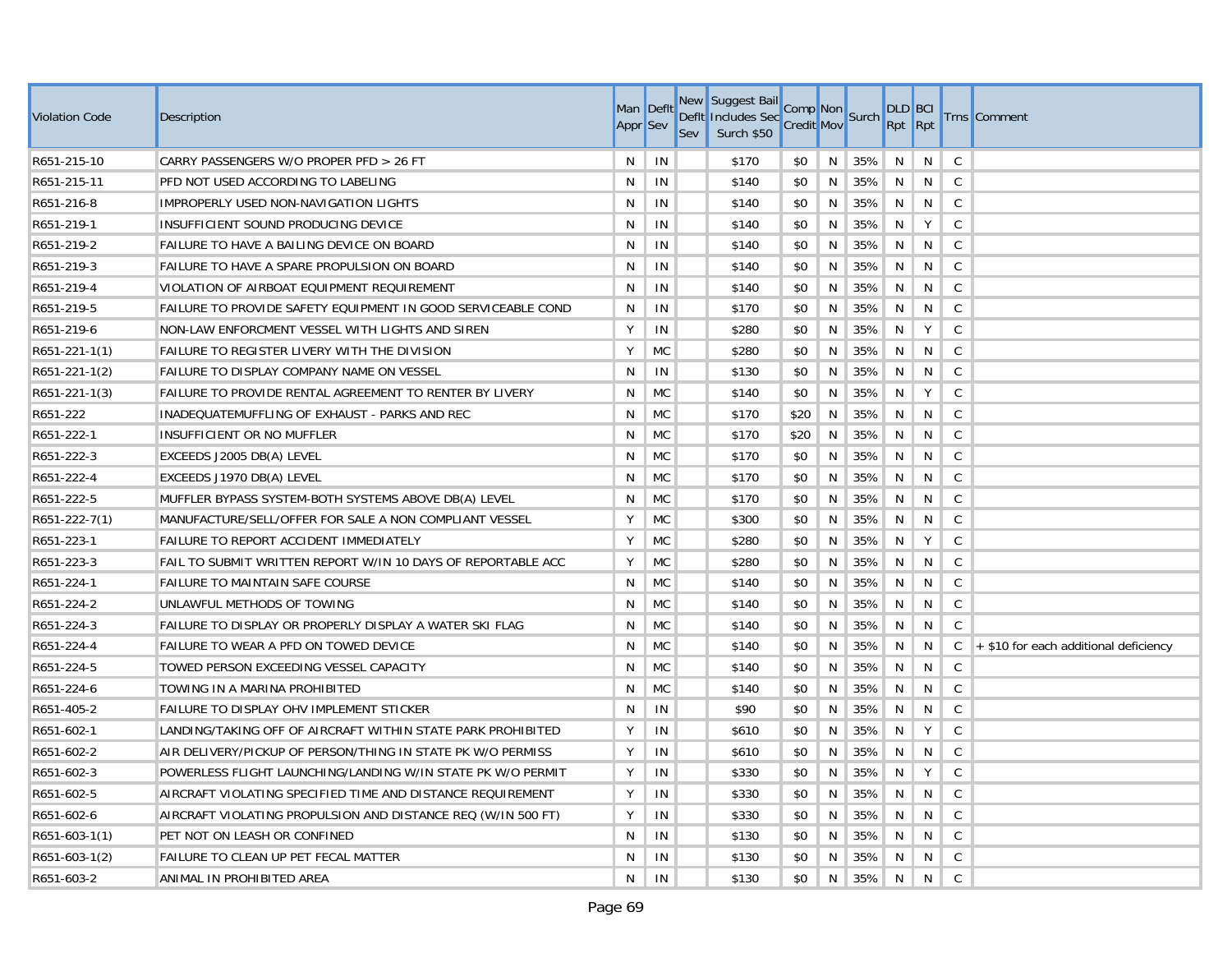| Violation Code | Description | Man Appr | Deflt Sev | New Deflt Sev | Suggest Bail Includes Sec Surch $50 | Comp Credit | Non Mov | Surch | DLD Rpt | BCI Rpt | Trns | Comment |
|---|---|---|---|---|---|---|---|---|---|---|---|---|
| R651-215-10 | CARRY PASSENGERS W/O PROPER PFD > 26 FT | N | IN | | $170 | $0 | N | 35% | N | N | C | |
| R651-215-11 | PFD NOT USED ACCORDING TO LABELING | N | IN | | $140 | $0 | N | 35% | N | N | C | |
| R651-216-8 | IMPROPERLY USED NON-NAVIGATION LIGHTS | N | IN | | $140 | $0 | N | 35% | N | N | C | |
| R651-219-1 | INSUFFICIENT SOUND PRODUCING DEVICE | N | IN | | $140 | $0 | N | 35% | N | Y | C | |
| R651-219-2 | FAILURE TO HAVE A BAILING DEVICE ON BOARD | N | IN | | $140 | $0 | N | 35% | N | N | C | |
| R651-219-3 | FAILURE TO HAVE A SPARE PROPULSION ON BOARD | N | IN | | $140 | $0 | N | 35% | N | N | C | |
| R651-219-4 | VIOLATION OF AIRBOAT EQUIPMENT REQUIREMENT | N | IN | | $140 | $0 | N | 35% | N | N | C | |
| R651-219-5 | FAILURE TO PROVIDE SAFETY EQUIPMENT IN GOOD SERVICEABLE COND | N | IN | | $170 | $0 | N | 35% | N | N | C | |
| R651-219-6 | NON-LAW ENFORCMENT VESSEL WITH LIGHTS AND SIREN | Y | IN | | $280 | $0 | N | 35% | N | Y | C | |
| R651-221-1(1) | FAILURE TO REGISTER LIVERY WITH THE DIVISION | Y | MC | | $280 | $0 | N | 35% | N | N | C | |
| R651-221-1(2) | FAILURE TO DISPLAY COMPANY NAME ON VESSEL | N | IN | | $130 | $0 | N | 35% | N | N | C | |
| R651-221-1(3) | FAILURE TO PROVIDE RENTAL AGREEMENT TO RENTER BY LIVERY | N | MC | | $140 | $0 | N | 35% | N | Y | C | |
| R651-222 | INADEQUATEMUFFLING OF EXHAUST - PARKS AND REC | N | MC | | $170 | $20 | N | 35% | N | N | C | |
| R651-222-1 | INSUFFICIENT OR NO MUFFLER | N | MC | | $170 | $20 | N | 35% | N | N | C | |
| R651-222-3 | EXCEEDS J2005 DB(A) LEVEL | N | MC | | $170 | $0 | N | 35% | N | N | C | |
| R651-222-4 | EXCEEDS J1970 DB(A) LEVEL | N | MC | | $170 | $0 | N | 35% | N | N | C | |
| R651-222-5 | MUFFLER BYPASS SYSTEM-BOTH SYSTEMS ABOVE DB(A) LEVEL | N | MC | | $170 | $0 | N | 35% | N | N | C | |
| R651-222-7(1) | MANUFACTURE/SELL/OFFER FOR SALE A NON COMPLIANT VESSEL | Y | MC | | $300 | $0 | N | 35% | N | N | C | |
| R651-223-1 | FAILURE TO REPORT ACCIDENT IMMEDIATELY | Y | MC | | $280 | $0 | N | 35% | N | Y | C | |
| R651-223-3 | FAIL TO SUBMIT WRITTEN REPORT W/IN 10 DAYS OF REPORTABLE ACC | Y | MC | | $280 | $0 | N | 35% | N | N | C | |
| R651-224-1 | FAILURE TO MAINTAIN SAFE COURSE | N | MC | | $140 | $0 | N | 35% | N | N | C | |
| R651-224-2 | UNLAWFUL METHODS OF TOWING | N | MC | | $140 | $0 | N | 35% | N | N | C | |
| R651-224-3 | FAILURE TO DISPLAY OR PROPERLY DISPLAY A WATER SKI FLAG | N | MC | | $140 | $0 | N | 35% | N | N | C | |
| R651-224-4 | FAILURE TO WEAR A PFD ON TOWED DEVICE | N | MC | | $140 | $0 | N | 35% | N | N | C | + $10 for each additional deficiency |
| R651-224-5 | TOWED PERSON EXCEEDING VESSEL CAPACITY | N | MC | | $140 | $0 | N | 35% | N | N | C | |
| R651-224-6 | TOWING IN A MARINA PROHIBITED | N | MC | | $140 | $0 | N | 35% | N | N | C | |
| R651-405-2 | FAILURE TO DISPLAY OHV IMPLEMENT STICKER | N | IN | | $90 | $0 | N | 35% | N | N | C | |
| R651-602-1 | LANDING/TAKING OFF OF AIRCRAFT WITHIN STATE PARK PROHIBITED | Y | IN | | $610 | $0 | N | 35% | N | Y | C | |
| R651-602-2 | AIR DELIVERY/PICKUP OF PERSON/THING IN STATE PK W/O PERMISS | Y | IN | | $610 | $0 | N | 35% | N | N | C | |
| R651-602-3 | POWERLESS FLIGHT LAUNCHING/LANDING W/IN STATE PK W/O PERMIT | Y | IN | | $330 | $0 | N | 35% | N | Y | C | |
| R651-602-5 | AIRCRAFT VIOLATING SPECIFIED TIME AND DISTANCE REQUIREMENT | Y | IN | | $330 | $0 | N | 35% | N | N | C | |
| R651-602-6 | AIRCRAFT VIOLATING PROPULSION AND DISTANCE REQ (W/IN 500 FT) | Y | IN | | $330 | $0 | N | 35% | N | N | C | |
| R651-603-1(1) | PET NOT ON LEASH OR CONFINED | N | IN | | $130 | $0 | N | 35% | N | N | C | |
| R651-603-1(2) | FAILURE TO CLEAN UP PET FECAL MATTER | N | IN | | $130 | $0 | N | 35% | N | N | C | |
| R651-603-2 | ANIMAL IN PROHIBITED AREA | N | IN | | $130 | $0 | N | 35% | N | N | C | |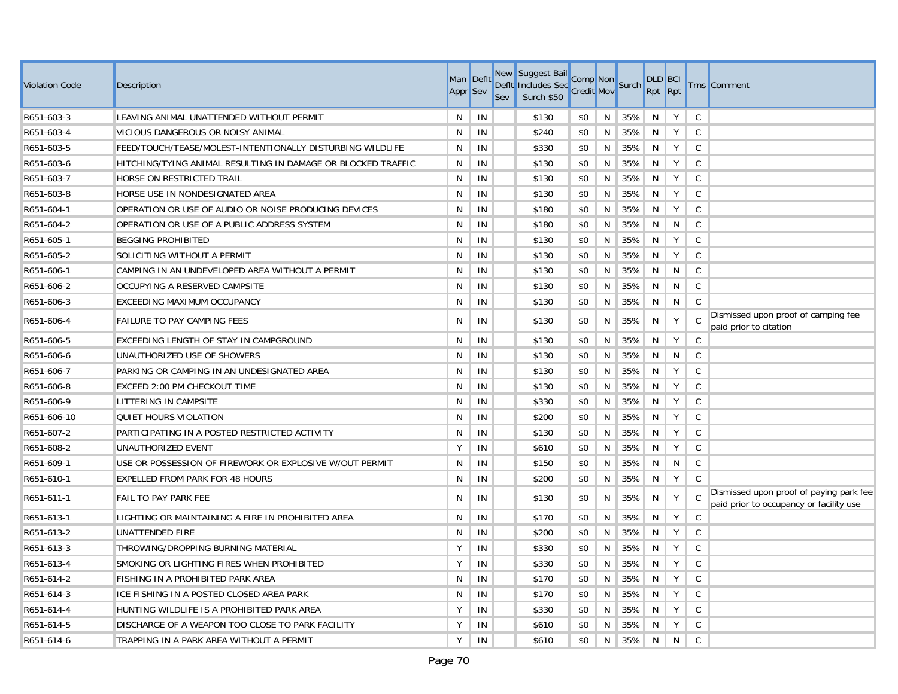| Violation Code | Description | Man Appr | Deflt Sev | New Deflt Sev | Suggest Bail Includes Sec Surch $50 | Comp Credit | Non Mov | Surch | DLD Rpt | BCI Rpt | Trns | Comment |
|---|---|---|---|---|---|---|---|---|---|---|---|---|
| R651-603-3 | LEAVING ANIMAL UNATTENDED WITHOUT PERMIT | N | IN | | $130 | $0 | N | 35% | N | Y | C | |
| R651-603-4 | VICIOUS DANGEROUS OR NOISY ANIMAL | N | IN | | $240 | $0 | N | 35% | N | Y | C | |
| R651-603-5 | FEED/TOUCH/TEASE/MOLEST-INTENTIONALLY DISTURBING WILDLIFE | N | IN | | $330 | $0 | N | 35% | N | Y | C | |
| R651-603-6 | HITCHING/TYING ANIMAL RESULTING IN DAMAGE OR BLOCKED TRAFFIC | N | IN | | $130 | $0 | N | 35% | N | Y | C | |
| R651-603-7 | HORSE ON RESTRICTED TRAIL | N | IN | | $130 | $0 | N | 35% | N | Y | C | |
| R651-603-8 | HORSE USE IN NONDESIGNATED AREA | N | IN | | $130 | $0 | N | 35% | N | Y | C | |
| R651-604-1 | OPERATION OR USE OF AUDIO OR NOISE PRODUCING DEVICES | N | IN | | $180 | $0 | N | 35% | N | Y | C | |
| R651-604-2 | OPERATION OR USE OF A PUBLIC ADDRESS SYSTEM | N | IN | | $180 | $0 | N | 35% | N | N | C | |
| R651-605-1 | BEGGING PROHIBITED | N | IN | | $130 | $0 | N | 35% | N | Y | C | |
| R651-605-2 | SOLICITING WITHOUT A PERMIT | N | IN | | $130 | $0 | N | 35% | N | Y | C | |
| R651-606-1 | CAMPING IN AN UNDEVELOPED AREA WITHOUT A PERMIT | N | IN | | $130 | $0 | N | 35% | N | N | C | |
| R651-606-2 | OCCUPYING A RESERVED CAMPSITE | N | IN | | $130 | $0 | N | 35% | N | N | C | |
| R651-606-3 | EXCEEDING MAXIMUM OCCUPANCY | N | IN | | $130 | $0 | N | 35% | N | N | C | |
| R651-606-4 | FAILURE TO PAY CAMPING FEES | N | IN | | $130 | $0 | N | 35% | N | Y | C | Dismissed upon proof of camping fee paid prior to citation |
| R651-606-5 | EXCEEDING LENGTH OF STAY IN CAMPGROUND | N | IN | | $130 | $0 | N | 35% | N | Y | C | |
| R651-606-6 | UNAUTHORIZED USE OF SHOWERS | N | IN | | $130 | $0 | N | 35% | N | N | C | |
| R651-606-7 | PARKING OR CAMPING IN AN UNDESIGNATED AREA | N | IN | | $130 | $0 | N | 35% | N | Y | C | |
| R651-606-8 | EXCEED 2:00 PM CHECKOUT TIME | N | IN | | $130 | $0 | N | 35% | N | Y | C | |
| R651-606-9 | LITTERING IN CAMPSITE | N | IN | | $330 | $0 | N | 35% | N | Y | C | |
| R651-606-10 | QUIET HOURS VIOLATION | N | IN | | $200 | $0 | N | 35% | N | Y | C | |
| R651-607-2 | PARTICIPATING IN A POSTED RESTRICTED ACTIVITY | N | IN | | $130 | $0 | N | 35% | N | Y | C | |
| R651-608-2 | UNAUTHORIZED EVENT | Y | IN | | $610 | $0 | N | 35% | N | Y | C | |
| R651-609-1 | USE OR POSSESSION OF FIREWORK OR EXPLOSIVE W/OUT PERMIT | N | IN | | $150 | $0 | N | 35% | N | N | C | |
| R651-610-1 | EXPELLED FROM PARK FOR 48 HOURS | N | IN | | $200 | $0 | N | 35% | N | Y | C | |
| R651-611-1 | FAIL TO PAY PARK FEE | N | IN | | $130 | $0 | N | 35% | N | Y | C | Dismissed upon proof of paying park fee paid prior to occupancy or facility use |
| R651-613-1 | LIGHTING OR MAINTAINING A FIRE IN PROHIBITED AREA | N | IN | | $170 | $0 | N | 35% | N | Y | C | |
| R651-613-2 | UNATTENDED FIRE | N | IN | | $200 | $0 | N | 35% | N | Y | C | |
| R651-613-3 | THROWING/DROPPING BURNING MATERIAL | Y | IN | | $330 | $0 | N | 35% | N | Y | C | |
| R651-613-4 | SMOKING OR LIGHTING FIRES WHEN PROHIBITED | Y | IN | | $330 | $0 | N | 35% | N | Y | C | |
| R651-614-2 | FISHING IN A PROHIBITED PARK AREA | N | IN | | $170 | $0 | N | 35% | N | Y | C | |
| R651-614-3 | ICE FISHING IN A POSTED CLOSED AREA PARK | N | IN | | $170 | $0 | N | 35% | N | Y | C | |
| R651-614-4 | HUNTING WILDLIFE IS A PROHIBITED PARK AREA | Y | IN | | $330 | $0 | N | 35% | N | Y | C | |
| R651-614-5 | DISCHARGE OF A WEAPON TOO CLOSE TO PARK FACILITY | Y | IN | | $610 | $0 | N | 35% | N | Y | C | |
| R651-614-6 | TRAPPING IN A PARK AREA WITHOUT A PERMIT | Y | IN | | $610 | $0 | N | 35% | N | N | C | |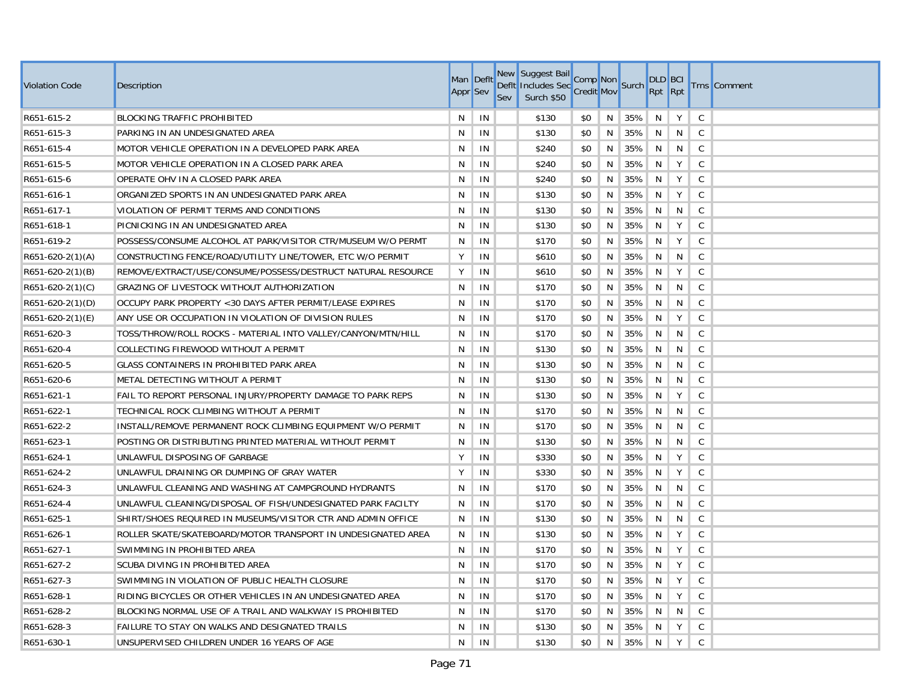| Violation Code | Description | Man Appr | Deflt Sev | New Deflt Sev | Suggest Bail Includes Sec Surch $50 | Comp Credit | Non Mov | Surch | DLD Rpt | BCI Rpt | Trns | Comment |
|---|---|---|---|---|---|---|---|---|---|---|---|---|
| R651-615-2 | BLOCKING TRAFFIC PROHIBITED | N | IN | | $130 | $0 | N | 35% | N | Y | C | |
| R651-615-3 | PARKING IN AN UNDESIGNATED AREA | N | IN | | $130 | $0 | N | 35% | N | N | C | |
| R651-615-4 | MOTOR VEHICLE OPERATION IN A DEVELOPED PARK AREA | N | IN | | $240 | $0 | N | 35% | N | N | C | |
| R651-615-5 | MOTOR VEHICLE OPERATION IN A CLOSED PARK AREA | N | IN | | $240 | $0 | N | 35% | N | Y | C | |
| R651-615-6 | OPERATE OHV IN A CLOSED PARK AREA | N | IN | | $240 | $0 | N | 35% | N | Y | C | |
| R651-616-1 | ORGANIZED SPORTS IN AN UNDESIGNATED PARK AREA | N | IN | | $130 | $0 | N | 35% | N | Y | C | |
| R651-617-1 | VIOLATION OF PERMIT TERMS AND CONDITIONS | N | IN | | $130 | $0 | N | 35% | N | N | C | |
| R651-618-1 | PICNICKING IN AN UNDESIGNATED AREA | N | IN | | $130 | $0 | N | 35% | N | Y | C | |
| R651-619-2 | POSSESS/CONSUME ALCOHOL AT PARK/VISITOR CTR/MUSEUM W/O PERMT | N | IN | | $170 | $0 | N | 35% | N | Y | C | |
| R651-620-2(1)(A) | CONSTRUCTING FENCE/ROAD/UTILITY LINE/TOWER, ETC W/O PERMIT | Y | IN | | $610 | $0 | N | 35% | N | N | C | |
| R651-620-2(1)(B) | REMOVE/EXTRACT/USE/CONSUME/POSSESS/DESTRUCT NATURAL RESOURCE | Y | IN | | $610 | $0 | N | 35% | N | Y | C | |
| R651-620-2(1)(C) | GRAZING OF LIVESTOCK WITHOUT AUTHORIZATION | N | IN | | $170 | $0 | N | 35% | N | N | C | |
| R651-620-2(1)(D) | OCCUPY PARK PROPERTY <30 DAYS AFTER PERMIT/LEASE EXPIRES | N | IN | | $170 | $0 | N | 35% | N | N | C | |
| R651-620-2(1)(E) | ANY USE OR OCCUPATION IN VIOLATION OF DIVISION RULES | N | IN | | $170 | $0 | N | 35% | N | Y | C | |
| R651-620-3 | TOSS/THROW/ROLL ROCKS - MATERIAL INTO VALLEY/CANYON/MTN/HILL | N | IN | | $170 | $0 | N | 35% | N | N | C | |
| R651-620-4 | COLLECTING FIREWOOD WITHOUT A PERMIT | N | IN | | $130 | $0 | N | 35% | N | N | C | |
| R651-620-5 | GLASS CONTAINERS IN PROHIBITED PARK AREA | N | IN | | $130 | $0 | N | 35% | N | N | C | |
| R651-620-6 | METAL DETECTING WITHOUT A PERMIT | N | IN | | $130 | $0 | N | 35% | N | N | C | |
| R651-621-1 | FAIL TO REPORT PERSONAL INJURY/PROPERTY DAMAGE TO PARK REPS | N | IN | | $130 | $0 | N | 35% | N | Y | C | |
| R651-622-1 | TECHNICAL ROCK CLIMBING WITHOUT A PERMIT | N | IN | | $170 | $0 | N | 35% | N | N | C | |
| R651-622-2 | INSTALL/REMOVE PERMANENT ROCK CLIMBING EQUIPMENT W/O PERMIT | N | IN | | $170 | $0 | N | 35% | N | N | C | |
| R651-623-1 | POSTING OR DISTRIBUTING PRINTED MATERIAL WITHOUT PERMIT | N | IN | | $130 | $0 | N | 35% | N | N | C | |
| R651-624-1 | UNLAWFUL DISPOSING OF GARBAGE | Y | IN | | $330 | $0 | N | 35% | N | Y | C | |
| R651-624-2 | UNLAWFUL DRAINING OR DUMPING OF GRAY WATER | Y | IN | | $330 | $0 | N | 35% | N | Y | C | |
| R651-624-3 | UNLAWFUL CLEANING AND WASHING AT CAMPGROUND HYDRANTS | N | IN | | $170 | $0 | N | 35% | N | N | C | |
| R651-624-4 | UNLAWFUL CLEANING/DISPOSAL OF FISH/UNDESIGNATED PARK FACILTY | N | IN | | $170 | $0 | N | 35% | N | N | C | |
| R651-625-1 | SHIRT/SHOES REQUIRED IN MUSEUMS/VISITOR CTR AND ADMIN OFFICE | N | IN | | $130 | $0 | N | 35% | N | N | C | |
| R651-626-1 | ROLLER SKATE/SKATEBOARD/MOTOR TRANSPORT IN UNDESIGNATED AREA | N | IN | | $130 | $0 | N | 35% | N | Y | C | |
| R651-627-1 | SWIMMING IN PROHIBITED AREA | N | IN | | $170 | $0 | N | 35% | N | Y | C | |
| R651-627-2 | SCUBA DIVING IN PROHIBITED AREA | N | IN | | $170 | $0 | N | 35% | N | Y | C | |
| R651-627-3 | SWIMMING IN VIOLATION OF PUBLIC HEALTH CLOSURE | N | IN | | $170 | $0 | N | 35% | N | Y | C | |
| R651-628-1 | RIDING BICYCLES OR OTHER VEHICLES IN AN UNDESIGNATED AREA | N | IN | | $170 | $0 | N | 35% | N | Y | C | |
| R651-628-2 | BLOCKING NORMAL USE OF A TRAIL AND WALKWAY IS PROHIBITED | N | IN | | $170 | $0 | N | 35% | N | N | C | |
| R651-628-3 | FAILURE TO STAY ON WALKS AND DESIGNATED TRAILS | N | IN | | $130 | $0 | N | 35% | N | Y | C | |
| R651-630-1 | UNSUPERVISED CHILDREN UNDER 16 YEARS OF AGE | N | IN | | $130 | $0 | N | 35% | N | Y | C | |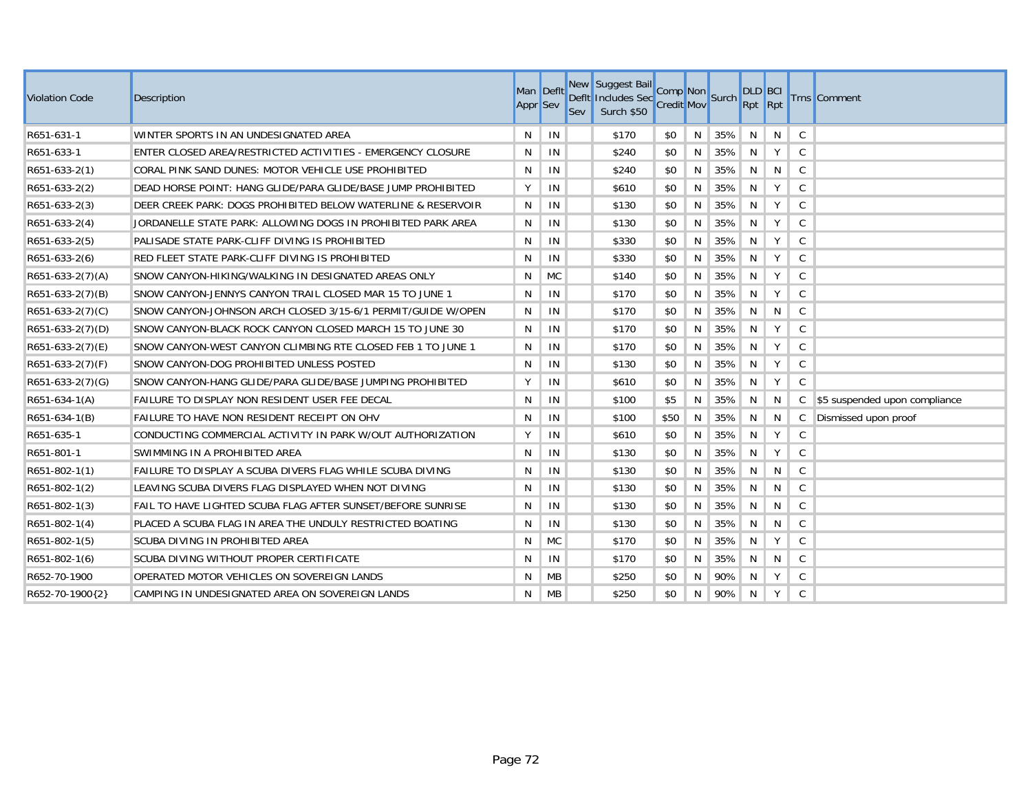| Violation Code | Description | Man Appr | Deflt Sev | New Deflt Sev | Suggest Bail Includes Sec Surch $50 | Comp Credit | Non Mov | Surch | DLD Rpt | BCI Rpt | Trns | Comment |
|---|---|---|---|---|---|---|---|---|---|---|---|---|
| R651-631-1 | WINTER SPORTS IN AN UNDESIGNATED AREA | N | IN | | $170 | $0 | N | 35% | N | N | C | |
| R651-633-1 | ENTER CLOSED AREA/RESTRICTED ACTIVITIES - EMERGENCY CLOSURE | N | IN | | $240 | $0 | N | 35% | N | Y | C | |
| R651-633-2(1) | CORAL PINK SAND DUNES: MOTOR VEHICLE USE PROHIBITED | N | IN | | $240 | $0 | N | 35% | N | N | C | |
| R651-633-2(2) | DEAD HORSE POINT: HANG GLIDE/PARA GLIDE/BASE JUMP PROHIBITED | Y | IN | | $610 | $0 | N | 35% | N | Y | C | |
| R651-633-2(3) | DEER CREEK PARK: DOGS PROHIBITED BELOW WATERLINE & RESERVOIR | N | IN | | $130 | $0 | N | 35% | N | Y | C | |
| R651-633-2(4) | JORDANELLE STATE PARK: ALLOWING DOGS IN PROHIBITED PARK AREA | N | IN | | $130 | $0 | N | 35% | N | Y | C | |
| R651-633-2(5) | PALISADE STATE PARK-CLIFF DIVING IS PROHIBITED | N | IN | | $330 | $0 | N | 35% | N | Y | C | |
| R651-633-2(6) | RED FLEET STATE PARK-CLIFF DIVING IS PROHIBITED | N | IN | | $330 | $0 | N | 35% | N | Y | C | |
| R651-633-2(7)(A) | SNOW CANYON-HIKING/WALKING IN DESIGNATED AREAS ONLY | N | MC | | $140 | $0 | N | 35% | N | Y | C | |
| R651-633-2(7)(B) | SNOW CANYON-JENNYS CANYON TRAIL CLOSED MAR 15 TO JUNE 1 | N | IN | | $170 | $0 | N | 35% | N | Y | C | |
| R651-633-2(7)(C) | SNOW CANYON-JOHNSON ARCH CLOSED 3/15-6/1 PERMIT/GUIDE W/OPEN | N | IN | | $170 | $0 | N | 35% | N | N | C | |
| R651-633-2(7)(D) | SNOW CANYON-BLACK ROCK CANYON CLOSED MARCH 15 TO JUNE 30 | N | IN | | $170 | $0 | N | 35% | N | Y | C | |
| R651-633-2(7)(E) | SNOW CANYON-WEST CANYON CLIMBING RTE CLOSED FEB 1 TO JUNE 1 | N | IN | | $170 | $0 | N | 35% | N | Y | C | |
| R651-633-2(7)(F) | SNOW CANYON-DOG PROHIBITED UNLESS POSTED | N | IN | | $130 | $0 | N | 35% | N | Y | C | |
| R651-633-2(7)(G) | SNOW CANYON-HANG GLIDE/PARA GLIDE/BASE JUMPING PROHIBITED | Y | IN | | $610 | $0 | N | 35% | N | Y | C | |
| R651-634-1(A) | FAILURE TO DISPLAY NON RESIDENT USER FEE DECAL | N | IN | | $100 | $5 | N | 35% | N | N | C | $5 suspended upon compliance |
| R651-634-1(B) | FAILURE TO HAVE NON RESIDENT RECEIPT ON OHV | N | IN | | $100 | $50 | N | 35% | N | N | C | Dismissed upon proof |
| R651-635-1 | CONDUCTING COMMERCIAL ACTIVITY IN PARK W/OUT AUTHORIZATION | Y | IN | | $610 | $0 | N | 35% | N | Y | C | |
| R651-801-1 | SWIMMING IN A PROHIBITED AREA | N | IN | | $130 | $0 | N | 35% | N | Y | C | |
| R651-802-1(1) | FAILURE TO DISPLAY A SCUBA DIVERS FLAG WHILE SCUBA DIVING | N | IN | | $130 | $0 | N | 35% | N | N | C | |
| R651-802-1(2) | LEAVING SCUBA DIVERS FLAG DISPLAYED WHEN NOT DIVING | N | IN | | $130 | $0 | N | 35% | N | N | C | |
| R651-802-1(3) | FAIL TO HAVE LIGHTED SCUBA FLAG AFTER SUNSET/BEFORE SUNRISE | N | IN | | $130 | $0 | N | 35% | N | N | C | |
| R651-802-1(4) | PLACED A SCUBA FLAG IN AREA THE UNDULY RESTRICTED BOATING | N | IN | | $130 | $0 | N | 35% | N | N | C | |
| R651-802-1(5) | SCUBA DIVING IN PROHIBITED AREA | N | MC | | $170 | $0 | N | 35% | N | Y | C | |
| R651-802-1(6) | SCUBA DIVING WITHOUT PROPER CERTIFICATE | N | IN | | $170 | $0 | N | 35% | N | N | C | |
| R652-70-1900 | OPERATED MOTOR VEHICLES ON SOVEREIGN LANDS | N | MB | | $250 | $0 | N | 90% | N | Y | C | |
| R652-70-1900{2} | CAMPING IN UNDESIGNATED AREA ON SOVEREIGN LANDS | N | MB | | $250 | $0 | N | 90% | N | Y | C | |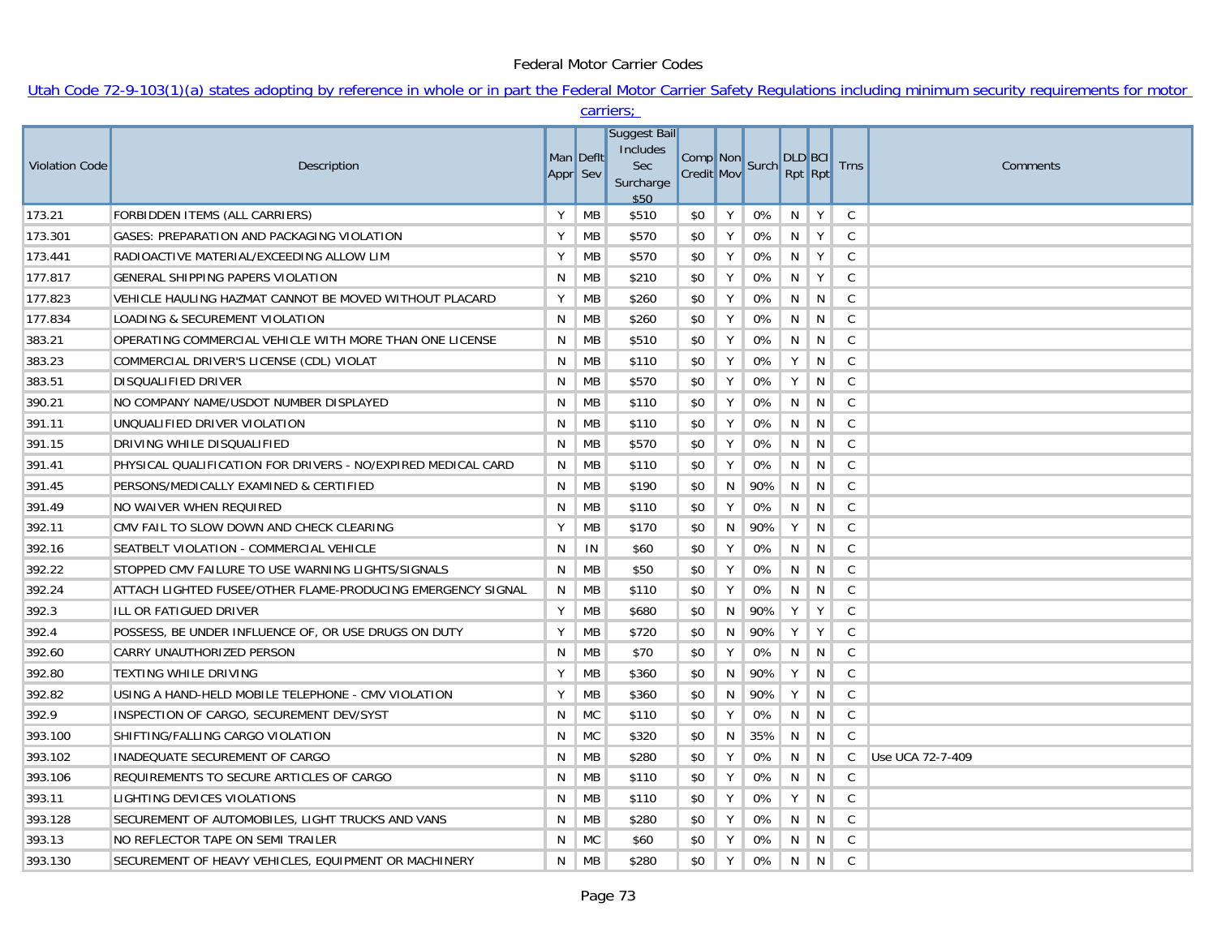# Federal Motor Carrier Codes

Utah Code 72-9-103(1)(a) states adopting by reference in whole or in part the Federal Motor Carrier Safety Regulations including minimum security requirements for motor carriers;

| Violation Code | Description | Man Appr | Deflt Sev | Suggest Bail Includes Sec Surcharge $50 | Comp Credit | Non Mov | Surch | DLD Rpt | BCI Rpt | Trns | Comments |
|---|---|---|---|---|---|---|---|---|---|---|---|
| 173.21 | FORBIDDEN ITEMS (ALL CARRIERS) | Y | MB | $510 | $0 | Y | 0% | N | Y | C | |
| 173.301 | GASES: PREPARATION AND PACKAGING VIOLATION | Y | MB | $570 | $0 | Y | 0% | N | Y | C | |
| 173.441 | RADIOACTIVE MATERIAL/EXCEEDING ALLOW LIM | Y | MB | $570 | $0 | Y | 0% | N | Y | C | |
| 177.817 | GENERAL SHIPPING PAPERS VIOLATION | N | MB | $210 | $0 | Y | 0% | N | Y | C | |
| 177.823 | VEHICLE HAULING HAZMAT CANNOT BE MOVED WITHOUT PLACARD | Y | MB | $260 | $0 | Y | 0% | N | N | C | |
| 177.834 | LOADING & SECUREMENT VIOLATION | N | MB | $260 | $0 | Y | 0% | N | N | C | |
| 383.21 | OPERATING COMMERCIAL VEHICLE WITH MORE THAN ONE LICENSE | N | MB | $510 | $0 | Y | 0% | N | N | C | |
| 383.23 | COMMERCIAL DRIVER'S LICENSE (CDL) VIOLAT | N | MB | $110 | $0 | Y | 0% | Y | N | C | |
| 383.51 | DISQUALIFIED DRIVER | N | MB | $570 | $0 | Y | 0% | Y | N | C | |
| 390.21 | NO COMPANY NAME/USDOT NUMBER DISPLAYED | N | MB | $110 | $0 | Y | 0% | N | N | C | |
| 391.11 | UNQUALIFIED DRIVER VIOLATION | N | MB | $110 | $0 | Y | 0% | N | N | C | |
| 391.15 | DRIVING WHILE DISQUALIFIED | N | MB | $570 | $0 | Y | 0% | N | N | C | |
| 391.41 | PHYSICAL QUALIFICATION FOR DRIVERS - NO/EXPIRED MEDICAL CARD | N | MB | $110 | $0 | Y | 0% | N | N | C | |
| 391.45 | PERSONS/MEDICALLY EXAMINED & CERTIFIED | N | MB | $190 | $0 | N | 90% | N | N | C | |
| 391.49 | NO WAIVER WHEN REQUIRED | N | MB | $110 | $0 | Y | 0% | N | N | C | |
| 392.11 | CMV FAIL TO SLOW DOWN AND CHECK CLEARING | Y | MB | $170 | $0 | N | 90% | Y | N | C | |
| 392.16 | SEATBELT VIOLATION - COMMERCIAL VEHICLE | N | IN | $60 | $0 | Y | 0% | N | N | C | |
| 392.22 | STOPPED CMV FAILURE TO USE WARNING LIGHTS/SIGNALS | N | MB | $50 | $0 | Y | 0% | N | N | C | |
| 392.24 | ATTACH LIGHTED FUSEE/OTHER FLAME-PRODUCING EMERGENCY SIGNAL | N | MB | $110 | $0 | Y | 0% | N | N | C | |
| 392.3 | ILL OR FATIGUED DRIVER | Y | MB | $680 | $0 | N | 90% | Y | Y | C | |
| 392.4 | POSSESS, BE UNDER INFLUENCE OF, OR USE DRUGS ON DUTY | Y | MB | $720 | $0 | N | 90% | Y | Y | C | |
| 392.60 | CARRY UNAUTHORIZED PERSON | N | MB | $70 | $0 | Y | 0% | N | N | C | |
| 392.80 | TEXTING WHILE DRIVING | Y | MB | $360 | $0 | N | 90% | Y | N | C | |
| 392.82 | USING A HAND-HELD MOBILE TELEPHONE - CMV VIOLATION | Y | MB | $360 | $0 | N | 90% | Y | N | C | |
| 392.9 | INSPECTION OF CARGO, SECUREMENT DEV/SYST | N | MC | $110 | $0 | Y | 0% | N | N | C | |
| 393.100 | SHIFTING/FALLING CARGO VIOLATION | N | MC | $320 | $0 | N | 35% | N | N | C | |
| 393.102 | INADEQUATE SECUREMENT OF CARGO | N | MB | $280 | $0 | Y | 0% | N | N | C | Use UCA 72-7-409 |
| 393.106 | REQUIREMENTS TO SECURE ARTICLES OF CARGO | N | MB | $110 | $0 | Y | 0% | N | N | C | |
| 393.11 | LIGHTING DEVICES VIOLATIONS | N | MB | $110 | $0 | Y | 0% | Y | N | C | |
| 393.128 | SECUREMENT OF AUTOMOBILES, LIGHT TRUCKS AND VANS | N | MB | $280 | $0 | Y | 0% | N | N | C | |
| 393.13 | NO REFLECTOR TAPE ON SEMI TRAILER | N | MC | $60 | $0 | Y | 0% | N | N | C | |
| 393.130 | SECUREMENT OF HEAVY VEHICLES, EQUIPMENT OR MACHINERY | N | MB | $280 | $0 | Y | 0% | N | N | C | |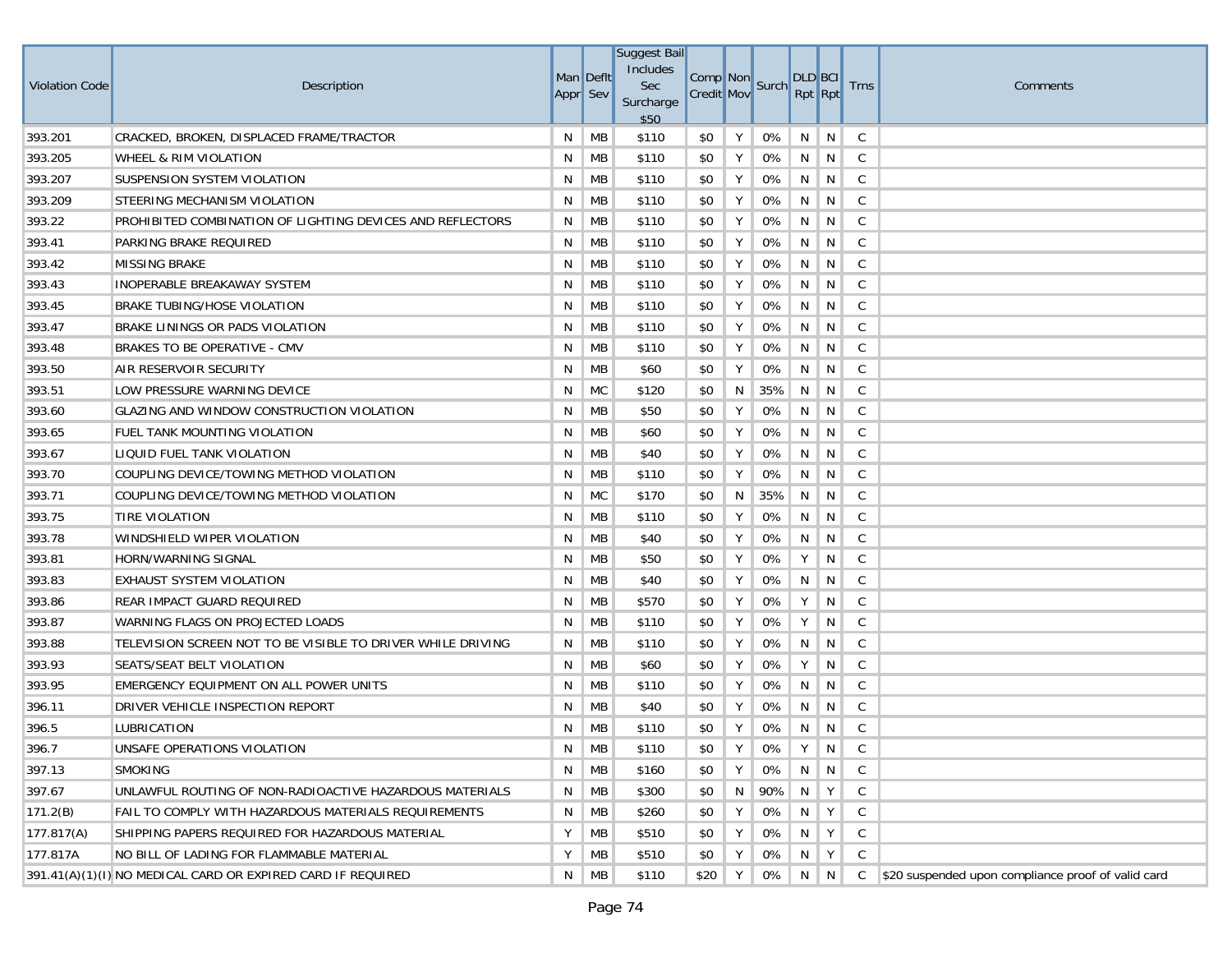| Violation Code | Description | Man Appr | Deflt Sev | Suggest Bail Includes Sec Surcharge $50 | Comp Credit | Non Mov | Surch | DLD Rpt | BCI Rpt | Trns | Comments |
|---|---|---|---|---|---|---|---|---|---|---|---|
| 393.201 | CRACKED, BROKEN, DISPLACED FRAME/TRACTOR | N | MB | $110 | $0 | Y | 0% | N | N | C | |
| 393.205 | WHEEL & RIM VIOLATION | N | MB | $110 | $0 | Y | 0% | N | N | C | |
| 393.207 | SUSPENSION SYSTEM VIOLATION | N | MB | $110 | $0 | Y | 0% | N | N | C | |
| 393.209 | STEERING MECHANISM VIOLATION | N | MB | $110 | $0 | Y | 0% | N | N | C | |
| 393.22 | PROHIBITED COMBINATION OF LIGHTING DEVICES AND REFLECTORS | N | MB | $110 | $0 | Y | 0% | N | N | C | |
| 393.41 | PARKING BRAKE REQUIRED | N | MB | $110 | $0 | Y | 0% | N | N | C | |
| 393.42 | MISSING BRAKE | N | MB | $110 | $0 | Y | 0% | N | N | C | |
| 393.43 | INOPERABLE BREAKAWAY SYSTEM | N | MB | $110 | $0 | Y | 0% | N | N | C | |
| 393.45 | BRAKE TUBING/HOSE VIOLATION | N | MB | $110 | $0 | Y | 0% | N | N | C | |
| 393.47 | BRAKE LININGS OR PADS VIOLATION | N | MB | $110 | $0 | Y | 0% | N | N | C | |
| 393.48 | BRAKES TO BE OPERATIVE - CMV | N | MB | $110 | $0 | Y | 0% | N | N | C | |
| 393.50 | AIR RESERVOIR SECURITY | N | MB | $60 | $0 | Y | 0% | N | N | C | |
| 393.51 | LOW PRESSURE WARNING DEVICE | N | MC | $120 | $0 | N | 35% | N | N | C | |
| 393.60 | GLAZING AND WINDOW CONSTRUCTION VIOLATION | N | MB | $50 | $0 | Y | 0% | N | N | C | |
| 393.65 | FUEL TANK MOUNTING VIOLATION | N | MB | $60 | $0 | Y | 0% | N | N | C | |
| 393.67 | LIQUID FUEL TANK VIOLATION | N | MB | $40 | $0 | Y | 0% | N | N | C | |
| 393.70 | COUPLING DEVICE/TOWING METHOD VIOLATION | N | MB | $110 | $0 | Y | 0% | N | N | C | |
| 393.71 | COUPLING DEVICE/TOWING METHOD VIOLATION | N | MC | $170 | $0 | N | 35% | N | N | C | |
| 393.75 | TIRE VIOLATION | N | MB | $110 | $0 | Y | 0% | N | N | C | |
| 393.78 | WINDSHIELD WIPER VIOLATION | N | MB | $40 | $0 | Y | 0% | N | N | C | |
| 393.81 | HORN/WARNING SIGNAL | N | MB | $50 | $0 | Y | 0% | Y | N | C | |
| 393.83 | EXHAUST SYSTEM VIOLATION | N | MB | $40 | $0 | Y | 0% | N | N | C | |
| 393.86 | REAR IMPACT GUARD REQUIRED | N | MB | $570 | $0 | Y | 0% | Y | N | C | |
| 393.87 | WARNING FLAGS ON PROJECTED LOADS | N | MB | $110 | $0 | Y | 0% | Y | N | C | |
| 393.88 | TELEVISION SCREEN NOT TO BE VISIBLE TO DRIVER WHILE DRIVING | N | MB | $110 | $0 | Y | 0% | N | N | C | |
| 393.93 | SEATS/SEAT BELT VIOLATION | N | MB | $60 | $0 | Y | 0% | Y | N | C | |
| 393.95 | EMERGENCY EQUIPMENT ON ALL POWER UNITS | N | MB | $110 | $0 | Y | 0% | N | N | C | |
| 396.11 | DRIVER VEHICLE INSPECTION REPORT | N | MB | $40 | $0 | Y | 0% | N | N | C | |
| 396.5 | LUBRICATION | N | MB | $110 | $0 | Y | 0% | N | N | C | |
| 396.7 | UNSAFE OPERATIONS VIOLATION | N | MB | $110 | $0 | Y | 0% | Y | N | C | |
| 397.13 | SMOKING | N | MB | $160 | $0 | Y | 0% | N | N | C | |
| 397.67 | UNLAWFUL ROUTING OF NON-RADIOACTIVE HAZARDOUS MATERIALS | N | MB | $300 | $0 | N | 90% | N | Y | C | |
| 171.2(B) | FAIL TO COMPLY WITH HAZARDOUS MATERIALS REQUIREMENTS | N | MB | $260 | $0 | Y | 0% | N | Y | C | |
| 177.817(A) | SHIPPING PAPERS REQUIRED FOR HAZARDOUS MATERIAL | Y | MB | $510 | $0 | Y | 0% | N | Y | C | |
| 177.817A | NO BILL OF LADING FOR FLAMMABLE MATERIAL | Y | MB | $510 | $0 | Y | 0% | N | Y | C | |
| 391.41(A)(1)(I) | NO MEDICAL CARD OR EXPIRED CARD IF REQUIRED | N | MB | $110 | $20 | Y | 0% | N | N | C | $20 suspended upon compliance proof of valid card |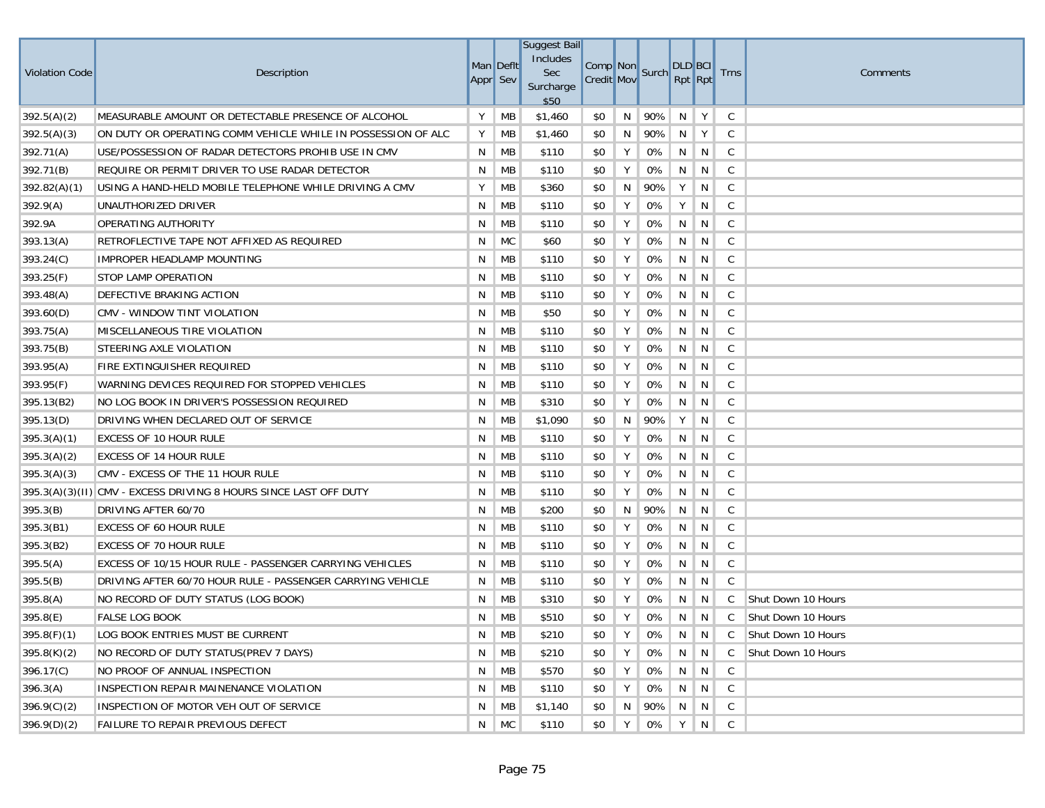| Violation Code | Description | Man Appr | Deflt Sev | Suggest Bail Includes Sec Surcharge $50 | Comp Credit | Non Mov | Surch | DLD Rpt | BCI Rpt | Trns | Comments |
|---|---|---|---|---|---|---|---|---|---|---|---|
| 392.5(A)(2) | MEASURABLE AMOUNT OR DETECTABLE PRESENCE OF ALCOHOL | Y | MB | $1,460 | $0 | N | 90% | N | Y | C | |
| 392.5(A)(3) | ON DUTY OR OPERATING COMM VEHICLE WHILE IN POSSESSION OF ALC | Y | MB | $1,460 | $0 | N | 90% | N | Y | C | |
| 392.71(A) | USE/POSSESSION OF RADAR DETECTORS PROHIB USE IN CMV | N | MB | $110 | $0 | Y | 0% | N | N | C | |
| 392.71(B) | REQUIRE OR PERMIT DRIVER TO USE RADAR DETECTOR | N | MB | $110 | $0 | Y | 0% | N | N | C | |
| 392.82(A)(1) | USING A HAND-HELD MOBILE TELEPHONE WHILE DRIVING A CMV | Y | MB | $360 | $0 | N | 90% | Y | N | C | |
| 392.9(A) | UNAUTHORIZED DRIVER | N | MB | $110 | $0 | Y | 0% | Y | N | C | |
| 392.9A | OPERATING AUTHORITY | N | MB | $110 | $0 | Y | 0% | N | N | C | |
| 393.13(A) | RETROFLECTIVE TAPE NOT AFFIXED AS REQUIRED | N | MC | $60 | $0 | Y | 0% | N | N | C | |
| 393.24(C) | IMPROPER HEADLAMP MOUNTING | N | MB | $110 | $0 | Y | 0% | N | N | C | |
| 393.25(F) | STOP LAMP OPERATION | N | MB | $110 | $0 | Y | 0% | N | N | C | |
| 393.48(A) | DEFECTIVE BRAKING ACTION | N | MB | $110 | $0 | Y | 0% | N | N | C | |
| 393.60(D) | CMV - WINDOW TINT VIOLATION | N | MB | $50 | $0 | Y | 0% | N | N | C | |
| 393.75(A) | MISCELLANEOUS TIRE VIOLATION | N | MB | $110 | $0 | Y | 0% | N | N | C | |
| 393.75(B) | STEERING AXLE VIOLATION | N | MB | $110 | $0 | Y | 0% | N | N | C | |
| 393.95(A) | FIRE EXTINGUISHER REQUIRED | N | MB | $110 | $0 | Y | 0% | N | N | C | |
| 393.95(F) | WARNING DEVICES REQUIRED FOR STOPPED VEHICLES | N | MB | $110 | $0 | Y | 0% | N | N | C | |
| 395.13(B2) | NO LOG BOOK IN DRIVER'S POSSESSION REQUIRED | N | MB | $310 | $0 | Y | 0% | N | N | C | |
| 395.13(D) | DRIVING WHEN DECLARED OUT OF SERVICE | N | MB | $1,090 | $0 | N | 90% | Y | N | C | |
| 395.3(A)(1) | EXCESS OF 10 HOUR RULE | N | MB | $110 | $0 | Y | 0% | N | N | C | |
| 395.3(A)(2) | EXCESS OF 14 HOUR RULE | N | MB | $110 | $0 | Y | 0% | N | N | C | |
| 395.3(A)(3) | CMV - EXCESS OF THE 11 HOUR RULE | N | MB | $110 | $0 | Y | 0% | N | N | C | |
| 395.3(A)(3)(II) | CMV - EXCESS DRIVING 8 HOURS SINCE LAST OFF DUTY | N | MB | $110 | $0 | Y | 0% | N | N | C | |
| 395.3(B) | DRIVING AFTER 60/70 | N | MB | $200 | $0 | N | 90% | N | N | C | |
| 395.3(B1) | EXCESS OF 60 HOUR RULE | N | MB | $110 | $0 | Y | 0% | N | N | C | |
| 395.3(B2) | EXCESS OF 70 HOUR RULE | N | MB | $110 | $0 | Y | 0% | N | N | C | |
| 395.5(A) | EXCESS OF 10/15 HOUR RULE - PASSENGER CARRYING VEHICLES | N | MB | $110 | $0 | Y | 0% | N | N | C | |
| 395.5(B) | DRIVING AFTER 60/70 HOUR RULE - PASSENGER CARRYING VEHICLE | N | MB | $110 | $0 | Y | 0% | N | N | C | |
| 395.8(A) | NO RECORD OF DUTY STATUS (LOG BOOK) | N | MB | $310 | $0 | Y | 0% | N | N | C | Shut Down 10 Hours |
| 395.8(E) | FALSE LOG BOOK | N | MB | $510 | $0 | Y | 0% | N | N | C | Shut Down 10 Hours |
| 395.8(F)(1) | LOG BOOK ENTRIES MUST BE CURRENT | N | MB | $210 | $0 | Y | 0% | N | N | C | Shut Down 10 Hours |
| 395.8(K)(2) | NO RECORD OF DUTY STATUS(PREV 7 DAYS) | N | MB | $210 | $0 | Y | 0% | N | N | C | Shut Down 10 Hours |
| 396.17(C) | NO PROOF OF ANNUAL INSPECTION | N | MB | $570 | $0 | Y | 0% | N | N | C | |
| 396.3(A) | INSPECTION REPAIR MAINENANCE VIOLATION | N | MB | $110 | $0 | Y | 0% | N | N | C | |
| 396.9(C)(2) | INSPECTION OF MOTOR VEH OUT OF SERVICE | N | MB | $1,140 | $0 | N | 90% | N | N | C | |
| 396.9(D)(2) | FAILURE TO REPAIR PREVIOUS DEFECT | N | MC | $110 | $0 | Y | 0% | Y | N | C | |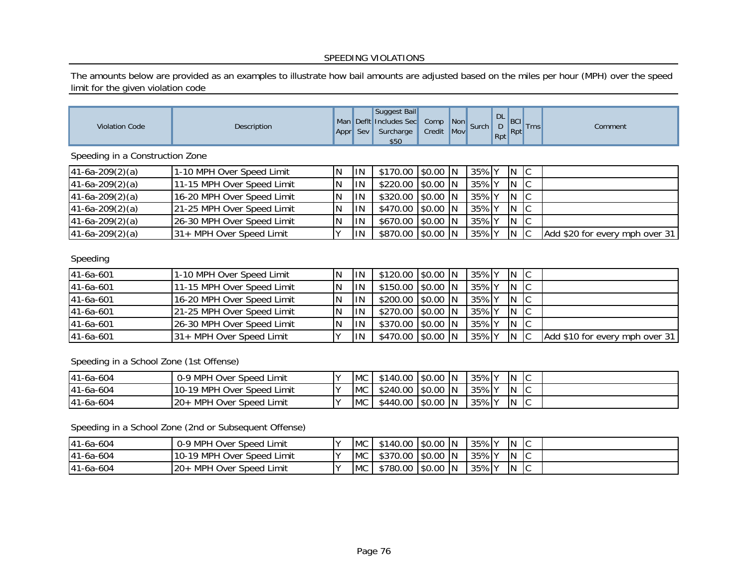SPEEDING VIOLATIONS

The amounts below are provided as an examples to illustrate how bail amounts are adjusted based on the miles per hour (MPH) over the speed limit for the given violation code

| Violation Code | Description | Man Appr | Deflt Sev | Suggest Bail Includes Sec Surcharge $50 | Comp Credit | Non Mov | Surch | DL D Rpt | BCI Rpt | Trns | Comment |
|---|---|---|---|---|---|---|---|---|---|---|---|
| **Speeding in a Construction Zone** | | | | | | | | | | | |
| 41-6a-209(2)(a) | 1-10 MPH Over Speed Limit | N | IN | $170.00 | $0.00 | N | 35% | Y | N | C | |
| 41-6a-209(2)(a) | 11-15 MPH Over Speed Limit | N | IN | $220.00 | $0.00 | N | 35% | Y | N | C | |
| 41-6a-209(2)(a) | 16-20 MPH Over Speed Limit | N | IN | $320.00 | $0.00 | N | 35% | Y | N | C | |
| 41-6a-209(2)(a) | 21-25 MPH Over Speed Limit | N | IN | $470.00 | $0.00 | N | 35% | Y | N | C | |
| 41-6a-209(2)(a) | 26-30 MPH Over Speed Limit | N | IN | $670.00 | $0.00 | N | 35% | Y | N | C | |
| 41-6a-209(2)(a) | 31+ MPH Over Speed Limit | Y | IN | $870.00 | $0.00 | N | 35% | Y | N | C | Add $20 for every mph over 31 |
| **Speeding** | | | | | | | | | | | |
| 41-6a-601 | 1-10 MPH Over Speed Limit | N | IN | $120.00 | $0.00 | N | 35% | Y | N | C | |
| 41-6a-601 | 11-15 MPH Over Speed Limit | N | IN | $150.00 | $0.00 | N | 35% | Y | N | C | |
| 41-6a-601 | 16-20 MPH Over Speed Limit | N | IN | $200.00 | $0.00 | N | 35% | Y | N | C | |
| 41-6a-601 | 21-25 MPH Over Speed Limit | N | IN | $270.00 | $0.00 | N | 35% | Y | N | C | |
| 41-6a-601 | 26-30 MPH Over Speed Limit | N | IN | $370.00 | $0.00 | N | 35% | Y | N | C | |
| 41-6a-601 | 31+ MPH Over Speed Limit | Y | IN | $470.00 | $0.00 | N | 35% | Y | N | C | Add $10 for every mph over 31 |
| **Speeding in a School Zone (1st Offense)** | | | | | | | | | | | |
| 41-6a-604 | 0-9 MPH Over Speed Limit | Y | MC | $140.00 | $0.00 | N | 35% | Y | N | C | |
| 41-6a-604 | 10-19 MPH Over Speed Limit | Y | MC | $240.00 | $0.00 | N | 35% | Y | N | C | |
| 41-6a-604 | 20+ MPH Over Speed Limit | Y | MC | $440.00 | $0.00 | N | 35% | Y | N | C | |
| **Speeding in a School Zone (2nd or Subsequent Offense)** | | | | | | | | | | | |
| 41-6a-604 | 0-9 MPH Over Speed Limit | Y | MC | $140.00 | $0.00 | N | 35% | Y | N | C | |
| 41-6a-604 | 10-19 MPH Over Speed Limit | Y | MC | $370.00 | $0.00 | N | 35% | Y | N | C | |
| 41-6a-604 | 20+ MPH Over Speed Limit | Y | MC | $780.00 | $0.00 | N | 35% | Y | N | C | |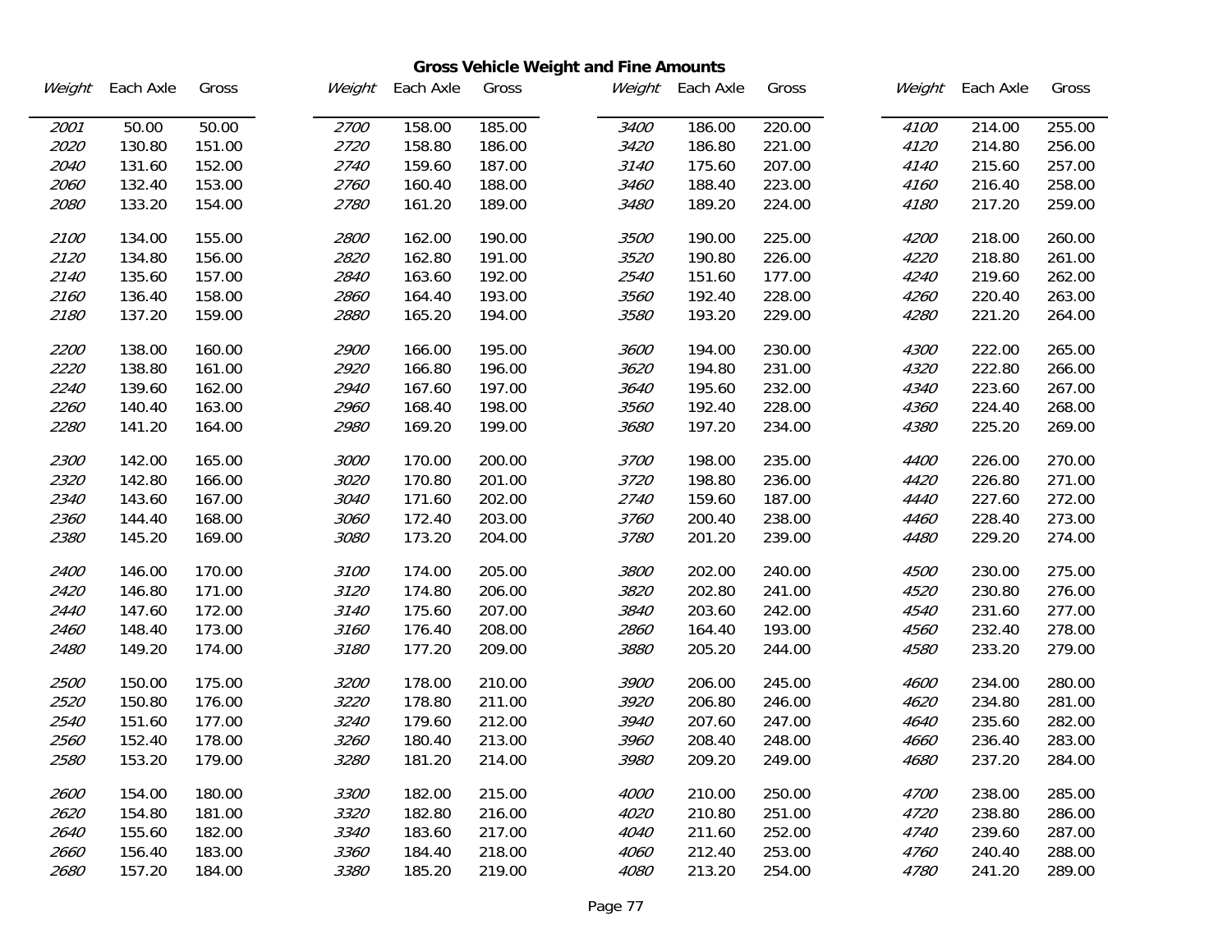## Gross Vehicle Weight and Fine Amounts

| *Weight* | Each Axle | Gross | *Weight* | Each Axle | Gross | *Weight* | Each Axle | Gross | *Weight* | Each Axle | Gross |
|---|---|---|---|---|---|---|---|---|---|---|---|
| *2001* | 50.00 | 50.00 | *2700* | 158.00 | 185.00 | *3400* | 186.00 | 220.00 | *4100* | 214.00 | 255.00 |
| *2020* | 130.80 | 151.00 | *2720* | 158.80 | 186.00 | *3420* | 186.80 | 221.00 | *4120* | 214.80 | 256.00 |
| *2040* | 131.60 | 152.00 | *2740* | 159.60 | 187.00 | *3140* | 175.60 | 207.00 | *4140* | 215.60 | 257.00 |
| *2060* | 132.40 | 153.00 | *2760* | 160.40 | 188.00 | *3460* | 188.40 | 223.00 | *4160* | 216.40 | 258.00 |
| *2080* | 133.20 | 154.00 | *2780* | 161.20 | 189.00 | *3480* | 189.20 | 224.00 | *4180* | 217.20 | 259.00 |
| *2100* | 134.00 | 155.00 | *2800* | 162.00 | 190.00 | *3500* | 190.00 | 225.00 | *4200* | 218.00 | 260.00 |
| *2120* | 134.80 | 156.00 | *2820* | 162.80 | 191.00 | *3520* | 190.80 | 226.00 | *4220* | 218.80 | 261.00 |
| *2140* | 135.60 | 157.00 | *2840* | 163.60 | 192.00 | *2540* | 151.60 | 177.00 | *4240* | 219.60 | 262.00 |
| *2160* | 136.40 | 158.00 | *2860* | 164.40 | 193.00 | *3560* | 192.40 | 228.00 | *4260* | 220.40 | 263.00 |
| *2180* | 137.20 | 159.00 | *2880* | 165.20 | 194.00 | *3580* | 193.20 | 229.00 | *4280* | 221.20 | 264.00 |
| *2200* | 138.00 | 160.00 | *2900* | 166.00 | 195.00 | *3600* | 194.00 | 230.00 | *4300* | 222.00 | 265.00 |
| *2220* | 138.80 | 161.00 | *2920* | 166.80 | 196.00 | *3620* | 194.80 | 231.00 | *4320* | 222.80 | 266.00 |
| *2240* | 139.60 | 162.00 | *2940* | 167.60 | 197.00 | *3640* | 195.60 | 232.00 | *4340* | 223.60 | 267.00 |
| *2260* | 140.40 | 163.00 | *2960* | 168.40 | 198.00 | *3560* | 192.40 | 228.00 | *4360* | 224.40 | 268.00 |
| *2280* | 141.20 | 164.00 | *2980* | 169.20 | 199.00 | *3680* | 197.20 | 234.00 | *4380* | 225.20 | 269.00 |
| *2300* | 142.00 | 165.00 | *3000* | 170.00 | 200.00 | *3700* | 198.00 | 235.00 | *4400* | 226.00 | 270.00 |
| *2320* | 142.80 | 166.00 | *3020* | 170.80 | 201.00 | *3720* | 198.80 | 236.00 | *4420* | 226.80 | 271.00 |
| *2340* | 143.60 | 167.00 | *3040* | 171.60 | 202.00 | *2740* | 159.60 | 187.00 | *4440* | 227.60 | 272.00 |
| *2360* | 144.40 | 168.00 | *3060* | 172.40 | 203.00 | *3760* | 200.40 | 238.00 | *4460* | 228.40 | 273.00 |
| *2380* | 145.20 | 169.00 | *3080* | 173.20 | 204.00 | *3780* | 201.20 | 239.00 | *4480* | 229.20 | 274.00 |
| *2400* | 146.00 | 170.00 | *3100* | 174.00 | 205.00 | *3800* | 202.00 | 240.00 | *4500* | 230.00 | 275.00 |
| *2420* | 146.80 | 171.00 | *3120* | 174.80 | 206.00 | *3820* | 202.80 | 241.00 | *4520* | 230.80 | 276.00 |
| *2440* | 147.60 | 172.00 | *3140* | 175.60 | 207.00 | *3840* | 203.60 | 242.00 | *4540* | 231.60 | 277.00 |
| *2460* | 148.40 | 173.00 | *3160* | 176.40 | 208.00 | *2860* | 164.40 | 193.00 | *4560* | 232.40 | 278.00 |
| *2480* | 149.20 | 174.00 | *3180* | 177.20 | 209.00 | *3880* | 205.20 | 244.00 | *4580* | 233.20 | 279.00 |
| *2500* | 150.00 | 175.00 | *3200* | 178.00 | 210.00 | *3900* | 206.00 | 245.00 | *4600* | 234.00 | 280.00 |
| *2520* | 150.80 | 176.00 | *3220* | 178.80 | 211.00 | *3920* | 206.80 | 246.00 | *4620* | 234.80 | 281.00 |
| *2540* | 151.60 | 177.00 | *3240* | 179.60 | 212.00 | *3940* | 207.60 | 247.00 | *4640* | 235.60 | 282.00 |
| *2560* | 152.40 | 178.00 | *3260* | 180.40 | 213.00 | *3960* | 208.40 | 248.00 | *4660* | 236.40 | 283.00 |
| *2580* | 153.20 | 179.00 | *3280* | 181.20 | 214.00 | *3980* | 209.20 | 249.00 | *4680* | 237.20 | 284.00 |
| *2600* | 154.00 | 180.00 | *3300* | 182.00 | 215.00 | *4000* | 210.00 | 250.00 | *4700* | 238.00 | 285.00 |
| *2620* | 154.80 | 181.00 | *3320* | 182.80 | 216.00 | *4020* | 210.80 | 251.00 | *4720* | 238.80 | 286.00 |
| *2640* | 155.60 | 182.00 | *3340* | 183.60 | 217.00 | *4040* | 211.60 | 252.00 | *4740* | 239.60 | 287.00 |
| *2660* | 156.40 | 183.00 | *3360* | 184.40 | 218.00 | *4060* | 212.40 | 253.00 | *4760* | 240.40 | 288.00 |
| *2680* | 157.20 | 184.00 | *3380* | 185.20 | 219.00 | *4080* | 213.20 | 254.00 | *4780* | 241.20 | 289.00 |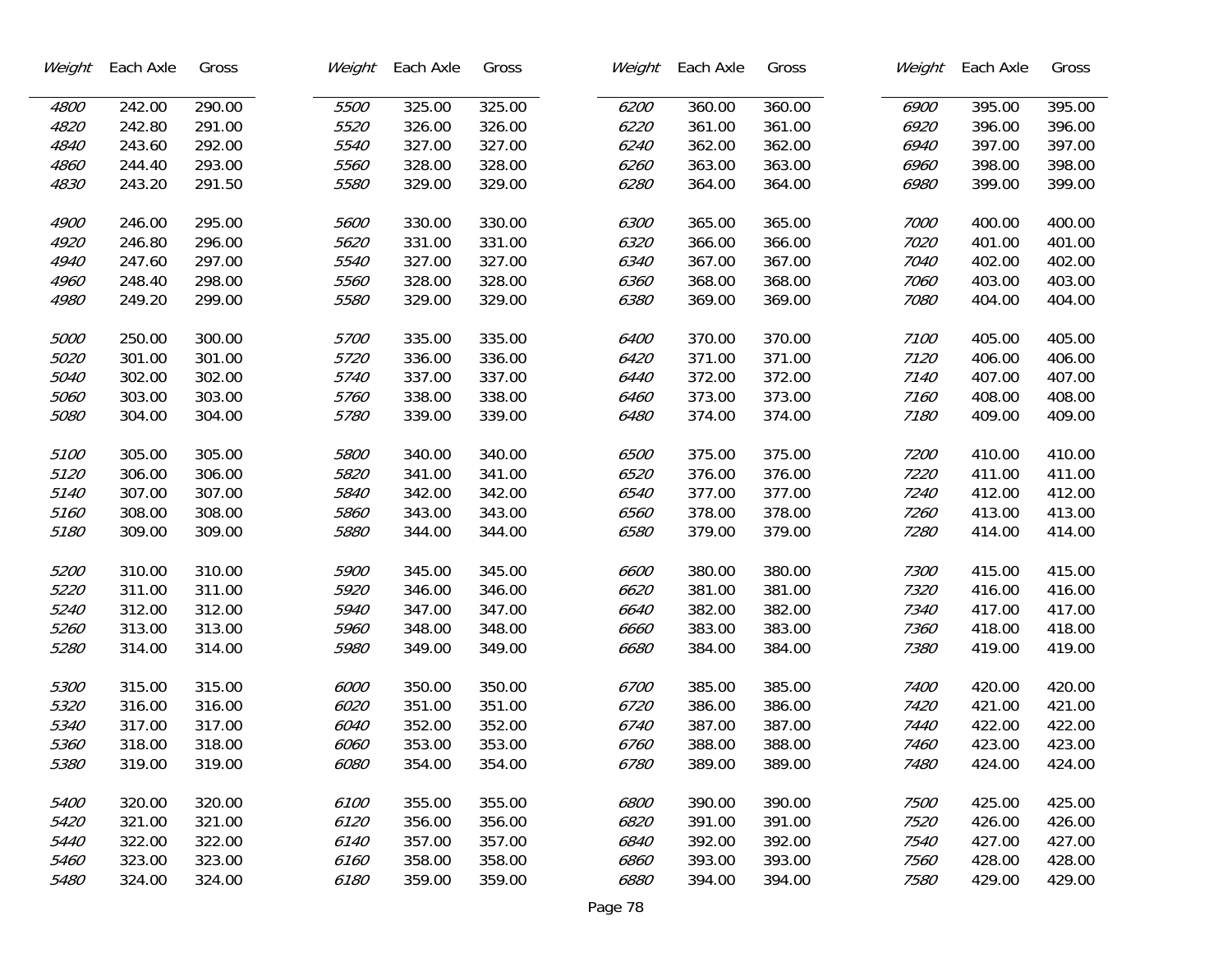| Weight | Each Axle | Gross |
|---|---|---|
| *4800* | 242.00 | 290.00 |
| *4820* | 242.80 | 291.00 |
| *4840* | 243.60 | 292.00 |
| *4860* | 244.40 | 293.00 |
| *4830* | 243.20 | 291.50 |
| *4900* | 246.00 | 295.00 |
| *4920* | 246.80 | 296.00 |
| *4940* | 247.60 | 297.00 |
| *4960* | 248.40 | 298.00 |
| *4980* | 249.20 | 299.00 |
| *5000* | 250.00 | 300.00 |
| *5020* | 301.00 | 301.00 |
| *5040* | 302.00 | 302.00 |
| *5060* | 303.00 | 303.00 |
| *5080* | 304.00 | 304.00 |
| *5100* | 305.00 | 305.00 |
| *5120* | 306.00 | 306.00 |
| *5140* | 307.00 | 307.00 |
| *5160* | 308.00 | 308.00 |
| *5180* | 309.00 | 309.00 |
| *5200* | 310.00 | 310.00 |
| *5220* | 311.00 | 311.00 |
| *5240* | 312.00 | 312.00 |
| *5260* | 313.00 | 313.00 |
| *5280* | 314.00 | 314.00 |
| *5300* | 315.00 | 315.00 |
| *5320* | 316.00 | 316.00 |
| *5340* | 317.00 | 317.00 |
| *5360* | 318.00 | 318.00 |
| *5380* | 319.00 | 319.00 |
| *5400* | 320.00 | 320.00 |
| *5420* | 321.00 | 321.00 |
| *5440* | 322.00 | 322.00 |
| *5460* | 323.00 | 323.00 |
| *5480* | 324.00 | 324.00 |

| Weight | Each Axle | Gross |
|---|---|---|
| *5500* | 325.00 | 325.00 |
| *5520* | 326.00 | 326.00 |
| *5540* | 327.00 | 327.00 |
| *5560* | 328.00 | 328.00 |
| *5580* | 329.00 | 329.00 |
| *5600* | 330.00 | 330.00 |
| *5620* | 331.00 | 331.00 |
| *5540* | 327.00 | 327.00 |
| *5560* | 328.00 | 328.00 |
| *5580* | 329.00 | 329.00 |
| *5700* | 335.00 | 335.00 |
| *5720* | 336.00 | 336.00 |
| *5740* | 337.00 | 337.00 |
| *5760* | 338.00 | 338.00 |
| *5780* | 339.00 | 339.00 |
| *5800* | 340.00 | 340.00 |
| *5820* | 341.00 | 341.00 |
| *5840* | 342.00 | 342.00 |
| *5860* | 343.00 | 343.00 |
| *5880* | 344.00 | 344.00 |
| *5900* | 345.00 | 345.00 |
| *5920* | 346.00 | 346.00 |
| *5940* | 347.00 | 347.00 |
| *5960* | 348.00 | 348.00 |
| *5980* | 349.00 | 349.00 |
| *6000* | 350.00 | 350.00 |
| *6020* | 351.00 | 351.00 |
| *6040* | 352.00 | 352.00 |
| *6060* | 353.00 | 353.00 |
| *6080* | 354.00 | 354.00 |
| *6100* | 355.00 | 355.00 |
| *6120* | 356.00 | 356.00 |
| *6140* | 357.00 | 357.00 |
| *6160* | 358.00 | 358.00 |
| *6180* | 359.00 | 359.00 |

| Weight | Each Axle | Gross |
|---|---|---|
| *6200* | 360.00 | 360.00 |
| *6220* | 361.00 | 361.00 |
| *6240* | 362.00 | 362.00 |
| *6260* | 363.00 | 363.00 |
| *6280* | 364.00 | 364.00 |
| *6300* | 365.00 | 365.00 |
| *6320* | 366.00 | 366.00 |
| *6340* | 367.00 | 367.00 |
| *6360* | 368.00 | 368.00 |
| *6380* | 369.00 | 369.00 |
| *6400* | 370.00 | 370.00 |
| *6420* | 371.00 | 371.00 |
| *6440* | 372.00 | 372.00 |
| *6460* | 373.00 | 373.00 |
| *6480* | 374.00 | 374.00 |
| *6500* | 375.00 | 375.00 |
| *6520* | 376.00 | 376.00 |
| *6540* | 377.00 | 377.00 |
| *6560* | 378.00 | 378.00 |
| *6580* | 379.00 | 379.00 |
| *6600* | 380.00 | 380.00 |
| *6620* | 381.00 | 381.00 |
| *6640* | 382.00 | 382.00 |
| *6660* | 383.00 | 383.00 |
| *6680* | 384.00 | 384.00 |
| *6700* | 385.00 | 385.00 |
| *6720* | 386.00 | 386.00 |
| *6740* | 387.00 | 387.00 |
| *6760* | 388.00 | 388.00 |
| *6780* | 389.00 | 389.00 |
| *6800* | 390.00 | 390.00 |
| *6820* | 391.00 | 391.00 |
| *6840* | 392.00 | 392.00 |
| *6860* | 393.00 | 393.00 |
| *6880* | 394.00 | 394.00 |

| Weight | Each Axle | Gross |
|---|---|---|
| *6900* | 395.00 | 395.00 |
| *6920* | 396.00 | 396.00 |
| *6940* | 397.00 | 397.00 |
| *6960* | 398.00 | 398.00 |
| *6980* | 399.00 | 399.00 |
| *7000* | 400.00 | 400.00 |
| *7020* | 401.00 | 401.00 |
| *7040* | 402.00 | 402.00 |
| *7060* | 403.00 | 403.00 |
| *7080* | 404.00 | 404.00 |
| *7100* | 405.00 | 405.00 |
| *7120* | 406.00 | 406.00 |
| *7140* | 407.00 | 407.00 |
| *7160* | 408.00 | 408.00 |
| *7180* | 409.00 | 409.00 |
| *7200* | 410.00 | 410.00 |
| *7220* | 411.00 | 411.00 |
| *7240* | 412.00 | 412.00 |
| *7260* | 413.00 | 413.00 |
| *7280* | 414.00 | 414.00 |
| *7300* | 415.00 | 415.00 |
| *7320* | 416.00 | 416.00 |
| *7340* | 417.00 | 417.00 |
| *7360* | 418.00 | 418.00 |
| *7380* | 419.00 | 419.00 |
| *7400* | 420.00 | 420.00 |
| *7420* | 421.00 | 421.00 |
| *7440* | 422.00 | 422.00 |
| *7460* | 423.00 | 423.00 |
| *7480* | 424.00 | 424.00 |
| *7500* | 425.00 | 425.00 |
| *7520* | 426.00 | 426.00 |
| *7540* | 427.00 | 427.00 |
| *7560* | 428.00 | 428.00 |
| *7580* | 429.00 | 429.00 |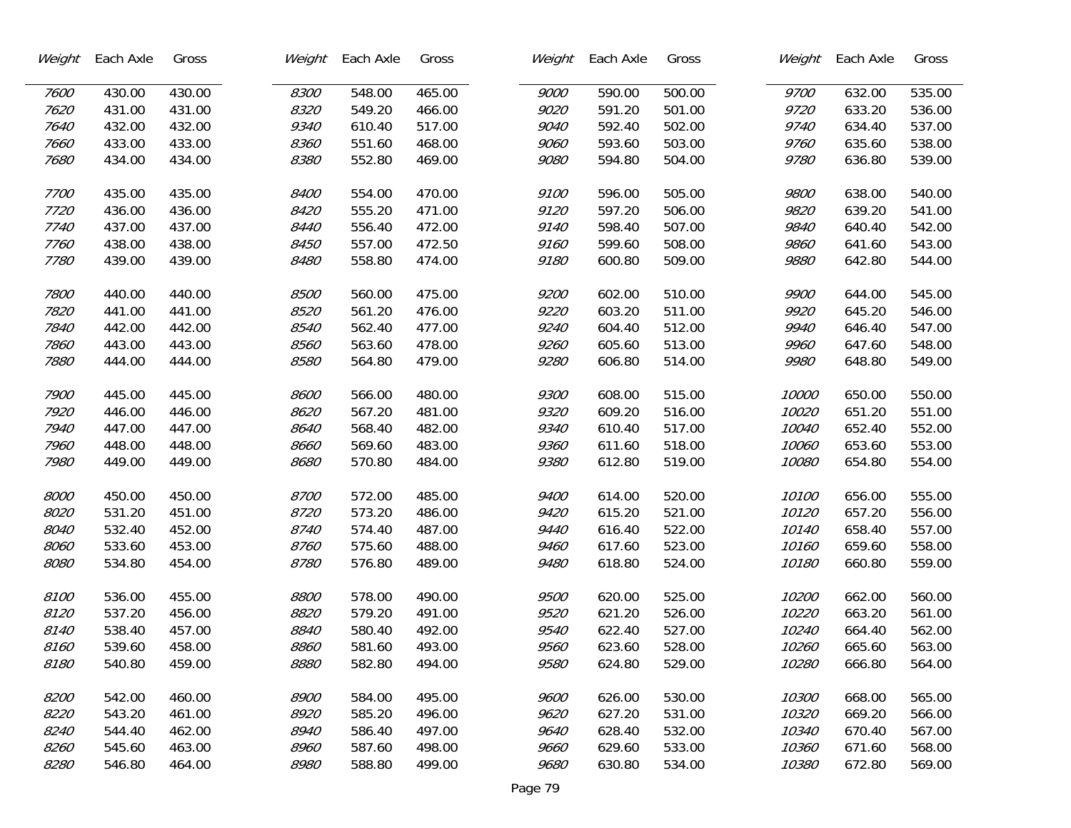| Weight | Each Axle | Gross |
|---|---|---|
| *7600* | 430.00 | 430.00 |
| *7620* | 431.00 | 431.00 |
| *7640* | 432.00 | 432.00 |
| *7660* | 433.00 | 433.00 |
| *7680* | 434.00 | 434.00 |
| *7700* | 435.00 | 435.00 |
| *7720* | 436.00 | 436.00 |
| *7740* | 437.00 | 437.00 |
| *7760* | 438.00 | 438.00 |
| *7780* | 439.00 | 439.00 |
| *7800* | 440.00 | 440.00 |
| *7820* | 441.00 | 441.00 |
| *7840* | 442.00 | 442.00 |
| *7860* | 443.00 | 443.00 |
| *7880* | 444.00 | 444.00 |
| *7900* | 445.00 | 445.00 |
| *7920* | 446.00 | 446.00 |
| *7940* | 447.00 | 447.00 |
| *7960* | 448.00 | 448.00 |
| *7980* | 449.00 | 449.00 |
| *8000* | 450.00 | 450.00 |
| *8020* | 531.20 | 451.00 |
| *8040* | 532.40 | 452.00 |
| *8060* | 533.60 | 453.00 |
| *8080* | 534.80 | 454.00 |
| *8100* | 536.00 | 455.00 |
| *8120* | 537.20 | 456.00 |
| *8140* | 538.40 | 457.00 |
| *8160* | 539.60 | 458.00 |
| *8180* | 540.80 | 459.00 |
| *8200* | 542.00 | 460.00 |
| *8220* | 543.20 | 461.00 |
| *8240* | 544.40 | 462.00 |
| *8260* | 545.60 | 463.00 |
| *8280* | 546.80 | 464.00 |

| Weight | Each Axle | Gross |
|---|---|---|
| *8300* | 548.00 | 465.00 |
| *8320* | 549.20 | 466.00 |
| *9340* | 610.40 | 517.00 |
| *8360* | 551.60 | 468.00 |
| *8380* | 552.80 | 469.00 |
| *8400* | 554.00 | 470.00 |
| *8420* | 555.20 | 471.00 |
| *8440* | 556.40 | 472.00 |
| *8450* | 557.00 | 472.50 |
| *8480* | 558.80 | 474.00 |
| *8500* | 560.00 | 475.00 |
| *8520* | 561.20 | 476.00 |
| *8540* | 562.40 | 477.00 |
| *8560* | 563.60 | 478.00 |
| *8580* | 564.80 | 479.00 |
| *8600* | 566.00 | 480.00 |
| *8620* | 567.20 | 481.00 |
| *8640* | 568.40 | 482.00 |
| *8660* | 569.60 | 483.00 |
| *8680* | 570.80 | 484.00 |
| *8700* | 572.00 | 485.00 |
| *8720* | 573.20 | 486.00 |
| *8740* | 574.40 | 487.00 |
| *8760* | 575.60 | 488.00 |
| *8780* | 576.80 | 489.00 |
| *8800* | 578.00 | 490.00 |
| *8820* | 579.20 | 491.00 |
| *8840* | 580.40 | 492.00 |
| *8860* | 581.60 | 493.00 |
| *8880* | 582.80 | 494.00 |
| *8900* | 584.00 | 495.00 |
| *8920* | 585.20 | 496.00 |
| *8940* | 586.40 | 497.00 |
| *8960* | 587.60 | 498.00 |
| *8980* | 588.80 | 499.00 |

| Weight | Each Axle | Gross |
|---|---|---|
| *9000* | 590.00 | 500.00 |
| *9020* | 591.20 | 501.00 |
| *9040* | 592.40 | 502.00 |
| *9060* | 593.60 | 503.00 |
| *9080* | 594.80 | 504.00 |
| *9100* | 596.00 | 505.00 |
| *9120* | 597.20 | 506.00 |
| *9140* | 598.40 | 507.00 |
| *9160* | 599.60 | 508.00 |
| *9180* | 600.80 | 509.00 |
| *9200* | 602.00 | 510.00 |
| *9220* | 603.20 | 511.00 |
| *9240* | 604.40 | 512.00 |
| *9260* | 605.60 | 513.00 |
| *9280* | 606.80 | 514.00 |
| *9300* | 608.00 | 515.00 |
| *9320* | 609.20 | 516.00 |
| *9340* | 610.40 | 517.00 |
| *9360* | 611.60 | 518.00 |
| *9380* | 612.80 | 519.00 |
| *9400* | 614.00 | 520.00 |
| *9420* | 615.20 | 521.00 |
| *9440* | 616.40 | 522.00 |
| *9460* | 617.60 | 523.00 |
| *9480* | 618.80 | 524.00 |
| *9500* | 620.00 | 525.00 |
| *9520* | 621.20 | 526.00 |
| *9540* | 622.40 | 527.00 |
| *9560* | 623.60 | 528.00 |
| *9580* | 624.80 | 529.00 |
| *9600* | 626.00 | 530.00 |
| *9620* | 627.20 | 531.00 |
| *9640* | 628.40 | 532.00 |
| *9660* | 629.60 | 533.00 |
| *9680* | 630.80 | 534.00 |

| Weight | Each Axle | Gross |
|---|---|---|
| *9700* | 632.00 | 535.00 |
| *9720* | 633.20 | 536.00 |
| *9740* | 634.40 | 537.00 |
| *9760* | 635.60 | 538.00 |
| *9780* | 636.80 | 539.00 |
| *9800* | 638.00 | 540.00 |
| *9820* | 639.20 | 541.00 |
| *9840* | 640.40 | 542.00 |
| *9860* | 641.60 | 543.00 |
| *9880* | 642.80 | 544.00 |
| *9900* | 644.00 | 545.00 |
| *9920* | 645.20 | 546.00 |
| *9940* | 646.40 | 547.00 |
| *9960* | 647.60 | 548.00 |
| *9980* | 648.80 | 549.00 |
| *10000* | 650.00 | 550.00 |
| *10020* | 651.20 | 551.00 |
| *10040* | 652.40 | 552.00 |
| *10060* | 653.60 | 553.00 |
| *10080* | 654.80 | 554.00 |
| *10100* | 656.00 | 555.00 |
| *10120* | 657.20 | 556.00 |
| *10140* | 658.40 | 557.00 |
| *10160* | 659.60 | 558.00 |
| *10180* | 660.80 | 559.00 |
| *10200* | 662.00 | 560.00 |
| *10220* | 663.20 | 561.00 |
| *10240* | 664.40 | 562.00 |
| *10260* | 665.60 | 563.00 |
| *10280* | 666.80 | 564.00 |
| *10300* | 668.00 | 565.00 |
| *10320* | 669.20 | 566.00 |
| *10340* | 670.40 | 567.00 |
| *10360* | 671.60 | 568.00 |
| *10380* | 672.80 | 569.00 |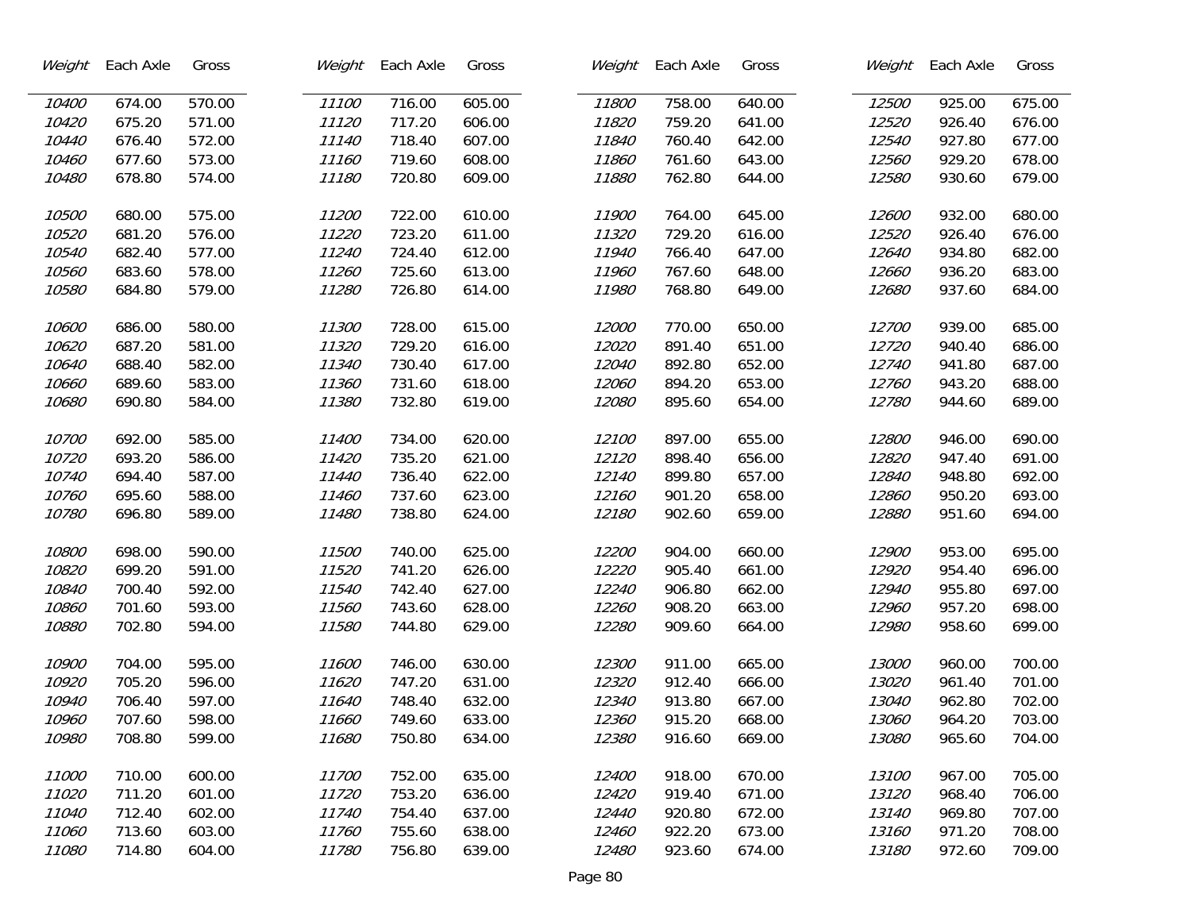| Weight | Each Axle | Gross |
|---|---|---|
| *10400* | 674.00 | 570.00 |
| *10420* | 675.20 | 571.00 |
| *10440* | 676.40 | 572.00 |
| *10460* | 677.60 | 573.00 |
| *10480* | 678.80 | 574.00 |
| *10500* | 680.00 | 575.00 |
| *10520* | 681.20 | 576.00 |
| *10540* | 682.40 | 577.00 |
| *10560* | 683.60 | 578.00 |
| *10580* | 684.80 | 579.00 |
| *10600* | 686.00 | 580.00 |
| *10620* | 687.20 | 581.00 |
| *10640* | 688.40 | 582.00 |
| *10660* | 689.60 | 583.00 |
| *10680* | 690.80 | 584.00 |
| *10700* | 692.00 | 585.00 |
| *10720* | 693.20 | 586.00 |
| *10740* | 694.40 | 587.00 |
| *10760* | 695.60 | 588.00 |
| *10780* | 696.80 | 589.00 |
| *10800* | 698.00 | 590.00 |
| *10820* | 699.20 | 591.00 |
| *10840* | 700.40 | 592.00 |
| *10860* | 701.60 | 593.00 |
| *10880* | 702.80 | 594.00 |
| *10900* | 704.00 | 595.00 |
| *10920* | 705.20 | 596.00 |
| *10940* | 706.40 | 597.00 |
| *10960* | 707.60 | 598.00 |
| *10980* | 708.80 | 599.00 |
| *11000* | 710.00 | 600.00 |
| *11020* | 711.20 | 601.00 |
| *11040* | 712.40 | 602.00 |
| *11060* | 713.60 | 603.00 |
| *11080* | 714.80 | 604.00 |

| Weight | Each Axle | Gross |
|---|---|---|
| *11100* | 716.00 | 605.00 |
| *11120* | 717.20 | 606.00 |
| *11140* | 718.40 | 607.00 |
| *11160* | 719.60 | 608.00 |
| *11180* | 720.80 | 609.00 |
| *11200* | 722.00 | 610.00 |
| *11220* | 723.20 | 611.00 |
| *11240* | 724.40 | 612.00 |
| *11260* | 725.60 | 613.00 |
| *11280* | 726.80 | 614.00 |
| *11300* | 728.00 | 615.00 |
| *11320* | 729.20 | 616.00 |
| *11340* | 730.40 | 617.00 |
| *11360* | 731.60 | 618.00 |
| *11380* | 732.80 | 619.00 |
| *11400* | 734.00 | 620.00 |
| *11420* | 735.20 | 621.00 |
| *11440* | 736.40 | 622.00 |
| *11460* | 737.60 | 623.00 |
| *11480* | 738.80 | 624.00 |
| *11500* | 740.00 | 625.00 |
| *11520* | 741.20 | 626.00 |
| *11540* | 742.40 | 627.00 |
| *11560* | 743.60 | 628.00 |
| *11580* | 744.80 | 629.00 |
| *11600* | 746.00 | 630.00 |
| *11620* | 747.20 | 631.00 |
| *11640* | 748.40 | 632.00 |
| *11660* | 749.60 | 633.00 |
| *11680* | 750.80 | 634.00 |
| *11700* | 752.00 | 635.00 |
| *11720* | 753.20 | 636.00 |
| *11740* | 754.40 | 637.00 |
| *11760* | 755.60 | 638.00 |
| *11780* | 756.80 | 639.00 |

| Weight | Each Axle | Gross |
|---|---|---|
| *11800* | 758.00 | 640.00 |
| *11820* | 759.20 | 641.00 |
| *11840* | 760.40 | 642.00 |
| *11860* | 761.60 | 643.00 |
| *11880* | 762.80 | 644.00 |
| *11900* | 764.00 | 645.00 |
| *11320* | 729.20 | 616.00 |
| *11940* | 766.40 | 647.00 |
| *11960* | 767.60 | 648.00 |
| *11980* | 768.80 | 649.00 |
| *12000* | 770.00 | 650.00 |
| *12020* | 891.40 | 651.00 |
| *12040* | 892.80 | 652.00 |
| *12060* | 894.20 | 653.00 |
| *12080* | 895.60 | 654.00 |
| *12100* | 897.00 | 655.00 |
| *12120* | 898.40 | 656.00 |
| *12140* | 899.80 | 657.00 |
| *12160* | 901.20 | 658.00 |
| *12180* | 902.60 | 659.00 |
| *12200* | 904.00 | 660.00 |
| *12220* | 905.40 | 661.00 |
| *12240* | 906.80 | 662.00 |
| *12260* | 908.20 | 663.00 |
| *12280* | 909.60 | 664.00 |
| *12300* | 911.00 | 665.00 |
| *12320* | 912.40 | 666.00 |
| *12340* | 913.80 | 667.00 |
| *12360* | 915.20 | 668.00 |
| *12380* | 916.60 | 669.00 |
| *12400* | 918.00 | 670.00 |
| *12420* | 919.40 | 671.00 |
| *12440* | 920.80 | 672.00 |
| *12460* | 922.20 | 673.00 |
| *12480* | 923.60 | 674.00 |

| Weight | Each Axle | Gross |
|---|---|---|
| *12500* | 925.00 | 675.00 |
| *12520* | 926.40 | 676.00 |
| *12540* | 927.80 | 677.00 |
| *12560* | 929.20 | 678.00 |
| *12580* | 930.60 | 679.00 |
| *12600* | 932.00 | 680.00 |
| *12520* | 926.40 | 676.00 |
| *12640* | 934.80 | 682.00 |
| *12660* | 936.20 | 683.00 |
| *12680* | 937.60 | 684.00 |
| *12700* | 939.00 | 685.00 |
| *12720* | 940.40 | 686.00 |
| *12740* | 941.80 | 687.00 |
| *12760* | 943.20 | 688.00 |
| *12780* | 944.60 | 689.00 |
| *12800* | 946.00 | 690.00 |
| *12820* | 947.40 | 691.00 |
| *12840* | 948.80 | 692.00 |
| *12860* | 950.20 | 693.00 |
| *12880* | 951.60 | 694.00 |
| *12900* | 953.00 | 695.00 |
| *12920* | 954.40 | 696.00 |
| *12940* | 955.80 | 697.00 |
| *12960* | 957.20 | 698.00 |
| *12980* | 958.60 | 699.00 |
| *13000* | 960.00 | 700.00 |
| *13020* | 961.40 | 701.00 |
| *13040* | 962.80 | 702.00 |
| *13060* | 964.20 | 703.00 |
| *13080* | 965.60 | 704.00 |
| *13100* | 967.00 | 705.00 |
| *13120* | 968.40 | 706.00 |
| *13140* | 969.80 | 707.00 |
| *13160* | 971.20 | 708.00 |
| *13180* | 972.60 | 709.00 |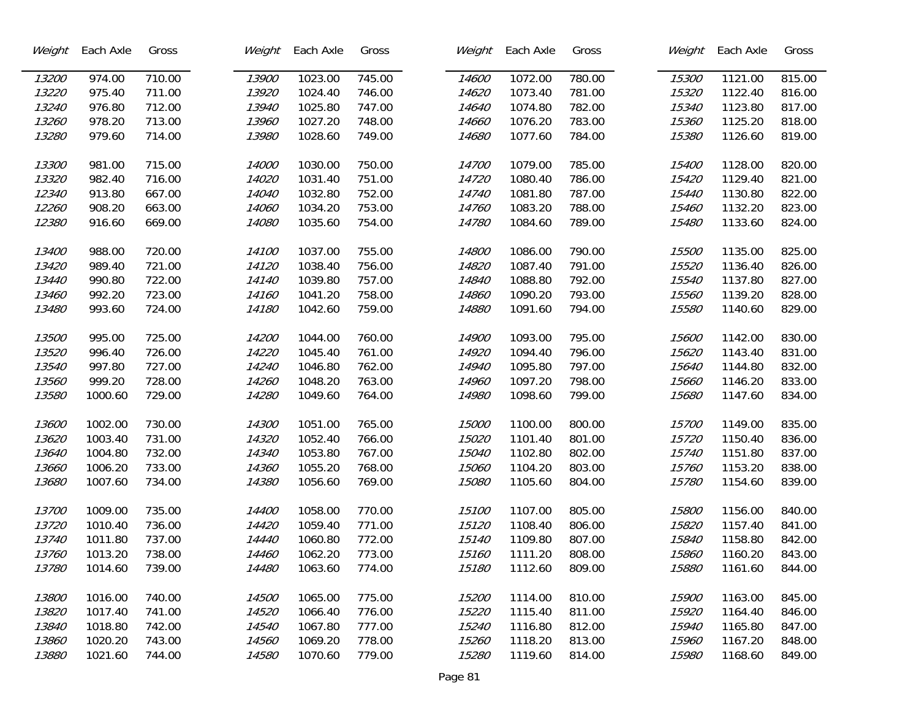| Weight | Each Axle | Gross | Weight | Each Axle | Gross | Weight | Each Axle | Gross | Weight | Each Axle | Gross |
|---|---|---|---|---|---|---|---|---|---|---|---|
| *13200* | 974.00 | 710.00 | *13900* | 1023.00 | 745.00 | *14600* | 1072.00 | 780.00 | *15300* | 1121.00 | 815.00 |
| *13220* | 975.40 | 711.00 | *13920* | 1024.40 | 746.00 | *14620* | 1073.40 | 781.00 | *15320* | 1122.40 | 816.00 |
| *13240* | 976.80 | 712.00 | *13940* | 1025.80 | 747.00 | *14640* | 1074.80 | 782.00 | *15340* | 1123.80 | 817.00 |
| *13260* | 978.20 | 713.00 | *13960* | 1027.20 | 748.00 | *14660* | 1076.20 | 783.00 | *15360* | 1125.20 | 818.00 |
| *13280* | 979.60 | 714.00 | *13980* | 1028.60 | 749.00 | *14680* | 1077.60 | 784.00 | *15380* | 1126.60 | 819.00 |
| *13300* | 981.00 | 715.00 | *14000* | 1030.00 | 750.00 | *14700* | 1079.00 | 785.00 | *15400* | 1128.00 | 820.00 |
| *13320* | 982.40 | 716.00 | *14020* | 1031.40 | 751.00 | *14720* | 1080.40 | 786.00 | *15420* | 1129.40 | 821.00 |
| *12340* | 913.80 | 667.00 | *14040* | 1032.80 | 752.00 | *14740* | 1081.80 | 787.00 | *15440* | 1130.80 | 822.00 |
| *12260* | 908.20 | 663.00 | *14060* | 1034.20 | 753.00 | *14760* | 1083.20 | 788.00 | *15460* | 1132.20 | 823.00 |
| *12380* | 916.60 | 669.00 | *14080* | 1035.60 | 754.00 | *14780* | 1084.60 | 789.00 | *15480* | 1133.60 | 824.00 |
| *13400* | 988.00 | 720.00 | *14100* | 1037.00 | 755.00 | *14800* | 1086.00 | 790.00 | *15500* | 1135.00 | 825.00 |
| *13420* | 989.40 | 721.00 | *14120* | 1038.40 | 756.00 | *14820* | 1087.40 | 791.00 | *15520* | 1136.40 | 826.00 |
| *13440* | 990.80 | 722.00 | *14140* | 1039.80 | 757.00 | *14840* | 1088.80 | 792.00 | *15540* | 1137.80 | 827.00 |
| *13460* | 992.20 | 723.00 | *14160* | 1041.20 | 758.00 | *14860* | 1090.20 | 793.00 | *15560* | 1139.20 | 828.00 |
| *13480* | 993.60 | 724.00 | *14180* | 1042.60 | 759.00 | *14880* | 1091.60 | 794.00 | *15580* | 1140.60 | 829.00 |
| *13500* | 995.00 | 725.00 | *14200* | 1044.00 | 760.00 | *14900* | 1093.00 | 795.00 | *15600* | 1142.00 | 830.00 |
| *13520* | 996.40 | 726.00 | *14220* | 1045.40 | 761.00 | *14920* | 1094.40 | 796.00 | *15620* | 1143.40 | 831.00 |
| *13540* | 997.80 | 727.00 | *14240* | 1046.80 | 762.00 | *14940* | 1095.80 | 797.00 | *15640* | 1144.80 | 832.00 |
| *13560* | 999.20 | 728.00 | *14260* | 1048.20 | 763.00 | *14960* | 1097.20 | 798.00 | *15660* | 1146.20 | 833.00 |
| *13580* | 1000.60 | 729.00 | *14280* | 1049.60 | 764.00 | *14980* | 1098.60 | 799.00 | *15680* | 1147.60 | 834.00 |
| *13600* | 1002.00 | 730.00 | *14300* | 1051.00 | 765.00 | *15000* | 1100.00 | 800.00 | *15700* | 1149.00 | 835.00 |
| *13620* | 1003.40 | 731.00 | *14320* | 1052.40 | 766.00 | *15020* | 1101.40 | 801.00 | *15720* | 1150.40 | 836.00 |
| *13640* | 1004.80 | 732.00 | *14340* | 1053.80 | 767.00 | *15040* | 1102.80 | 802.00 | *15740* | 1151.80 | 837.00 |
| *13660* | 1006.20 | 733.00 | *14360* | 1055.20 | 768.00 | *15060* | 1104.20 | 803.00 | *15760* | 1153.20 | 838.00 |
| *13680* | 1007.60 | 734.00 | *14380* | 1056.60 | 769.00 | *15080* | 1105.60 | 804.00 | *15780* | 1154.60 | 839.00 |
| *13700* | 1009.00 | 735.00 | *14400* | 1058.00 | 770.00 | *15100* | 1107.00 | 805.00 | *15800* | 1156.00 | 840.00 |
| *13720* | 1010.40 | 736.00 | *14420* | 1059.40 | 771.00 | *15120* | 1108.40 | 806.00 | *15820* | 1157.40 | 841.00 |
| *13740* | 1011.80 | 737.00 | *14440* | 1060.80 | 772.00 | *15140* | 1109.80 | 807.00 | *15840* | 1158.80 | 842.00 |
| *13760* | 1013.20 | 738.00 | *14460* | 1062.20 | 773.00 | *15160* | 1111.20 | 808.00 | *15860* | 1160.20 | 843.00 |
| *13780* | 1014.60 | 739.00 | *14480* | 1063.60 | 774.00 | *15180* | 1112.60 | 809.00 | *15880* | 1161.60 | 844.00 |
| *13800* | 1016.00 | 740.00 | *14500* | 1065.00 | 775.00 | *15200* | 1114.00 | 810.00 | *15900* | 1163.00 | 845.00 |
| *13820* | 1017.40 | 741.00 | *14520* | 1066.40 | 776.00 | *15220* | 1115.40 | 811.00 | *15920* | 1164.40 | 846.00 |
| *13840* | 1018.80 | 742.00 | *14540* | 1067.80 | 777.00 | *15240* | 1116.80 | 812.00 | *15940* | 1165.80 | 847.00 |
| *13860* | 1020.20 | 743.00 | *14560* | 1069.20 | 778.00 | *15260* | 1118.20 | 813.00 | *15960* | 1167.20 | 848.00 |
| *13880* | 1021.60 | 744.00 | *14580* | 1070.60 | 779.00 | *15280* | 1119.60 | 814.00 | *15980* | 1168.60 | 849.00 |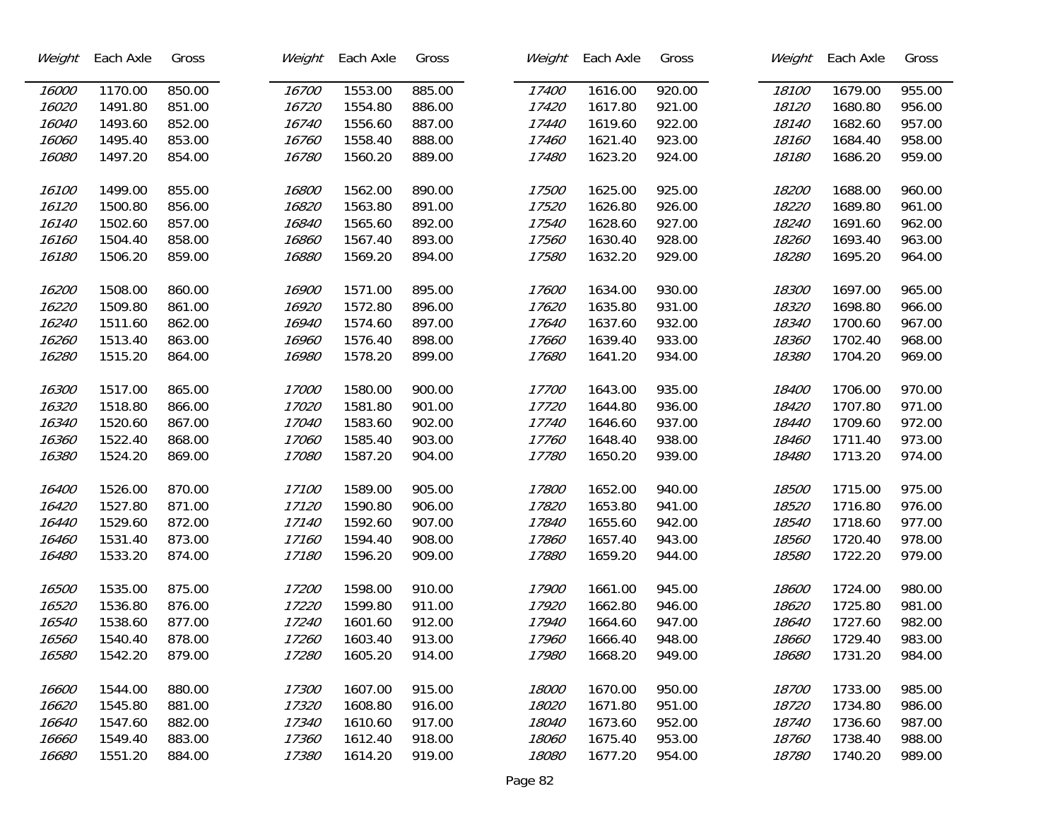| *Weight* | Each Axle | Gross |
|---|---|---|
| *16000* | 1170.00 | 850.00 |
| *16020* | 1491.80 | 851.00 |
| *16040* | 1493.60 | 852.00 |
| *16060* | 1495.40 | 853.00 |
| *16080* | 1497.20 | 854.00 |
| *16100* | 1499.00 | 855.00 |
| *16120* | 1500.80 | 856.00 |
| *16140* | 1502.60 | 857.00 |
| *16160* | 1504.40 | 858.00 |
| *16180* | 1506.20 | 859.00 |
| *16200* | 1508.00 | 860.00 |
| *16220* | 1509.80 | 861.00 |
| *16240* | 1511.60 | 862.00 |
| *16260* | 1513.40 | 863.00 |
| *16280* | 1515.20 | 864.00 |
| *16300* | 1517.00 | 865.00 |
| *16320* | 1518.80 | 866.00 |
| *16340* | 1520.60 | 867.00 |
| *16360* | 1522.40 | 868.00 |
| *16380* | 1524.20 | 869.00 |
| *16400* | 1526.00 | 870.00 |
| *16420* | 1527.80 | 871.00 |
| *16440* | 1529.60 | 872.00 |
| *16460* | 1531.40 | 873.00 |
| *16480* | 1533.20 | 874.00 |
| *16500* | 1535.00 | 875.00 |
| *16520* | 1536.80 | 876.00 |
| *16540* | 1538.60 | 877.00 |
| *16560* | 1540.40 | 878.00 |
| *16580* | 1542.20 | 879.00 |
| *16600* | 1544.00 | 880.00 |
| *16620* | 1545.80 | 881.00 |
| *16640* | 1547.60 | 882.00 |
| *16660* | 1549.40 | 883.00 |
| *16680* | 1551.20 | 884.00 |

| *Weight* | Each Axle | Gross |
|---|---|---|
| *16700* | 1553.00 | 885.00 |
| *16720* | 1554.80 | 886.00 |
| *16740* | 1556.60 | 887.00 |
| *16760* | 1558.40 | 888.00 |
| *16780* | 1560.20 | 889.00 |
| *16800* | 1562.00 | 890.00 |
| *16820* | 1563.80 | 891.00 |
| *16840* | 1565.60 | 892.00 |
| *16860* | 1567.40 | 893.00 |
| *16880* | 1569.20 | 894.00 |
| *16900* | 1571.00 | 895.00 |
| *16920* | 1572.80 | 896.00 |
| *16940* | 1574.60 | 897.00 |
| *16960* | 1576.40 | 898.00 |
| *16980* | 1578.20 | 899.00 |
| *17000* | 1580.00 | 900.00 |
| *17020* | 1581.80 | 901.00 |
| *17040* | 1583.60 | 902.00 |
| *17060* | 1585.40 | 903.00 |
| *17080* | 1587.20 | 904.00 |
| *17100* | 1589.00 | 905.00 |
| *17120* | 1590.80 | 906.00 |
| *17140* | 1592.60 | 907.00 |
| *17160* | 1594.40 | 908.00 |
| *17180* | 1596.20 | 909.00 |
| *17200* | 1598.00 | 910.00 |
| *17220* | 1599.80 | 911.00 |
| *17240* | 1601.60 | 912.00 |
| *17260* | 1603.40 | 913.00 |
| *17280* | 1605.20 | 914.00 |
| *17300* | 1607.00 | 915.00 |
| *17320* | 1608.80 | 916.00 |
| *17340* | 1610.60 | 917.00 |
| *17360* | 1612.40 | 918.00 |
| *17380* | 1614.20 | 919.00 |

| *Weight* | Each Axle | Gross |
|---|---|---|
| *17400* | 1616.00 | 920.00 |
| *17420* | 1617.80 | 921.00 |
| *17440* | 1619.60 | 922.00 |
| *17460* | 1621.40 | 923.00 |
| *17480* | 1623.20 | 924.00 |
| *17500* | 1625.00 | 925.00 |
| *17520* | 1626.80 | 926.00 |
| *17540* | 1628.60 | 927.00 |
| *17560* | 1630.40 | 928.00 |
| *17580* | 1632.20 | 929.00 |
| *17600* | 1634.00 | 930.00 |
| *17620* | 1635.80 | 931.00 |
| *17640* | 1637.60 | 932.00 |
| *17660* | 1639.40 | 933.00 |
| *17680* | 1641.20 | 934.00 |
| *17700* | 1643.00 | 935.00 |
| *17720* | 1644.80 | 936.00 |
| *17740* | 1646.60 | 937.00 |
| *17760* | 1648.40 | 938.00 |
| *17780* | 1650.20 | 939.00 |
| *17800* | 1652.00 | 940.00 |
| *17820* | 1653.80 | 941.00 |
| *17840* | 1655.60 | 942.00 |
| *17860* | 1657.40 | 943.00 |
| *17880* | 1659.20 | 944.00 |
| *17900* | 1661.00 | 945.00 |
| *17920* | 1662.80 | 946.00 |
| *17940* | 1664.60 | 947.00 |
| *17960* | 1666.40 | 948.00 |
| *17980* | 1668.20 | 949.00 |
| *18000* | 1670.00 | 950.00 |
| *18020* | 1671.80 | 951.00 |
| *18040* | 1673.60 | 952.00 |
| *18060* | 1675.40 | 953.00 |
| *18080* | 1677.20 | 954.00 |

| *Weight* | Each Axle | Gross |
|---|---|---|
| *18100* | 1679.00 | 955.00 |
| *18120* | 1680.80 | 956.00 |
| *18140* | 1682.60 | 957.00 |
| *18160* | 1684.40 | 958.00 |
| *18180* | 1686.20 | 959.00 |
| *18200* | 1688.00 | 960.00 |
| *18220* | 1689.80 | 961.00 |
| *18240* | 1691.60 | 962.00 |
| *18260* | 1693.40 | 963.00 |
| *18280* | 1695.20 | 964.00 |
| *18300* | 1697.00 | 965.00 |
| *18320* | 1698.80 | 966.00 |
| *18340* | 1700.60 | 967.00 |
| *18360* | 1702.40 | 968.00 |
| *18380* | 1704.20 | 969.00 |
| *18400* | 1706.00 | 970.00 |
| *18420* | 1707.80 | 971.00 |
| *18440* | 1709.60 | 972.00 |
| *18460* | 1711.40 | 973.00 |
| *18480* | 1713.20 | 974.00 |
| *18500* | 1715.00 | 975.00 |
| *18520* | 1716.80 | 976.00 |
| *18540* | 1718.60 | 977.00 |
| *18560* | 1720.40 | 978.00 |
| *18580* | 1722.20 | 979.00 |
| *18600* | 1724.00 | 980.00 |
| *18620* | 1725.80 | 981.00 |
| *18640* | 1727.60 | 982.00 |
| *18660* | 1729.40 | 983.00 |
| *18680* | 1731.20 | 984.00 |
| *18700* | 1733.00 | 985.00 |
| *18720* | 1734.80 | 986.00 |
| *18740* | 1736.60 | 987.00 |
| *18760* | 1738.40 | 988.00 |
| *18780* | 1740.20 | 989.00 |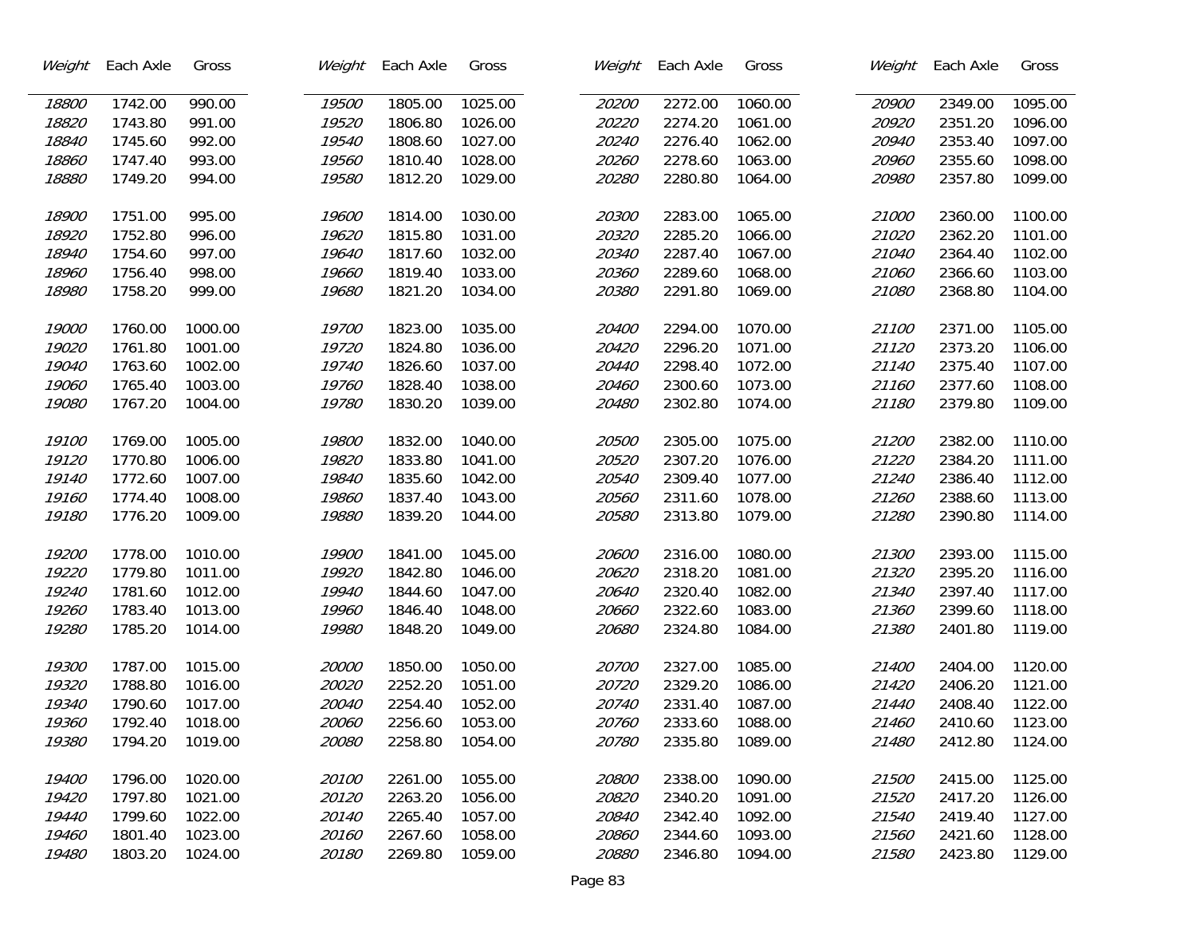| *Weight* | Each Axle | Gross |
|---|---|---|
| *18800* | 1742.00 | 990.00 |
| *18820* | 1743.80 | 991.00 |
| *18840* | 1745.60 | 992.00 |
| *18860* | 1747.40 | 993.00 |
| *18880* | 1749.20 | 994.00 |
| *18900* | 1751.00 | 995.00 |
| *18920* | 1752.80 | 996.00 |
| *18940* | 1754.60 | 997.00 |
| *18960* | 1756.40 | 998.00 |
| *18980* | 1758.20 | 999.00 |
| *19000* | 1760.00 | 1000.00 |
| *19020* | 1761.80 | 1001.00 |
| *19040* | 1763.60 | 1002.00 |
| *19060* | 1765.40 | 1003.00 |
| *19080* | 1767.20 | 1004.00 |
| *19100* | 1769.00 | 1005.00 |
| *19120* | 1770.80 | 1006.00 |
| *19140* | 1772.60 | 1007.00 |
| *19160* | 1774.40 | 1008.00 |
| *19180* | 1776.20 | 1009.00 |
| *19200* | 1778.00 | 1010.00 |
| *19220* | 1779.80 | 1011.00 |
| *19240* | 1781.60 | 1012.00 |
| *19260* | 1783.40 | 1013.00 |
| *19280* | 1785.20 | 1014.00 |
| *19300* | 1787.00 | 1015.00 |
| *19320* | 1788.80 | 1016.00 |
| *19340* | 1790.60 | 1017.00 |
| *19360* | 1792.40 | 1018.00 |
| *19380* | 1794.20 | 1019.00 |
| *19400* | 1796.00 | 1020.00 |
| *19420* | 1797.80 | 1021.00 |
| *19440* | 1799.60 | 1022.00 |
| *19460* | 1801.40 | 1023.00 |
| *19480* | 1803.20 | 1024.00 |

| *Weight* | Each Axle | Gross |
|---|---|---|
| *19500* | 1805.00 | 1025.00 |
| *19520* | 1806.80 | 1026.00 |
| *19540* | 1808.60 | 1027.00 |
| *19560* | 1810.40 | 1028.00 |
| *19580* | 1812.20 | 1029.00 |
| *19600* | 1814.00 | 1030.00 |
| *19620* | 1815.80 | 1031.00 |
| *19640* | 1817.60 | 1032.00 |
| *19660* | 1819.40 | 1033.00 |
| *19680* | 1821.20 | 1034.00 |
| *19700* | 1823.00 | 1035.00 |
| *19720* | 1824.80 | 1036.00 |
| *19740* | 1826.60 | 1037.00 |
| *19760* | 1828.40 | 1038.00 |
| *19780* | 1830.20 | 1039.00 |
| *19800* | 1832.00 | 1040.00 |
| *19820* | 1833.80 | 1041.00 |
| *19840* | 1835.60 | 1042.00 |
| *19860* | 1837.40 | 1043.00 |
| *19880* | 1839.20 | 1044.00 |
| *19900* | 1841.00 | 1045.00 |
| *19920* | 1842.80 | 1046.00 |
| *19940* | 1844.60 | 1047.00 |
| *19960* | 1846.40 | 1048.00 |
| *19980* | 1848.20 | 1049.00 |
| *20000* | 1850.00 | 1050.00 |
| *20020* | 2252.20 | 1051.00 |
| *20040* | 2254.40 | 1052.00 |
| *20060* | 2256.60 | 1053.00 |
| *20080* | 2258.80 | 1054.00 |
| *20100* | 2261.00 | 1055.00 |
| *20120* | 2263.20 | 1056.00 |
| *20140* | 2265.40 | 1057.00 |
| *20160* | 2267.60 | 1058.00 |
| *20180* | 2269.80 | 1059.00 |

| *Weight* | Each Axle | Gross |
|---|---|---|
| *20200* | 2272.00 | 1060.00 |
| *20220* | 2274.20 | 1061.00 |
| *20240* | 2276.40 | 1062.00 |
| *20260* | 2278.60 | 1063.00 |
| *20280* | 2280.80 | 1064.00 |
| *20300* | 2283.00 | 1065.00 |
| *20320* | 2285.20 | 1066.00 |
| *20340* | 2287.40 | 1067.00 |
| *20360* | 2289.60 | 1068.00 |
| *20380* | 2291.80 | 1069.00 |
| *20400* | 2294.00 | 1070.00 |
| *20420* | 2296.20 | 1071.00 |
| *20440* | 2298.40 | 1072.00 |
| *20460* | 2300.60 | 1073.00 |
| *20480* | 2302.80 | 1074.00 |
| *20500* | 2305.00 | 1075.00 |
| *20520* | 2307.20 | 1076.00 |
| *20540* | 2309.40 | 1077.00 |
| *20560* | 2311.60 | 1078.00 |
| *20580* | 2313.80 | 1079.00 |
| *20600* | 2316.00 | 1080.00 |
| *20620* | 2318.20 | 1081.00 |
| *20640* | 2320.40 | 1082.00 |
| *20660* | 2322.60 | 1083.00 |
| *20680* | 2324.80 | 1084.00 |
| *20700* | 2327.00 | 1085.00 |
| *20720* | 2329.20 | 1086.00 |
| *20740* | 2331.40 | 1087.00 |
| *20760* | 2333.60 | 1088.00 |
| *20780* | 2335.80 | 1089.00 |
| *20800* | 2338.00 | 1090.00 |
| *20820* | 2340.20 | 1091.00 |
| *20840* | 2342.40 | 1092.00 |
| *20860* | 2344.60 | 1093.00 |
| *20880* | 2346.80 | 1094.00 |

| *Weight* | Each Axle | Gross |
|---|---|---|
| *20900* | 2349.00 | 1095.00 |
| *20920* | 2351.20 | 1096.00 |
| *20940* | 2353.40 | 1097.00 |
| *20960* | 2355.60 | 1098.00 |
| *20980* | 2357.80 | 1099.00 |
| *21000* | 2360.00 | 1100.00 |
| *21020* | 2362.20 | 1101.00 |
| *21040* | 2364.40 | 1102.00 |
| *21060* | 2366.60 | 1103.00 |
| *21080* | 2368.80 | 1104.00 |
| *21100* | 2371.00 | 1105.00 |
| *21120* | 2373.20 | 1106.00 |
| *21140* | 2375.40 | 1107.00 |
| *21160* | 2377.60 | 1108.00 |
| *21180* | 2379.80 | 1109.00 |
| *21200* | 2382.00 | 1110.00 |
| *21220* | 2384.20 | 1111.00 |
| *21240* | 2386.40 | 1112.00 |
| *21260* | 2388.60 | 1113.00 |
| *21280* | 2390.80 | 1114.00 |
| *21300* | 2393.00 | 1115.00 |
| *21320* | 2395.20 | 1116.00 |
| *21340* | 2397.40 | 1117.00 |
| *21360* | 2399.60 | 1118.00 |
| *21380* | 2401.80 | 1119.00 |
| *21400* | 2404.00 | 1120.00 |
| *21420* | 2406.20 | 1121.00 |
| *21440* | 2408.40 | 1122.00 |
| *21460* | 2410.60 | 1123.00 |
| *21480* | 2412.80 | 1124.00 |
| *21500* | 2415.00 | 1125.00 |
| *21520* | 2417.20 | 1126.00 |
| *21540* | 2419.40 | 1127.00 |
| *21560* | 2421.60 | 1128.00 |
| *21580* | 2423.80 | 1129.00 |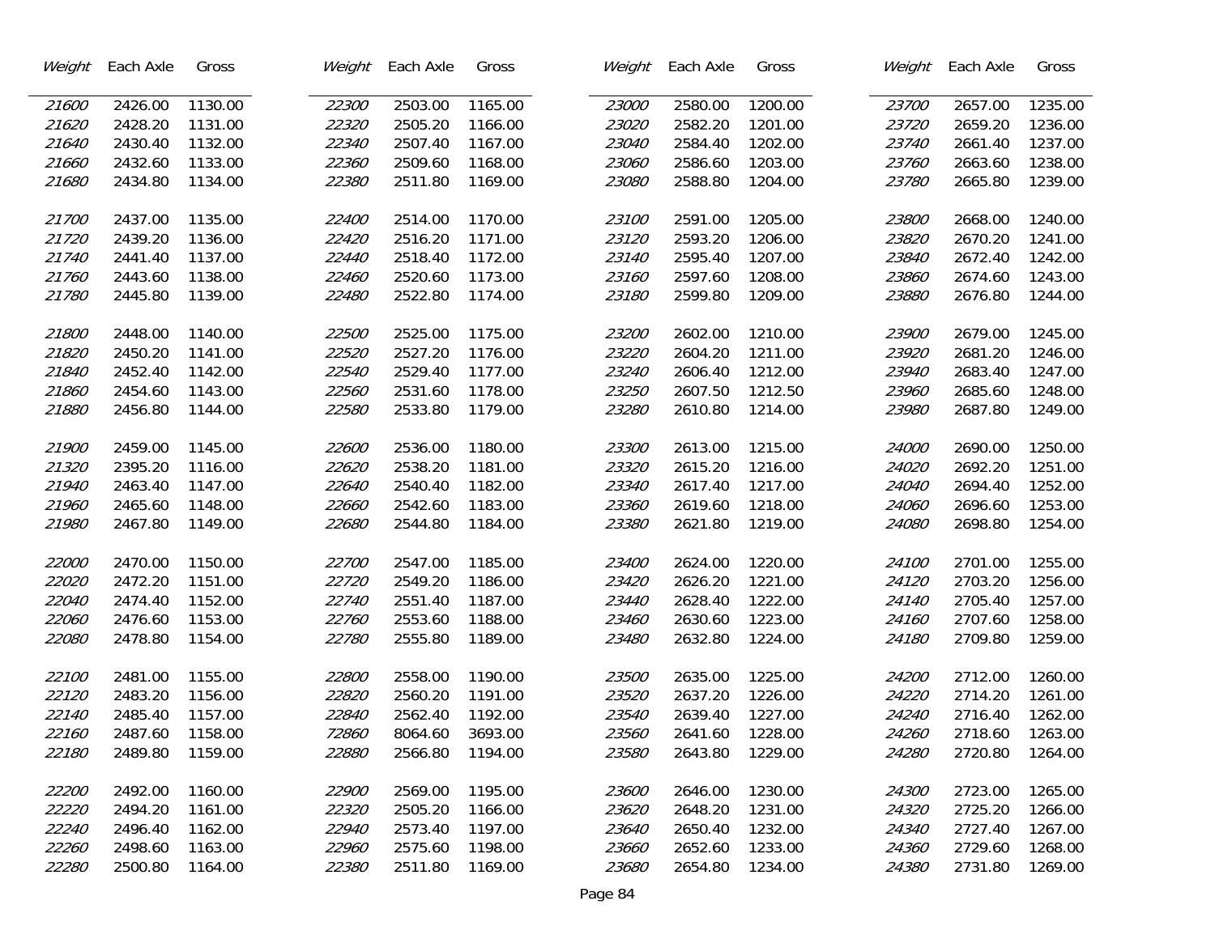| Weight | Each Axle | Gross |
|---|---|---|
| 21600 | 2426.00 | 1130.00 |
| 21620 | 2428.20 | 1131.00 |
| 21640 | 2430.40 | 1132.00 |
| 21660 | 2432.60 | 1133.00 |
| 21680 | 2434.80 | 1134.00 |
| 21700 | 2437.00 | 1135.00 |
| 21720 | 2439.20 | 1136.00 |
| 21740 | 2441.40 | 1137.00 |
| 21760 | 2443.60 | 1138.00 |
| 21780 | 2445.80 | 1139.00 |
| 21800 | 2448.00 | 1140.00 |
| 21820 | 2450.20 | 1141.00 |
| 21840 | 2452.40 | 1142.00 |
| 21860 | 2454.60 | 1143.00 |
| 21880 | 2456.80 | 1144.00 |
| 21900 | 2459.00 | 1145.00 |
| 21320 | 2395.20 | 1116.00 |
| 21940 | 2463.40 | 1147.00 |
| 21960 | 2465.60 | 1148.00 |
| 21980 | 2467.80 | 1149.00 |
| 22000 | 2470.00 | 1150.00 |
| 22020 | 2472.20 | 1151.00 |
| 22040 | 2474.40 | 1152.00 |
| 22060 | 2476.60 | 1153.00 |
| 22080 | 2478.80 | 1154.00 |
| 22100 | 2481.00 | 1155.00 |
| 22120 | 2483.20 | 1156.00 |
| 22140 | 2485.40 | 1157.00 |
| 22160 | 2487.60 | 1158.00 |
| 22180 | 2489.80 | 1159.00 |
| 22200 | 2492.00 | 1160.00 |
| 22220 | 2494.20 | 1161.00 |
| 22240 | 2496.40 | 1162.00 |
| 22260 | 2498.60 | 1163.00 |
| 22280 | 2500.80 | 1164.00 |

| Weight | Each Axle | Gross |
|---|---|---|
| 22300 | 2503.00 | 1165.00 |
| 22320 | 2505.20 | 1166.00 |
| 22340 | 2507.40 | 1167.00 |
| 22360 | 2509.60 | 1168.00 |
| 22380 | 2511.80 | 1169.00 |
| 22400 | 2514.00 | 1170.00 |
| 22420 | 2516.20 | 1171.00 |
| 22440 | 2518.40 | 1172.00 |
| 22460 | 2520.60 | 1173.00 |
| 22480 | 2522.80 | 1174.00 |
| 22500 | 2525.00 | 1175.00 |
| 22520 | 2527.20 | 1176.00 |
| 22540 | 2529.40 | 1177.00 |
| 22560 | 2531.60 | 1178.00 |
| 22580 | 2533.80 | 1179.00 |
| 22600 | 2536.00 | 1180.00 |
| 22620 | 2538.20 | 1181.00 |
| 22640 | 2540.40 | 1182.00 |
| 22660 | 2542.60 | 1183.00 |
| 22680 | 2544.80 | 1184.00 |
| 22700 | 2547.00 | 1185.00 |
| 22720 | 2549.20 | 1186.00 |
| 22740 | 2551.40 | 1187.00 |
| 22760 | 2553.60 | 1188.00 |
| 22780 | 2555.80 | 1189.00 |
| 22800 | 2558.00 | 1190.00 |
| 22820 | 2560.20 | 1191.00 |
| 22840 | 2562.40 | 1192.00 |
| 72860 | 8064.60 | 3693.00 |
| 22880 | 2566.80 | 1194.00 |
| 22900 | 2569.00 | 1195.00 |
| 22320 | 2505.20 | 1166.00 |
| 22940 | 2573.40 | 1197.00 |
| 22960 | 2575.60 | 1198.00 |
| 22380 | 2511.80 | 1169.00 |

| Weight | Each Axle | Gross |
|---|---|---|
| 23000 | 2580.00 | 1200.00 |
| 23020 | 2582.20 | 1201.00 |
| 23040 | 2584.40 | 1202.00 |
| 23060 | 2586.60 | 1203.00 |
| 23080 | 2588.80 | 1204.00 |
| 23100 | 2591.00 | 1205.00 |
| 23120 | 2593.20 | 1206.00 |
| 23140 | 2595.40 | 1207.00 |
| 23160 | 2597.60 | 1208.00 |
| 23180 | 2599.80 | 1209.00 |
| 23200 | 2602.00 | 1210.00 |
| 23220 | 2604.20 | 1211.00 |
| 23240 | 2606.40 | 1212.00 |
| 23250 | 2607.50 | 1212.50 |
| 23280 | 2610.80 | 1214.00 |
| 23300 | 2613.00 | 1215.00 |
| 23320 | 2615.20 | 1216.00 |
| 23340 | 2617.40 | 1217.00 |
| 23360 | 2619.60 | 1218.00 |
| 23380 | 2621.80 | 1219.00 |
| 23400 | 2624.00 | 1220.00 |
| 23420 | 2626.20 | 1221.00 |
| 23440 | 2628.40 | 1222.00 |
| 23460 | 2630.60 | 1223.00 |
| 23480 | 2632.80 | 1224.00 |
| 23500 | 2635.00 | 1225.00 |
| 23520 | 2637.20 | 1226.00 |
| 23540 | 2639.40 | 1227.00 |
| 23560 | 2641.60 | 1228.00 |
| 23580 | 2643.80 | 1229.00 |
| 23600 | 2646.00 | 1230.00 |
| 23620 | 2648.20 | 1231.00 |
| 23640 | 2650.40 | 1232.00 |
| 23660 | 2652.60 | 1233.00 |
| 23680 | 2654.80 | 1234.00 |

| Weight | Each Axle | Gross |
|---|---|---|
| 23700 | 2657.00 | 1235.00 |
| 23720 | 2659.20 | 1236.00 |
| 23740 | 2661.40 | 1237.00 |
| 23760 | 2663.60 | 1238.00 |
| 23780 | 2665.80 | 1239.00 |
| 23800 | 2668.00 | 1240.00 |
| 23820 | 2670.20 | 1241.00 |
| 23840 | 2672.40 | 1242.00 |
| 23860 | 2674.60 | 1243.00 |
| 23880 | 2676.80 | 1244.00 |
| 23900 | 2679.00 | 1245.00 |
| 23920 | 2681.20 | 1246.00 |
| 23940 | 2683.40 | 1247.00 |
| 23960 | 2685.60 | 1248.00 |
| 23980 | 2687.80 | 1249.00 |
| 24000 | 2690.00 | 1250.00 |
| 24020 | 2692.20 | 1251.00 |
| 24040 | 2694.40 | 1252.00 |
| 24060 | 2696.60 | 1253.00 |
| 24080 | 2698.80 | 1254.00 |
| 24100 | 2701.00 | 1255.00 |
| 24120 | 2703.20 | 1256.00 |
| 24140 | 2705.40 | 1257.00 |
| 24160 | 2707.60 | 1258.00 |
| 24180 | 2709.80 | 1259.00 |
| 24200 | 2712.00 | 1260.00 |
| 24220 | 2714.20 | 1261.00 |
| 24240 | 2716.40 | 1262.00 |
| 24260 | 2718.60 | 1263.00 |
| 24280 | 2720.80 | 1264.00 |
| 24300 | 2723.00 | 1265.00 |
| 24320 | 2725.20 | 1266.00 |
| 24340 | 2727.40 | 1267.00 |
| 24360 | 2729.60 | 1268.00 |
| 24380 | 2731.80 | 1269.00 |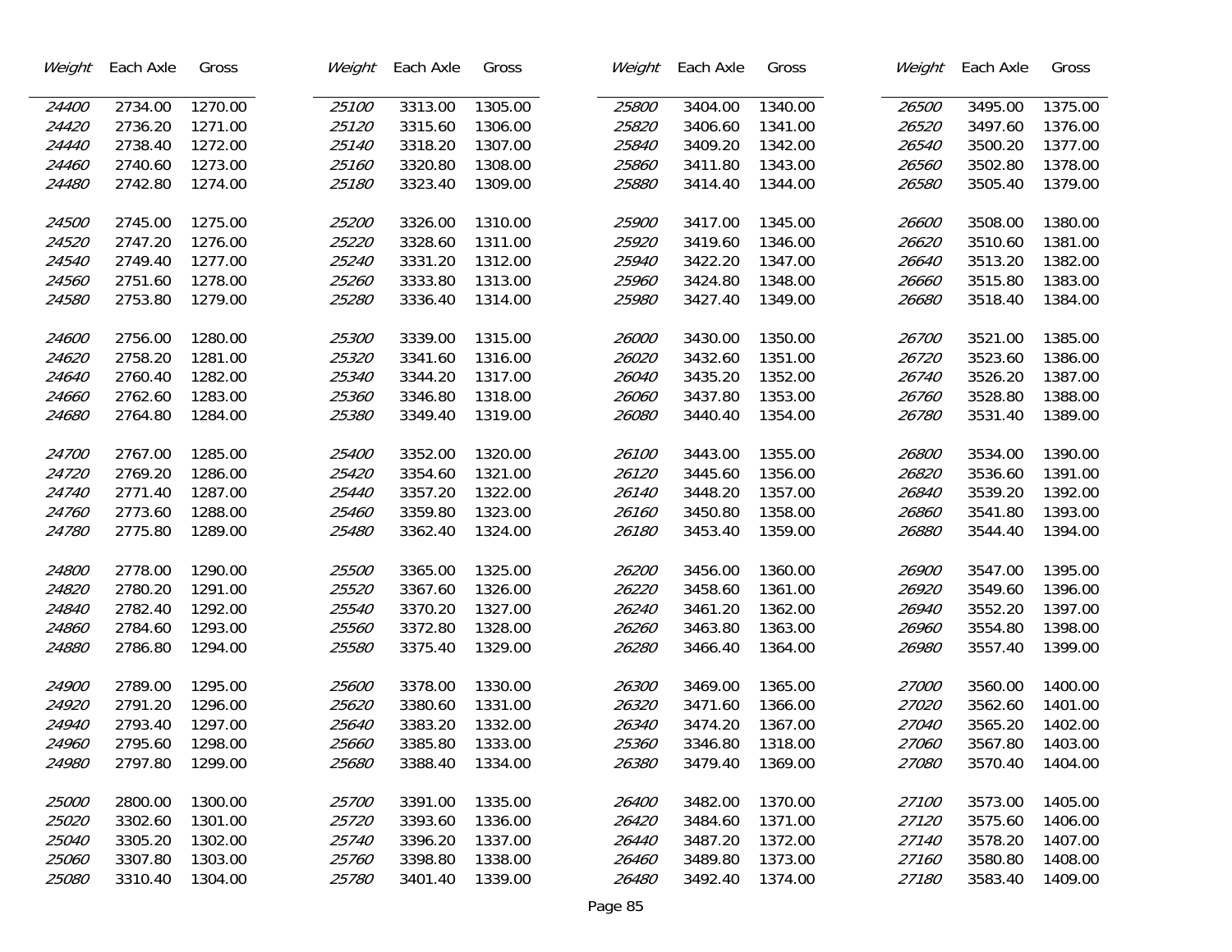| *Weight* | Each Axle | Gross | *Weight* | Each Axle | Gross | *Weight* | Each Axle | Gross | *Weight* | Each Axle | Gross |
|---|---|---|---|---|---|---|---|---|---|---|---|
| *24400* | 2734.00 | 1270.00 | *25100* | 3313.00 | 1305.00 | *25800* | 3404.00 | 1340.00 | *26500* | 3495.00 | 1375.00 |
| *24420* | 2736.20 | 1271.00 | *25120* | 3315.60 | 1306.00 | *25820* | 3406.60 | 1341.00 | *26520* | 3497.60 | 1376.00 |
| *24440* | 2738.40 | 1272.00 | *25140* | 3318.20 | 1307.00 | *25840* | 3409.20 | 1342.00 | *26540* | 3500.20 | 1377.00 |
| *24460* | 2740.60 | 1273.00 | *25160* | 3320.80 | 1308.00 | *25860* | 3411.80 | 1343.00 | *26560* | 3502.80 | 1378.00 |
| *24480* | 2742.80 | 1274.00 | *25180* | 3323.40 | 1309.00 | *25880* | 3414.40 | 1344.00 | *26580* | 3505.40 | 1379.00 |
| *24500* | 2745.00 | 1275.00 | *25200* | 3326.00 | 1310.00 | *25900* | 3417.00 | 1345.00 | *26600* | 3508.00 | 1380.00 |
| *24520* | 2747.20 | 1276.00 | *25220* | 3328.60 | 1311.00 | *25920* | 3419.60 | 1346.00 | *26620* | 3510.60 | 1381.00 |
| *24540* | 2749.40 | 1277.00 | *25240* | 3331.20 | 1312.00 | *25940* | 3422.20 | 1347.00 | *26640* | 3513.20 | 1382.00 |
| *24560* | 2751.60 | 1278.00 | *25260* | 3333.80 | 1313.00 | *25960* | 3424.80 | 1348.00 | *26660* | 3515.80 | 1383.00 |
| *24580* | 2753.80 | 1279.00 | *25280* | 3336.40 | 1314.00 | *25980* | 3427.40 | 1349.00 | *26680* | 3518.40 | 1384.00 |
| *24600* | 2756.00 | 1280.00 | *25300* | 3339.00 | 1315.00 | *26000* | 3430.00 | 1350.00 | *26700* | 3521.00 | 1385.00 |
| *24620* | 2758.20 | 1281.00 | *25320* | 3341.60 | 1316.00 | *26020* | 3432.60 | 1351.00 | *26720* | 3523.60 | 1386.00 |
| *24640* | 2760.40 | 1282.00 | *25340* | 3344.20 | 1317.00 | *26040* | 3435.20 | 1352.00 | *26740* | 3526.20 | 1387.00 |
| *24660* | 2762.60 | 1283.00 | *25360* | 3346.80 | 1318.00 | *26060* | 3437.80 | 1353.00 | *26760* | 3528.80 | 1388.00 |
| *24680* | 2764.80 | 1284.00 | *25380* | 3349.40 | 1319.00 | *26080* | 3440.40 | 1354.00 | *26780* | 3531.40 | 1389.00 |
| *24700* | 2767.00 | 1285.00 | *25400* | 3352.00 | 1320.00 | *26100* | 3443.00 | 1355.00 | *26800* | 3534.00 | 1390.00 |
| *24720* | 2769.20 | 1286.00 | *25420* | 3354.60 | 1321.00 | *26120* | 3445.60 | 1356.00 | *26820* | 3536.60 | 1391.00 |
| *24740* | 2771.40 | 1287.00 | *25440* | 3357.20 | 1322.00 | *26140* | 3448.20 | 1357.00 | *26840* | 3539.20 | 1392.00 |
| *24760* | 2773.60 | 1288.00 | *25460* | 3359.80 | 1323.00 | *26160* | 3450.80 | 1358.00 | *26860* | 3541.80 | 1393.00 |
| *24780* | 2775.80 | 1289.00 | *25480* | 3362.40 | 1324.00 | *26180* | 3453.40 | 1359.00 | *26880* | 3544.40 | 1394.00 |
| *24800* | 2778.00 | 1290.00 | *25500* | 3365.00 | 1325.00 | *26200* | 3456.00 | 1360.00 | *26900* | 3547.00 | 1395.00 |
| *24820* | 2780.20 | 1291.00 | *25520* | 3367.60 | 1326.00 | *26220* | 3458.60 | 1361.00 | *26920* | 3549.60 | 1396.00 |
| *24840* | 2782.40 | 1292.00 | *25540* | 3370.20 | 1327.00 | *26240* | 3461.20 | 1362.00 | *26940* | 3552.20 | 1397.00 |
| *24860* | 2784.60 | 1293.00 | *25560* | 3372.80 | 1328.00 | *26260* | 3463.80 | 1363.00 | *26960* | 3554.80 | 1398.00 |
| *24880* | 2786.80 | 1294.00 | *25580* | 3375.40 | 1329.00 | *26280* | 3466.40 | 1364.00 | *26980* | 3557.40 | 1399.00 |
| *24900* | 2789.00 | 1295.00 | *25600* | 3378.00 | 1330.00 | *26300* | 3469.00 | 1365.00 | *27000* | 3560.00 | 1400.00 |
| *24920* | 2791.20 | 1296.00 | *25620* | 3380.60 | 1331.00 | *26320* | 3471.60 | 1366.00 | *27020* | 3562.60 | 1401.00 |
| *24940* | 2793.40 | 1297.00 | *25640* | 3383.20 | 1332.00 | *26340* | 3474.20 | 1367.00 | *27040* | 3565.20 | 1402.00 |
| *24960* | 2795.60 | 1298.00 | *25660* | 3385.80 | 1333.00 | *25360* | 3346.80 | 1318.00 | *27060* | 3567.80 | 1403.00 |
| *24980* | 2797.80 | 1299.00 | *25680* | 3388.40 | 1334.00 | *26380* | 3479.40 | 1369.00 | *27080* | 3570.40 | 1404.00 |
| *25000* | 2800.00 | 1300.00 | *25700* | 3391.00 | 1335.00 | *26400* | 3482.00 | 1370.00 | *27100* | 3573.00 | 1405.00 |
| *25020* | 3302.60 | 1301.00 | *25720* | 3393.60 | 1336.00 | *26420* | 3484.60 | 1371.00 | *27120* | 3575.60 | 1406.00 |
| *25040* | 3305.20 | 1302.00 | *25740* | 3396.20 | 1337.00 | *26440* | 3487.20 | 1372.00 | *27140* | 3578.20 | 1407.00 |
| *25060* | 3307.80 | 1303.00 | *25760* | 3398.80 | 1338.00 | *26460* | 3489.80 | 1373.00 | *27160* | 3580.80 | 1408.00 |
| *25080* | 3310.40 | 1304.00 | *25780* | 3401.40 | 1339.00 | *26480* | 3492.40 | 1374.00 | *27180* | 3583.40 | 1409.00 |